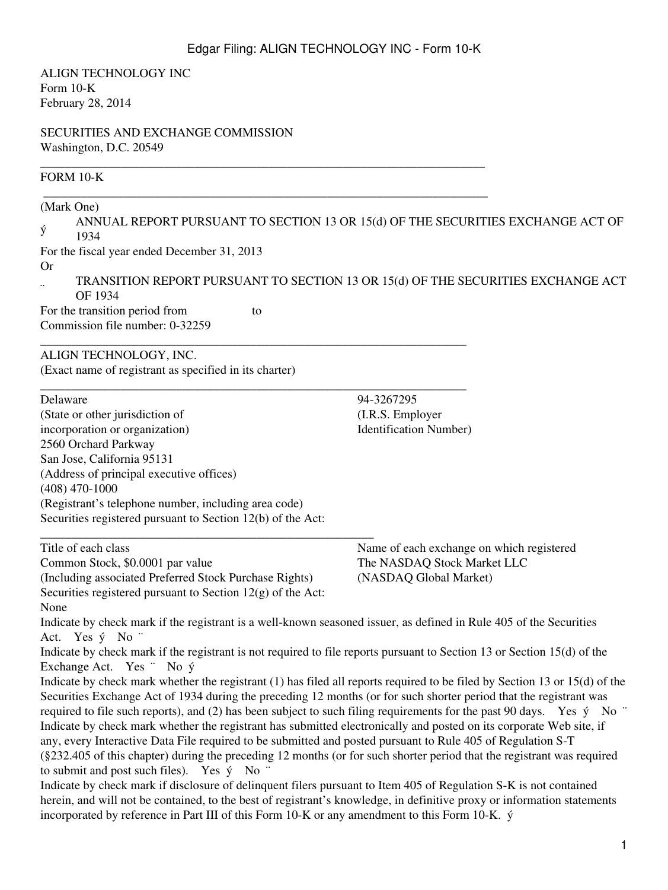ALIGN TECHNOLOGY INC
Form 10-K
February 28, 2014

SECURITIES AND EXCHANGE COMMISSION
Washington, D.C. 20549

---

FORM 10-K

---

(Mark One)

ý ANNUAL REPORT PURSUANT TO SECTION 13 OR 15(d) OF THE SECURITIES EXCHANGE ACT OF 1934

For the fiscal year ended December 31, 2013

Or

¨ TRANSITION REPORT PURSUANT TO SECTION 13 OR 15(d) OF THE SECURITIES EXCHANGE ACT OF 1934

For the transition period from to

Commission file number: 0-32259

---

ALIGN TECHNOLOGY, INC.
(Exact name of registrant as specified in its charter)

---

| | |
|---|---|
| Delaware | 94-3267295 |
| (State or other jurisdiction of incorporation or organization) | (I.R.S. Employer Identification Number) |

2560 Orchard Parkway
San Jose, California 95131
(Address of principal executive offices)
(408) 470-1000
(Registrant's telephone number, including area code)

Securities registered pursuant to Section 12(b) of the Act:

| Title of each class | Name of each exchange on which registered |
|---|---|
| Common Stock, $0.0001 par value (Including associated Preferred Stock Purchase Rights) | The NASDAQ Stock Market LLC (NASDAQ Global Market) |

Securities registered pursuant to Section 12(g) of the Act:
None

Indicate by check mark if the registrant is a well-known seasoned issuer, as defined in Rule 405 of the Securities Act. Yes ý No ¨

Indicate by check mark if the registrant is not required to file reports pursuant to Section 13 or Section 15(d) of the Exchange Act. Yes ¨ No ý

Indicate by check mark whether the registrant (1) has filed all reports required to be filed by Section 13 or 15(d) of the Securities Exchange Act of 1934 during the preceding 12 months (or for such shorter period that the registrant was required to file such reports), and (2) has been subject to such filing requirements for the past 90 days. Yes ý No ¨

Indicate by check mark whether the registrant has submitted electronically and posted on its corporate Web site, if any, every Interactive Data File required to be submitted and posted pursuant to Rule 405 of Regulation S-T (§232.405 of this chapter) during the preceding 12 months (or for such shorter period that the registrant was required to submit and post such files). Yes ý No ¨

Indicate by check mark if disclosure of delinquent filers pursuant to Item 405 of Regulation S-K is not contained herein, and will not be contained, to the best of registrant's knowledge, in definitive proxy or information statements incorporated by reference in Part III of this Form 10-K or any amendment to this Form 10-K. ý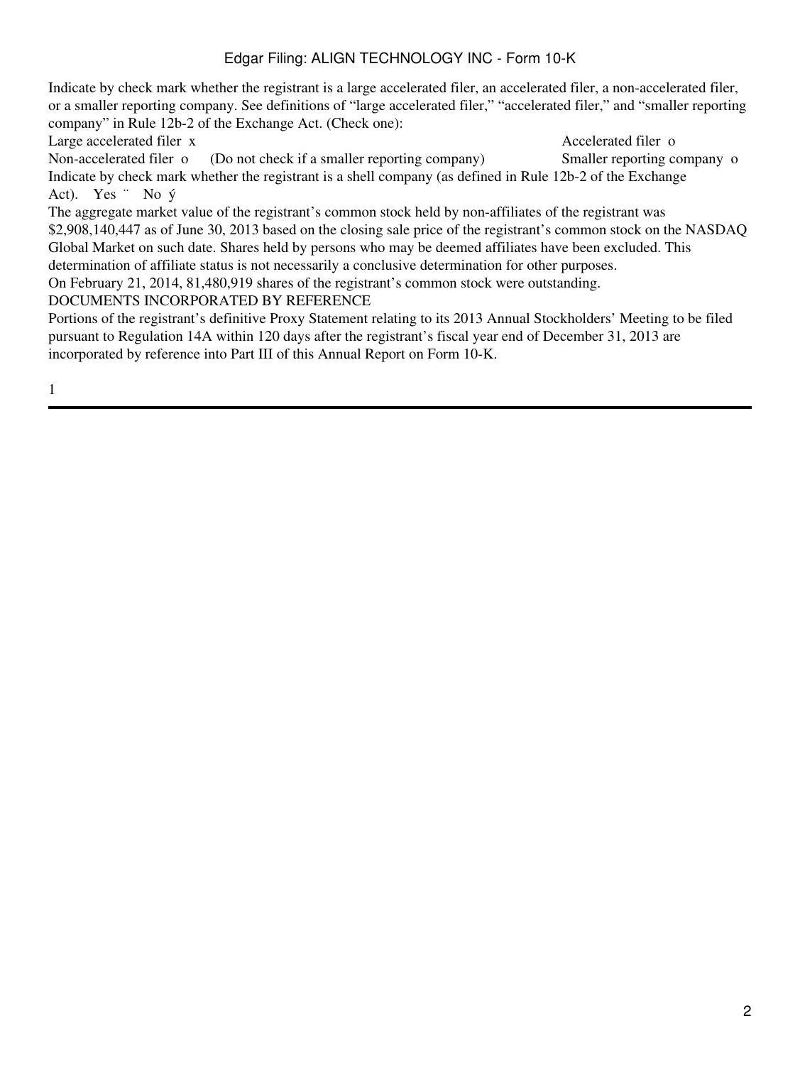Indicate by check mark whether the registrant is a large accelerated filer, an accelerated filer, a non-accelerated filer, or a smaller reporting company. See definitions of “large accelerated filer,” “accelerated filer,” and “smaller reporting company” in Rule 12b-2 of the Exchange Act. (Check one):

Large accelerated filer x Accelerated filer o

Non-accelerated filer o (Do not check if a smaller reporting company) Smaller reporting company o

Indicate by check mark whether the registrant is a shell company (as defined in Rule 12b-2 of the Exchange Act). Yes ¨ No ý

The aggregate market value of the registrant’s common stock held by non-affiliates of the registrant was $2,908,140,447 as of June 30, 2013 based on the closing sale price of the registrant’s common stock on the NASDAQ Global Market on such date. Shares held by persons who may be deemed affiliates have been excluded. This determination of affiliate status is not necessarily a conclusive determination for other purposes.

On February 21, 2014, 81,480,919 shares of the registrant’s common stock were outstanding.

DOCUMENTS INCORPORATED BY REFERENCE

Portions of the registrant’s definitive Proxy Statement relating to its 2013 Annual Stockholders’ Meeting to be filed pursuant to Regulation 14A within 120 days after the registrant’s fiscal year end of December 31, 2013 are incorporated by reference into Part III of this Annual Report on Form 10-K.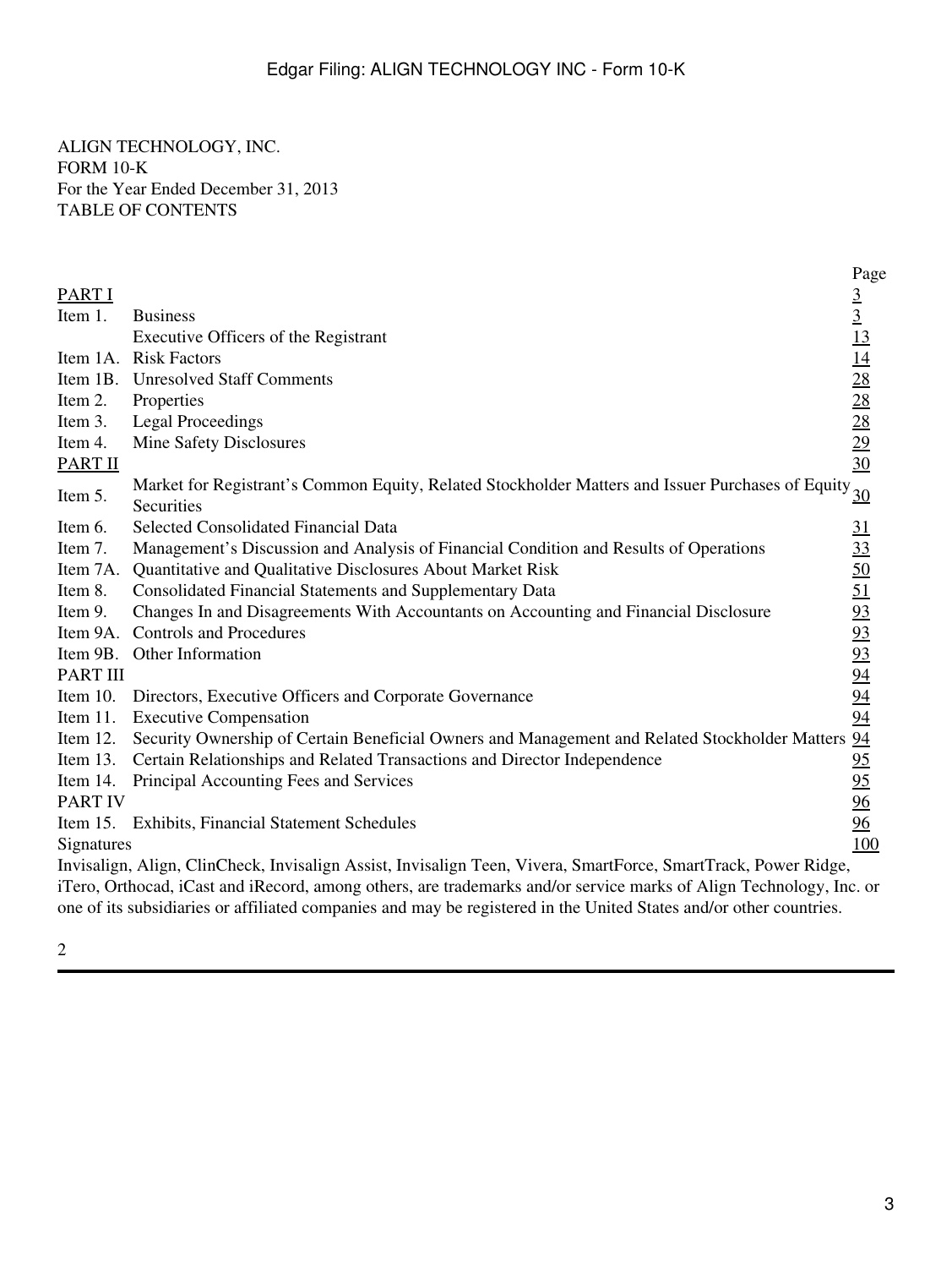ALIGN TECHNOLOGY, INC.
FORM 10-K
For the Year Ended December 31, 2013
TABLE OF CONTENTS

| | | Page |
|---|---|---|
| PART I | | 3 |
| Item 1. | Business | 3 |
| | Executive Officers of the Registrant | 13 |
| Item 1A. | Risk Factors | 14 |
| Item 1B. | Unresolved Staff Comments | 28 |
| Item 2. | Properties | 28 |
| Item 3. | Legal Proceedings | 28 |
| Item 4. | Mine Safety Disclosures | 29 |
| PART II | | 30 |
| Item 5. | Market for Registrant's Common Equity, Related Stockholder Matters and Issuer Purchases of Equity Securities | 30 |
| Item 6. | Selected Consolidated Financial Data | 31 |
| Item 7. | Management's Discussion and Analysis of Financial Condition and Results of Operations | 33 |
| Item 7A. | Quantitative and Qualitative Disclosures About Market Risk | 50 |
| Item 8. | Consolidated Financial Statements and Supplementary Data | 51 |
| Item 9. | Changes In and Disagreements With Accountants on Accounting and Financial Disclosure | 93 |
| Item 9A. | Controls and Procedures | 93 |
| Item 9B. | Other Information | 93 |
| PART III | | 94 |
| Item 10. | Directors, Executive Officers and Corporate Governance | 94 |
| Item 11. | Executive Compensation | 94 |
| Item 12. | Security Ownership of Certain Beneficial Owners and Management and Related Stockholder Matters | 94 |
| Item 13. | Certain Relationships and Related Transactions and Director Independence | 95 |
| Item 14. | Principal Accounting Fees and Services | 95 |
| PART IV | | 96 |
| Item 15. | Exhibits, Financial Statement Schedules | 96 |
| Signatures | | 100 |

Invisalign, Align, ClinCheck, Invisalign Assist, Invisalign Teen, Vivera, SmartForce, SmartTrack, Power Ridge, iTero, Orthocad, iCast and iRecord, among others, are trademarks and/or service marks of Align Technology, Inc. or one of its subsidiaries or affiliated companies and may be registered in the United States and/or other countries.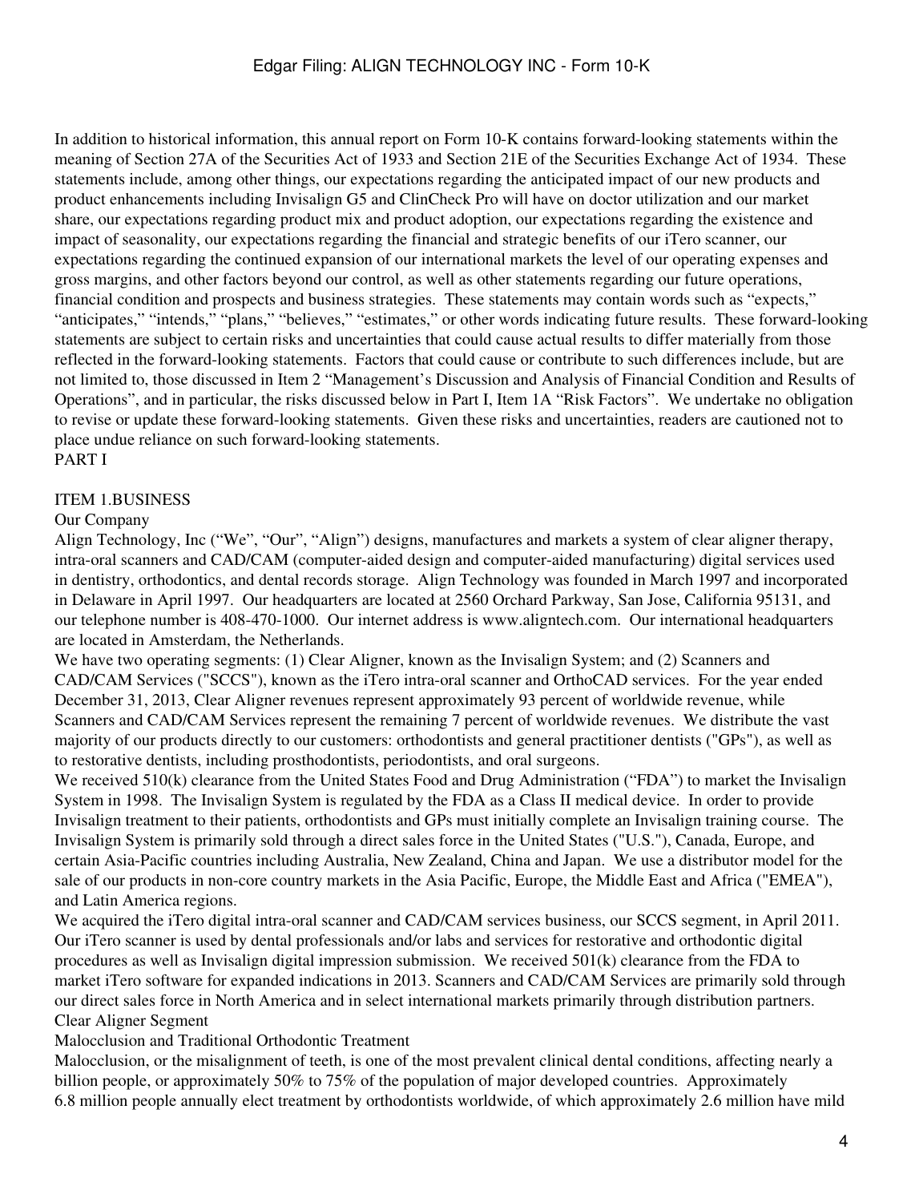In addition to historical information, this annual report on Form 10-K contains forward-looking statements within the meaning of Section 27A of the Securities Act of 1933 and Section 21E of the Securities Exchange Act of 1934. These statements include, among other things, our expectations regarding the anticipated impact of our new products and product enhancements including Invisalign G5 and ClinCheck Pro will have on doctor utilization and our market share, our expectations regarding product mix and product adoption, our expectations regarding the existence and impact of seasonality, our expectations regarding the financial and strategic benefits of our iTero scanner, our expectations regarding the continued expansion of our international markets the level of our operating expenses and gross margins, and other factors beyond our control, as well as other statements regarding our future operations, financial condition and prospects and business strategies. These statements may contain words such as "expects," "anticipates," "intends," "plans," "believes," "estimates," or other words indicating future results. These forward-looking statements are subject to certain risks and uncertainties that could cause actual results to differ materially from those reflected in the forward-looking statements. Factors that could cause or contribute to such differences include, but are not limited to, those discussed in Item 2 "Management's Discussion and Analysis of Financial Condition and Results of Operations", and in particular, the risks discussed below in Part I, Item 1A "Risk Factors". We undertake no obligation to revise or update these forward-looking statements. Given these risks and uncertainties, readers are cautioned not to place undue reliance on such forward-looking statements.

# PART I

## ITEM 1.BUSINESS

### Our Company

Align Technology, Inc ("We", "Our", "Align") designs, manufactures and markets a system of clear aligner therapy, intra-oral scanners and CAD/CAM (computer-aided design and computer-aided manufacturing) digital services used in dentistry, orthodontics, and dental records storage. Align Technology was founded in March 1997 and incorporated in Delaware in April 1997. Our headquarters are located at 2560 Orchard Parkway, San Jose, California 95131, and our telephone number is 408-470-1000. Our internet address is www.aligntech.com. Our international headquarters are located in Amsterdam, the Netherlands.

We have two operating segments: (1) Clear Aligner, known as the Invisalign System; and (2) Scanners and CAD/CAM Services ("SCCS"), known as the iTero intra-oral scanner and OrthoCAD services. For the year ended December 31, 2013, Clear Aligner revenues represent approximately 93 percent of worldwide revenue, while Scanners and CAD/CAM Services represent the remaining 7 percent of worldwide revenues. We distribute the vast majority of our products directly to our customers: orthodontists and general practitioner dentists ("GPs"), as well as to restorative dentists, including prosthodontists, periodontists, and oral surgeons.

We received 510(k) clearance from the United States Food and Drug Administration ("FDA") to market the Invisalign System in 1998. The Invisalign System is regulated by the FDA as a Class II medical device. In order to provide Invisalign treatment to their patients, orthodontists and GPs must initially complete an Invisalign training course. The Invisalign System is primarily sold through a direct sales force in the United States ("U.S."), Canada, Europe, and certain Asia-Pacific countries including Australia, New Zealand, China and Japan. We use a distributor model for the sale of our products in non-core country markets in the Asia Pacific, Europe, the Middle East and Africa ("EMEA"), and Latin America regions.

We acquired the iTero digital intra-oral scanner and CAD/CAM services business, our SCCS segment, in April 2011. Our iTero scanner is used by dental professionals and/or labs and services for restorative and orthodontic digital procedures as well as Invisalign digital impression submission. We received 501(k) clearance from the FDA to market iTero software for expanded indications in 2013. Scanners and CAD/CAM Services are primarily sold through our direct sales force in North America and in select international markets primarily through distribution partners.

### Clear Aligner Segment

#### Malocclusion and Traditional Orthodontic Treatment

Malocclusion, or the misalignment of teeth, is one of the most prevalent clinical dental conditions, affecting nearly a billion people, or approximately 50% to 75% of the population of major developed countries. Approximately 6.8 million people annually elect treatment by orthodontists worldwide, of which approximately 2.6 million have mild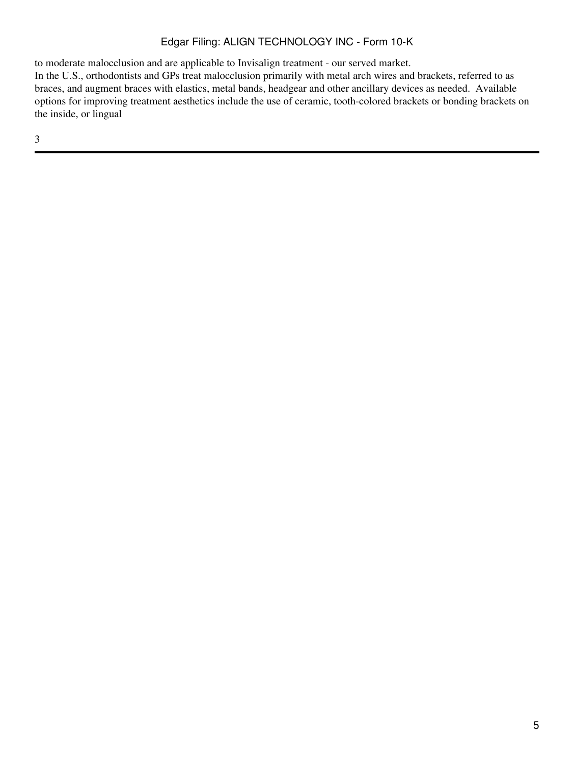to moderate malocclusion and are applicable to Invisalign treatment - our served market.

In the U.S., orthodontists and GPs treat malocclusion primarily with metal arch wires and brackets, referred to as braces, and augment braces with elastics, metal bands, headgear and other ancillary devices as needed. Available options for improving treatment aesthetics include the use of ceramic, tooth-colored brackets or bonding brackets on the inside, or lingual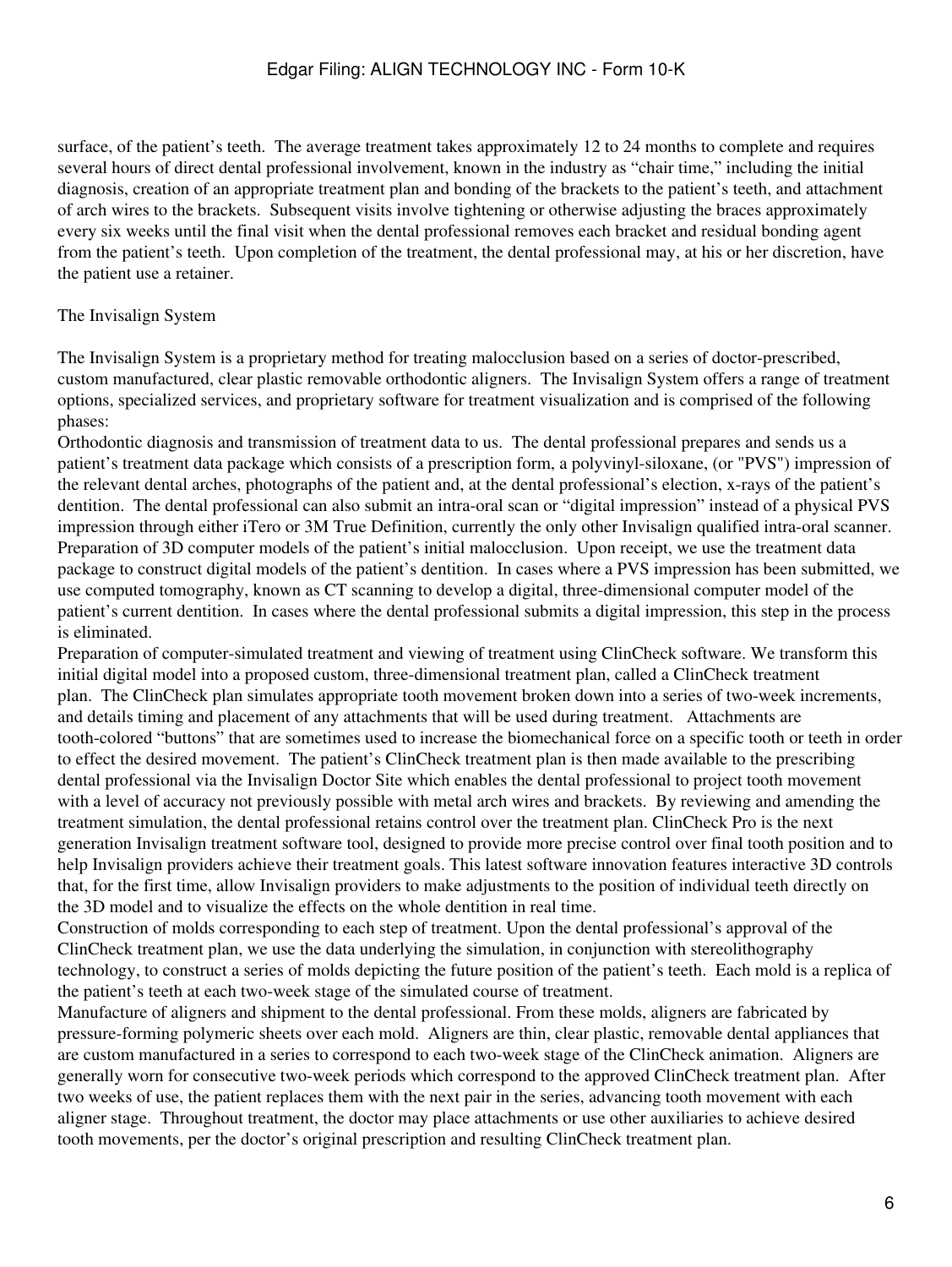surface, of the patient's teeth. The average treatment takes approximately 12 to 24 months to complete and requires several hours of direct dental professional involvement, known in the industry as "chair time," including the initial diagnosis, creation of an appropriate treatment plan and bonding of the brackets to the patient's teeth, and attachment of arch wires to the brackets. Subsequent visits involve tightening or otherwise adjusting the braces approximately every six weeks until the final visit when the dental professional removes each bracket and residual bonding agent from the patient's teeth. Upon completion of the treatment, the dental professional may, at his or her discretion, have the patient use a retainer.

The Invisalign System

The Invisalign System is a proprietary method for treating malocclusion based on a series of doctor-prescribed, custom manufactured, clear plastic removable orthodontic aligners. The Invisalign System offers a range of treatment options, specialized services, and proprietary software for treatment visualization and is comprised of the following phases:

Orthodontic diagnosis and transmission of treatment data to us. The dental professional prepares and sends us a patient's treatment data package which consists of a prescription form, a polyvinyl-siloxane, (or "PVS") impression of the relevant dental arches, photographs of the patient and, at the dental professional's election, x-rays of the patient's dentition. The dental professional can also submit an intra-oral scan or "digital impression" instead of a physical PVS impression through either iTero or 3M True Definition, currently the only other Invisalign qualified intra-oral scanner.

Preparation of 3D computer models of the patient's initial malocclusion. Upon receipt, we use the treatment data package to construct digital models of the patient's dentition. In cases where a PVS impression has been submitted, we use computed tomography, known as CT scanning to develop a digital, three-dimensional computer model of the patient's current dentition. In cases where the dental professional submits a digital impression, this step in the process is eliminated.

Preparation of computer-simulated treatment and viewing of treatment using ClinCheck software. We transform this initial digital model into a proposed custom, three-dimensional treatment plan, called a ClinCheck treatment plan. The ClinCheck plan simulates appropriate tooth movement broken down into a series of two-week increments, and details timing and placement of any attachments that will be used during treatment. Attachments are tooth-colored "buttons" that are sometimes used to increase the biomechanical force on a specific tooth or teeth in order to effect the desired movement. The patient's ClinCheck treatment plan is then made available to the prescribing dental professional via the Invisalign Doctor Site which enables the dental professional to project tooth movement with a level of accuracy not previously possible with metal arch wires and brackets. By reviewing and amending the treatment simulation, the dental professional retains control over the treatment plan. ClinCheck Pro is the next generation Invisalign treatment software tool, designed to provide more precise control over final tooth position and to help Invisalign providers achieve their treatment goals. This latest software innovation features interactive 3D controls that, for the first time, allow Invisalign providers to make adjustments to the position of individual teeth directly on the 3D model and to visualize the effects on the whole dentition in real time.

Construction of molds corresponding to each step of treatment. Upon the dental professional's approval of the ClinCheck treatment plan, we use the data underlying the simulation, in conjunction with stereolithography technology, to construct a series of molds depicting the future position of the patient's teeth. Each mold is a replica of the patient's teeth at each two-week stage of the simulated course of treatment.

Manufacture of aligners and shipment to the dental professional. From these molds, aligners are fabricated by pressure-forming polymeric sheets over each mold. Aligners are thin, clear plastic, removable dental appliances that are custom manufactured in a series to correspond to each two-week stage of the ClinCheck animation. Aligners are generally worn for consecutive two-week periods which correspond to the approved ClinCheck treatment plan. After two weeks of use, the patient replaces them with the next pair in the series, advancing tooth movement with each aligner stage. Throughout treatment, the doctor may place attachments or use other auxiliaries to achieve desired tooth movements, per the doctor's original prescription and resulting ClinCheck treatment plan.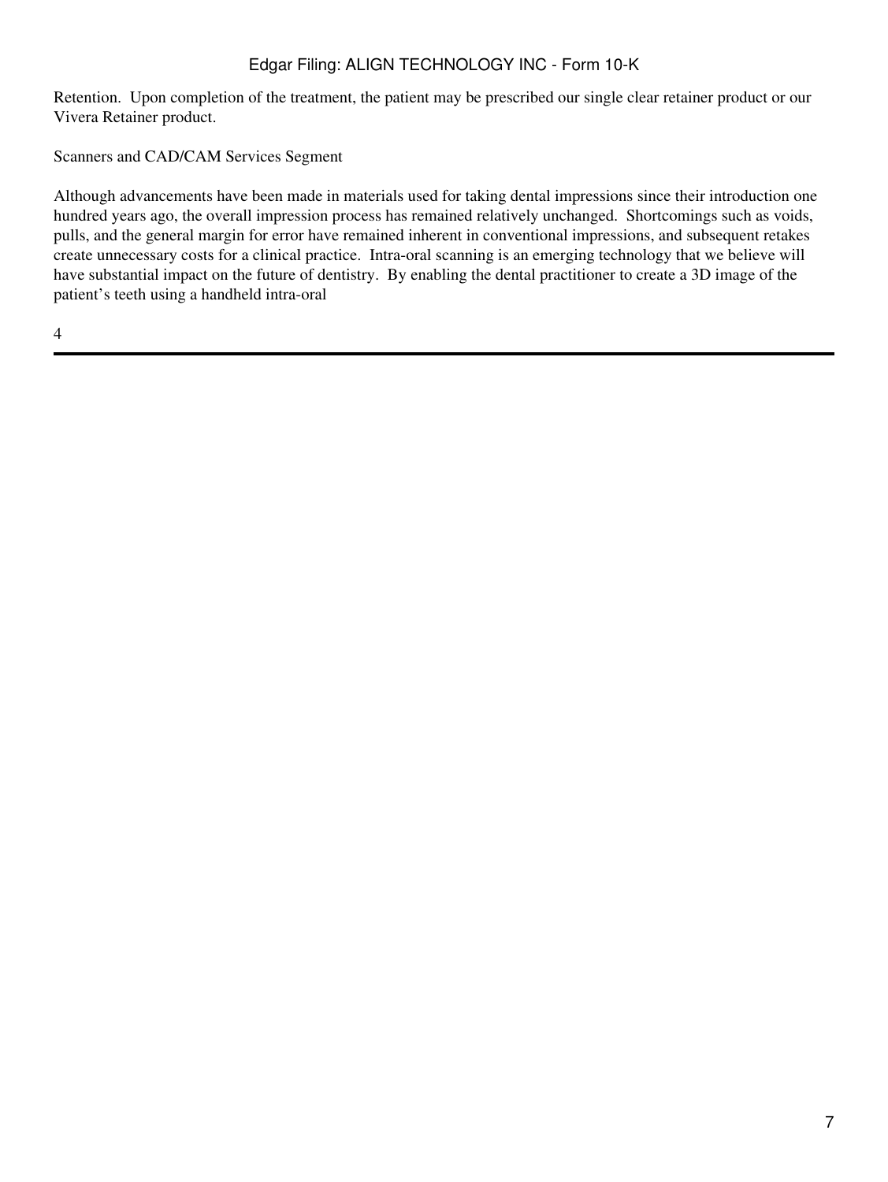Retention. Upon completion of the treatment, the patient may be prescribed our single clear retainer product or our Vivera Retainer product.

## Scanners and CAD/CAM Services Segment

Although advancements have been made in materials used for taking dental impressions since their introduction one hundred years ago, the overall impression process has remained relatively unchanged. Shortcomings such as voids, pulls, and the general margin for error have remained inherent in conventional impressions, and subsequent retakes create unnecessary costs for a clinical practice. Intra-oral scanning is an emerging technology that we believe will have substantial impact on the future of dentistry. By enabling the dental practitioner to create a 3D image of the patient's teeth using a handheld intra-oral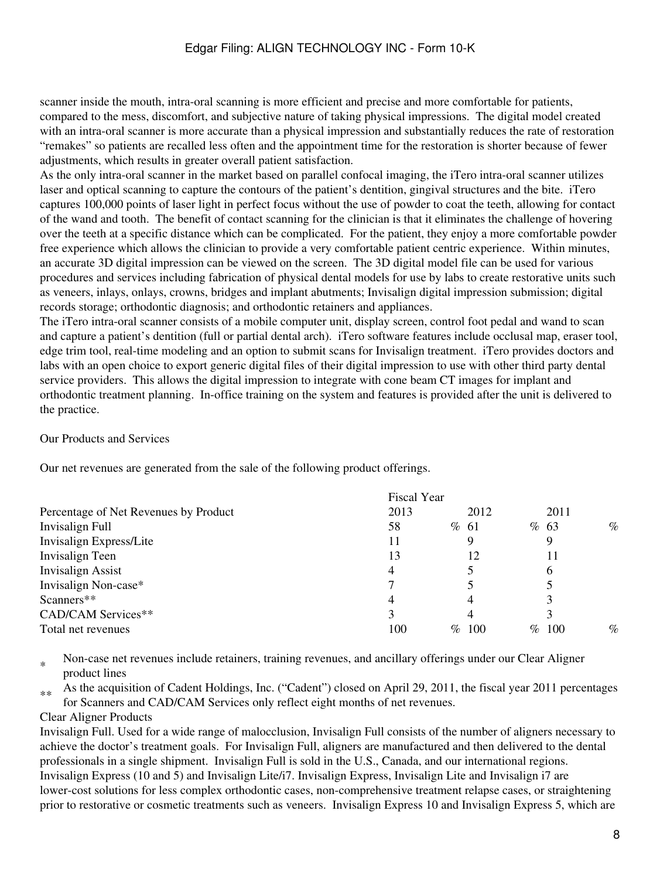scanner inside the mouth, intra-oral scanning is more efficient and precise and more comfortable for patients, compared to the mess, discomfort, and subjective nature of taking physical impressions. The digital model created with an intra-oral scanner is more accurate than a physical impression and substantially reduces the rate of restoration "remakes" so patients are recalled less often and the appointment time for the restoration is shorter because of fewer adjustments, which results in greater overall patient satisfaction.

As the only intra-oral scanner in the market based on parallel confocal imaging, the iTero intra-oral scanner utilizes laser and optical scanning to capture the contours of the patient's dentition, gingival structures and the bite. iTero captures 100,000 points of laser light in perfect focus without the use of powder to coat the teeth, allowing for contact of the wand and tooth. The benefit of contact scanning for the clinician is that it eliminates the challenge of hovering over the teeth at a specific distance which can be complicated. For the patient, they enjoy a more comfortable powder free experience which allows the clinician to provide a very comfortable patient centric experience. Within minutes, an accurate 3D digital impression can be viewed on the screen. The 3D digital model file can be used for various procedures and services including fabrication of physical dental models for use by labs to create restorative units such as veneers, inlays, onlays, crowns, bridges and implant abutments; Invisalign digital impression submission; digital records storage; orthodontic diagnosis; and orthodontic retainers and appliances.

The iTero intra-oral scanner consists of a mobile computer unit, display screen, control foot pedal and wand to scan and capture a patient's dentition (full or partial dental arch). iTero software features include occlusal map, eraser tool, edge trim tool, real-time modeling and an option to submit scans for Invisalign treatment. iTero provides doctors and labs with an open choice to export generic digital files of their digital impression to use with other third party dental service providers. This allows the digital impression to integrate with cone beam CT images for implant and orthodontic treatment planning. In-office training on the system and features is provided after the unit is delivered to the practice.

Our Products and Services

Our net revenues are generated from the sale of the following product offerings.

| | Fiscal Year | | |
|---|---|---|---|
| Percentage of Net Revenues by Product | 2013 | 2012 | 2011 |
| Invisalign Full | 58 % | 61 % | 63 % |
| Invisalign Express/Lite | 11 | 9 | 9 |
| Invisalign Teen | 13 | 12 | 11 |
| Invisalign Assist | 4 | 5 | 6 |
| Invisalign Non-case* | 7 | 5 | 5 |
| Scanners** | 4 | 4 | 3 |
| CAD/CAM Services** | 3 | 4 | 3 |
| Total net revenues | 100 % | 100 % | 100 % |

\* Non-case net revenues include retainers, training revenues, and ancillary offerings under our Clear Aligner product lines

\** As the acquisition of Cadent Holdings, Inc. ("Cadent") closed on April 29, 2011, the fiscal year 2011 percentages for Scanners and CAD/CAM Services only reflect eight months of net revenues.

Clear Aligner Products

Invisalign Full. Used for a wide range of malocclusion, Invisalign Full consists of the number of aligners necessary to achieve the doctor's treatment goals. For Invisalign Full, aligners are manufactured and then delivered to the dental professionals in a single shipment. Invisalign Full is sold in the U.S., Canada, and our international regions.

Invisalign Express (10 and 5) and Invisalign Lite/i7. Invisalign Express, Invisalign Lite and Invisalign i7 are lower-cost solutions for less complex orthodontic cases, non-comprehensive treatment relapse cases, or straightening prior to restorative or cosmetic treatments such as veneers. Invisalign Express 10 and Invisalign Express 5, which are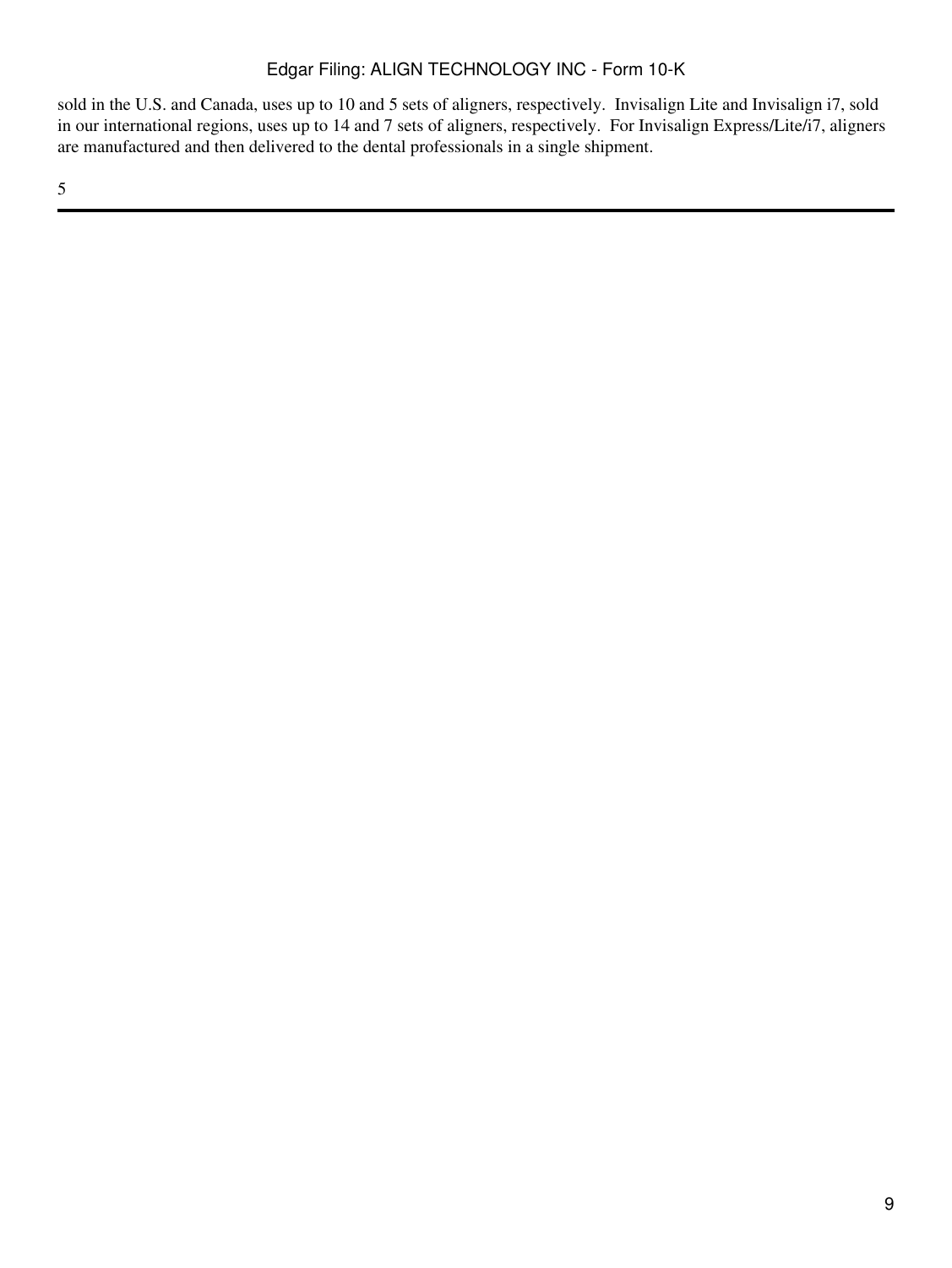sold in the U.S. and Canada, uses up to 10 and 5 sets of aligners, respectively. Invisalign Lite and Invisalign i7, sold in our international regions, uses up to 14 and 7 sets of aligners, respectively. For Invisalign Express/Lite/i7, aligners are manufactured and then delivered to the dental professionals in a single shipment.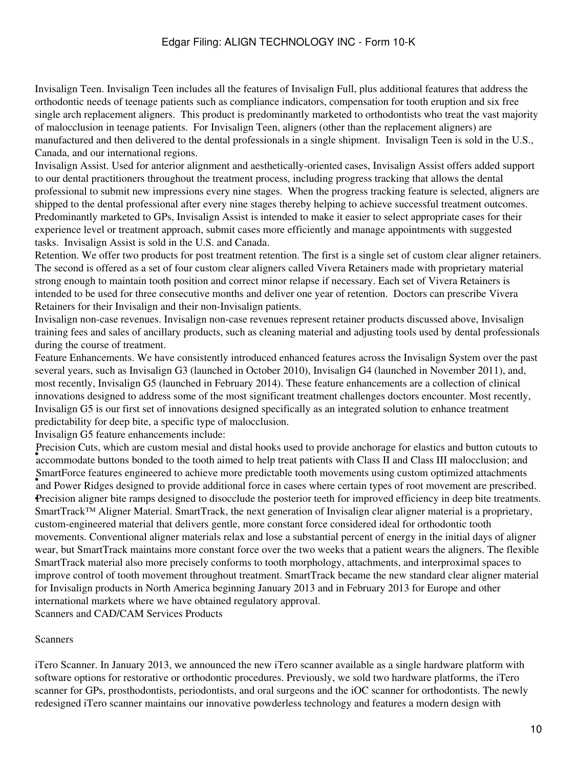Invisalign Teen. Invisalign Teen includes all the features of Invisalign Full, plus additional features that address the orthodontic needs of teenage patients such as compliance indicators, compensation for tooth eruption and six free single arch replacement aligners. This product is predominantly marketed to orthodontists who treat the vast majority of malocclusion in teenage patients. For Invisalign Teen, aligners (other than the replacement aligners) are manufactured and then delivered to the dental professionals in a single shipment. Invisalign Teen is sold in the U.S., Canada, and our international regions.

Invisalign Assist. Used for anterior alignment and aesthetically-oriented cases, Invisalign Assist offers added support to our dental practitioners throughout the treatment process, including progress tracking that allows the dental professional to submit new impressions every nine stages. When the progress tracking feature is selected, aligners are shipped to the dental professional after every nine stages thereby helping to achieve successful treatment outcomes. Predominantly marketed to GPs, Invisalign Assist is intended to make it easier to select appropriate cases for their experience level or treatment approach, submit cases more efficiently and manage appointments with suggested tasks. Invisalign Assist is sold in the U.S. and Canada.

Retention. We offer two products for post treatment retention. The first is a single set of custom clear aligner retainers. The second is offered as a set of four custom clear aligners called Vivera Retainers made with proprietary material strong enough to maintain tooth position and correct minor relapse if necessary. Each set of Vivera Retainers is intended to be used for three consecutive months and deliver one year of retention. Doctors can prescribe Vivera Retainers for their Invisalign and their non-Invisalign patients.

Invisalign non-case revenues. Invisalign non-case revenues represent retainer products discussed above, Invisalign training fees and sales of ancillary products, such as cleaning material and adjusting tools used by dental professionals during the course of treatment.

Feature Enhancements. We have consistently introduced enhanced features across the Invisalign System over the past several years, such as Invisalign G3 (launched in October 2010), Invisalign G4 (launched in November 2011), and, most recently, Invisalign G5 (launched in February 2014). These feature enhancements are a collection of clinical innovations designed to address some of the most significant treatment challenges doctors encounter. Most recently, Invisalign G5 is our first set of innovations designed specifically as an integrated solution to enhance treatment predictability for deep bite, a specific type of malocclusion.

Invisalign G5 feature enhancements include:

- Precision Cuts, which are custom mesial and distal hooks used to provide anchorage for elastics and button cutouts to accommodate buttons bonded to the tooth aimed to help treat patients with Class II and Class III malocclusion; and
- SmartForce features engineered to achieve more predictable tooth movements using custom optimized attachments and Power Ridges designed to provide additional force in cases where certain types of root movement are prescribed.
- Precision aligner bite ramps designed to disocclude the posterior teeth for improved efficiency in deep bite treatments.

SmartTrack™ Aligner Material. SmartTrack, the next generation of Invisalign clear aligner material is a proprietary, custom-engineered material that delivers gentle, more constant force considered ideal for orthodontic tooth movements. Conventional aligner materials relax and lose a substantial percent of energy in the initial days of aligner wear, but SmartTrack maintains more constant force over the two weeks that a patient wears the aligners. The flexible SmartTrack material also more precisely conforms to tooth morphology, attachments, and interproximal spaces to improve control of tooth movement throughout treatment. SmartTrack became the new standard clear aligner material for Invisalign products in North America beginning January 2013 and in February 2013 for Europe and other international markets where we have obtained regulatory approval.

Scanners and CAD/CAM Services Products

Scanners

iTero Scanner. In January 2013, we announced the new iTero scanner available as a single hardware platform with software options for restorative or orthodontic procedures. Previously, we sold two hardware platforms, the iTero scanner for GPs, prosthodontists, periodontists, and oral surgeons and the iOC scanner for orthodontists. The newly redesigned iTero scanner maintains our innovative powderless technology and features a modern design with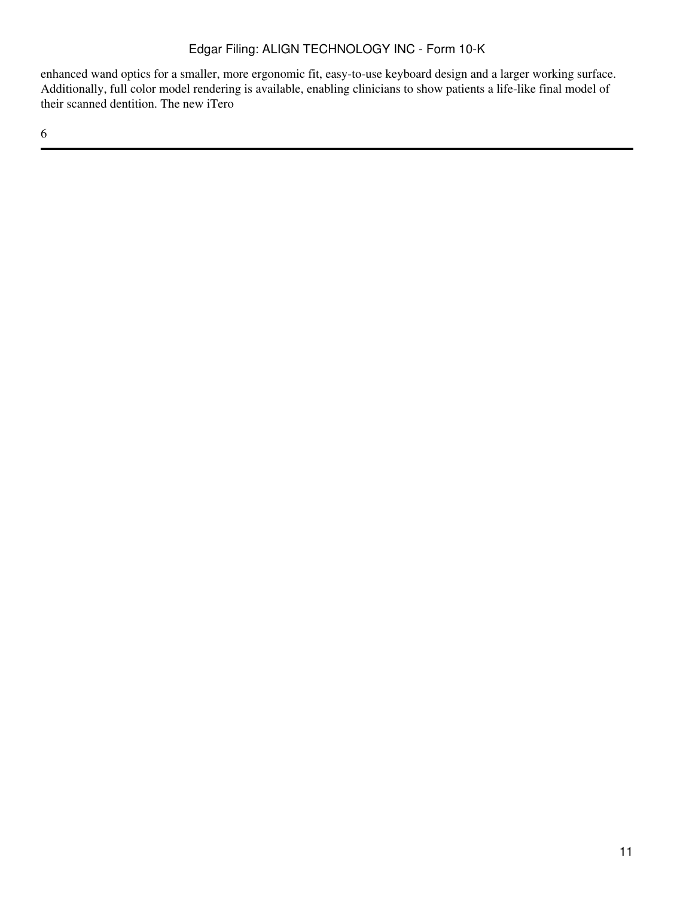enhanced wand optics for a smaller, more ergonomic fit, easy-to-use keyboard design and a larger working surface. Additionally, full color model rendering is available, enabling clinicians to show patients a life-like final model of their scanned dentition. The new iTero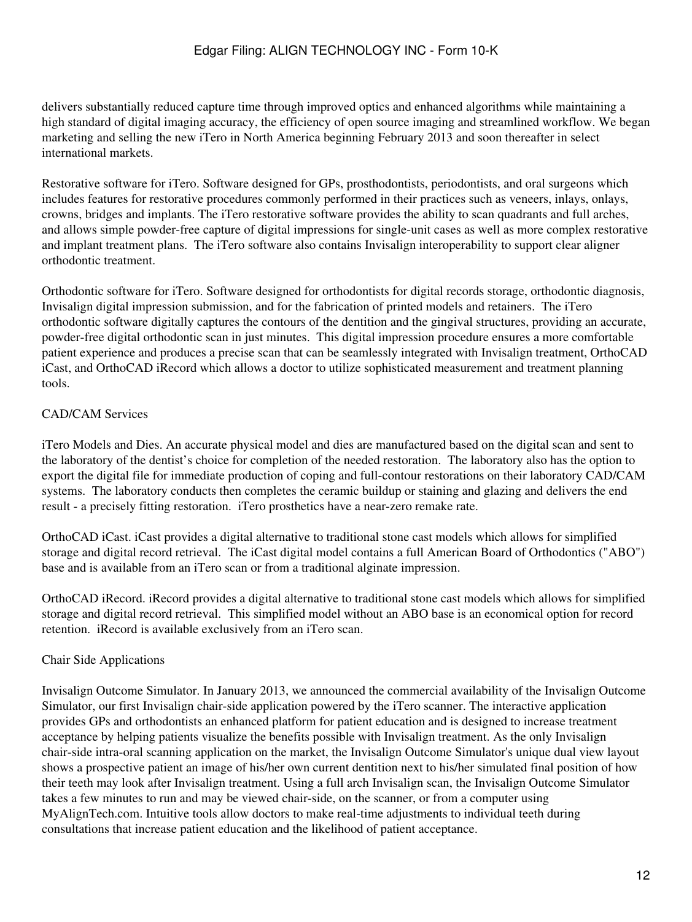delivers substantially reduced capture time through improved optics and enhanced algorithms while maintaining a high standard of digital imaging accuracy, the efficiency of open source imaging and streamlined workflow. We began marketing and selling the new iTero in North America beginning February 2013 and soon thereafter in select international markets.

Restorative software for iTero. Software designed for GPs, prosthodontists, periodontists, and oral surgeons which includes features for restorative procedures commonly performed in their practices such as veneers, inlays, onlays, crowns, bridges and implants. The iTero restorative software provides the ability to scan quadrants and full arches, and allows simple powder-free capture of digital impressions for single-unit cases as well as more complex restorative and implant treatment plans. The iTero software also contains Invisalign interoperability to support clear aligner orthodontic treatment.

Orthodontic software for iTero. Software designed for orthodontists for digital records storage, orthodontic diagnosis, Invisalign digital impression submission, and for the fabrication of printed models and retainers. The iTero orthodontic software digitally captures the contours of the dentition and the gingival structures, providing an accurate, powder-free digital orthodontic scan in just minutes. This digital impression procedure ensures a more comfortable patient experience and produces a precise scan that can be seamlessly integrated with Invisalign treatment, OrthoCAD iCast, and OrthoCAD iRecord which allows a doctor to utilize sophisticated measurement and treatment planning tools.

CAD/CAM Services

iTero Models and Dies. An accurate physical model and dies are manufactured based on the digital scan and sent to the laboratory of the dentist's choice for completion of the needed restoration. The laboratory also has the option to export the digital file for immediate production of coping and full-contour restorations on their laboratory CAD/CAM systems. The laboratory conducts then completes the ceramic buildup or staining and glazing and delivers the end result - a precisely fitting restoration. iTero prosthetics have a near-zero remake rate.

OrthoCAD iCast. iCast provides a digital alternative to traditional stone cast models which allows for simplified storage and digital record retrieval. The iCast digital model contains a full American Board of Orthodontics ("ABO") base and is available from an iTero scan or from a traditional alginate impression.

OrthoCAD iRecord. iRecord provides a digital alternative to traditional stone cast models which allows for simplified storage and digital record retrieval. This simplified model without an ABO base is an economical option for record retention. iRecord is available exclusively from an iTero scan.

Chair Side Applications

Invisalign Outcome Simulator. In January 2013, we announced the commercial availability of the Invisalign Outcome Simulator, our first Invisalign chair-side application powered by the iTero scanner. The interactive application provides GPs and orthodontists an enhanced platform for patient education and is designed to increase treatment acceptance by helping patients visualize the benefits possible with Invisalign treatment. As the only Invisalign chair-side intra-oral scanning application on the market, the Invisalign Outcome Simulator's unique dual view layout shows a prospective patient an image of his/her own current dentition next to his/her simulated final position of how their teeth may look after Invisalign treatment. Using a full arch Invisalign scan, the Invisalign Outcome Simulator takes a few minutes to run and may be viewed chair-side, on the scanner, or from a computer using MyAlignTech.com. Intuitive tools allow doctors to make real-time adjustments to individual teeth during consultations that increase patient education and the likelihood of patient acceptance.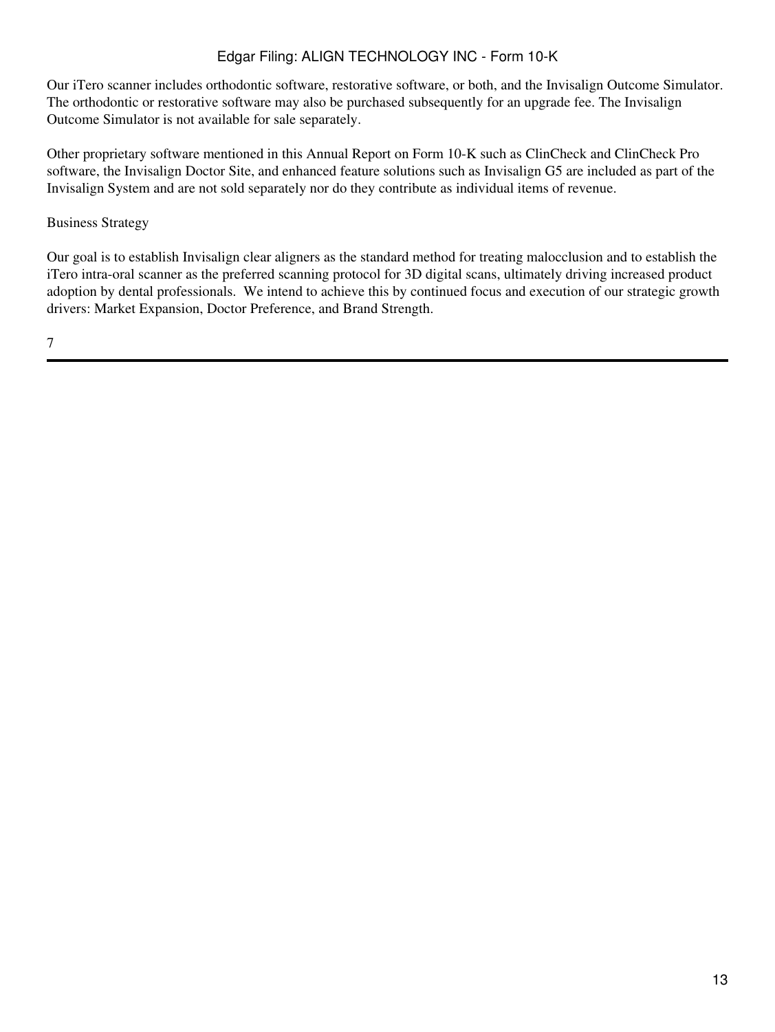Our iTero scanner includes orthodontic software, restorative software, or both, and the Invisalign Outcome Simulator. The orthodontic or restorative software may also be purchased subsequently for an upgrade fee. The Invisalign Outcome Simulator is not available for sale separately.

Other proprietary software mentioned in this Annual Report on Form 10-K such as ClinCheck and ClinCheck Pro software, the Invisalign Doctor Site, and enhanced feature solutions such as Invisalign G5 are included as part of the Invisalign System and are not sold separately nor do they contribute as individual items of revenue.

## Business Strategy

Our goal is to establish Invisalign clear aligners as the standard method for treating malocclusion and to establish the iTero intra-oral scanner as the preferred scanning protocol for 3D digital scans, ultimately driving increased product adoption by dental professionals. We intend to achieve this by continued focus and execution of our strategic growth drivers: Market Expansion, Doctor Preference, and Brand Strength.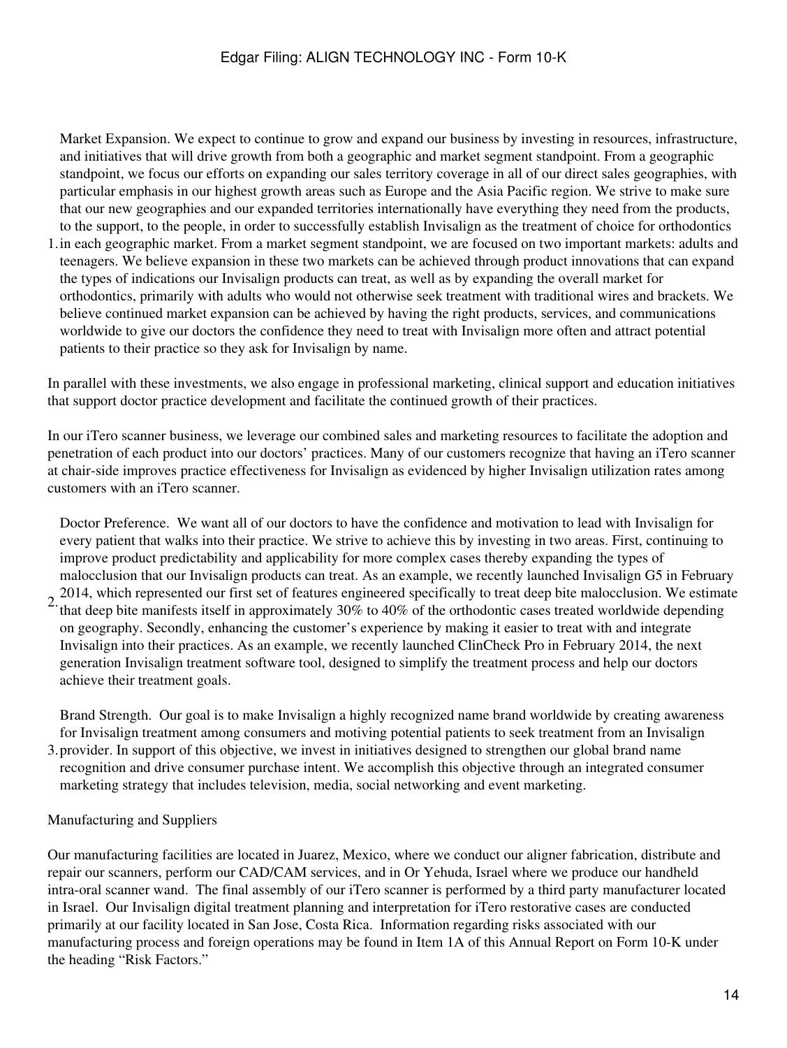1. Market Expansion. We expect to continue to grow and expand our business by investing in resources, infrastructure, and initiatives that will drive growth from both a geographic and market segment standpoint. From a geographic standpoint, we focus our efforts on expanding our sales territory coverage in all of our direct sales geographies, with particular emphasis in our highest growth areas such as Europe and the Asia Pacific region. We strive to make sure that our new geographies and our expanded territories internationally have everything they need from the products, to the support, to the people, in order to successfully establish Invisalign as the treatment of choice for orthodontics in each geographic market. From a market segment standpoint, we are focused on two important markets: adults and teenagers. We believe expansion in these two markets can be achieved through product innovations that can expand the types of indications our Invisalign products can treat, as well as by expanding the overall market for orthodontics, primarily with adults who would not otherwise seek treatment with traditional wires and brackets. We believe continued market expansion can be achieved by having the right products, services, and communications worldwide to give our doctors the confidence they need to treat with Invisalign more often and attract potential patients to their practice so they ask for Invisalign by name.

In parallel with these investments, we also engage in professional marketing, clinical support and education initiatives that support doctor practice development and facilitate the continued growth of their practices.

In our iTero scanner business, we leverage our combined sales and marketing resources to facilitate the adoption and penetration of each product into our doctors' practices. Many of our customers recognize that having an iTero scanner at chair-side improves practice effectiveness for Invisalign as evidenced by higher Invisalign utilization rates among customers with an iTero scanner.

2. Doctor Preference. We want all of our doctors to have the confidence and motivation to lead with Invisalign for every patient that walks into their practice. We strive to achieve this by investing in two areas. First, continuing to improve product predictability and applicability for more complex cases thereby expanding the types of malocclusion that our Invisalign products can treat. As an example, we recently launched Invisalign G5 in February 2014, which represented our first set of features engineered specifically to treat deep bite malocclusion. We estimate that deep bite manifests itself in approximately 30% to 40% of the orthodontic cases treated worldwide depending on geography. Secondly, enhancing the customer's experience by making it easier to treat with and integrate Invisalign into their practices. As an example, we recently launched ClinCheck Pro in February 2014, the next generation Invisalign treatment software tool, designed to simplify the treatment process and help our doctors achieve their treatment goals.

3. Brand Strength. Our goal is to make Invisalign a highly recognized name brand worldwide by creating awareness for Invisalign treatment among consumers and motiving potential patients to seek treatment from an Invisalign provider. In support of this objective, we invest in initiatives designed to strengthen our global brand name recognition and drive consumer purchase intent. We accomplish this objective through an integrated consumer marketing strategy that includes television, media, social networking and event marketing.

Manufacturing and Suppliers

Our manufacturing facilities are located in Juarez, Mexico, where we conduct our aligner fabrication, distribute and repair our scanners, perform our CAD/CAM services, and in Or Yehuda, Israel where we produce our handheld intra-oral scanner wand. The final assembly of our iTero scanner is performed by a third party manufacturer located in Israel. Our Invisalign digital treatment planning and interpretation for iTero restorative cases are conducted primarily at our facility located in San Jose, Costa Rica. Information regarding risks associated with our manufacturing process and foreign operations may be found in Item 1A of this Annual Report on Form 10-K under the heading "Risk Factors."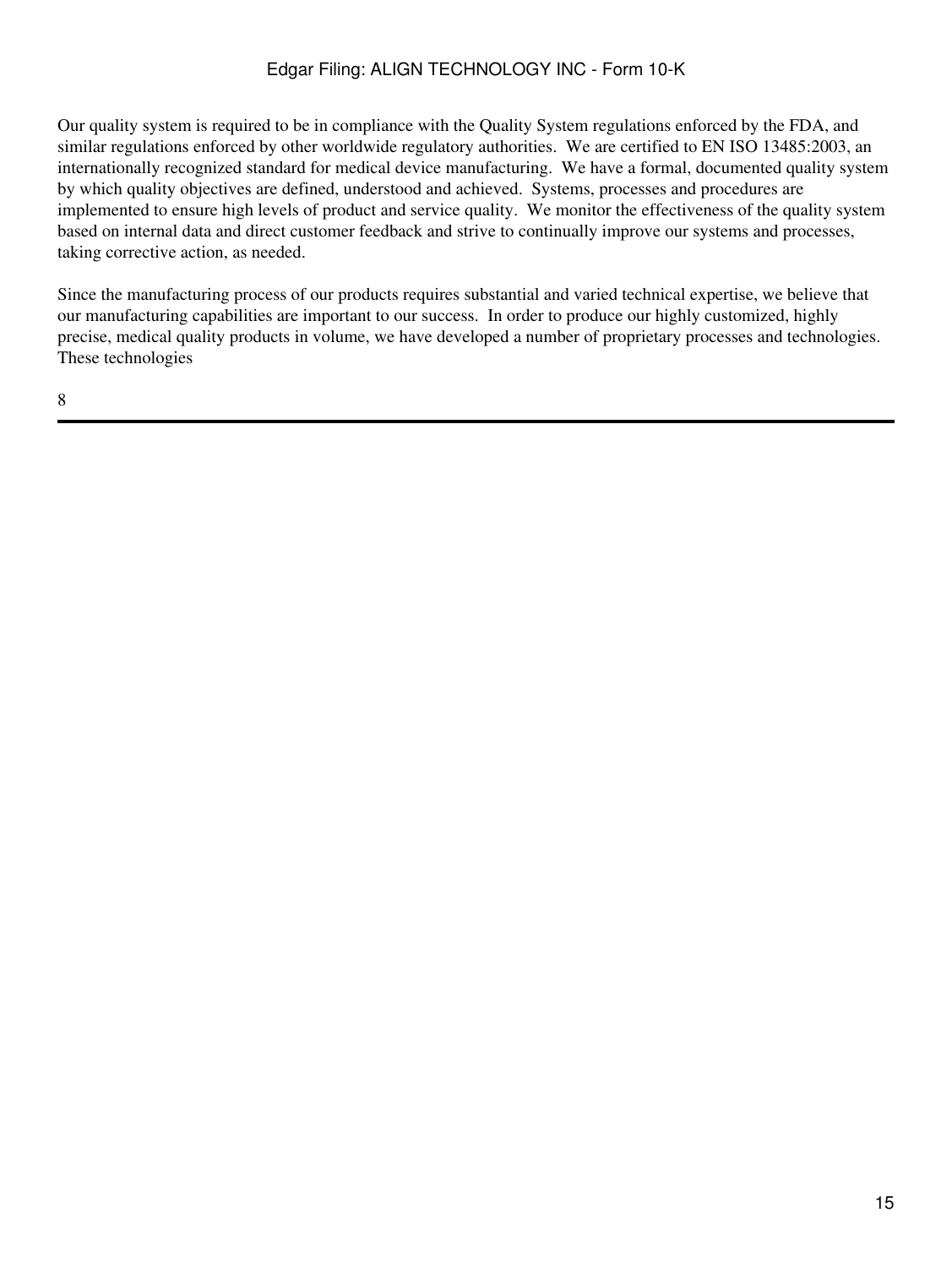Our quality system is required to be in compliance with the Quality System regulations enforced by the FDA, and similar regulations enforced by other worldwide regulatory authorities. We are certified to EN ISO 13485:2003, an internationally recognized standard for medical device manufacturing. We have a formal, documented quality system by which quality objectives are defined, understood and achieved. Systems, processes and procedures are implemented to ensure high levels of product and service quality. We monitor the effectiveness of the quality system based on internal data and direct customer feedback and strive to continually improve our systems and processes, taking corrective action, as needed.

Since the manufacturing process of our products requires substantial and varied technical expertise, we believe that our manufacturing capabilities are important to our success. In order to produce our highly customized, highly precise, medical quality products in volume, we have developed a number of proprietary processes and technologies. These technologies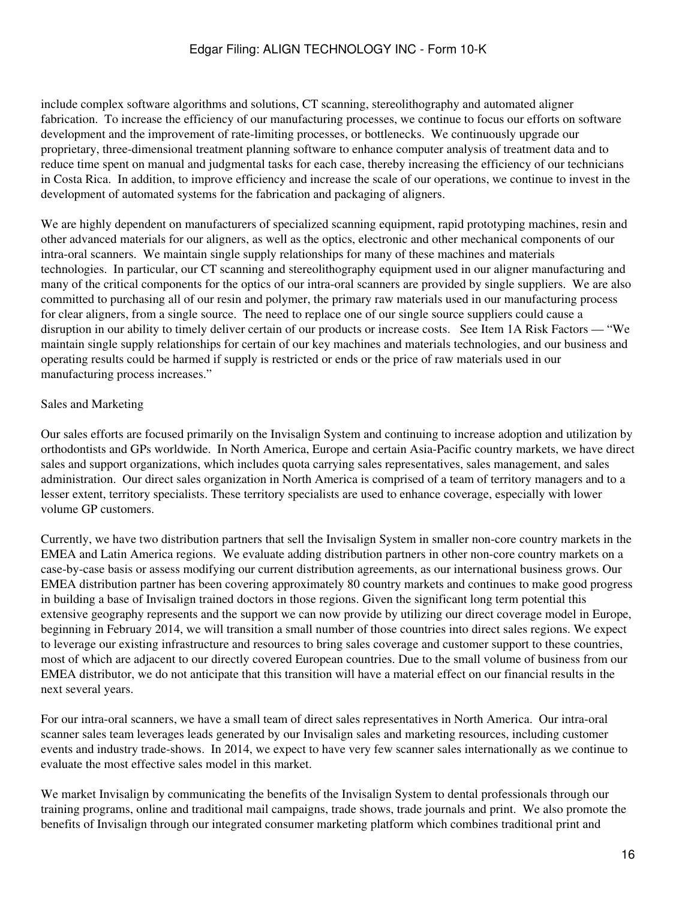include complex software algorithms and solutions, CT scanning, stereolithography and automated aligner fabrication. To increase the efficiency of our manufacturing processes, we continue to focus our efforts on software development and the improvement of rate-limiting processes, or bottlenecks. We continuously upgrade our proprietary, three-dimensional treatment planning software to enhance computer analysis of treatment data and to reduce time spent on manual and judgmental tasks for each case, thereby increasing the efficiency of our technicians in Costa Rica. In addition, to improve efficiency and increase the scale of our operations, we continue to invest in the development of automated systems for the fabrication and packaging of aligners.

We are highly dependent on manufacturers of specialized scanning equipment, rapid prototyping machines, resin and other advanced materials for our aligners, as well as the optics, electronic and other mechanical components of our intra-oral scanners. We maintain single supply relationships for many of these machines and materials technologies. In particular, our CT scanning and stereolithography equipment used in our aligner manufacturing and many of the critical components for the optics of our intra-oral scanners are provided by single suppliers. We are also committed to purchasing all of our resin and polymer, the primary raw materials used in our manufacturing process for clear aligners, from a single source. The need to replace one of our single source suppliers could cause a disruption in our ability to timely deliver certain of our products or increase costs. See Item 1A Risk Factors — "We maintain single supply relationships for certain of our key machines and materials technologies, and our business and operating results could be harmed if supply is restricted or ends or the price of raw materials used in our manufacturing process increases."

Sales and Marketing

Our sales efforts are focused primarily on the Invisalign System and continuing to increase adoption and utilization by orthodontists and GPs worldwide. In North America, Europe and certain Asia-Pacific country markets, we have direct sales and support organizations, which includes quota carrying sales representatives, sales management, and sales administration. Our direct sales organization in North America is comprised of a team of territory managers and to a lesser extent, territory specialists. These territory specialists are used to enhance coverage, especially with lower volume GP customers.

Currently, we have two distribution partners that sell the Invisalign System in smaller non-core country markets in the EMEA and Latin America regions. We evaluate adding distribution partners in other non-core country markets on a case-by-case basis or assess modifying our current distribution agreements, as our international business grows. Our EMEA distribution partner has been covering approximately 80 country markets and continues to make good progress in building a base of Invisalign trained doctors in those regions. Given the significant long term potential this extensive geography represents and the support we can now provide by utilizing our direct coverage model in Europe, beginning in February 2014, we will transition a small number of those countries into direct sales regions. We expect to leverage our existing infrastructure and resources to bring sales coverage and customer support to these countries, most of which are adjacent to our directly covered European countries. Due to the small volume of business from our EMEA distributor, we do not anticipate that this transition will have a material effect on our financial results in the next several years.

For our intra-oral scanners, we have a small team of direct sales representatives in North America. Our intra-oral scanner sales team leverages leads generated by our Invisalign sales and marketing resources, including customer events and industry trade-shows. In 2014, we expect to have very few scanner sales internationally as we continue to evaluate the most effective sales model in this market.

We market Invisalign by communicating the benefits of the Invisalign System to dental professionals through our training programs, online and traditional mail campaigns, trade shows, trade journals and print. We also promote the benefits of Invisalign through our integrated consumer marketing platform which combines traditional print and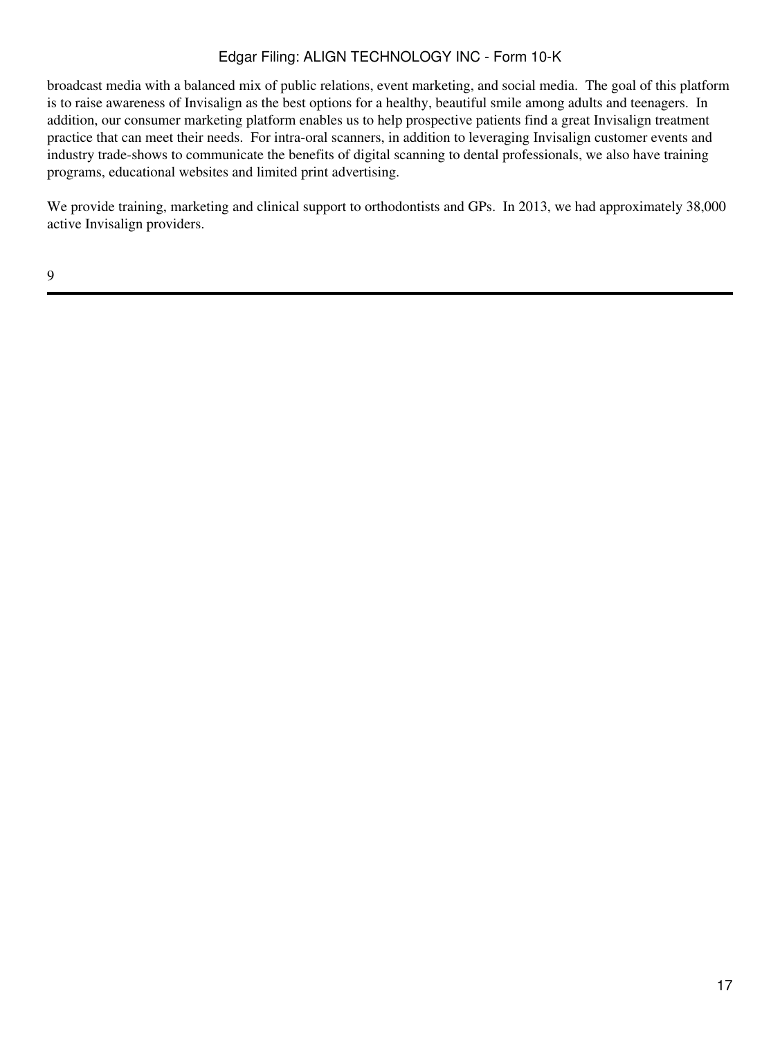broadcast media with a balanced mix of public relations, event marketing, and social media. The goal of this platform is to raise awareness of Invisalign as the best options for a healthy, beautiful smile among adults and teenagers. In addition, our consumer marketing platform enables us to help prospective patients find a great Invisalign treatment practice that can meet their needs. For intra-oral scanners, in addition to leveraging Invisalign customer events and industry trade-shows to communicate the benefits of digital scanning to dental professionals, we also have training programs, educational websites and limited print advertising.

We provide training, marketing and clinical support to orthodontists and GPs. In 2013, we had approximately 38,000 active Invisalign providers.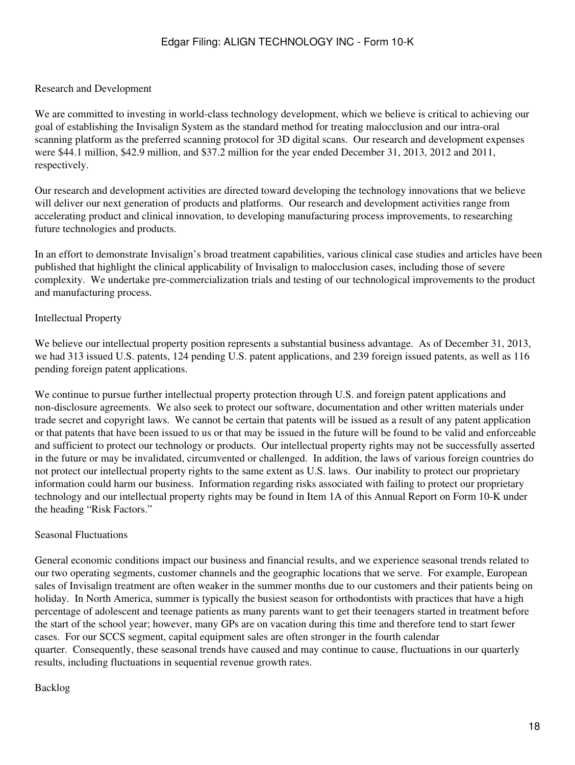## Research and Development

We are committed to investing in world-class technology development, which we believe is critical to achieving our goal of establishing the Invisalign System as the standard method for treating malocclusion and our intra-oral scanning platform as the preferred scanning protocol for 3D digital scans. Our research and development expenses were $44.1 million, $42.9 million, and $37.2 million for the year ended December 31, 2013, 2012 and 2011, respectively.

Our research and development activities are directed toward developing the technology innovations that we believe will deliver our next generation of products and platforms. Our research and development activities range from accelerating product and clinical innovation, to developing manufacturing process improvements, to researching future technologies and products.

In an effort to demonstrate Invisalign's broad treatment capabilities, various clinical case studies and articles have been published that highlight the clinical applicability of Invisalign to malocclusion cases, including those of severe complexity. We undertake pre-commercialization trials and testing of our technological improvements to the product and manufacturing process.

## Intellectual Property

We believe our intellectual property position represents a substantial business advantage. As of December 31, 2013, we had 313 issued U.S. patents, 124 pending U.S. patent applications, and 239 foreign issued patents, as well as 116 pending foreign patent applications.

We continue to pursue further intellectual property protection through U.S. and foreign patent applications and non-disclosure agreements. We also seek to protect our software, documentation and other written materials under trade secret and copyright laws. We cannot be certain that patents will be issued as a result of any patent application or that patents that have been issued to us or that may be issued in the future will be found to be valid and enforceable and sufficient to protect our technology or products. Our intellectual property rights may not be successfully asserted in the future or may be invalidated, circumvented or challenged. In addition, the laws of various foreign countries do not protect our intellectual property rights to the same extent as U.S. laws. Our inability to protect our proprietary information could harm our business. Information regarding risks associated with failing to protect our proprietary technology and our intellectual property rights may be found in Item 1A of this Annual Report on Form 10-K under the heading "Risk Factors."

## Seasonal Fluctuations

General economic conditions impact our business and financial results, and we experience seasonal trends related to our two operating segments, customer channels and the geographic locations that we serve. For example, European sales of Invisalign treatment are often weaker in the summer months due to our customers and their patients being on holiday. In North America, summer is typically the busiest season for orthodontists with practices that have a high percentage of adolescent and teenage patients as many parents want to get their teenagers started in treatment before the start of the school year; however, many GPs are on vacation during this time and therefore tend to start fewer cases. For our SCCS segment, capital equipment sales are often stronger in the fourth calendar quarter. Consequently, these seasonal trends have caused and may continue to cause, fluctuations in our quarterly results, including fluctuations in sequential revenue growth rates.

## Backlog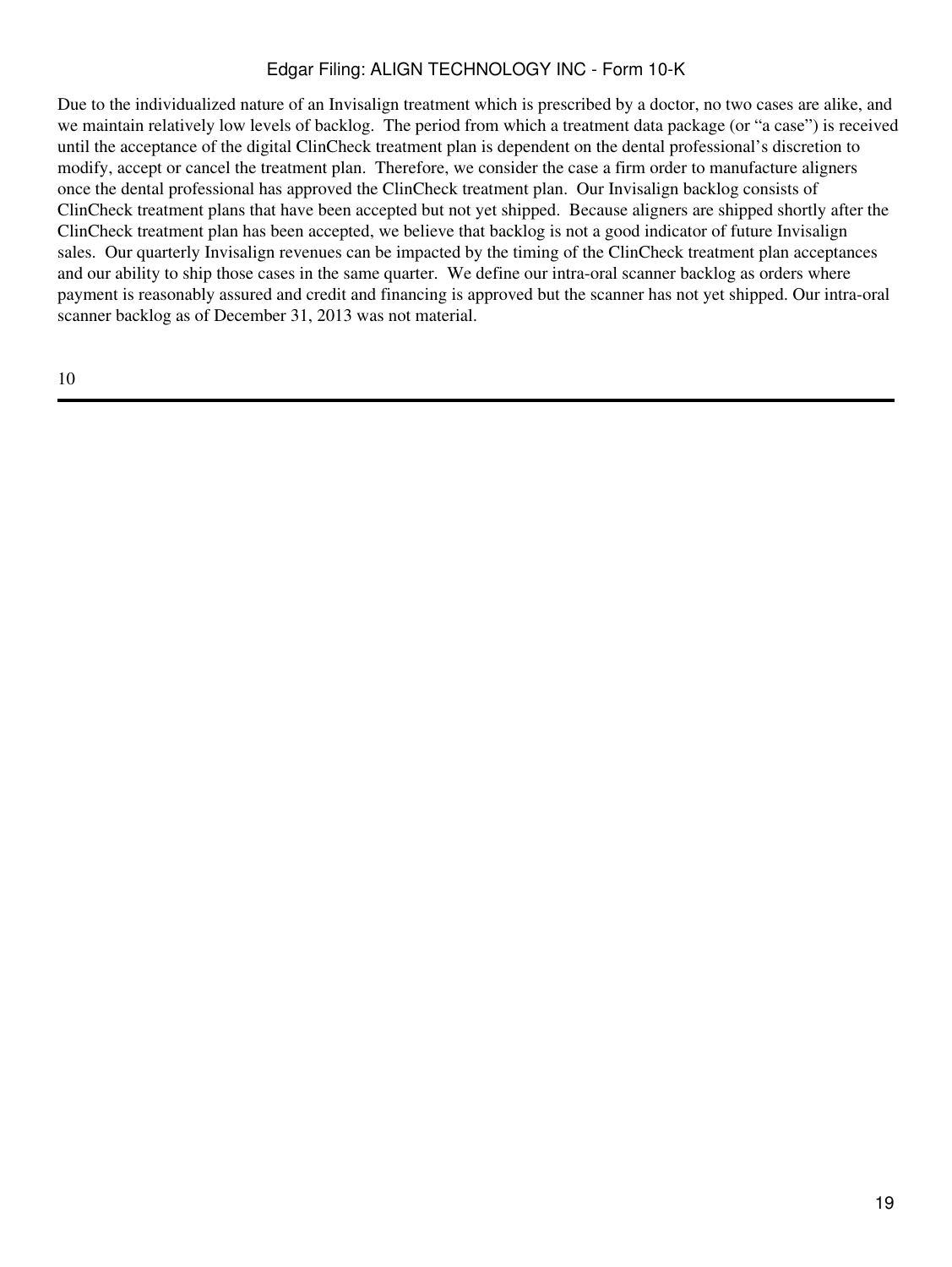Due to the individualized nature of an Invisalign treatment which is prescribed by a doctor, no two cases are alike, and we maintain relatively low levels of backlog. The period from which a treatment data package (or "a case") is received until the acceptance of the digital ClinCheck treatment plan is dependent on the dental professional's discretion to modify, accept or cancel the treatment plan. Therefore, we consider the case a firm order to manufacture aligners once the dental professional has approved the ClinCheck treatment plan. Our Invisalign backlog consists of ClinCheck treatment plans that have been accepted but not yet shipped. Because aligners are shipped shortly after the ClinCheck treatment plan has been accepted, we believe that backlog is not a good indicator of future Invisalign sales. Our quarterly Invisalign revenues can be impacted by the timing of the ClinCheck treatment plan acceptances and our ability to ship those cases in the same quarter. We define our intra-oral scanner backlog as orders where payment is reasonably assured and credit and financing is approved but the scanner has not yet shipped. Our intra-oral scanner backlog as of December 31, 2013 was not material.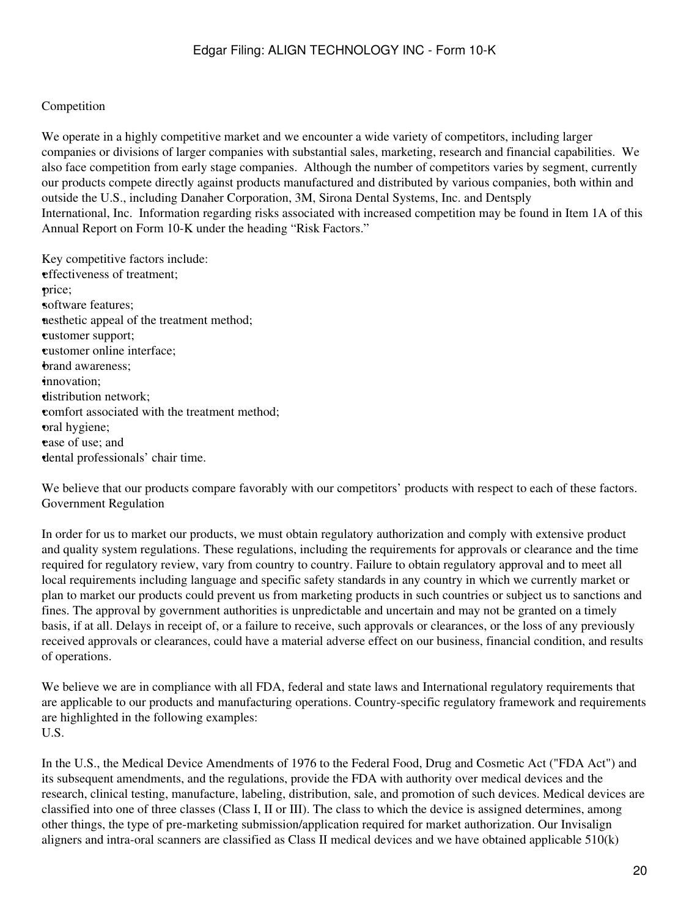## Competition

We operate in a highly competitive market and we encounter a wide variety of competitors, including larger companies or divisions of larger companies with substantial sales, marketing, research and financial capabilities. We also face competition from early stage companies. Although the number of competitors varies by segment, currently our products compete directly against products manufactured and distributed by various companies, both within and outside the U.S., including Danaher Corporation, 3M, Sirona Dental Systems, Inc. and Dentsply International, Inc. Information regarding risks associated with increased competition may be found in Item 1A of this Annual Report on Form 10-K under the heading "Risk Factors."

Key competitive factors include:

- effectiveness of treatment;
- price;
- software features;
- aesthetic appeal of the treatment method;
- customer support;
- customer online interface;
- brand awareness;
- innovation;
- distribution network;
- comfort associated with the treatment method;
- oral hygiene;
- ease of use; and
- dental professionals' chair time.

We believe that our products compare favorably with our competitors' products with respect to each of these factors.

## Government Regulation

In order for us to market our products, we must obtain regulatory authorization and comply with extensive product and quality system regulations. These regulations, including the requirements for approvals or clearance and the time required for regulatory review, vary from country to country. Failure to obtain regulatory approval and to meet all local requirements including language and specific safety standards in any country in which we currently market or plan to market our products could prevent us from marketing products in such countries or subject us to sanctions and fines. The approval by government authorities is unpredictable and uncertain and may not be granted on a timely basis, if at all. Delays in receipt of, or a failure to receive, such approvals or clearances, or the loss of any previously received approvals or clearances, could have a material adverse effect on our business, financial condition, and results of operations.

We believe we are in compliance with all FDA, federal and state laws and International regulatory requirements that are applicable to our products and manufacturing operations. Country-specific regulatory framework and requirements are highlighted in the following examples:

### U.S.

In the U.S., the Medical Device Amendments of 1976 to the Federal Food, Drug and Cosmetic Act ("FDA Act") and its subsequent amendments, and the regulations, provide the FDA with authority over medical devices and the research, clinical testing, manufacture, labeling, distribution, sale, and promotion of such devices. Medical devices are classified into one of three classes (Class I, II or III). The class to which the device is assigned determines, among other things, the type of pre-marketing submission/application required for market authorization. Our Invisalign aligners and intra-oral scanners are classified as Class II medical devices and we have obtained applicable 510(k)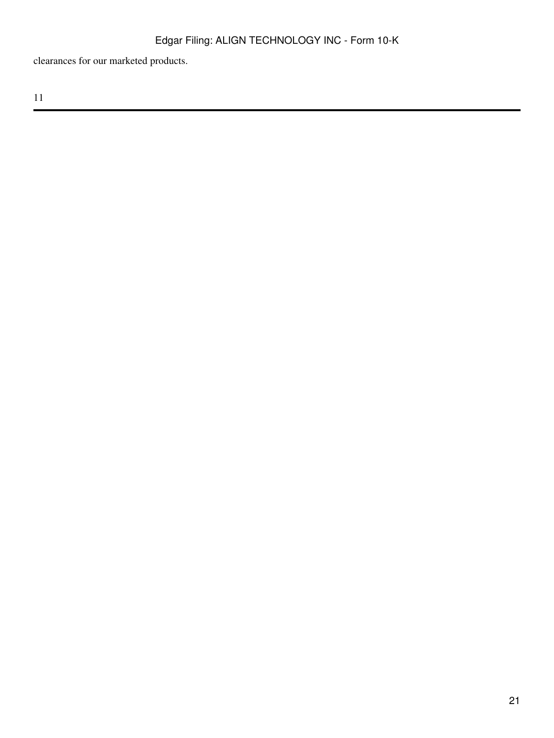clearances for our marketed products.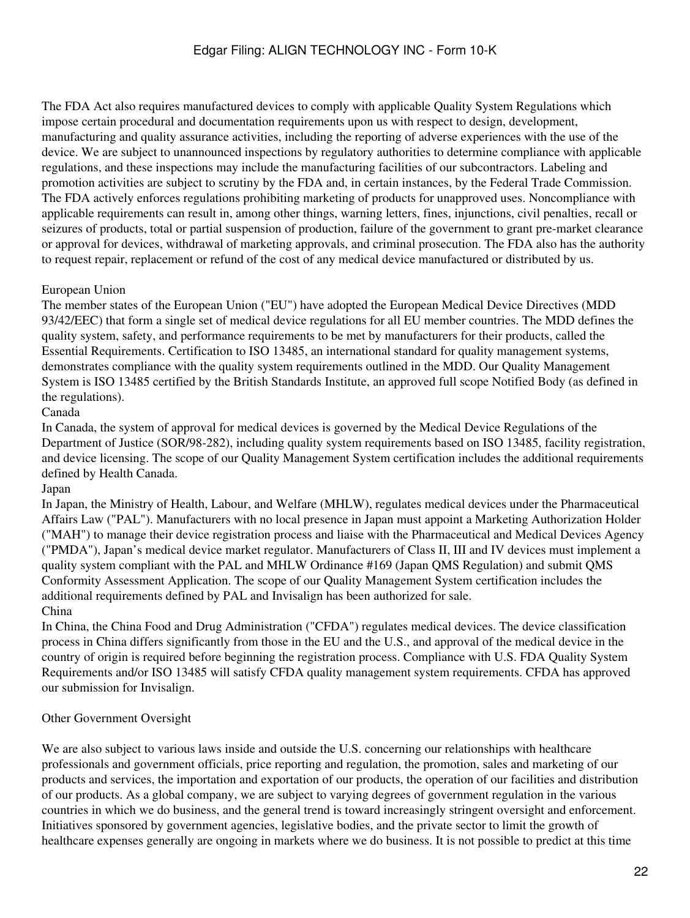The FDA Act also requires manufactured devices to comply with applicable Quality System Regulations which impose certain procedural and documentation requirements upon us with respect to design, development, manufacturing and quality assurance activities, including the reporting of adverse experiences with the use of the device. We are subject to unannounced inspections by regulatory authorities to determine compliance with applicable regulations, and these inspections may include the manufacturing facilities of our subcontractors. Labeling and promotion activities are subject to scrutiny by the FDA and, in certain instances, by the Federal Trade Commission. The FDA actively enforces regulations prohibiting marketing of products for unapproved uses. Noncompliance with applicable requirements can result in, among other things, warning letters, fines, injunctions, civil penalties, recall or seizures of products, total or partial suspension of production, failure of the government to grant pre-market clearance or approval for devices, withdrawal of marketing approvals, and criminal prosecution. The FDA also has the authority to request repair, replacement or refund of the cost of any medical device manufactured or distributed by us.

European Union

The member states of the European Union ("EU") have adopted the European Medical Device Directives (MDD 93/42/EEC) that form a single set of medical device regulations for all EU member countries. The MDD defines the quality system, safety, and performance requirements to be met by manufacturers for their products, called the Essential Requirements. Certification to ISO 13485, an international standard for quality management systems, demonstrates compliance with the quality system requirements outlined in the MDD. Our Quality Management System is ISO 13485 certified by the British Standards Institute, an approved full scope Notified Body (as defined in the regulations).

Canada

In Canada, the system of approval for medical devices is governed by the Medical Device Regulations of the Department of Justice (SOR/98-282), including quality system requirements based on ISO 13485, facility registration, and device licensing. The scope of our Quality Management System certification includes the additional requirements defined by Health Canada.

Japan

In Japan, the Ministry of Health, Labour, and Welfare (MHLW), regulates medical devices under the Pharmaceutical Affairs Law ("PAL"). Manufacturers with no local presence in Japan must appoint a Marketing Authorization Holder ("MAH") to manage their device registration process and liaise with the Pharmaceutical and Medical Devices Agency ("PMDA"), Japan's medical device market regulator. Manufacturers of Class II, III and IV devices must implement a quality system compliant with the PAL and MHLW Ordinance #169 (Japan QMS Regulation) and submit QMS Conformity Assessment Application. The scope of our Quality Management System certification includes the additional requirements defined by PAL and Invisalign has been authorized for sale.

China

In China, the China Food and Drug Administration ("CFDA") regulates medical devices. The device classification process in China differs significantly from those in the EU and the U.S., and approval of the medical device in the country of origin is required before beginning the registration process. Compliance with U.S. FDA Quality System Requirements and/or ISO 13485 will satisfy CFDA quality management system requirements. CFDA has approved our submission for Invisalign.

Other Government Oversight

We are also subject to various laws inside and outside the U.S. concerning our relationships with healthcare professionals and government officials, price reporting and regulation, the promotion, sales and marketing of our products and services, the importation and exportation of our products, the operation of our facilities and distribution of our products. As a global company, we are subject to varying degrees of government regulation in the various countries in which we do business, and the general trend is toward increasingly stringent oversight and enforcement. Initiatives sponsored by government agencies, legislative bodies, and the private sector to limit the growth of healthcare expenses generally are ongoing in markets where we do business. It is not possible to predict at this time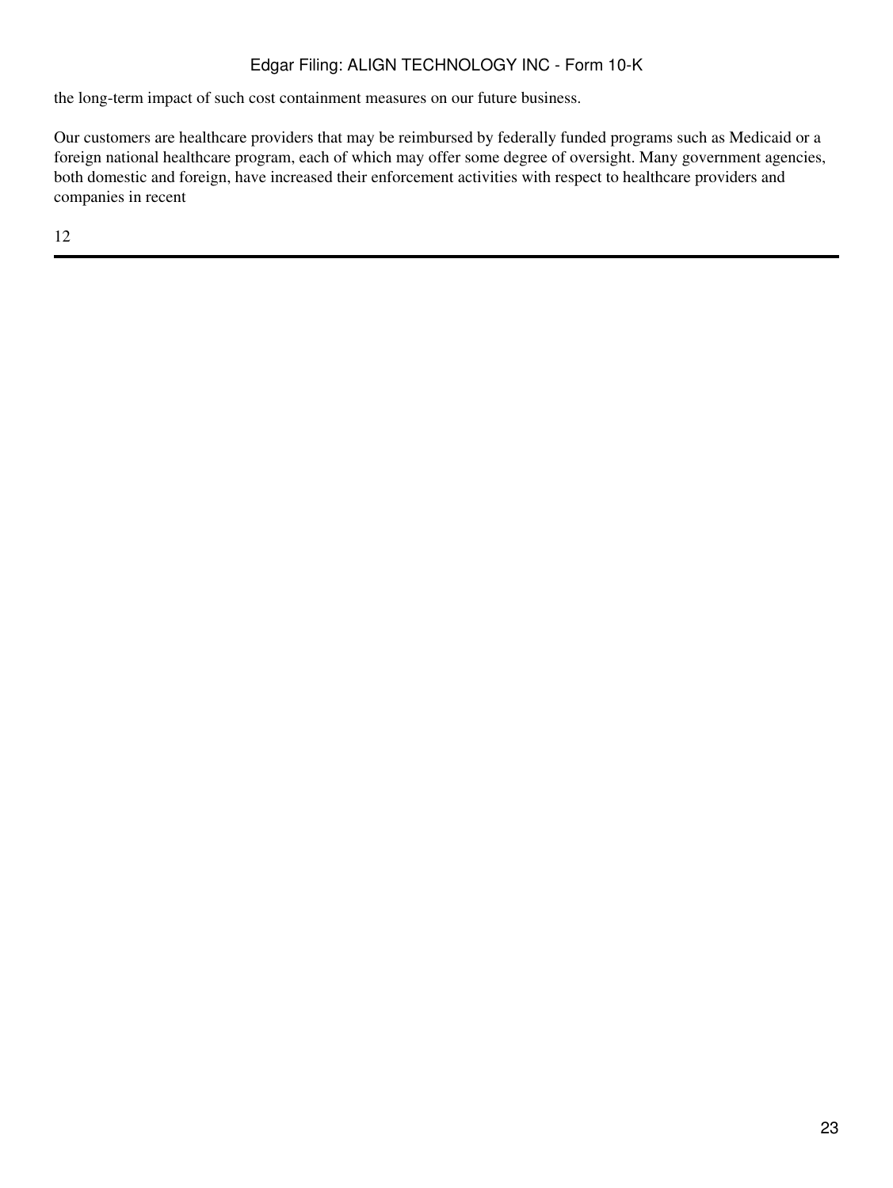the long-term impact of such cost containment measures on our future business.

Our customers are healthcare providers that may be reimbursed by federally funded programs such as Medicaid or a foreign national healthcare program, each of which may offer some degree of oversight. Many government agencies, both domestic and foreign, have increased their enforcement activities with respect to healthcare providers and companies in recent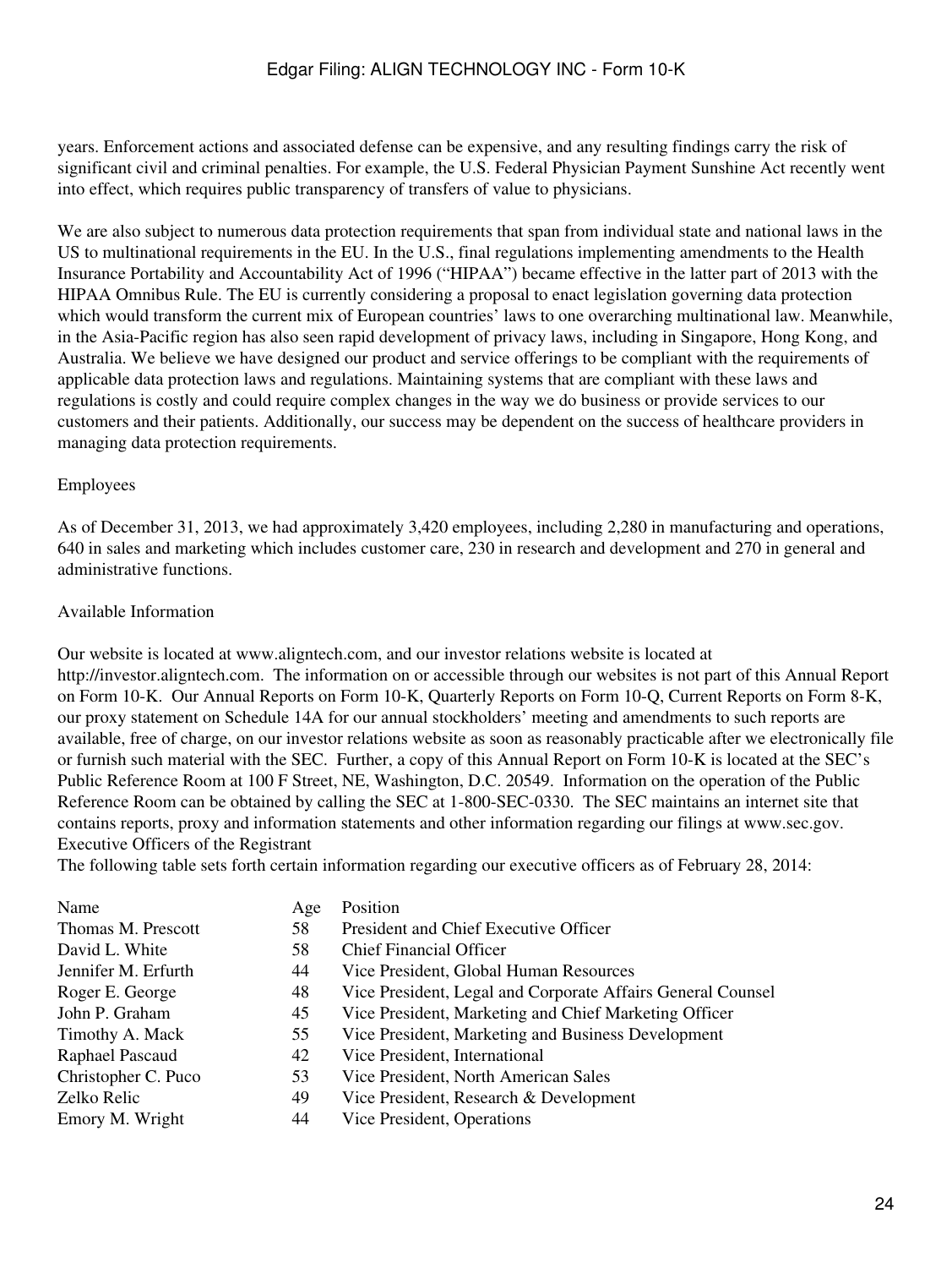years. Enforcement actions and associated defense can be expensive, and any resulting findings carry the risk of significant civil and criminal penalties. For example, the U.S. Federal Physician Payment Sunshine Act recently went into effect, which requires public transparency of transfers of value to physicians.

We are also subject to numerous data protection requirements that span from individual state and national laws in the US to multinational requirements in the EU. In the U.S., final regulations implementing amendments to the Health Insurance Portability and Accountability Act of 1996 ("HIPAA") became effective in the latter part of 2013 with the HIPAA Omnibus Rule. The EU is currently considering a proposal to enact legislation governing data protection which would transform the current mix of European countries' laws to one overarching multinational law. Meanwhile, in the Asia-Pacific region has also seen rapid development of privacy laws, including in Singapore, Hong Kong, and Australia. We believe we have designed our product and service offerings to be compliant with the requirements of applicable data protection laws and regulations. Maintaining systems that are compliant with these laws and regulations is costly and could require complex changes in the way we do business or provide services to our customers and their patients. Additionally, our success may be dependent on the success of healthcare providers in managing data protection requirements.

## Employees

As of December 31, 2013, we had approximately 3,420 employees, including 2,280 in manufacturing and operations, 640 in sales and marketing which includes customer care, 230 in research and development and 270 in general and administrative functions.

## Available Information

Our website is located at www.aligntech.com, and our investor relations website is located at http://investor.aligntech.com. The information on or accessible through our websites is not part of this Annual Report on Form 10-K. Our Annual Reports on Form 10-K, Quarterly Reports on Form 10-Q, Current Reports on Form 8-K, our proxy statement on Schedule 14A for our annual stockholders' meeting and amendments to such reports are available, free of charge, on our investor relations website as soon as reasonably practicable after we electronically file or furnish such material with the SEC. Further, a copy of this Annual Report on Form 10-K is located at the SEC's Public Reference Room at 100 F Street, NE, Washington, D.C. 20549. Information on the operation of the Public Reference Room can be obtained by calling the SEC at 1-800-SEC-0330. The SEC maintains an internet site that contains reports, proxy and information statements and other information regarding our filings at www.sec.gov.

## Executive Officers of the Registrant

The following table sets forth certain information regarding our executive officers as of February 28, 2014:

| Name | Age | Position |
|---|---|---|
| Thomas M. Prescott | 58 | President and Chief Executive Officer |
| David L. White | 58 | Chief Financial Officer |
| Jennifer M. Erfurth | 44 | Vice President, Global Human Resources |
| Roger E. George | 48 | Vice President, Legal and Corporate Affairs General Counsel |
| John P. Graham | 45 | Vice President, Marketing and Chief Marketing Officer |
| Timothy A. Mack | 55 | Vice President, Marketing and Business Development |
| Raphael Pascaud | 42 | Vice President, International |
| Christopher C. Puco | 53 | Vice President, North American Sales |
| Zelko Relic | 49 | Vice President, Research & Development |
| Emory M. Wright | 44 | Vice President, Operations |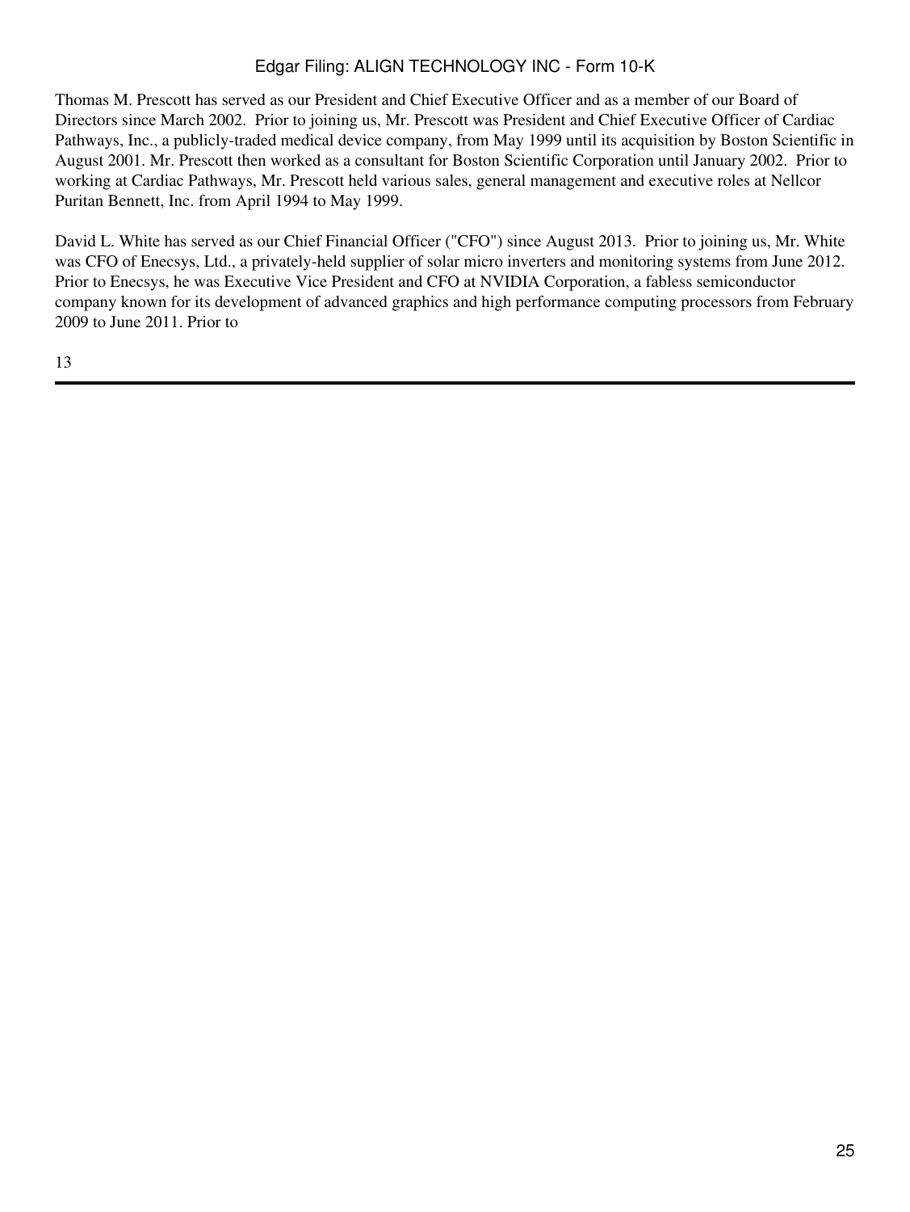Thomas M. Prescott has served as our President and Chief Executive Officer and as a member of our Board of Directors since March 2002. Prior to joining us, Mr. Prescott was President and Chief Executive Officer of Cardiac Pathways, Inc., a publicly-traded medical device company, from May 1999 until its acquisition by Boston Scientific in August 2001. Mr. Prescott then worked as a consultant for Boston Scientific Corporation until January 2002. Prior to working at Cardiac Pathways, Mr. Prescott held various sales, general management and executive roles at Nellcor Puritan Bennett, Inc. from April 1994 to May 1999.

David L. White has served as our Chief Financial Officer ("CFO") since August 2013. Prior to joining us, Mr. White was CFO of Enecsys, Ltd., a privately-held supplier of solar micro inverters and monitoring systems from June 2012. Prior to Enecsys, he was Executive Vice President and CFO at NVIDIA Corporation, a fabless semiconductor company known for its development of advanced graphics and high performance computing processors from February 2009 to June 2011. Prior to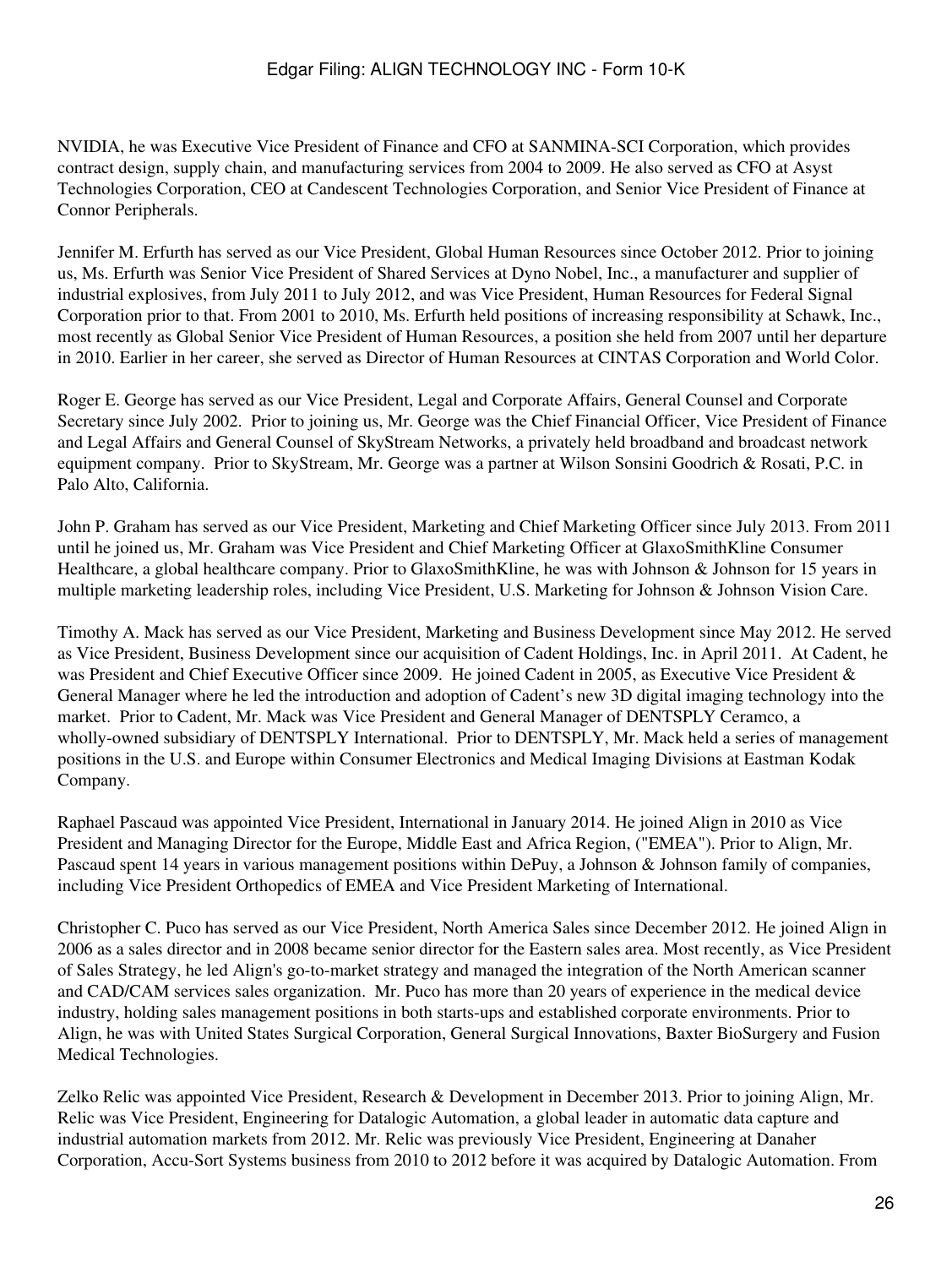NVIDIA, he was Executive Vice President of Finance and CFO at SANMINA-SCI Corporation, which provides contract design, supply chain, and manufacturing services from 2004 to 2009. He also served as CFO at Asyst Technologies Corporation, CEO at Candescent Technologies Corporation, and Senior Vice President of Finance at Connor Peripherals.

Jennifer M. Erfurth has served as our Vice President, Global Human Resources since October 2012. Prior to joining us, Ms. Erfurth was Senior Vice President of Shared Services at Dyno Nobel, Inc., a manufacturer and supplier of industrial explosives, from July 2011 to July 2012, and was Vice President, Human Resources for Federal Signal Corporation prior to that. From 2001 to 2010, Ms. Erfurth held positions of increasing responsibility at Schawk, Inc., most recently as Global Senior Vice President of Human Resources, a position she held from 2007 until her departure in 2010. Earlier in her career, she served as Director of Human Resources at CINTAS Corporation and World Color.

Roger E. George has served as our Vice President, Legal and Corporate Affairs, General Counsel and Corporate Secretary since July 2002. Prior to joining us, Mr. George was the Chief Financial Officer, Vice President of Finance and Legal Affairs and General Counsel of SkyStream Networks, a privately held broadband and broadcast network equipment company. Prior to SkyStream, Mr. George was a partner at Wilson Sonsini Goodrich & Rosati, P.C. in Palo Alto, California.

John P. Graham has served as our Vice President, Marketing and Chief Marketing Officer since July 2013. From 2011 until he joined us, Mr. Graham was Vice President and Chief Marketing Officer at GlaxoSmithKline Consumer Healthcare, a global healthcare company. Prior to GlaxoSmithKline, he was with Johnson & Johnson for 15 years in multiple marketing leadership roles, including Vice President, U.S. Marketing for Johnson & Johnson Vision Care.

Timothy A. Mack has served as our Vice President, Marketing and Business Development since May 2012. He served as Vice President, Business Development since our acquisition of Cadent Holdings, Inc. in April 2011. At Cadent, he was President and Chief Executive Officer since 2009. He joined Cadent in 2005, as Executive Vice President & General Manager where he led the introduction and adoption of Cadent's new 3D digital imaging technology into the market. Prior to Cadent, Mr. Mack was Vice President and General Manager of DENTSPLY Ceramco, a wholly-owned subsidiary of DENTSPLY International. Prior to DENTSPLY, Mr. Mack held a series of management positions in the U.S. and Europe within Consumer Electronics and Medical Imaging Divisions at Eastman Kodak Company.

Raphael Pascaud was appointed Vice President, International in January 2014. He joined Align in 2010 as Vice President and Managing Director for the Europe, Middle East and Africa Region, ("EMEA"). Prior to Align, Mr. Pascaud spent 14 years in various management positions within DePuy, a Johnson & Johnson family of companies, including Vice President Orthopedics of EMEA and Vice President Marketing of International.

Christopher C. Puco has served as our Vice President, North America Sales since December 2012. He joined Align in 2006 as a sales director and in 2008 became senior director for the Eastern sales area. Most recently, as Vice President of Sales Strategy, he led Align's go-to-market strategy and managed the integration of the North American scanner and CAD/CAM services sales organization. Mr. Puco has more than 20 years of experience in the medical device industry, holding sales management positions in both starts-ups and established corporate environments. Prior to Align, he was with United States Surgical Corporation, General Surgical Innovations, Baxter BioSurgery and Fusion Medical Technologies.

Zelko Relic was appointed Vice President, Research & Development in December 2013. Prior to joining Align, Mr. Relic was Vice President, Engineering for Datalogic Automation, a global leader in automatic data capture and industrial automation markets from 2012. Mr. Relic was previously Vice President, Engineering at Danaher Corporation, Accu-Sort Systems business from 2010 to 2012 before it was acquired by Datalogic Automation. From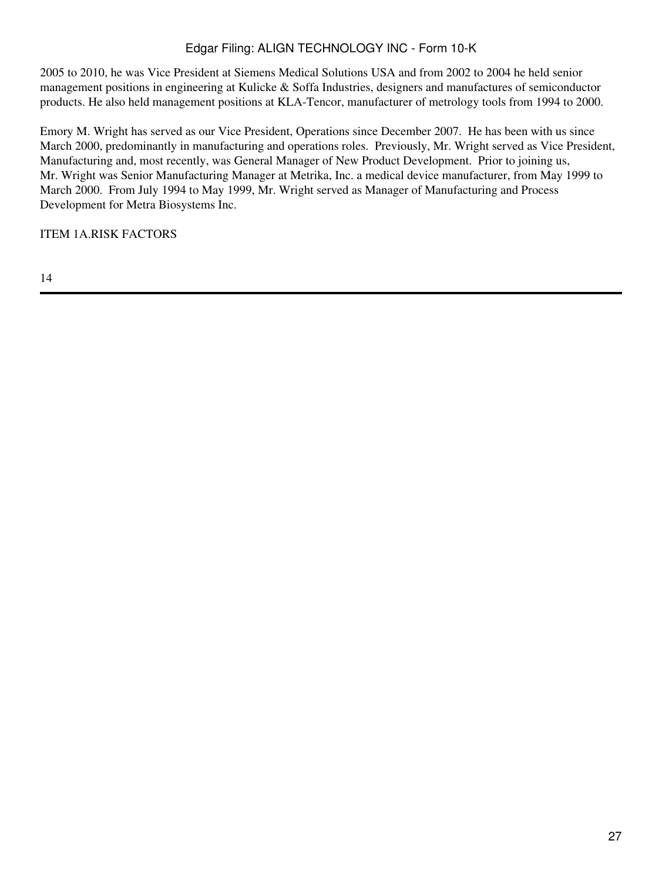2005 to 2010, he was Vice President at Siemens Medical Solutions USA and from 2002 to 2004 he held senior management positions in engineering at Kulicke & Soffa Industries, designers and manufactures of semiconductor products. He also held management positions at KLA-Tencor, manufacturer of metrology tools from 1994 to 2000.

Emory M. Wright has served as our Vice President, Operations since December 2007. He has been with us since March 2000, predominantly in manufacturing and operations roles. Previously, Mr. Wright served as Vice President, Manufacturing and, most recently, was General Manager of New Product Development. Prior to joining us, Mr. Wright was Senior Manufacturing Manager at Metrika, Inc. a medical device manufacturer, from May 1999 to March 2000. From July 1994 to May 1999, Mr. Wright served as Manager of Manufacturing and Process Development for Metra Biosystems Inc.

## ITEM 1A.RISK FACTORS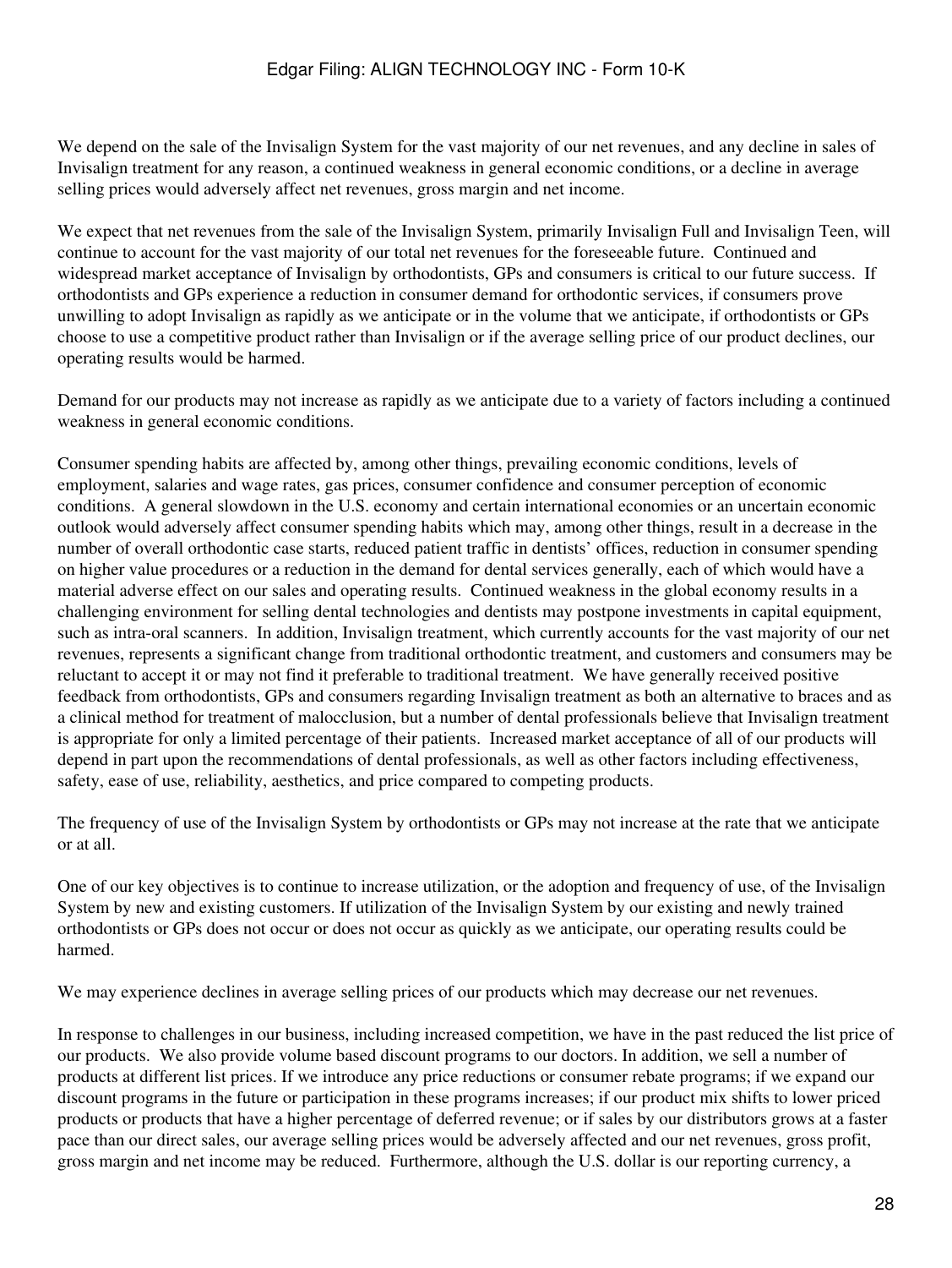We depend on the sale of the Invisalign System for the vast majority of our net revenues, and any decline in sales of Invisalign treatment for any reason, a continued weakness in general economic conditions, or a decline in average selling prices would adversely affect net revenues, gross margin and net income.

We expect that net revenues from the sale of the Invisalign System, primarily Invisalign Full and Invisalign Teen, will continue to account for the vast majority of our total net revenues for the foreseeable future. Continued and widespread market acceptance of Invisalign by orthodontists, GPs and consumers is critical to our future success. If orthodontists and GPs experience a reduction in consumer demand for orthodontic services, if consumers prove unwilling to adopt Invisalign as rapidly as we anticipate or in the volume that we anticipate, if orthodontists or GPs choose to use a competitive product rather than Invisalign or if the average selling price of our product declines, our operating results would be harmed.

Demand for our products may not increase as rapidly as we anticipate due to a variety of factors including a continued weakness in general economic conditions.

Consumer spending habits are affected by, among other things, prevailing economic conditions, levels of employment, salaries and wage rates, gas prices, consumer confidence and consumer perception of economic conditions. A general slowdown in the U.S. economy and certain international economies or an uncertain economic outlook would adversely affect consumer spending habits which may, among other things, result in a decrease in the number of overall orthodontic case starts, reduced patient traffic in dentists' offices, reduction in consumer spending on higher value procedures or a reduction in the demand for dental services generally, each of which would have a material adverse effect on our sales and operating results. Continued weakness in the global economy results in a challenging environment for selling dental technologies and dentists may postpone investments in capital equipment, such as intra-oral scanners. In addition, Invisalign treatment, which currently accounts for the vast majority of our net revenues, represents a significant change from traditional orthodontic treatment, and customers and consumers may be reluctant to accept it or may not find it preferable to traditional treatment. We have generally received positive feedback from orthodontists, GPs and consumers regarding Invisalign treatment as both an alternative to braces and as a clinical method for treatment of malocclusion, but a number of dental professionals believe that Invisalign treatment is appropriate for only a limited percentage of their patients. Increased market acceptance of all of our products will depend in part upon the recommendations of dental professionals, as well as other factors including effectiveness, safety, ease of use, reliability, aesthetics, and price compared to competing products.

The frequency of use of the Invisalign System by orthodontists or GPs may not increase at the rate that we anticipate or at all.

One of our key objectives is to continue to increase utilization, or the adoption and frequency of use, of the Invisalign System by new and existing customers. If utilization of the Invisalign System by our existing and newly trained orthodontists or GPs does not occur or does not occur as quickly as we anticipate, our operating results could be harmed.

We may experience declines in average selling prices of our products which may decrease our net revenues.

In response to challenges in our business, including increased competition, we have in the past reduced the list price of our products. We also provide volume based discount programs to our doctors. In addition, we sell a number of products at different list prices. If we introduce any price reductions or consumer rebate programs; if we expand our discount programs in the future or participation in these programs increases; if our product mix shifts to lower priced products or products that have a higher percentage of deferred revenue; or if sales by our distributors grows at a faster pace than our direct sales, our average selling prices would be adversely affected and our net revenues, gross profit, gross margin and net income may be reduced. Furthermore, although the U.S. dollar is our reporting currency, a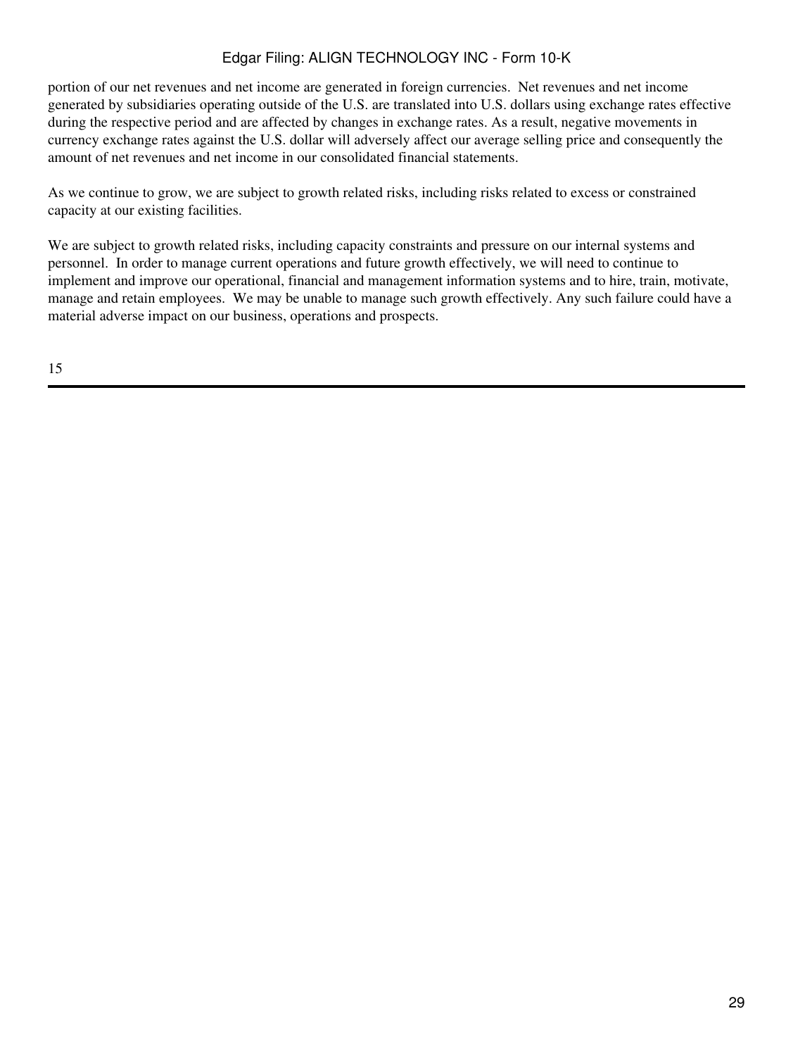portion of our net revenues and net income are generated in foreign currencies. Net revenues and net income generated by subsidiaries operating outside of the U.S. are translated into U.S. dollars using exchange rates effective during the respective period and are affected by changes in exchange rates. As a result, negative movements in currency exchange rates against the U.S. dollar will adversely affect our average selling price and consequently the amount of net revenues and net income in our consolidated financial statements.

As we continue to grow, we are subject to growth related risks, including risks related to excess or constrained capacity at our existing facilities.

We are subject to growth related risks, including capacity constraints and pressure on our internal systems and personnel. In order to manage current operations and future growth effectively, we will need to continue to implement and improve our operational, financial and management information systems and to hire, train, motivate, manage and retain employees. We may be unable to manage such growth effectively. Any such failure could have a material adverse impact on our business, operations and prospects.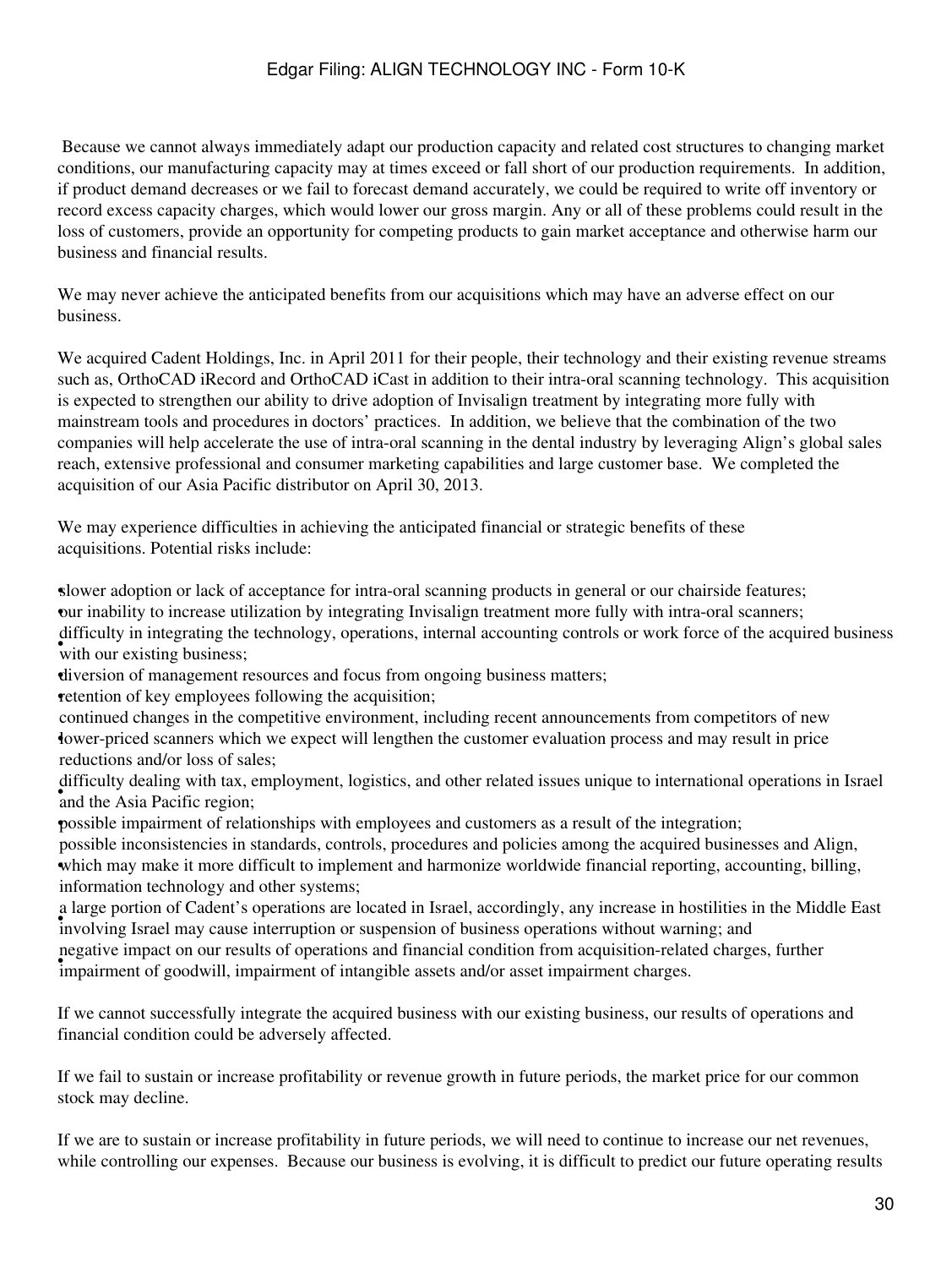Because we cannot always immediately adapt our production capacity and related cost structures to changing market conditions, our manufacturing capacity may at times exceed or fall short of our production requirements. In addition, if product demand decreases or we fail to forecast demand accurately, we could be required to write off inventory or record excess capacity charges, which would lower our gross margin. Any or all of these problems could result in the loss of customers, provide an opportunity for competing products to gain market acceptance and otherwise harm our business and financial results.

We may never achieve the anticipated benefits from our acquisitions which may have an adverse effect on our business.

We acquired Cadent Holdings, Inc. in April 2011 for their people, their technology and their existing revenue streams such as, OrthoCAD iRecord and OrthoCAD iCast in addition to their intra-oral scanning technology. This acquisition is expected to strengthen our ability to drive adoption of Invisalign treatment by integrating more fully with mainstream tools and procedures in doctors' practices. In addition, we believe that the combination of the two companies will help accelerate the use of intra-oral scanning in the dental industry by leveraging Align's global sales reach, extensive professional and consumer marketing capabilities and large customer base. We completed the acquisition of our Asia Pacific distributor on April 30, 2013.

We may experience difficulties in achieving the anticipated financial or strategic benefits of these acquisitions. Potential risks include:

- slower adoption or lack of acceptance for intra-oral scanning products in general or our chairside features;
- our inability to increase utilization by integrating Invisalign treatment more fully with intra-oral scanners;
- difficulty in integrating the technology, operations, internal accounting controls or work force of the acquired business with our existing business;
- diversion of management resources and focus from ongoing business matters;
- retention of key employees following the acquisition;
- continued changes in the competitive environment, including recent announcements from competitors of new lower-priced scanners which we expect will lengthen the customer evaluation process and may result in price reductions and/or loss of sales;
- difficulty dealing with tax, employment, logistics, and other related issues unique to international operations in Israel and the Asia Pacific region;
- possible impairment of relationships with employees and customers as a result of the integration;
- possible inconsistencies in standards, controls, procedures and policies among the acquired businesses and Align, which may make it more difficult to implement and harmonize worldwide financial reporting, accounting, billing, information technology and other systems;
- a large portion of Cadent's operations are located in Israel, accordingly, any increase in hostilities in the Middle East involving Israel may cause interruption or suspension of business operations without warning; and
- negative impact on our results of operations and financial condition from acquisition-related charges, further impairment of goodwill, impairment of intangible assets and/or asset impairment charges.

If we cannot successfully integrate the acquired business with our existing business, our results of operations and financial condition could be adversely affected.

If we fail to sustain or increase profitability or revenue growth in future periods, the market price for our common stock may decline.

If we are to sustain or increase profitability in future periods, we will need to continue to increase our net revenues, while controlling our expenses. Because our business is evolving, it is difficult to predict our future operating results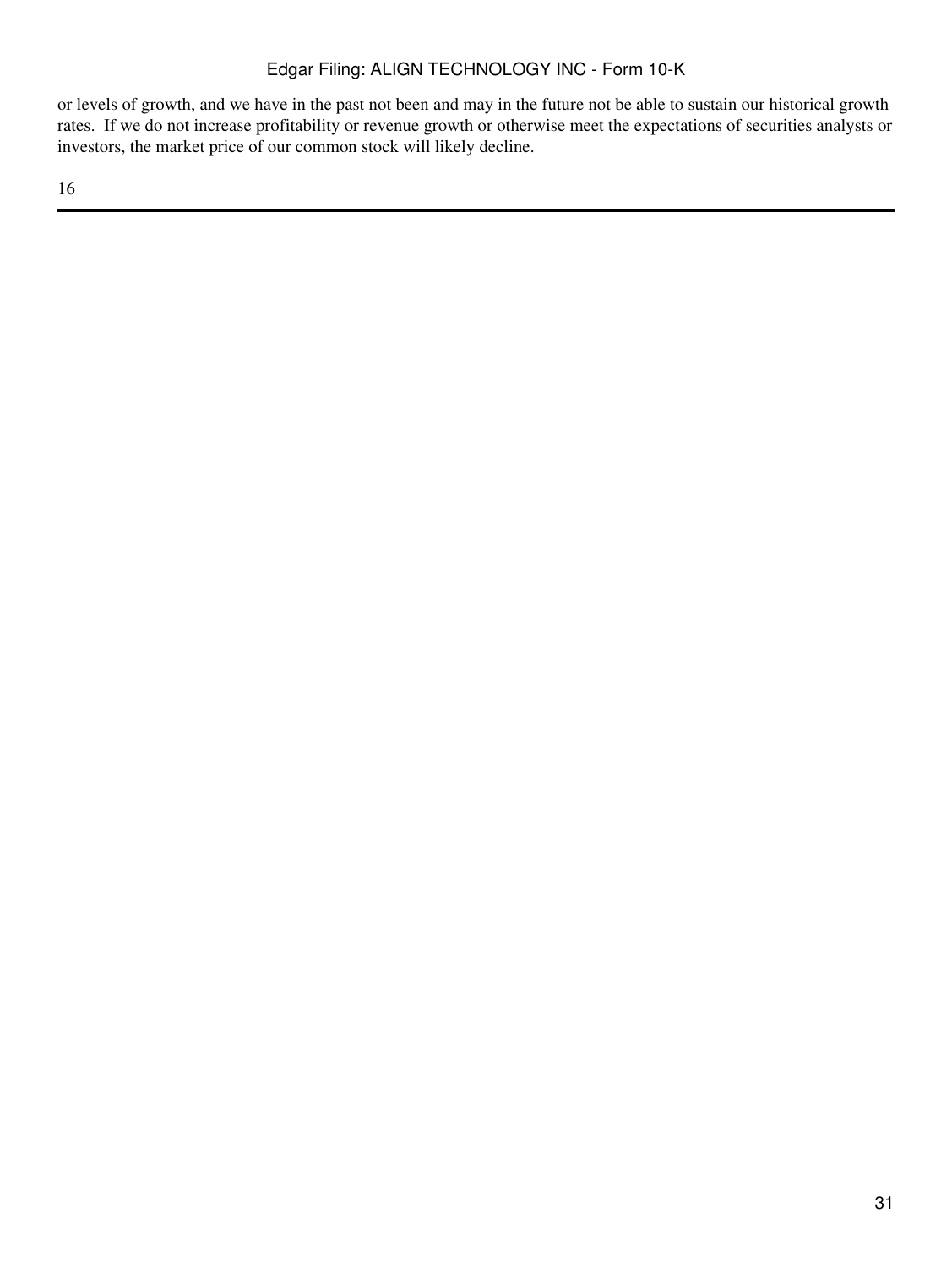or levels of growth, and we have in the past not been and may in the future not be able to sustain our historical growth rates. If we do not increase profitability or revenue growth or otherwise meet the expectations of securities analysts or investors, the market price of our common stock will likely decline.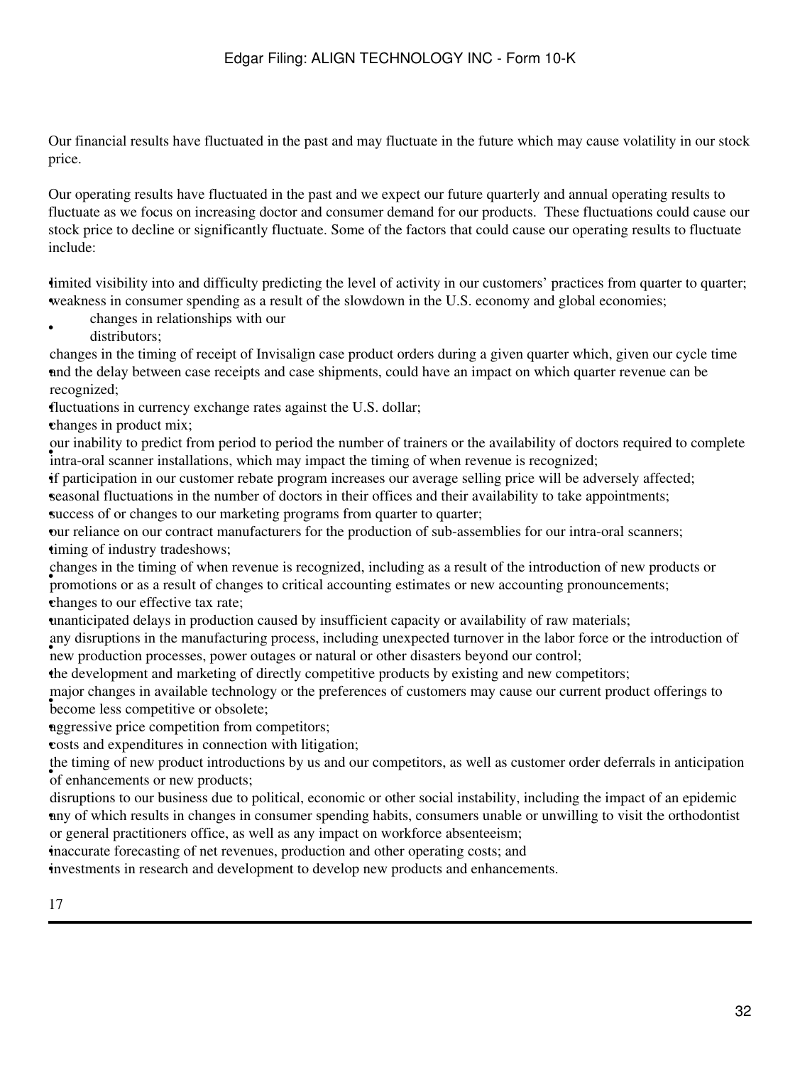Our financial results have fluctuated in the past and may fluctuate in the future which may cause volatility in our stock price.

Our operating results have fluctuated in the past and we expect our future quarterly and annual operating results to fluctuate as we focus on increasing doctor and consumer demand for our products. These fluctuations could cause our stock price to decline or significantly fluctuate. Some of the factors that could cause our operating results to fluctuate include:

- limited visibility into and difficulty predicting the level of activity in our customers' practices from quarter to quarter;
- weakness in consumer spending as a result of the slowdown in the U.S. economy and global economies;
- changes in relationships with our distributors;
- changes in the timing of receipt of Invisalign case product orders during a given quarter which, given our cycle time and the delay between case receipts and case shipments, could have an impact on which quarter revenue can be recognized;
- fluctuations in currency exchange rates against the U.S. dollar;
- changes in product mix;
- our inability to predict from period to period the number of trainers or the availability of doctors required to complete intra-oral scanner installations, which may impact the timing of when revenue is recognized;
- if participation in our customer rebate program increases our average selling price will be adversely affected;
- seasonal fluctuations in the number of doctors in their offices and their availability to take appointments;
- success of or changes to our marketing programs from quarter to quarter;
- our reliance on our contract manufacturers for the production of sub-assemblies for our intra-oral scanners;
- timing of industry tradeshows;
- changes in the timing of when revenue is recognized, including as a result of the introduction of new products or promotions or as a result of changes to critical accounting estimates or new accounting pronouncements;
- changes to our effective tax rate;
- unanticipated delays in production caused by insufficient capacity or availability of raw materials;
- any disruptions in the manufacturing process, including unexpected turnover in the labor force or the introduction of new production processes, power outages or natural or other disasters beyond our control;
- the development and marketing of directly competitive products by existing and new competitors;
- major changes in available technology or the preferences of customers may cause our current product offerings to become less competitive or obsolete;
- aggressive price competition from competitors;
- costs and expenditures in connection with litigation;
- the timing of new product introductions by us and our competitors, as well as customer order deferrals in anticipation of enhancements or new products;
- disruptions to our business due to political, economic or other social instability, including the impact of an epidemic any of which results in changes in consumer spending habits, consumers unable or unwilling to visit the orthodontist or general practitioners office, as well as any impact on workforce absenteeism;
- inaccurate forecasting of net revenues, production and other operating costs; and
- investments in research and development to develop new products and enhancements.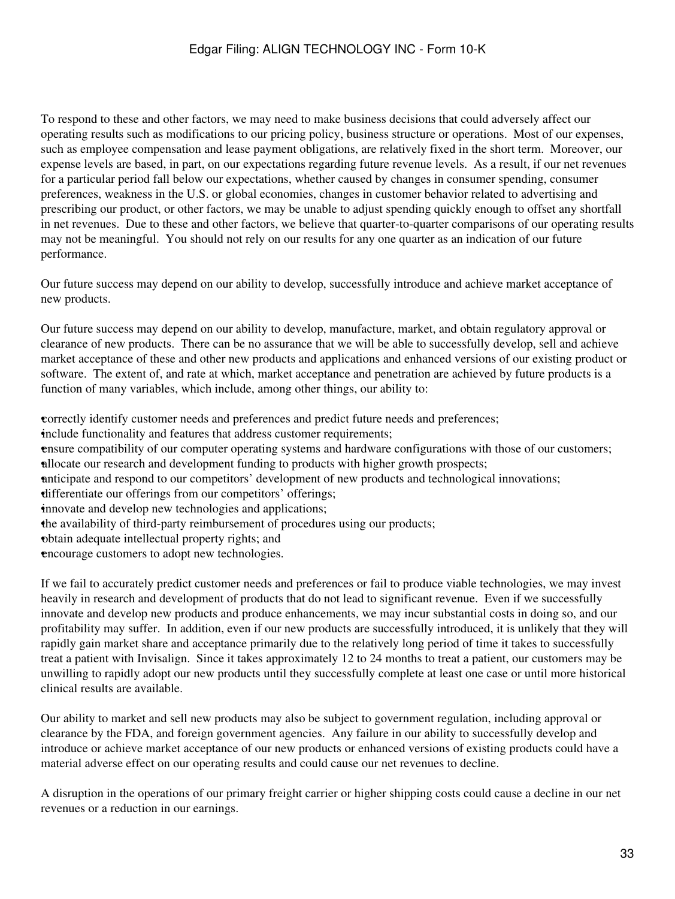To respond to these and other factors, we may need to make business decisions that could adversely affect our operating results such as modifications to our pricing policy, business structure or operations. Most of our expenses, such as employee compensation and lease payment obligations, are relatively fixed in the short term. Moreover, our expense levels are based, in part, on our expectations regarding future revenue levels. As a result, if our net revenues for a particular period fall below our expectations, whether caused by changes in consumer spending, consumer preferences, weakness in the U.S. or global economies, changes in customer behavior related to advertising and prescribing our product, or other factors, we may be unable to adjust spending quickly enough to offset any shortfall in net revenues. Due to these and other factors, we believe that quarter-to-quarter comparisons of our operating results may not be meaningful. You should not rely on our results for any one quarter as an indication of our future performance.

Our future success may depend on our ability to develop, successfully introduce and achieve market acceptance of new products.

Our future success may depend on our ability to develop, manufacture, market, and obtain regulatory approval or clearance of new products. There can be no assurance that we will be able to successfully develop, sell and achieve market acceptance of these and other new products and applications and enhanced versions of our existing product or software. The extent of, and rate at which, market acceptance and penetration are achieved by future products is a function of many variables, which include, among other things, our ability to:

- correctly identify customer needs and preferences and predict future needs and preferences;
- include functionality and features that address customer requirements;
- ensure compatibility of our computer operating systems and hardware configurations with those of our customers;
- allocate our research and development funding to products with higher growth prospects;
- anticipate and respond to our competitors' development of new products and technological innovations;
- differentiate our offerings from our competitors' offerings;
- innovate and develop new technologies and applications;
- the availability of third-party reimbursement of procedures using our products;
- obtain adequate intellectual property rights; and
- encourage customers to adopt new technologies.

If we fail to accurately predict customer needs and preferences or fail to produce viable technologies, we may invest heavily in research and development of products that do not lead to significant revenue. Even if we successfully innovate and develop new products and produce enhancements, we may incur substantial costs in doing so, and our profitability may suffer. In addition, even if our new products are successfully introduced, it is unlikely that they will rapidly gain market share and acceptance primarily due to the relatively long period of time it takes to successfully treat a patient with Invisalign. Since it takes approximately 12 to 24 months to treat a patient, our customers may be unwilling to rapidly adopt our new products until they successfully complete at least one case or until more historical clinical results are available.

Our ability to market and sell new products may also be subject to government regulation, including approval or clearance by the FDA, and foreign government agencies. Any failure in our ability to successfully develop and introduce or achieve market acceptance of our new products or enhanced versions of existing products could have a material adverse effect on our operating results and could cause our net revenues to decline.

A disruption in the operations of our primary freight carrier or higher shipping costs could cause a decline in our net revenues or a reduction in our earnings.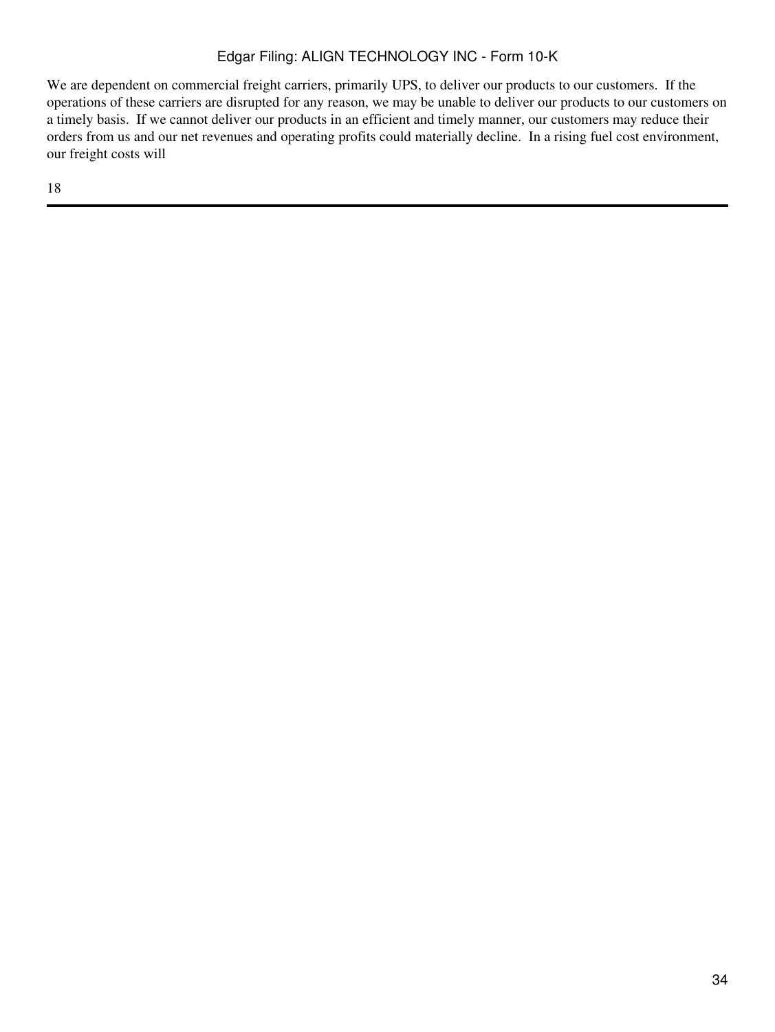We are dependent on commercial freight carriers, primarily UPS, to deliver our products to our customers. If the operations of these carriers are disrupted for any reason, we may be unable to deliver our products to our customers on a timely basis. If we cannot deliver our products in an efficient and timely manner, our customers may reduce their orders from us and our net revenues and operating profits could materially decline. In a rising fuel cost environment, our freight costs will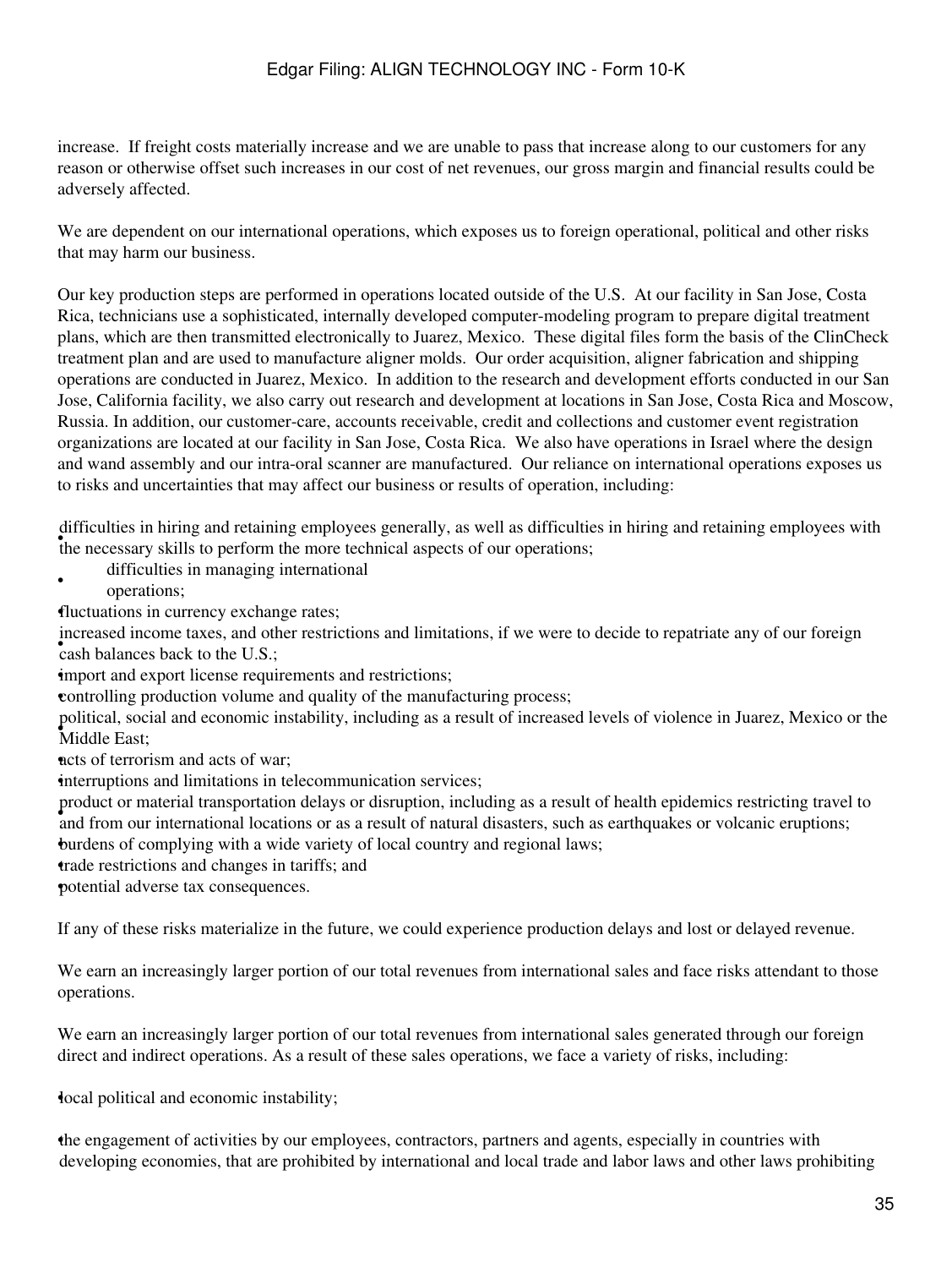increase. If freight costs materially increase and we are unable to pass that increase along to our customers for any reason or otherwise offset such increases in our cost of net revenues, our gross margin and financial results could be adversely affected.

We are dependent on our international operations, which exposes us to foreign operational, political and other risks that may harm our business.

Our key production steps are performed in operations located outside of the U.S. At our facility in San Jose, Costa Rica, technicians use a sophisticated, internally developed computer-modeling program to prepare digital treatment plans, which are then transmitted electronically to Juarez, Mexico. These digital files form the basis of the ClinCheck treatment plan and are used to manufacture aligner molds. Our order acquisition, aligner fabrication and shipping operations are conducted in Juarez, Mexico. In addition to the research and development efforts conducted in our San Jose, California facility, we also carry out research and development at locations in San Jose, Costa Rica and Moscow, Russia. In addition, our customer-care, accounts receivable, credit and collections and customer event registration organizations are located at our facility in San Jose, Costa Rica. We also have operations in Israel where the design and wand assembly and our intra-oral scanner are manufactured. Our reliance on international operations exposes us to risks and uncertainties that may affect our business or results of operation, including:

- difficulties in hiring and retaining employees generally, as well as difficulties in hiring and retaining employees with the necessary skills to perform the more technical aspects of our operations;
- difficulties in managing international operations;
- fluctuations in currency exchange rates;
- increased income taxes, and other restrictions and limitations, if we were to decide to repatriate any of our foreign cash balances back to the U.S.;
- import and export license requirements and restrictions;
- controlling production volume and quality of the manufacturing process;
- political, social and economic instability, including as a result of increased levels of violence in Juarez, Mexico or the Middle East;
- acts of terrorism and acts of war;
- interruptions and limitations in telecommunication services;
- product or material transportation delays or disruption, including as a result of health epidemics restricting travel to and from our international locations or as a result of natural disasters, such as earthquakes or volcanic eruptions;
- burdens of complying with a wide variety of local country and regional laws;
- trade restrictions and changes in tariffs; and
- potential adverse tax consequences.

If any of these risks materialize in the future, we could experience production delays and lost or delayed revenue.

We earn an increasingly larger portion of our total revenues from international sales and face risks attendant to those operations.

We earn an increasingly larger portion of our total revenues from international sales generated through our foreign direct and indirect operations. As a result of these sales operations, we face a variety of risks, including:

- local political and economic instability;
- the engagement of activities by our employees, contractors, partners and agents, especially in countries with developing economies, that are prohibited by international and local trade and labor laws and other laws prohibiting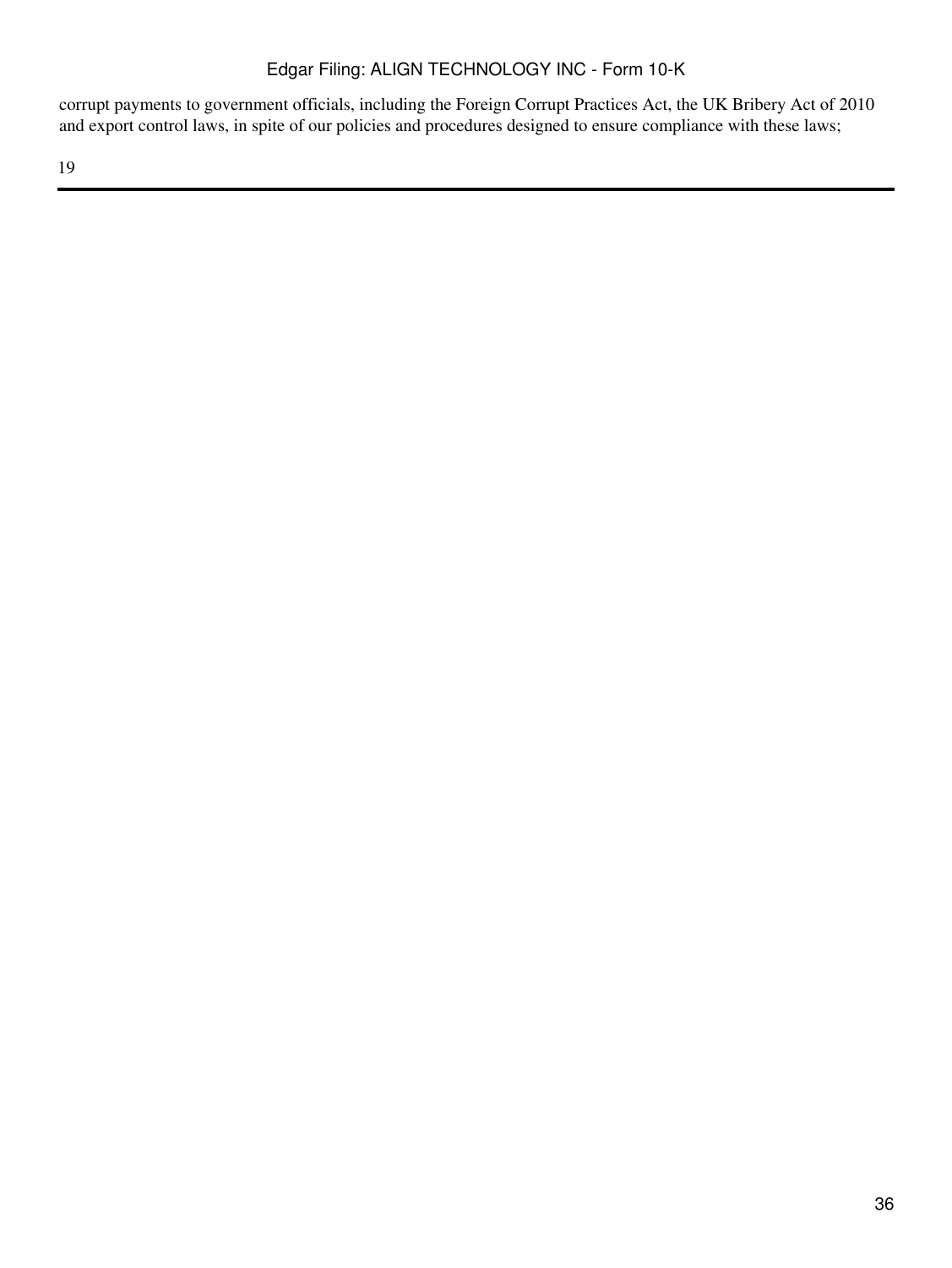corrupt payments to government officials, including the Foreign Corrupt Practices Act, the UK Bribery Act of 2010 and export control laws, in spite of our policies and procedures designed to ensure compliance with these laws;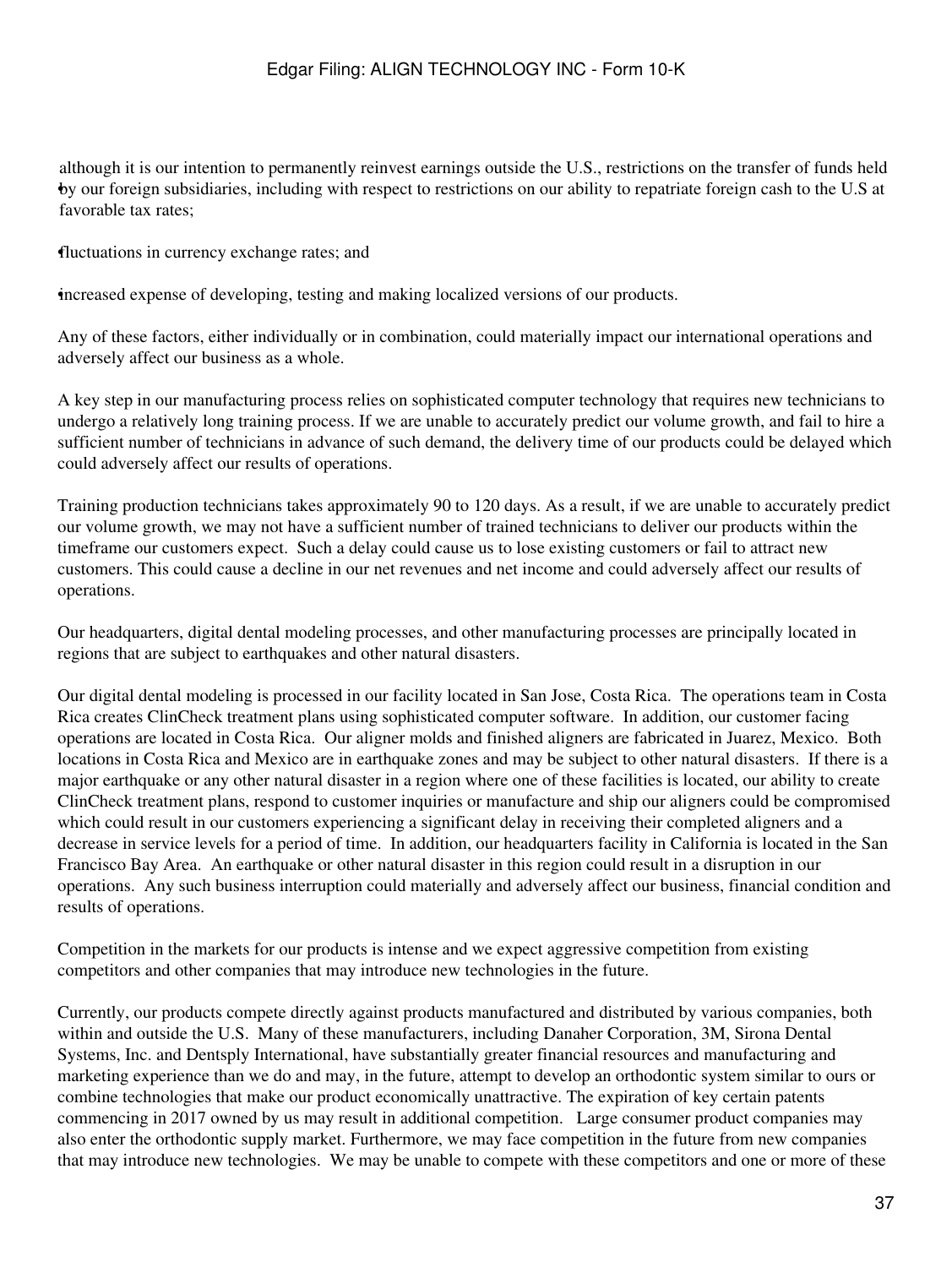- although it is our intention to permanently reinvest earnings outside the U.S., restrictions on the transfer of funds held by our foreign subsidiaries, including with respect to restrictions on our ability to repatriate foreign cash to the U.S at favorable tax rates;
- fluctuations in currency exchange rates; and
- increased expense of developing, testing and making localized versions of our products.

Any of these factors, either individually or in combination, could materially impact our international operations and adversely affect our business as a whole.

A key step in our manufacturing process relies on sophisticated computer technology that requires new technicians to undergo a relatively long training process. If we are unable to accurately predict our volume growth, and fail to hire a sufficient number of technicians in advance of such demand, the delivery time of our products could be delayed which could adversely affect our results of operations.

Training production technicians takes approximately 90 to 120 days. As a result, if we are unable to accurately predict our volume growth, we may not have a sufficient number of trained technicians to deliver our products within the timeframe our customers expect. Such a delay could cause us to lose existing customers or fail to attract new customers. This could cause a decline in our net revenues and net income and could adversely affect our results of operations.

Our headquarters, digital dental modeling processes, and other manufacturing processes are principally located in regions that are subject to earthquakes and other natural disasters.

Our digital dental modeling is processed in our facility located in San Jose, Costa Rica. The operations team in Costa Rica creates ClinCheck treatment plans using sophisticated computer software. In addition, our customer facing operations are located in Costa Rica. Our aligner molds and finished aligners are fabricated in Juarez, Mexico. Both locations in Costa Rica and Mexico are in earthquake zones and may be subject to other natural disasters. If there is a major earthquake or any other natural disaster in a region where one of these facilities is located, our ability to create ClinCheck treatment plans, respond to customer inquiries or manufacture and ship our aligners could be compromised which could result in our customers experiencing a significant delay in receiving their completed aligners and a decrease in service levels for a period of time. In addition, our headquarters facility in California is located in the San Francisco Bay Area. An earthquake or other natural disaster in this region could result in a disruption in our operations. Any such business interruption could materially and adversely affect our business, financial condition and results of operations.

Competition in the markets for our products is intense and we expect aggressive competition from existing competitors and other companies that may introduce new technologies in the future.

Currently, our products compete directly against products manufactured and distributed by various companies, both within and outside the U.S. Many of these manufacturers, including Danaher Corporation, 3M, Sirona Dental Systems, Inc. and Dentsply International, have substantially greater financial resources and manufacturing and marketing experience than we do and may, in the future, attempt to develop an orthodontic system similar to ours or combine technologies that make our product economically unattractive. The expiration of key certain patents commencing in 2017 owned by us may result in additional competition. Large consumer product companies may also enter the orthodontic supply market. Furthermore, we may face competition in the future from new companies that may introduce new technologies. We may be unable to compete with these competitors and one or more of these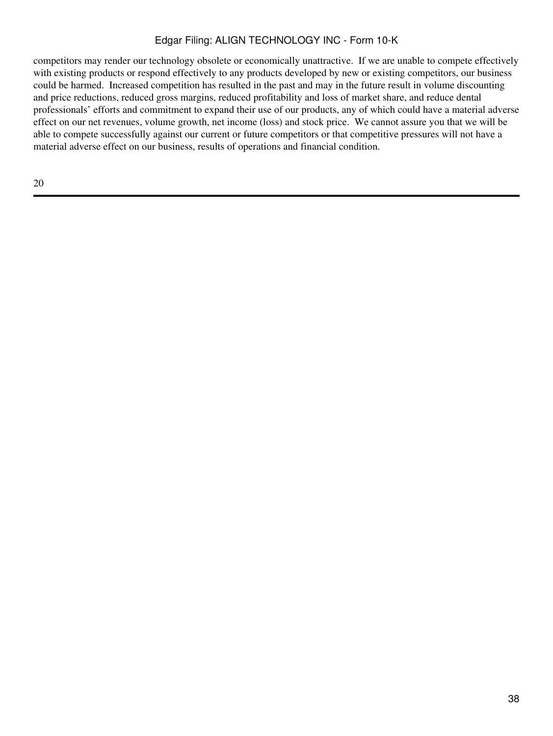competitors may render our technology obsolete or economically unattractive.  If we are unable to compete effectively with existing products or respond effectively to any products developed by new or existing competitors, our business could be harmed.  Increased competition has resulted in the past and may in the future result in volume discounting and price reductions, reduced gross margins, reduced profitability and loss of market share, and reduce dental professionals' efforts and commitment to expand their use of our products, any of which could have a material adverse effect on our net revenues, volume growth, net income (loss) and stock price.  We cannot assure you that we will be able to compete successfully against our current or future competitors or that competitive pressures will not have a material adverse effect on our business, results of operations and financial condition.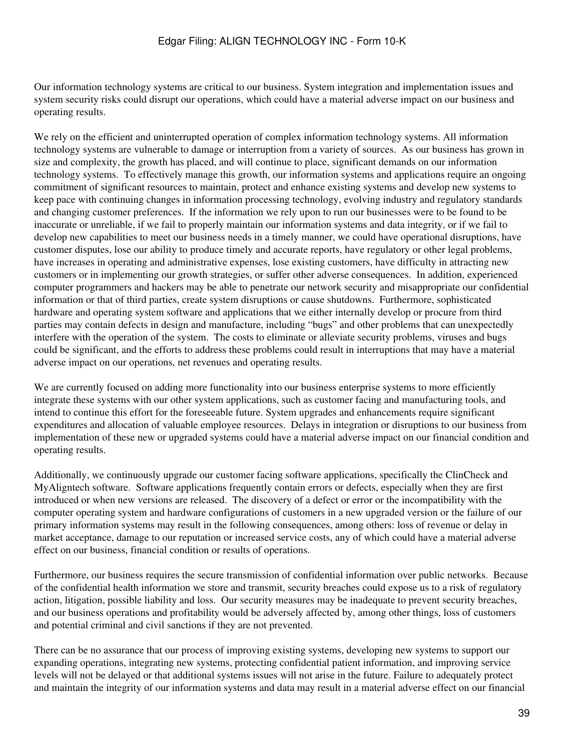Our information technology systems are critical to our business. System integration and implementation issues and system security risks could disrupt our operations, which could have a material adverse impact on our business and operating results.

We rely on the efficient and uninterrupted operation of complex information technology systems. All information technology systems are vulnerable to damage or interruption from a variety of sources. As our business has grown in size and complexity, the growth has placed, and will continue to place, significant demands on our information technology systems. To effectively manage this growth, our information systems and applications require an ongoing commitment of significant resources to maintain, protect and enhance existing systems and develop new systems to keep pace with continuing changes in information processing technology, evolving industry and regulatory standards and changing customer preferences. If the information we rely upon to run our businesses were to be found to be inaccurate or unreliable, if we fail to properly maintain our information systems and data integrity, or if we fail to develop new capabilities to meet our business needs in a timely manner, we could have operational disruptions, have customer disputes, lose our ability to produce timely and accurate reports, have regulatory or other legal problems, have increases in operating and administrative expenses, lose existing customers, have difficulty in attracting new customers or in implementing our growth strategies, or suffer other adverse consequences. In addition, experienced computer programmers and hackers may be able to penetrate our network security and misappropriate our confidential information or that of third parties, create system disruptions or cause shutdowns. Furthermore, sophisticated hardware and operating system software and applications that we either internally develop or procure from third parties may contain defects in design and manufacture, including "bugs" and other problems that can unexpectedly interfere with the operation of the system. The costs to eliminate or alleviate security problems, viruses and bugs could be significant, and the efforts to address these problems could result in interruptions that may have a material adverse impact on our operations, net revenues and operating results.

We are currently focused on adding more functionality into our business enterprise systems to more efficiently integrate these systems with our other system applications, such as customer facing and manufacturing tools, and intend to continue this effort for the foreseeable future. System upgrades and enhancements require significant expenditures and allocation of valuable employee resources. Delays in integration or disruptions to our business from implementation of these new or upgraded systems could have a material adverse impact on our financial condition and operating results.

Additionally, we continuously upgrade our customer facing software applications, specifically the ClinCheck and MyAligntech software. Software applications frequently contain errors or defects, especially when they are first introduced or when new versions are released. The discovery of a defect or error or the incompatibility with the computer operating system and hardware configurations of customers in a new upgraded version or the failure of our primary information systems may result in the following consequences, among others: loss of revenue or delay in market acceptance, damage to our reputation or increased service costs, any of which could have a material adverse effect on our business, financial condition or results of operations.

Furthermore, our business requires the secure transmission of confidential information over public networks. Because of the confidential health information we store and transmit, security breaches could expose us to a risk of regulatory action, litigation, possible liability and loss. Our security measures may be inadequate to prevent security breaches, and our business operations and profitability would be adversely affected by, among other things, loss of customers and potential criminal and civil sanctions if they are not prevented.

There can be no assurance that our process of improving existing systems, developing new systems to support our expanding operations, integrating new systems, protecting confidential patient information, and improving service levels will not be delayed or that additional systems issues will not arise in the future. Failure to adequately protect and maintain the integrity of our information systems and data may result in a material adverse effect on our financial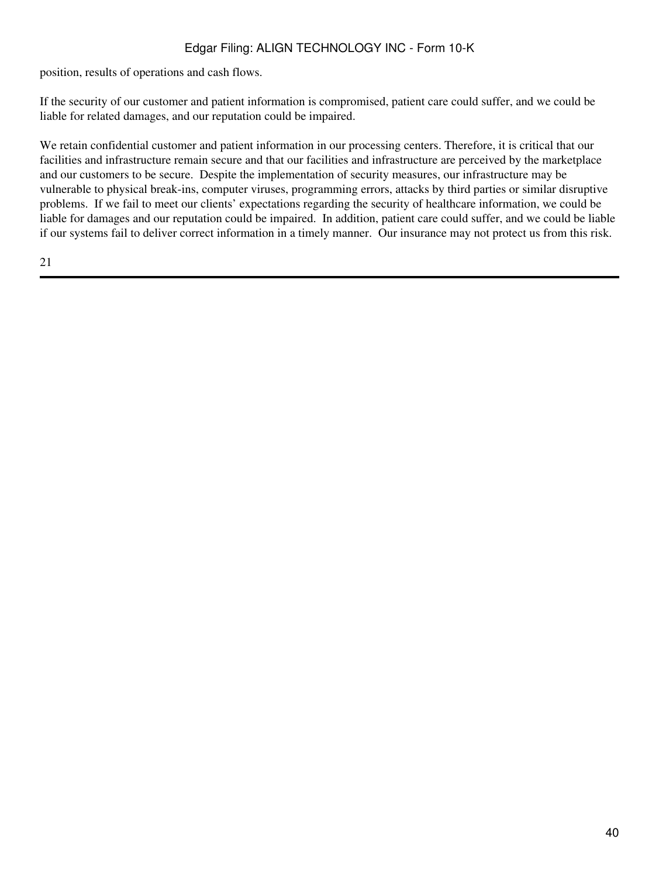position, results of operations and cash flows.

If the security of our customer and patient information is compromised, patient care could suffer, and we could be liable for related damages, and our reputation could be impaired.

We retain confidential customer and patient information in our processing centers. Therefore, it is critical that our facilities and infrastructure remain secure and that our facilities and infrastructure are perceived by the marketplace and our customers to be secure. Despite the implementation of security measures, our infrastructure may be vulnerable to physical break-ins, computer viruses, programming errors, attacks by third parties or similar disruptive problems. If we fail to meet our clients' expectations regarding the security of healthcare information, we could be liable for damages and our reputation could be impaired. In addition, patient care could suffer, and we could be liable if our systems fail to deliver correct information in a timely manner. Our insurance may not protect us from this risk.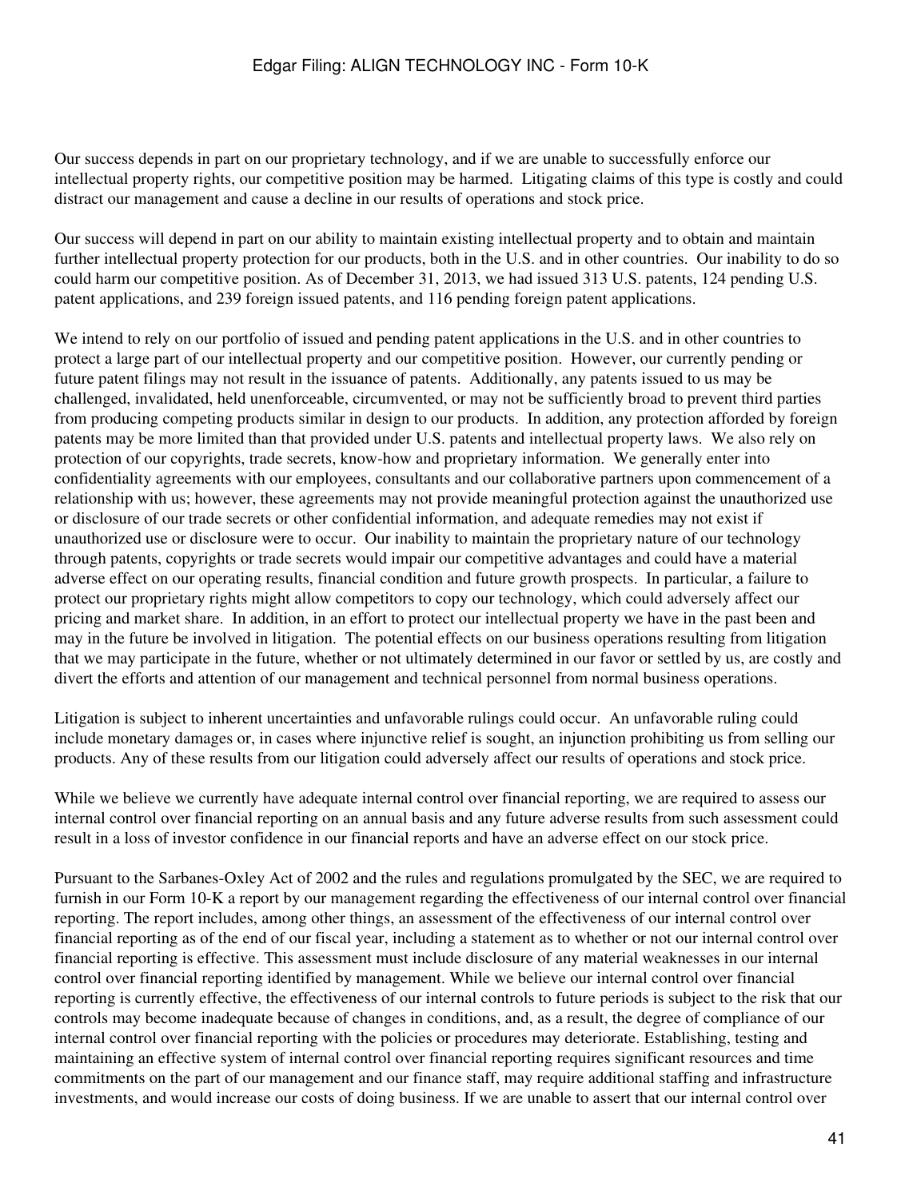Our success depends in part on our proprietary technology, and if we are unable to successfully enforce our intellectual property rights, our competitive position may be harmed. Litigating claims of this type is costly and could distract our management and cause a decline in our results of operations and stock price.

Our success will depend in part on our ability to maintain existing intellectual property and to obtain and maintain further intellectual property protection for our products, both in the U.S. and in other countries. Our inability to do so could harm our competitive position. As of December 31, 2013, we had issued 313 U.S. patents, 124 pending U.S. patent applications, and 239 foreign issued patents, and 116 pending foreign patent applications.

We intend to rely on our portfolio of issued and pending patent applications in the U.S. and in other countries to protect a large part of our intellectual property and our competitive position. However, our currently pending or future patent filings may not result in the issuance of patents. Additionally, any patents issued to us may be challenged, invalidated, held unenforceable, circumvented, or may not be sufficiently broad to prevent third parties from producing competing products similar in design to our products. In addition, any protection afforded by foreign patents may be more limited than that provided under U.S. patents and intellectual property laws. We also rely on protection of our copyrights, trade secrets, know-how and proprietary information. We generally enter into confidentiality agreements with our employees, consultants and our collaborative partners upon commencement of a relationship with us; however, these agreements may not provide meaningful protection against the unauthorized use or disclosure of our trade secrets or other confidential information, and adequate remedies may not exist if unauthorized use or disclosure were to occur. Our inability to maintain the proprietary nature of our technology through patents, copyrights or trade secrets would impair our competitive advantages and could have a material adverse effect on our operating results, financial condition and future growth prospects. In particular, a failure to protect our proprietary rights might allow competitors to copy our technology, which could adversely affect our pricing and market share. In addition, in an effort to protect our intellectual property we have in the past been and may in the future be involved in litigation. The potential effects on our business operations resulting from litigation that we may participate in the future, whether or not ultimately determined in our favor or settled by us, are costly and divert the efforts and attention of our management and technical personnel from normal business operations.

Litigation is subject to inherent uncertainties and unfavorable rulings could occur. An unfavorable ruling could include monetary damages or, in cases where injunctive relief is sought, an injunction prohibiting us from selling our products. Any of these results from our litigation could adversely affect our results of operations and stock price.

While we believe we currently have adequate internal control over financial reporting, we are required to assess our internal control over financial reporting on an annual basis and any future adverse results from such assessment could result in a loss of investor confidence in our financial reports and have an adverse effect on our stock price.

Pursuant to the Sarbanes-Oxley Act of 2002 and the rules and regulations promulgated by the SEC, we are required to furnish in our Form 10-K a report by our management regarding the effectiveness of our internal control over financial reporting. The report includes, among other things, an assessment of the effectiveness of our internal control over financial reporting as of the end of our fiscal year, including a statement as to whether or not our internal control over financial reporting is effective. This assessment must include disclosure of any material weaknesses in our internal control over financial reporting identified by management. While we believe our internal control over financial reporting is currently effective, the effectiveness of our internal controls to future periods is subject to the risk that our controls may become inadequate because of changes in conditions, and, as a result, the degree of compliance of our internal control over financial reporting with the policies or procedures may deteriorate. Establishing, testing and maintaining an effective system of internal control over financial reporting requires significant resources and time commitments on the part of our management and our finance staff, may require additional staffing and infrastructure investments, and would increase our costs of doing business. If we are unable to assert that our internal control over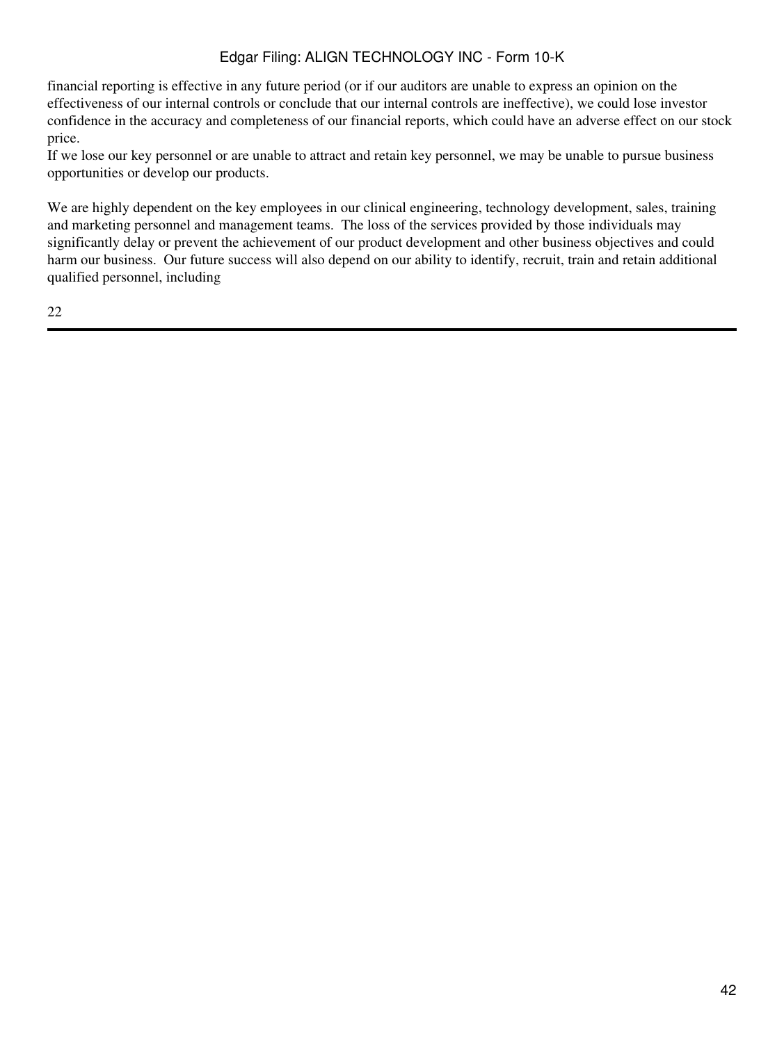financial reporting is effective in any future period (or if our auditors are unable to express an opinion on the effectiveness of our internal controls or conclude that our internal controls are ineffective), we could lose investor confidence in the accuracy and completeness of our financial reports, which could have an adverse effect on our stock price.

If we lose our key personnel or are unable to attract and retain key personnel, we may be unable to pursue business opportunities or develop our products.

We are highly dependent on the key employees in our clinical engineering, technology development, sales, training and marketing personnel and management teams. The loss of the services provided by those individuals may significantly delay or prevent the achievement of our product development and other business objectives and could harm our business. Our future success will also depend on our ability to identify, recruit, train and retain additional qualified personnel, including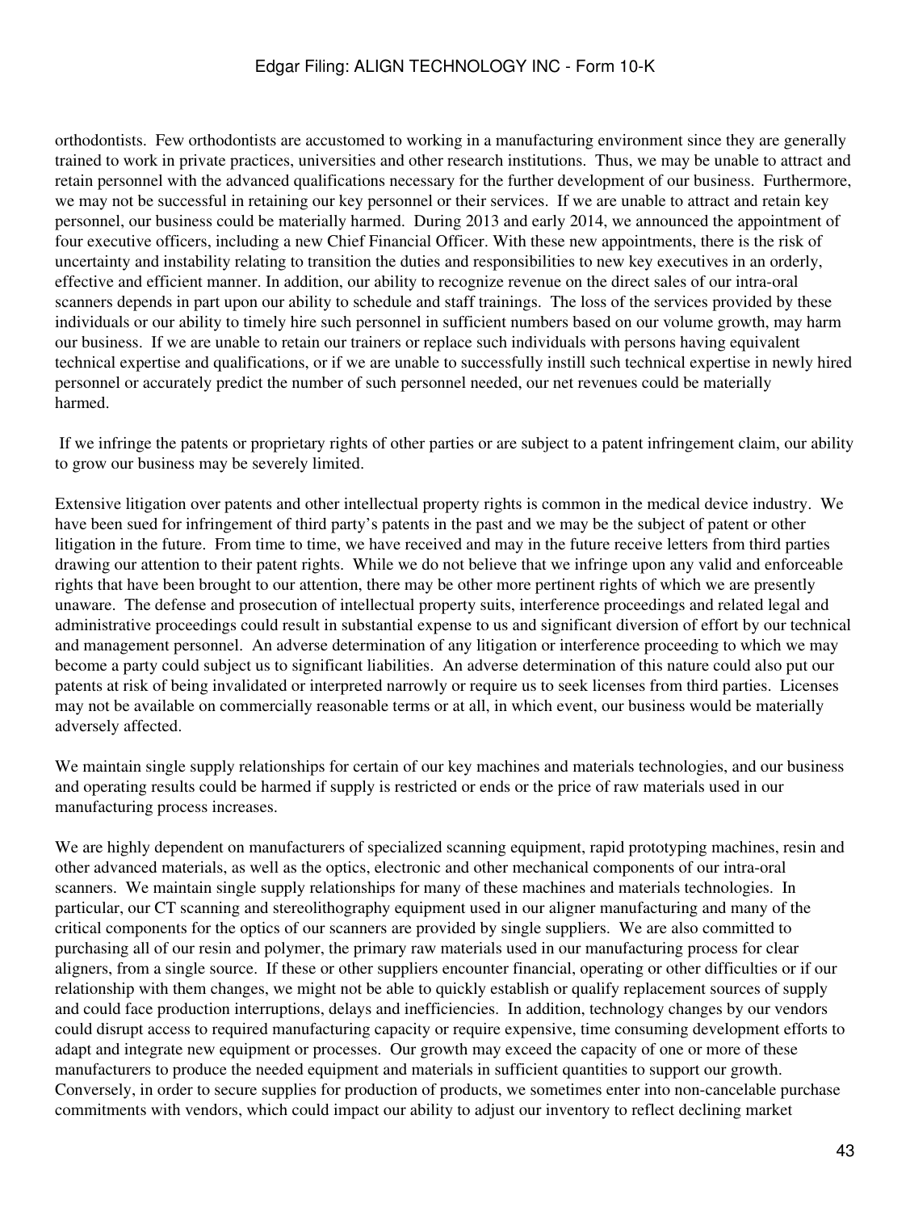orthodontists. Few orthodontists are accustomed to working in a manufacturing environment since they are generally trained to work in private practices, universities and other research institutions. Thus, we may be unable to attract and retain personnel with the advanced qualifications necessary for the further development of our business. Furthermore, we may not be successful in retaining our key personnel or their services. If we are unable to attract and retain key personnel, our business could be materially harmed. During 2013 and early 2014, we announced the appointment of four executive officers, including a new Chief Financial Officer. With these new appointments, there is the risk of uncertainty and instability relating to transition the duties and responsibilities to new key executives in an orderly, effective and efficient manner. In addition, our ability to recognize revenue on the direct sales of our intra-oral scanners depends in part upon our ability to schedule and staff trainings. The loss of the services provided by these individuals or our ability to timely hire such personnel in sufficient numbers based on our volume growth, may harm our business. If we are unable to retain our trainers or replace such individuals with persons having equivalent technical expertise and qualifications, or if we are unable to successfully instill such technical expertise in newly hired personnel or accurately predict the number of such personnel needed, our net revenues could be materially harmed.

If we infringe the patents or proprietary rights of other parties or are subject to a patent infringement claim, our ability to grow our business may be severely limited.

Extensive litigation over patents and other intellectual property rights is common in the medical device industry. We have been sued for infringement of third party's patents in the past and we may be the subject of patent or other litigation in the future. From time to time, we have received and may in the future receive letters from third parties drawing our attention to their patent rights. While we do not believe that we infringe upon any valid and enforceable rights that have been brought to our attention, there may be other more pertinent rights of which we are presently unaware. The defense and prosecution of intellectual property suits, interference proceedings and related legal and administrative proceedings could result in substantial expense to us and significant diversion of effort by our technical and management personnel. An adverse determination of any litigation or interference proceeding to which we may become a party could subject us to significant liabilities. An adverse determination of this nature could also put our patents at risk of being invalidated or interpreted narrowly or require us to seek licenses from third parties. Licenses may not be available on commercially reasonable terms or at all, in which event, our business would be materially adversely affected.

We maintain single supply relationships for certain of our key machines and materials technologies, and our business and operating results could be harmed if supply is restricted or ends or the price of raw materials used in our manufacturing process increases.

We are highly dependent on manufacturers of specialized scanning equipment, rapid prototyping machines, resin and other advanced materials, as well as the optics, electronic and other mechanical components of our intra-oral scanners. We maintain single supply relationships for many of these machines and materials technologies. In particular, our CT scanning and stereolithography equipment used in our aligner manufacturing and many of the critical components for the optics of our scanners are provided by single suppliers. We are also committed to purchasing all of our resin and polymer, the primary raw materials used in our manufacturing process for clear aligners, from a single source. If these or other suppliers encounter financial, operating or other difficulties or if our relationship with them changes, we might not be able to quickly establish or qualify replacement sources of supply and could face production interruptions, delays and inefficiencies. In addition, technology changes by our vendors could disrupt access to required manufacturing capacity or require expensive, time consuming development efforts to adapt and integrate new equipment or processes. Our growth may exceed the capacity of one or more of these manufacturers to produce the needed equipment and materials in sufficient quantities to support our growth. Conversely, in order to secure supplies for production of products, we sometimes enter into non-cancelable purchase commitments with vendors, which could impact our ability to adjust our inventory to reflect declining market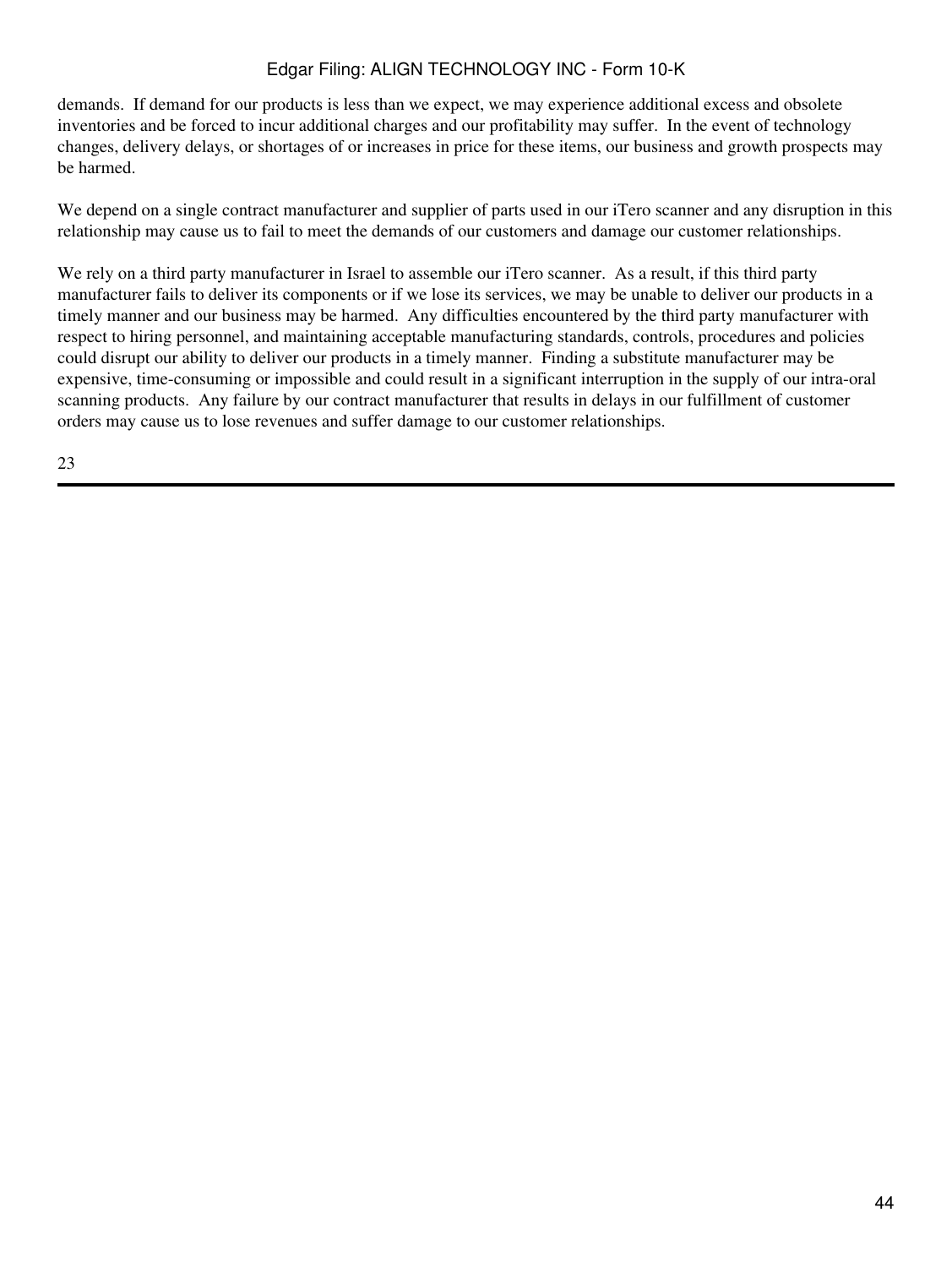demands. If demand for our products is less than we expect, we may experience additional excess and obsolete inventories and be forced to incur additional charges and our profitability may suffer. In the event of technology changes, delivery delays, or shortages of or increases in price for these items, our business and growth prospects may be harmed.

*We depend on a single contract manufacturer and supplier of parts used in our iTero scanner and any disruption in this relationship may cause us to fail to meet the demands of our customers and damage our customer relationships.*

We rely on a third party manufacturer in Israel to assemble our iTero scanner. As a result, if this third party manufacturer fails to deliver its components or if we lose its services, we may be unable to deliver our products in a timely manner and our business may be harmed. Any difficulties encountered by the third party manufacturer with respect to hiring personnel, and maintaining acceptable manufacturing standards, controls, procedures and policies could disrupt our ability to deliver our products in a timely manner. Finding a substitute manufacturer may be expensive, time-consuming or impossible and could result in a significant interruption in the supply of our intra-oral scanning products. Any failure by our contract manufacturer that results in delays in our fulfillment of customer orders may cause us to lose revenues and suffer damage to our customer relationships.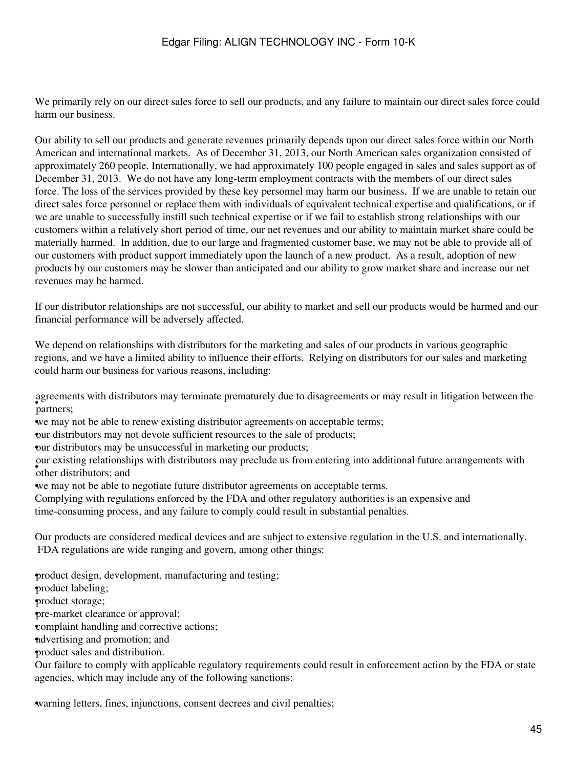We primarily rely on our direct sales force to sell our products, and any failure to maintain our direct sales force could harm our business.

Our ability to sell our products and generate revenues primarily depends upon our direct sales force within our North American and international markets. As of December 31, 2013, our North American sales organization consisted of approximately 260 people. Internationally, we had approximately 100 people engaged in sales and sales support as of December 31, 2013. We do not have any long-term employment contracts with the members of our direct sales force. The loss of the services provided by these key personnel may harm our business. If we are unable to retain our direct sales force personnel or replace them with individuals of equivalent technical expertise and qualifications, or if we are unable to successfully instill such technical expertise or if we fail to establish strong relationships with our customers within a relatively short period of time, our net revenues and our ability to maintain market share could be materially harmed. In addition, due to our large and fragmented customer base, we may not be able to provide all of our customers with product support immediately upon the launch of a new product. As a result, adoption of new products by our customers may be slower than anticipated and our ability to grow market share and increase our net revenues may be harmed.

If our distributor relationships are not successful, our ability to market and sell our products would be harmed and our financial performance will be adversely affected.

We depend on relationships with distributors for the marketing and sales of our products in various geographic regions, and we have a limited ability to influence their efforts. Relying on distributors for our sales and marketing could harm our business for various reasons, including:

- agreements with distributors may terminate prematurely due to disagreements or may result in litigation between the partners;
- we may not be able to renew existing distributor agreements on acceptable terms;
- our distributors may not devote sufficient resources to the sale of products;
- our distributors may be unsuccessful in marketing our products;
- our existing relationships with distributors may preclude us from entering into additional future arrangements with other distributors; and
- we may not be able to negotiate future distributor agreements on acceptable terms.

Complying with regulations enforced by the FDA and other regulatory authorities is an expensive and time-consuming process, and any failure to comply could result in substantial penalties.

Our products are considered medical devices and are subject to extensive regulation in the U.S. and internationally. FDA regulations are wide ranging and govern, among other things:

- product design, development, manufacturing and testing;
- product labeling;
- product storage;
- pre-market clearance or approval;
- complaint handling and corrective actions;
- advertising and promotion; and
- product sales and distribution.

Our failure to comply with applicable regulatory requirements could result in enforcement action by the FDA or state agencies, which may include any of the following sanctions:

- warning letters, fines, injunctions, consent decrees and civil penalties;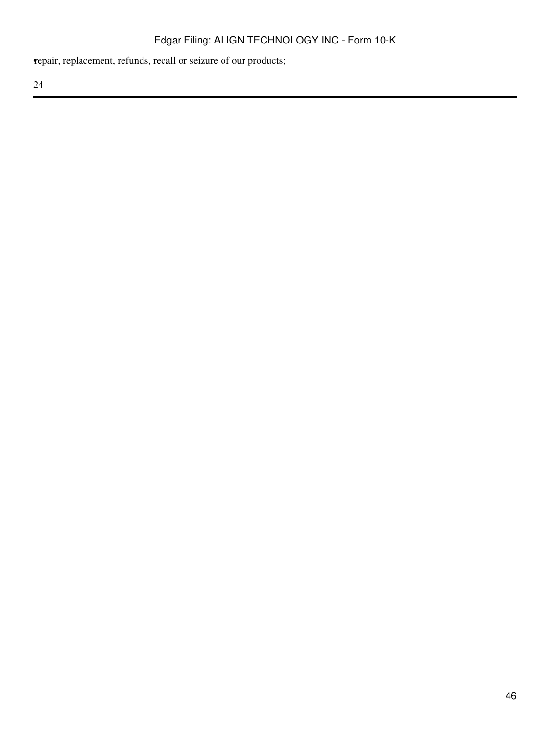- repair, replacement, refunds, recall or seizure of our products;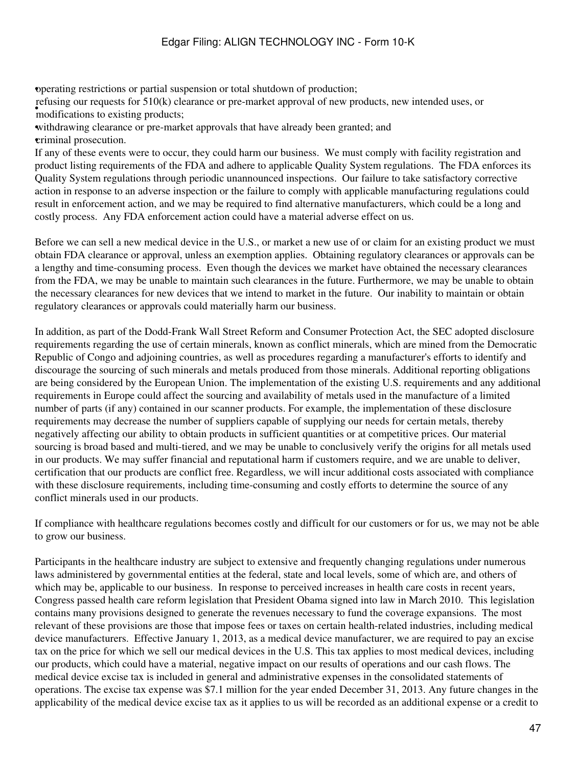- operating restrictions or partial suspension or total shutdown of production;
- refusing our requests for 510(k) clearance or pre-market approval of new products, new intended uses, or modifications to existing products;
- withdrawing clearance or pre-market approvals that have already been granted; and
- criminal prosecution.

If any of these events were to occur, they could harm our business. We must comply with facility registration and product listing requirements of the FDA and adhere to applicable Quality System regulations. The FDA enforces its Quality System regulations through periodic unannounced inspections. Our failure to take satisfactory corrective action in response to an adverse inspection or the failure to comply with applicable manufacturing regulations could result in enforcement action, and we may be required to find alternative manufacturers, which could be a long and costly process. Any FDA enforcement action could have a material adverse effect on us.

Before we can sell a new medical device in the U.S., or market a new use of or claim for an existing product we must obtain FDA clearance or approval, unless an exemption applies. Obtaining regulatory clearances or approvals can be a lengthy and time-consuming process. Even though the devices we market have obtained the necessary clearances from the FDA, we may be unable to maintain such clearances in the future. Furthermore, we may be unable to obtain the necessary clearances for new devices that we intend to market in the future. Our inability to maintain or obtain regulatory clearances or approvals could materially harm our business.

In addition, as part of the Dodd-Frank Wall Street Reform and Consumer Protection Act, the SEC adopted disclosure requirements regarding the use of certain minerals, known as conflict minerals, which are mined from the Democratic Republic of Congo and adjoining countries, as well as procedures regarding a manufacturer's efforts to identify and discourage the sourcing of such minerals and metals produced from those minerals. Additional reporting obligations are being considered by the European Union. The implementation of the existing U.S. requirements and any additional requirements in Europe could affect the sourcing and availability of metals used in the manufacture of a limited number of parts (if any) contained in our scanner products. For example, the implementation of these disclosure requirements may decrease the number of suppliers capable of supplying our needs for certain metals, thereby negatively affecting our ability to obtain products in sufficient quantities or at competitive prices. Our material sourcing is broad based and multi-tiered, and we may be unable to conclusively verify the origins for all metals used in our products. We may suffer financial and reputational harm if customers require, and we are unable to deliver, certification that our products are conflict free. Regardless, we will incur additional costs associated with compliance with these disclosure requirements, including time-consuming and costly efforts to determine the source of any conflict minerals used in our products.

If compliance with healthcare regulations becomes costly and difficult for our customers or for us, we may not be able to grow our business.

Participants in the healthcare industry are subject to extensive and frequently changing regulations under numerous laws administered by governmental entities at the federal, state and local levels, some of which are, and others of which may be, applicable to our business. In response to perceived increases in health care costs in recent years, Congress passed health care reform legislation that President Obama signed into law in March 2010. This legislation contains many provisions designed to generate the revenues necessary to fund the coverage expansions. The most relevant of these provisions are those that impose fees or taxes on certain health-related industries, including medical device manufacturers. Effective January 1, 2013, as a medical device manufacturer, we are required to pay an excise tax on the price for which we sell our medical devices in the U.S. This tax applies to most medical devices, including our products, which could have a material, negative impact on our results of operations and our cash flows. The medical device excise tax is included in general and administrative expenses in the consolidated statements of operations. The excise tax expense was $7.1 million for the year ended December 31, 2013. Any future changes in the applicability of the medical device excise tax as it applies to us will be recorded as an additional expense or a credit to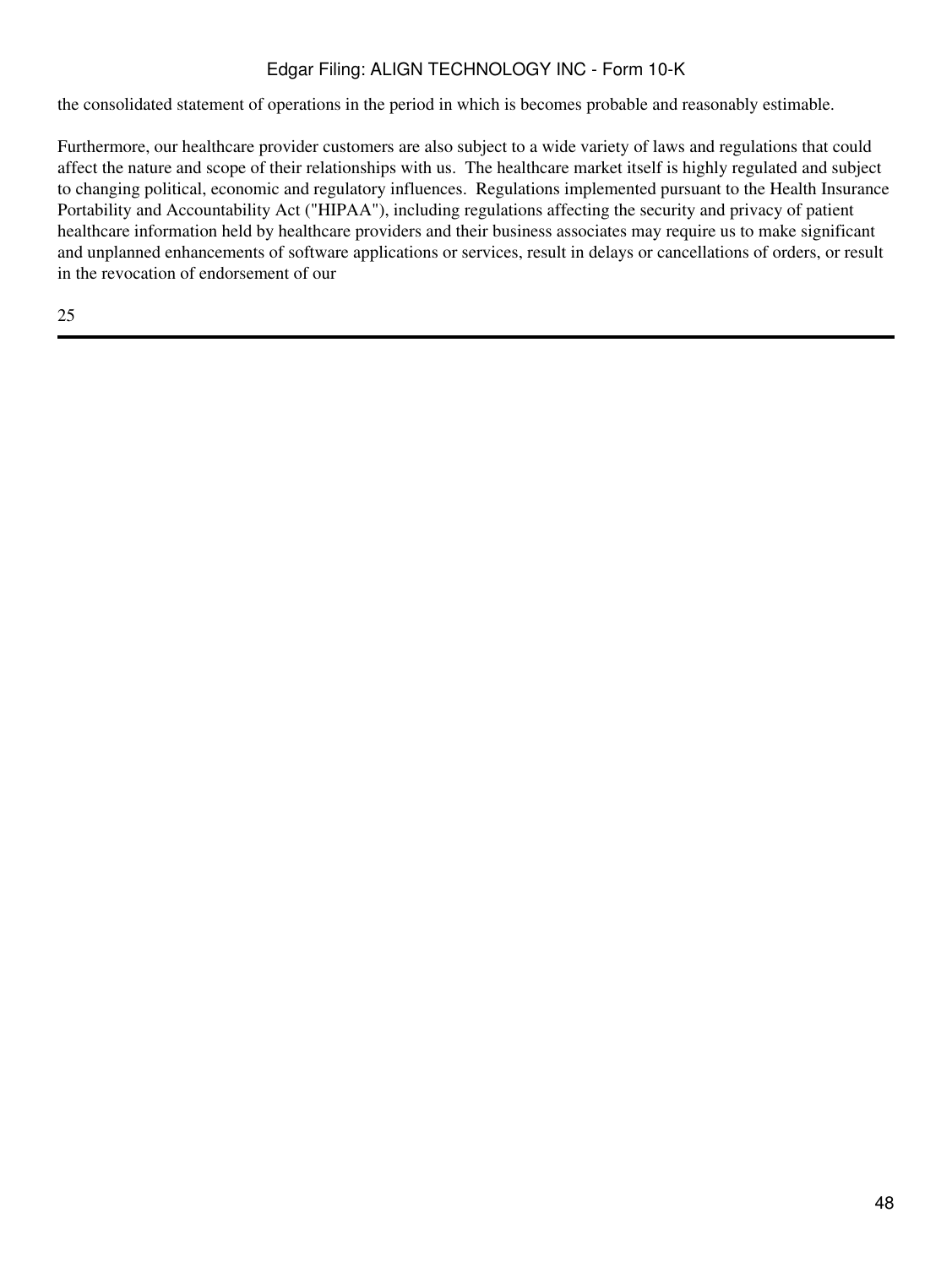the consolidated statement of operations in the period in which is becomes probable and reasonably estimable.

Furthermore, our healthcare provider customers are also subject to a wide variety of laws and regulations that could affect the nature and scope of their relationships with us. The healthcare market itself is highly regulated and subject to changing political, economic and regulatory influences. Regulations implemented pursuant to the Health Insurance Portability and Accountability Act ("HIPAA"), including regulations affecting the security and privacy of patient healthcare information held by healthcare providers and their business associates may require us to make significant and unplanned enhancements of software applications or services, result in delays or cancellations of orders, or result in the revocation of endorsement of our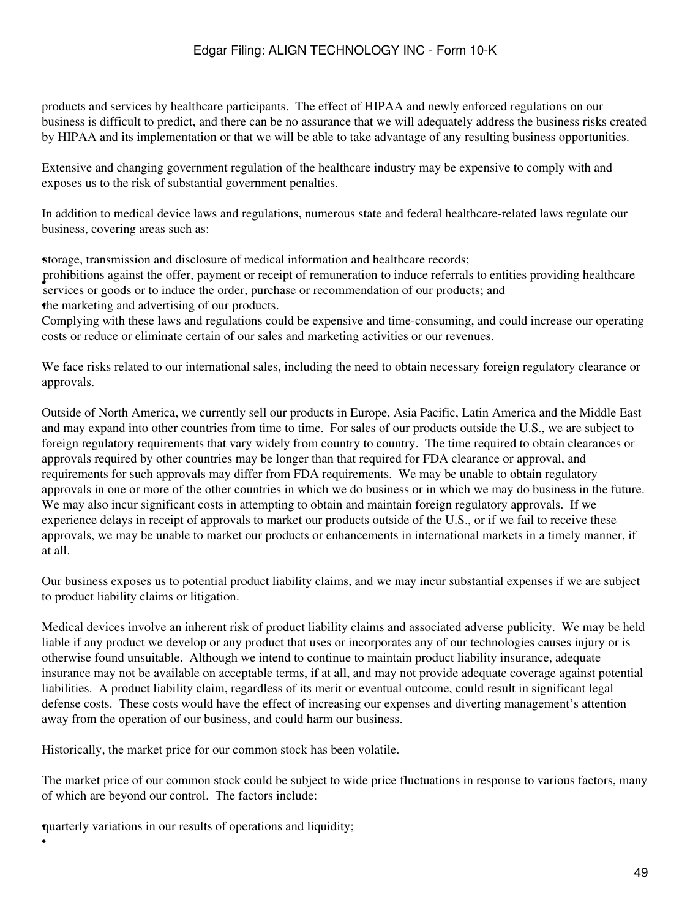products and services by healthcare participants. The effect of HIPAA and newly enforced regulations on our business is difficult to predict, and there can be no assurance that we will adequately address the business risks created by HIPAA and its implementation or that we will be able to take advantage of any resulting business opportunities.

Extensive and changing government regulation of the healthcare industry may be expensive to comply with and exposes us to the risk of substantial government penalties.

In addition to medical device laws and regulations, numerous state and federal healthcare-related laws regulate our business, covering areas such as:

- storage, transmission and disclosure of medical information and healthcare records;
- prohibitions against the offer, payment or receipt of remuneration to induce referrals to entities providing healthcare services or goods or to induce the order, purchase or recommendation of our products; and
- the marketing and advertising of our products.

Complying with these laws and regulations could be expensive and time-consuming, and could increase our operating costs or reduce or eliminate certain of our sales and marketing activities or our revenues.

We face risks related to our international sales, including the need to obtain necessary foreign regulatory clearance or approvals.

Outside of North America, we currently sell our products in Europe, Asia Pacific, Latin America and the Middle East and may expand into other countries from time to time. For sales of our products outside the U.S., we are subject to foreign regulatory requirements that vary widely from country to country. The time required to obtain clearances or approvals required by other countries may be longer than that required for FDA clearance or approval, and requirements for such approvals may differ from FDA requirements. We may be unable to obtain regulatory approvals in one or more of the other countries in which we do business or in which we may do business in the future. We may also incur significant costs in attempting to obtain and maintain foreign regulatory approvals. If we experience delays in receipt of approvals to market our products outside of the U.S., or if we fail to receive these approvals, we may be unable to market our products or enhancements in international markets in a timely manner, if at all.

Our business exposes us to potential product liability claims, and we may incur substantial expenses if we are subject to product liability claims or litigation.

Medical devices involve an inherent risk of product liability claims and associated adverse publicity. We may be held liable if any product we develop or any product that uses or incorporates any of our technologies causes injury or is otherwise found unsuitable. Although we intend to continue to maintain product liability insurance, adequate insurance may not be available on acceptable terms, if at all, and may not provide adequate coverage against potential liabilities. A product liability claim, regardless of its merit or eventual outcome, could result in significant legal defense costs. These costs would have the effect of increasing our expenses and diverting management's attention away from the operation of our business, and could harm our business.

Historically, the market price for our common stock has been volatile.

The market price of our common stock could be subject to wide price fluctuations in response to various factors, many of which are beyond our control. The factors include:

- quarterly variations in our results of operations and liquidity;
-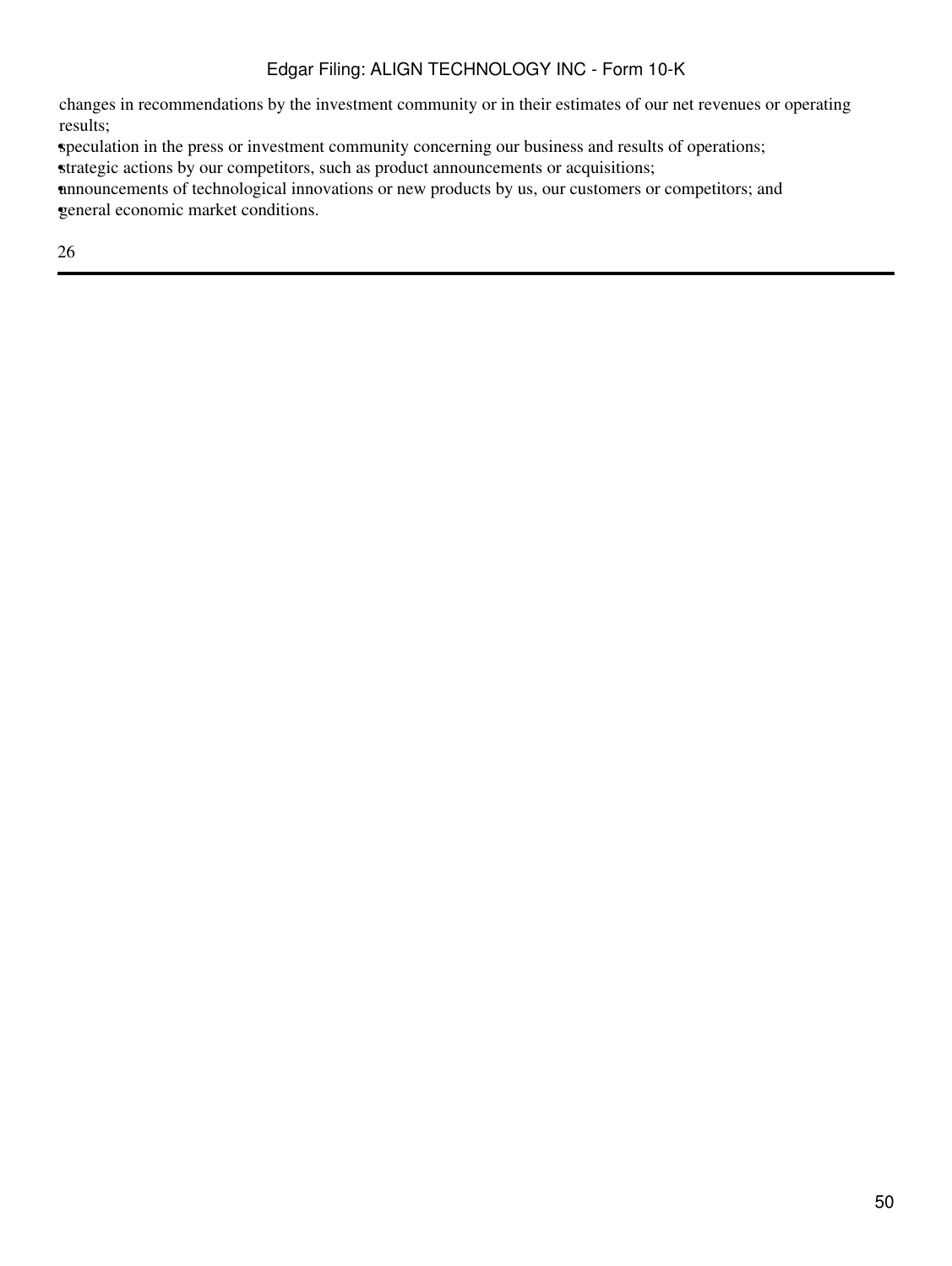- changes in recommendations by the investment community or in their estimates of our net revenues or operating results;
- speculation in the press or investment community concerning our business and results of operations;
- strategic actions by our competitors, such as product announcements or acquisitions;
- announcements of technological innovations or new products by us, our customers or competitors; and
- general economic market conditions.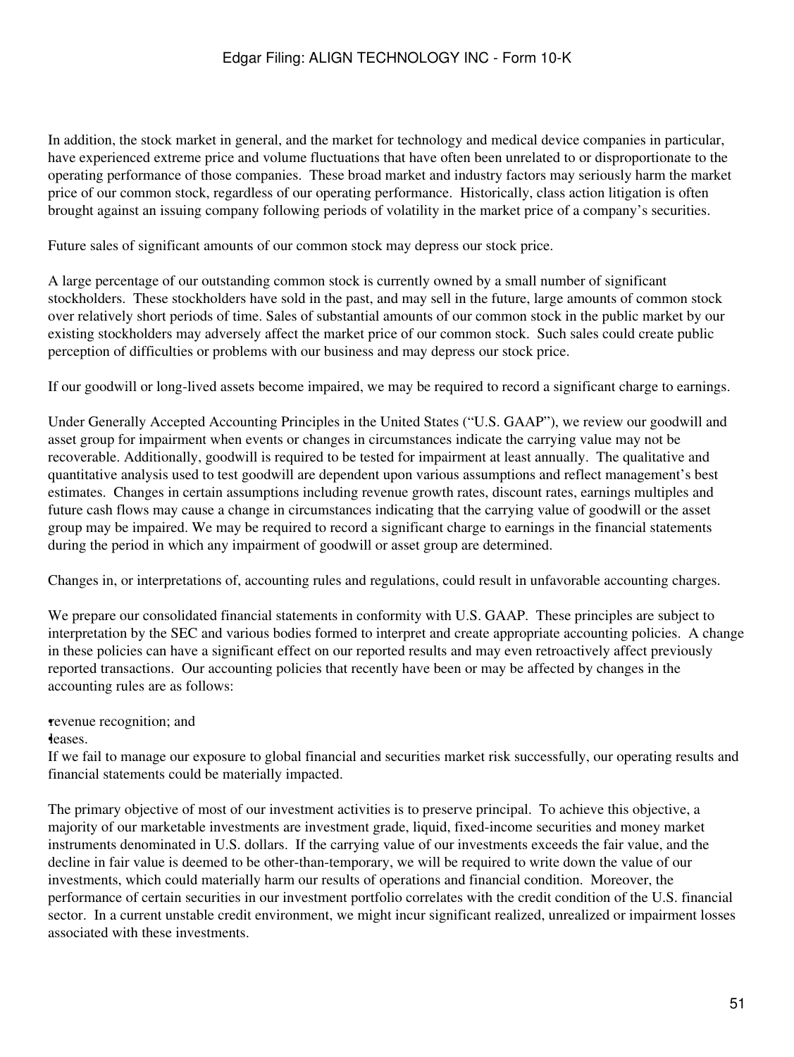In addition, the stock market in general, and the market for technology and medical device companies in particular, have experienced extreme price and volume fluctuations that have often been unrelated to or disproportionate to the operating performance of those companies. These broad market and industry factors may seriously harm the market price of our common stock, regardless of our operating performance. Historically, class action litigation is often brought against an issuing company following periods of volatility in the market price of a company's securities.

Future sales of significant amounts of our common stock may depress our stock price.

A large percentage of our outstanding common stock is currently owned by a small number of significant stockholders. These stockholders have sold in the past, and may sell in the future, large amounts of common stock over relatively short periods of time. Sales of substantial amounts of our common stock in the public market by our existing stockholders may adversely affect the market price of our common stock. Such sales could create public perception of difficulties or problems with our business and may depress our stock price.

If our goodwill or long-lived assets become impaired, we may be required to record a significant charge to earnings.

Under Generally Accepted Accounting Principles in the United States ("U.S. GAAP"), we review our goodwill and asset group for impairment when events or changes in circumstances indicate the carrying value may not be recoverable. Additionally, goodwill is required to be tested for impairment at least annually. The qualitative and quantitative analysis used to test goodwill are dependent upon various assumptions and reflect management's best estimates. Changes in certain assumptions including revenue growth rates, discount rates, earnings multiples and future cash flows may cause a change in circumstances indicating that the carrying value of goodwill or the asset group may be impaired. We may be required to record a significant charge to earnings in the financial statements during the period in which any impairment of goodwill or asset group are determined.

Changes in, or interpretations of, accounting rules and regulations, could result in unfavorable accounting charges.

We prepare our consolidated financial statements in conformity with U.S. GAAP. These principles are subject to interpretation by the SEC and various bodies formed to interpret and create appropriate accounting policies. A change in these policies can have a significant effect on our reported results and may even retroactively affect previously reported transactions. Our accounting policies that recently have been or may be affected by changes in the accounting rules are as follows:

- revenue recognition; and
- leases.

If we fail to manage our exposure to global financial and securities market risk successfully, our operating results and financial statements could be materially impacted.

The primary objective of most of our investment activities is to preserve principal. To achieve this objective, a majority of our marketable investments are investment grade, liquid, fixed-income securities and money market instruments denominated in U.S. dollars. If the carrying value of our investments exceeds the fair value, and the decline in fair value is deemed to be other-than-temporary, we will be required to write down the value of our investments, which could materially harm our results of operations and financial condition. Moreover, the performance of certain securities in our investment portfolio correlates with the credit condition of the U.S. financial sector. In a current unstable credit environment, we might incur significant realized, unrealized or impairment losses associated with these investments.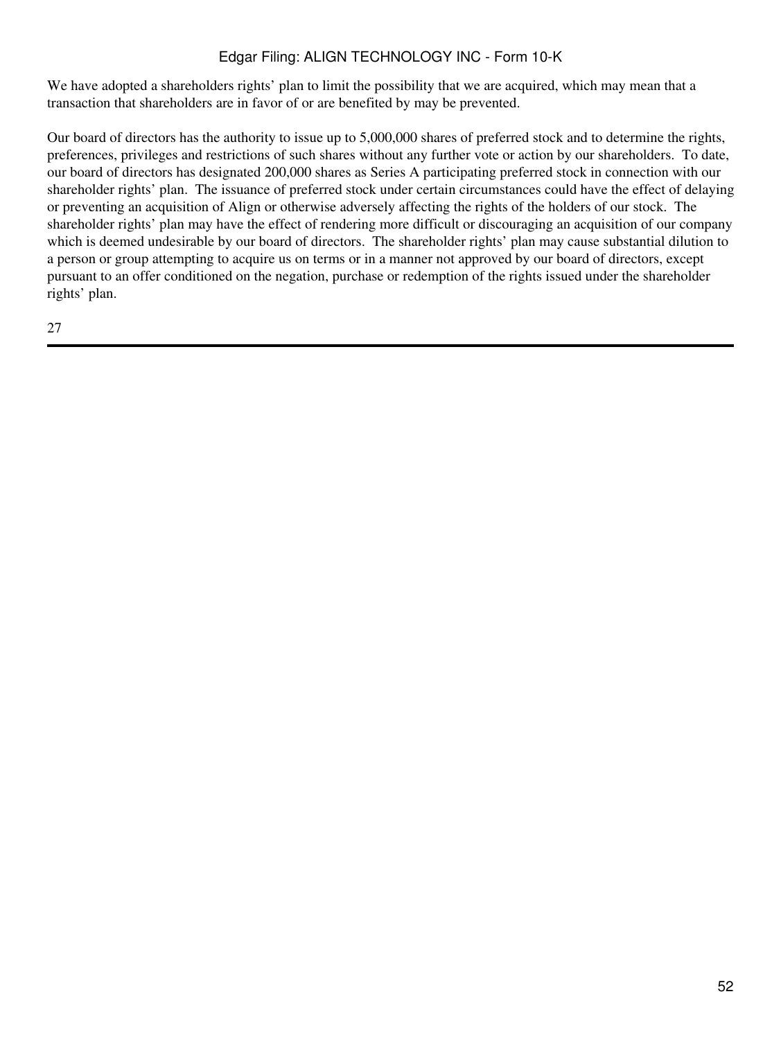We have adopted a shareholders rights' plan to limit the possibility that we are acquired, which may mean that a transaction that shareholders are in favor of or are benefited by may be prevented.

Our board of directors has the authority to issue up to 5,000,000 shares of preferred stock and to determine the rights, preferences, privileges and restrictions of such shares without any further vote or action by our shareholders. To date, our board of directors has designated 200,000 shares as Series A participating preferred stock in connection with our shareholder rights' plan. The issuance of preferred stock under certain circumstances could have the effect of delaying or preventing an acquisition of Align or otherwise adversely affecting the rights of the holders of our stock. The shareholder rights' plan may have the effect of rendering more difficult or discouraging an acquisition of our company which is deemed undesirable by our board of directors. The shareholder rights' plan may cause substantial dilution to a person or group attempting to acquire us on terms or in a manner not approved by our board of directors, except pursuant to an offer conditioned on the negation, purchase or redemption of the rights issued under the shareholder rights' plan.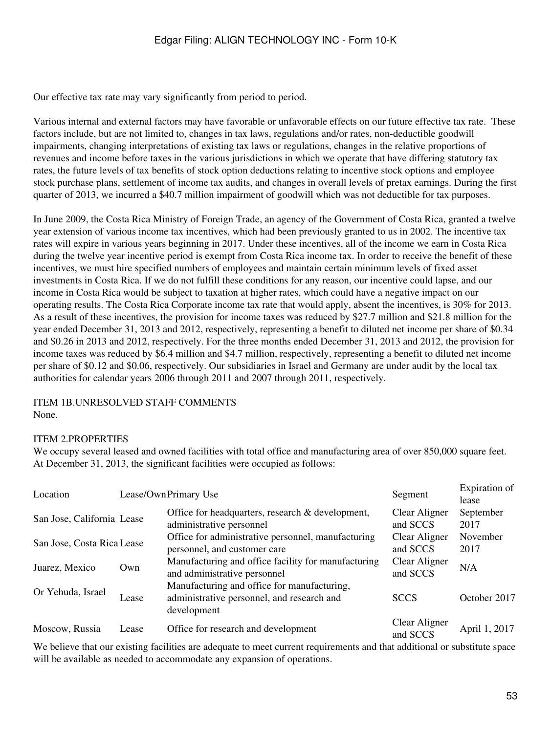Our effective tax rate may vary significantly from period to period.

Various internal and external factors may have favorable or unfavorable effects on our future effective tax rate. These factors include, but are not limited to, changes in tax laws, regulations and/or rates, non-deductible goodwill impairments, changing interpretations of existing tax laws or regulations, changes in the relative proportions of revenues and income before taxes in the various jurisdictions in which we operate that have differing statutory tax rates, the future levels of tax benefits of stock option deductions relating to incentive stock options and employee stock purchase plans, settlement of income tax audits, and changes in overall levels of pretax earnings. During the first quarter of 2013, we incurred a $40.7 million impairment of goodwill which was not deductible for tax purposes.

In June 2009, the Costa Rica Ministry of Foreign Trade, an agency of the Government of Costa Rica, granted a twelve year extension of various income tax incentives, which had been previously granted to us in 2002. The incentive tax rates will expire in various years beginning in 2017. Under these incentives, all of the income we earn in Costa Rica during the twelve year incentive period is exempt from Costa Rica income tax. In order to receive the benefit of these incentives, we must hire specified numbers of employees and maintain certain minimum levels of fixed asset investments in Costa Rica. If we do not fulfill these conditions for any reason, our incentive could lapse, and our income in Costa Rica would be subject to taxation at higher rates, which could have a negative impact on our operating results. The Costa Rica Corporate income tax rate that would apply, absent the incentives, is 30% for 2013. As a result of these incentives, the provision for income taxes was reduced by $27.7 million and $21.8 million for the year ended December 31, 2013 and 2012, respectively, representing a benefit to diluted net income per share of $0.34 and $0.26 in 2013 and 2012, respectively. For the three months ended December 31, 2013 and 2012, the provision for income taxes was reduced by $6.4 million and $4.7 million, respectively, representing a benefit to diluted net income per share of $0.12 and $0.06, respectively. Our subsidiaries in Israel and Germany are under audit by the local tax authorities for calendar years 2006 through 2011 and 2007 through 2011, respectively.

## ITEM 1B.UNRESOLVED STAFF COMMENTS

None.

## ITEM 2.PROPERTIES

We occupy several leased and owned facilities with total office and manufacturing area of over 850,000 square feet. At December 31, 2013, the significant facilities were occupied as follows:

| Location | Lease/Own | Primary Use | Segment | Expiration of lease |
|---|---|---|---|---|
| San Jose, California | Lease | Office for headquarters, research & development, administrative personnel | Clear Aligner and SCCS | September 2017 |
| San Jose, Costa Rica | Lease | Office for administrative personnel, manufacturing personnel, and customer care | Clear Aligner and SCCS | November 2017 |
| Juarez, Mexico | Own | Manufacturing and office facility for manufacturing and administrative personnel | Clear Aligner and SCCS | N/A |
| Or Yehuda, Israel | Lease | Manufacturing and office for manufacturing, administrative personnel, and research and development | SCCS | October 2017 |
| Moscow, Russia | Lease | Office for research and development | Clear Aligner and SCCS | April 1, 2017 |

We believe that our existing facilities are adequate to meet current requirements and that additional or substitute space will be available as needed to accommodate any expansion of operations.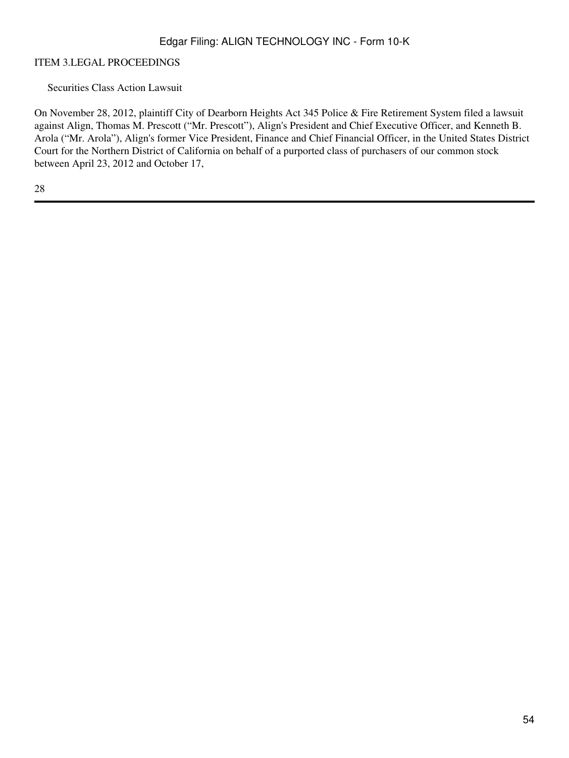## ITEM 3.LEGAL PROCEEDINGS

### Securities Class Action Lawsuit

On November 28, 2012, plaintiff City of Dearborn Heights Act 345 Police & Fire Retirement System filed a lawsuit against Align, Thomas M. Prescott ("Mr. Prescott"), Align's President and Chief Executive Officer, and Kenneth B. Arola ("Mr. Arola"), Align's former Vice President, Finance and Chief Financial Officer, in the United States District Court for the Northern District of California on behalf of a purported class of purchasers of our common stock between April 23, 2012 and October 17,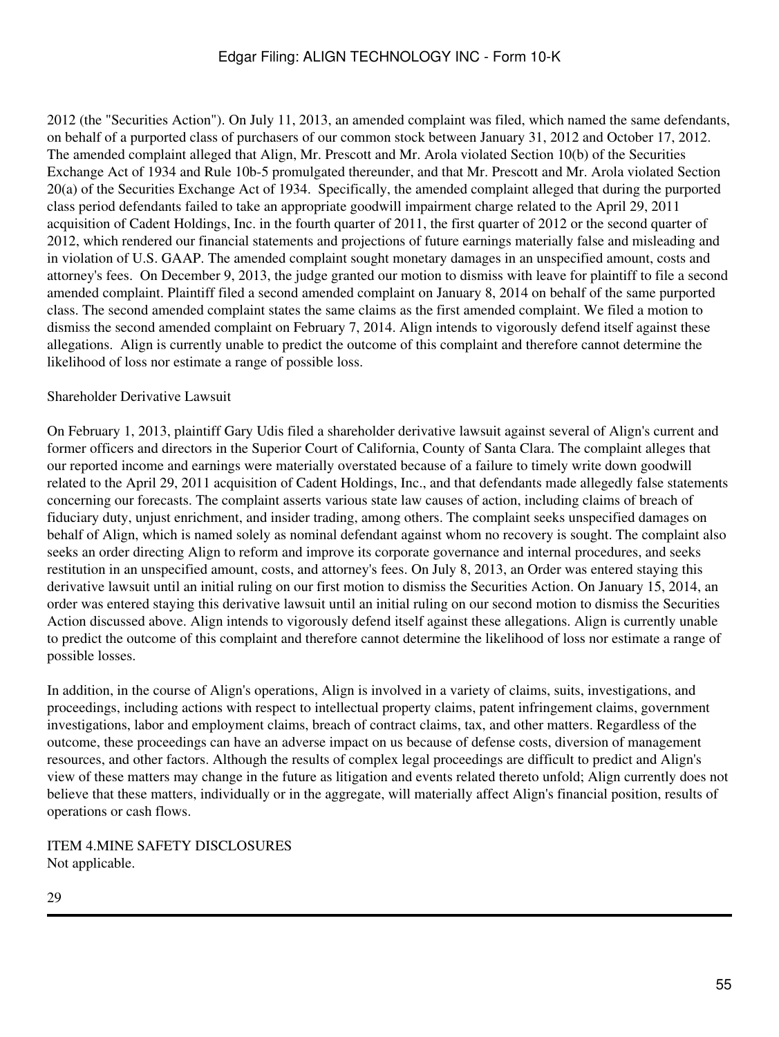2012 (the "Securities Action"). On July 11, 2013, an amended complaint was filed, which named the same defendants, on behalf of a purported class of purchasers of our common stock between January 31, 2012 and October 17, 2012. The amended complaint alleged that Align, Mr. Prescott and Mr. Arola violated Section 10(b) of the Securities Exchange Act of 1934 and Rule 10b-5 promulgated thereunder, and that Mr. Prescott and Mr. Arola violated Section 20(a) of the Securities Exchange Act of 1934. Specifically, the amended complaint alleged that during the purported class period defendants failed to take an appropriate goodwill impairment charge related to the April 29, 2011 acquisition of Cadent Holdings, Inc. in the fourth quarter of 2011, the first quarter of 2012 or the second quarter of 2012, which rendered our financial statements and projections of future earnings materially false and misleading and in violation of U.S. GAAP. The amended complaint sought monetary damages in an unspecified amount, costs and attorney's fees. On December 9, 2013, the judge granted our motion to dismiss with leave for plaintiff to file a second amended complaint. Plaintiff filed a second amended complaint on January 8, 2014 on behalf of the same purported class. The second amended complaint states the same claims as the first amended complaint. We filed a motion to dismiss the second amended complaint on February 7, 2014. Align intends to vigorously defend itself against these allegations. Align is currently unable to predict the outcome of this complaint and therefore cannot determine the likelihood of loss nor estimate a range of possible loss.

Shareholder Derivative Lawsuit

On February 1, 2013, plaintiff Gary Udis filed a shareholder derivative lawsuit against several of Align's current and former officers and directors in the Superior Court of California, County of Santa Clara. The complaint alleges that our reported income and earnings were materially overstated because of a failure to timely write down goodwill related to the April 29, 2011 acquisition of Cadent Holdings, Inc., and that defendants made allegedly false statements concerning our forecasts. The complaint asserts various state law causes of action, including claims of breach of fiduciary duty, unjust enrichment, and insider trading, among others. The complaint seeks unspecified damages on behalf of Align, which is named solely as nominal defendant against whom no recovery is sought. The complaint also seeks an order directing Align to reform and improve its corporate governance and internal procedures, and seeks restitution in an unspecified amount, costs, and attorney's fees. On July 8, 2013, an Order was entered staying this derivative lawsuit until an initial ruling on our first motion to dismiss the Securities Action. On January 15, 2014, an order was entered staying this derivative lawsuit until an initial ruling on our second motion to dismiss the Securities Action discussed above. Align intends to vigorously defend itself against these allegations. Align is currently unable to predict the outcome of this complaint and therefore cannot determine the likelihood of loss nor estimate a range of possible losses.

In addition, in the course of Align's operations, Align is involved in a variety of claims, suits, investigations, and proceedings, including actions with respect to intellectual property claims, patent infringement claims, government investigations, labor and employment claims, breach of contract claims, tax, and other matters. Regardless of the outcome, these proceedings can have an adverse impact on us because of defense costs, diversion of management resources, and other factors. Although the results of complex legal proceedings are difficult to predict and Align's view of these matters may change in the future as litigation and events related thereto unfold; Align currently does not believe that these matters, individually or in the aggregate, will materially affect Align's financial position, results of operations or cash flows.

ITEM 4.MINE SAFETY DISCLOSURES

Not applicable.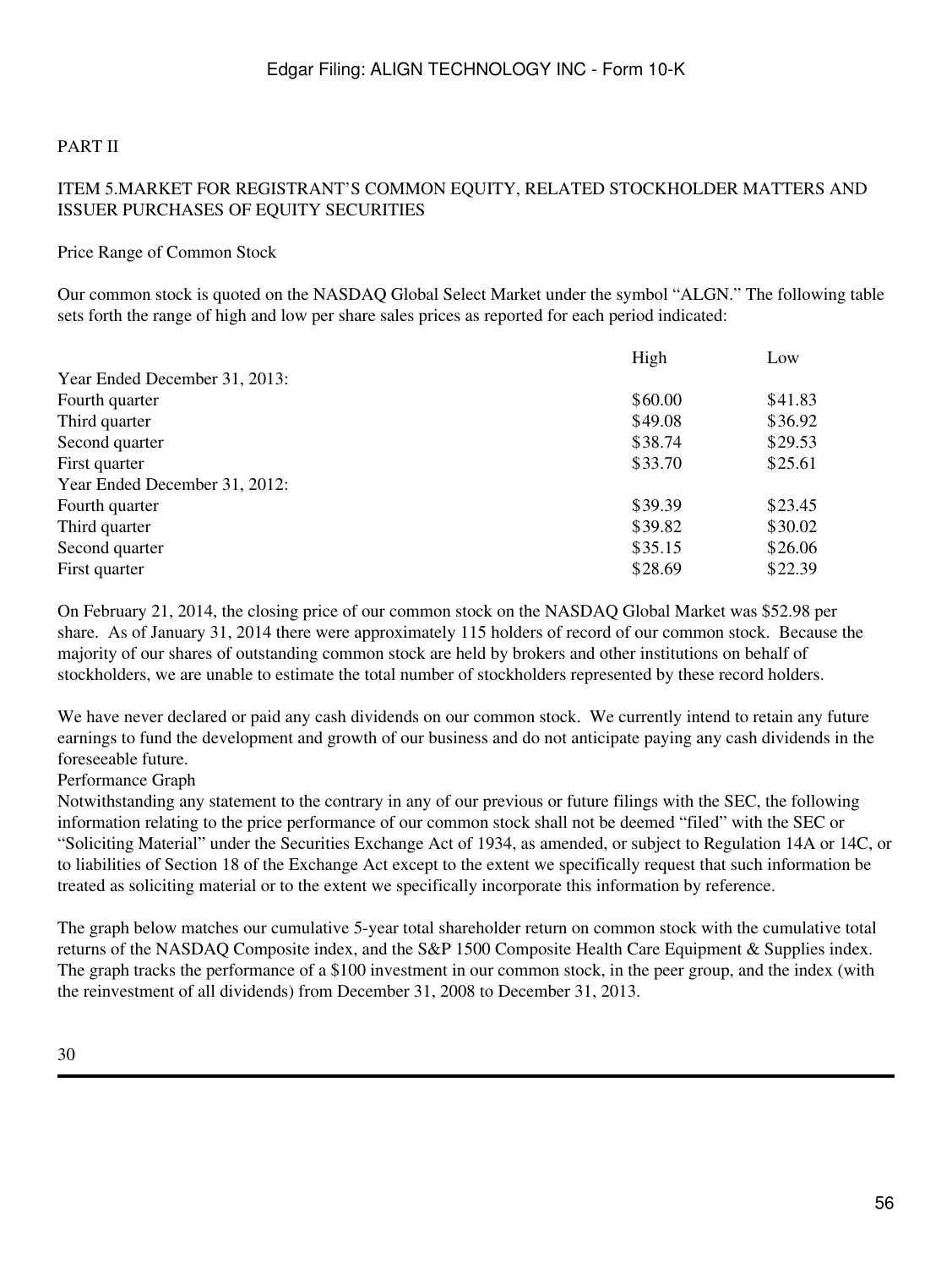PART II

## ITEM 5.MARKET FOR REGISTRANT'S COMMON EQUITY, RELATED STOCKHOLDER MATTERS AND ISSUER PURCHASES OF EQUITY SECURITIES

Price Range of Common Stock

Our common stock is quoted on the NASDAQ Global Select Market under the symbol "ALGN." The following table sets forth the range of high and low per share sales prices as reported for each period indicated:

| | High | Low |
|---|---|---|
| Year Ended December 31, 2013: | | |
| Fourth quarter | $60.00 | $41.83 |
| Third quarter | $49.08 | $36.92 |
| Second quarter | $38.74 | $29.53 |
| First quarter | $33.70 | $25.61 |
| Year Ended December 31, 2012: | | |
| Fourth quarter | $39.39 | $23.45 |
| Third quarter | $39.82 | $30.02 |
| Second quarter | $35.15 | $26.06 |
| First quarter | $28.69 | $22.39 |

On February 21, 2014, the closing price of our common stock on the NASDAQ Global Market was $52.98 per share. As of January 31, 2014 there were approximately 115 holders of record of our common stock. Because the majority of our shares of outstanding common stock are held by brokers and other institutions on behalf of stockholders, we are unable to estimate the total number of stockholders represented by these record holders.

We have never declared or paid any cash dividends on our common stock. We currently intend to retain any future earnings to fund the development and growth of our business and do not anticipate paying any cash dividends in the foreseeable future.

Performance Graph

Notwithstanding any statement to the contrary in any of our previous or future filings with the SEC, the following information relating to the price performance of our common stock shall not be deemed "filed" with the SEC or "Soliciting Material" under the Securities Exchange Act of 1934, as amended, or subject to Regulation 14A or 14C, or to liabilities of Section 18 of the Exchange Act except to the extent we specifically request that such information be treated as soliciting material or to the extent we specifically incorporate this information by reference.

The graph below matches our cumulative 5-year total shareholder return on common stock with the cumulative total returns of the NASDAQ Composite index, and the S&P 1500 Composite Health Care Equipment & Supplies index. The graph tracks the performance of a $100 investment in our common stock, in the peer group, and the index (with the reinvestment of all dividends) from December 31, 2008 to December 31, 2013.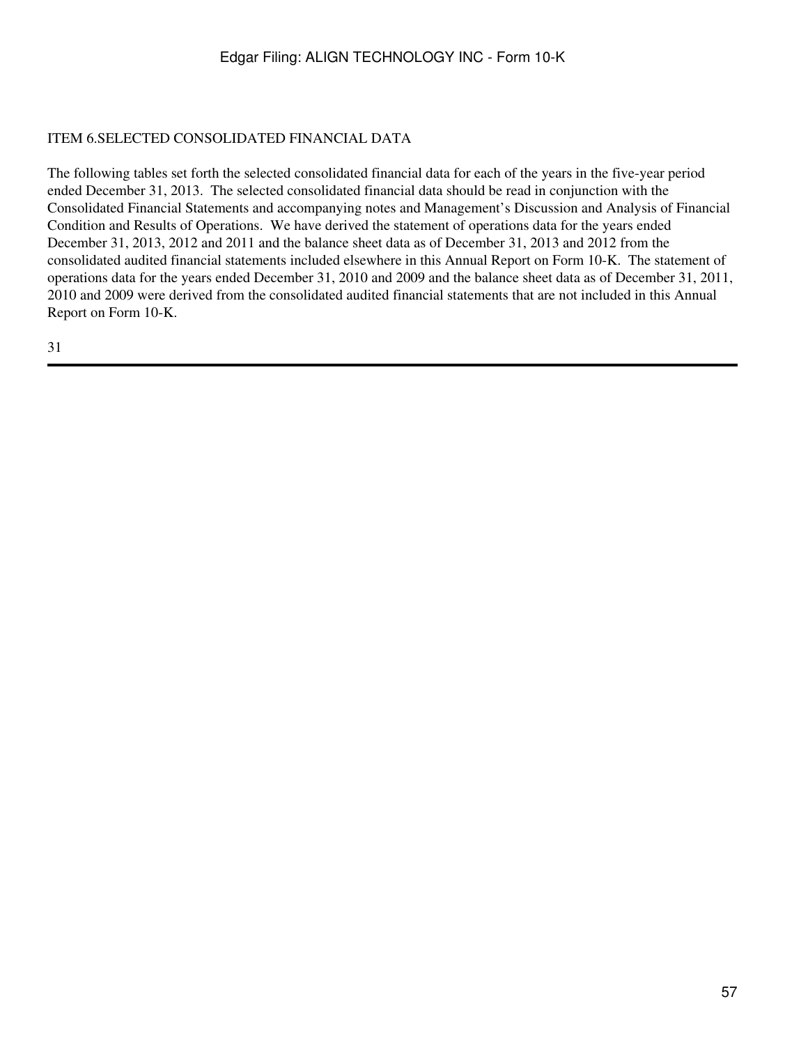# ITEM 6.SELECTED CONSOLIDATED FINANCIAL DATA

The following tables set forth the selected consolidated financial data for each of the years in the five-year period ended December 31, 2013. The selected consolidated financial data should be read in conjunction with the Consolidated Financial Statements and accompanying notes and Management's Discussion and Analysis of Financial Condition and Results of Operations. We have derived the statement of operations data for the years ended December 31, 2013, 2012 and 2011 and the balance sheet data as of December 31, 2013 and 2012 from the consolidated audited financial statements included elsewhere in this Annual Report on Form 10-K. The statement of operations data for the years ended December 31, 2010 and 2009 and the balance sheet data as of December 31, 2011, 2010 and 2009 were derived from the consolidated audited financial statements that are not included in this Annual Report on Form 10-K.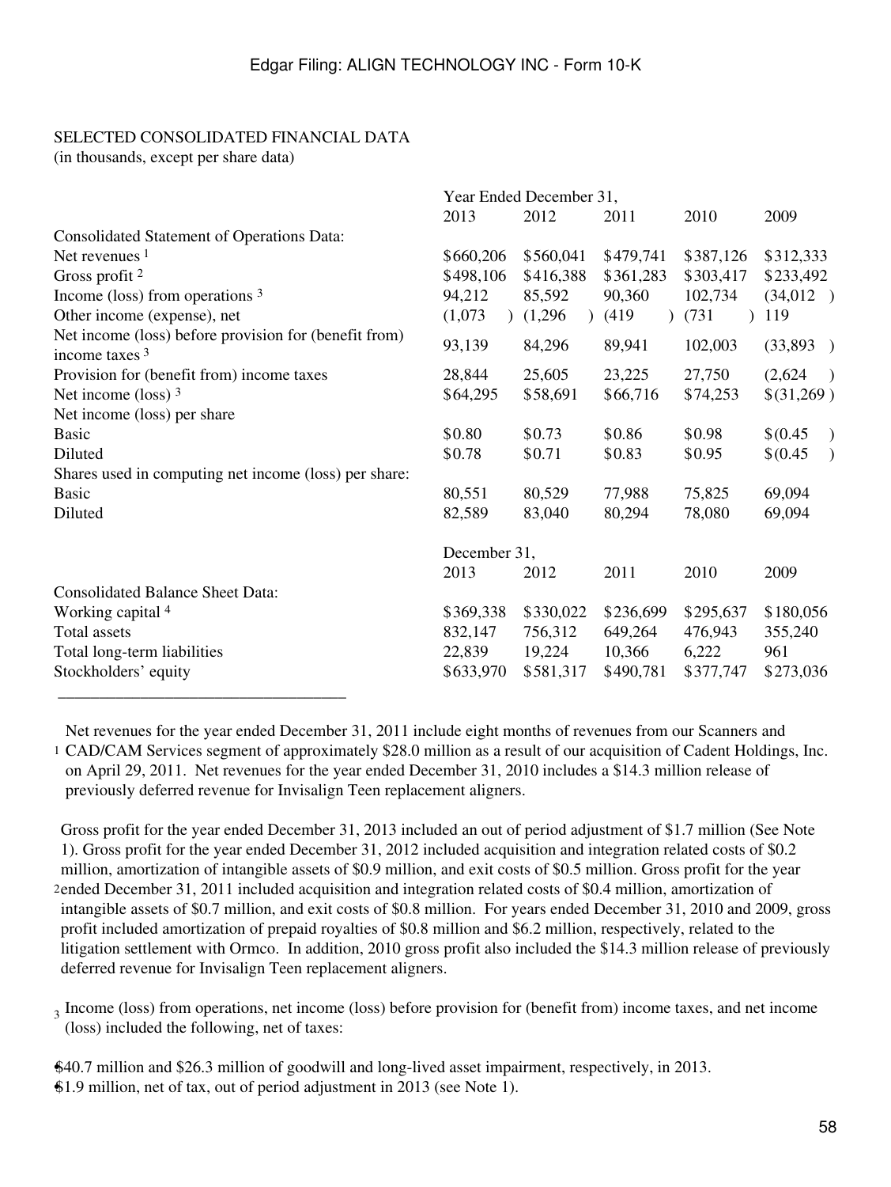SELECTED CONSOLIDATED FINANCIAL DATA
(in thousands, except per share data)

| | Year Ended December 31, | | | | |
|---|---|---|---|---|---|
| | 2013 | 2012 | 2011 | 2010 | 2009 |
| Consolidated Statement of Operations Data: | | | | | |
| Net revenues [1] | $660,206 | $560,041 | $479,741 | $387,126 | $312,333 |
| Gross profit [2] | $498,106 | $416,388 | $361,283 | $303,417 | $233,492 |
| Income (loss) from operations [3] | 94,212 | 85,592 | 90,360 | 102,734 | (34,012) |
| Other income (expense), net | (1,073) | (1,296) | (419) | (731) | 119 |
| Net income (loss) before provision for (benefit from) income taxes [3] | 93,139 | 84,296 | 89,941 | 102,003 | (33,893) |
| Provision for (benefit from) income taxes | 28,844 | 25,605 | 23,225 | 27,750 | (2,624) |
| Net income (loss) [3] | $64,295 | $58,691 | $66,716 | $74,253 | $(31,269) |
| Net income (loss) per share | | | | | |
| Basic | $0.80 | $0.73 | $0.86 | $0.98 | $(0.45) |
| Diluted | $0.78 | $0.71 | $0.83 | $0.95 | $(0.45) |
| Shares used in computing net income (loss) per share: | | | | | |
| Basic | 80,551 | 80,529 | 77,988 | 75,825 | 69,094 |
| Diluted | 82,589 | 83,040 | 80,294 | 78,080 | 69,094 |

| | December 31, | | | | |
|---|---|---|---|---|---|
| | 2013 | 2012 | 2011 | 2010 | 2009 |
| Consolidated Balance Sheet Data: | | | | | |
| Working capital [4] | $369,338 | $330,022 | $236,699 | $295,637 | $180,056 |
| Total assets | 832,147 | 756,312 | 649,264 | 476,943 | 355,240 |
| Total long-term liabilities | 22,839 | 19,224 | 10,366 | 6,222 | 961 |
| Stockholders' equity | $633,970 | $581,317 | $490,781 | $377,747 | $273,036 |

---

[1] Net revenues for the year ended December 31, 2011 include eight months of revenues from our Scanners and CAD/CAM Services segment of approximately $28.0 million as a result of our acquisition of Cadent Holdings, Inc. on April 29, 2011. Net revenues for the year ended December 31, 2010 includes a $14.3 million release of previously deferred revenue for Invisalign Teen replacement aligners.

[2] Gross profit for the year ended December 31, 2013 included an out of period adjustment of $1.7 million (See Note 1). Gross profit for the year ended December 31, 2012 included acquisition and integration related costs of $0.2 million, amortization of intangible assets of $0.9 million, and exit costs of $0.5 million. Gross profit for the year ended December 31, 2011 included acquisition and integration related costs of $0.4 million, amortization of intangible assets of $0.7 million, and exit costs of $0.8 million. For years ended December 31, 2010 and 2009, gross profit included amortization of prepaid royalties of $0.8 million and $6.2 million, respectively, related to the litigation settlement with Ormco. In addition, 2010 gross profit also included the $14.3 million release of previously deferred revenue for Invisalign Teen replacement aligners.

[3] Income (loss) from operations, net income (loss) before provision for (benefit from) income taxes, and net income (loss) included the following, net of taxes:

- $40.7 million and $26.3 million of goodwill and long-lived asset impairment, respectively, in 2013.
- $1.9 million, net of tax, out of period adjustment in 2013 (see Note 1).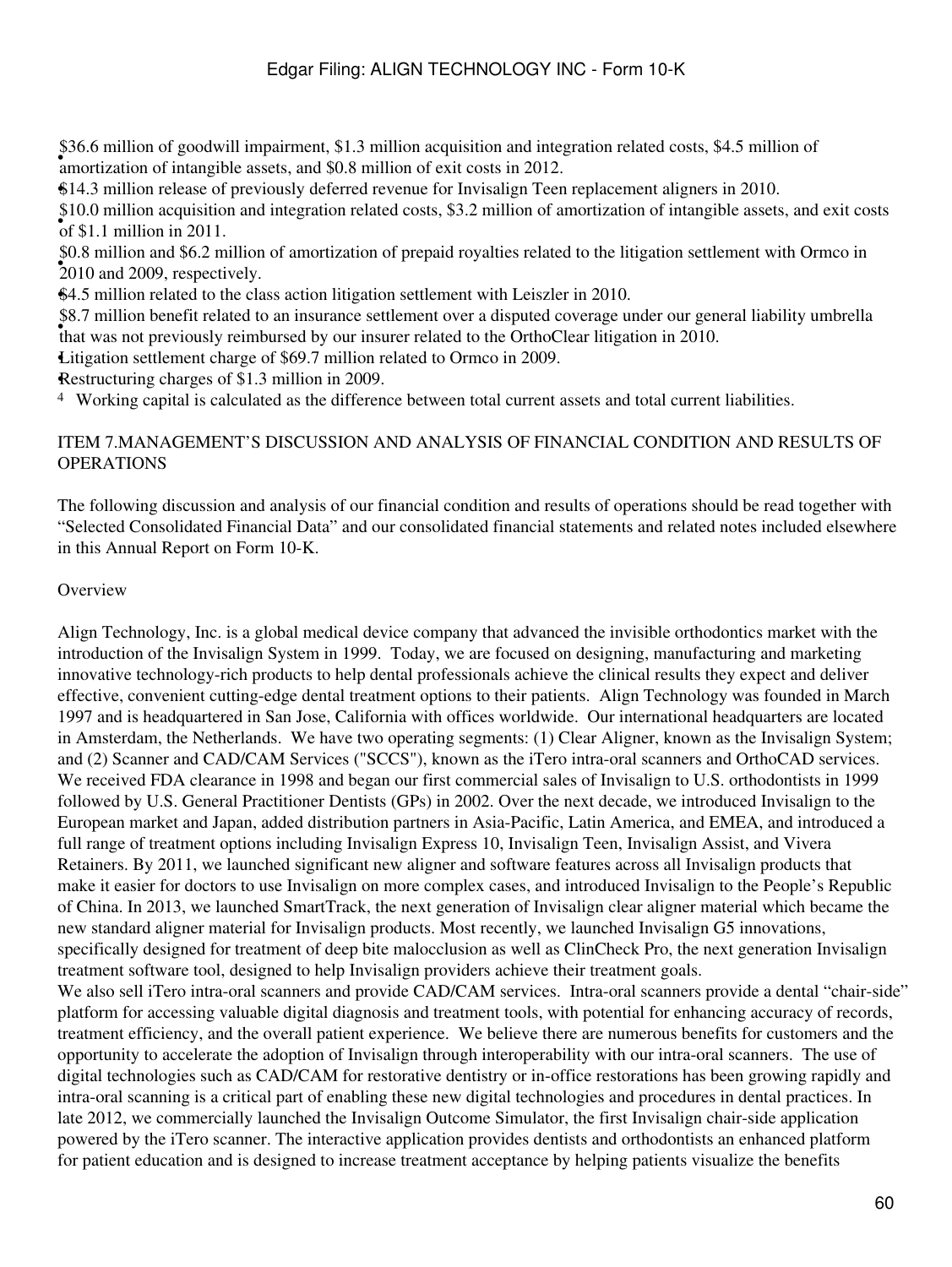- $36.6 million of goodwill impairment, $1.3 million acquisition and integration related costs, $4.5 million of amortization of intangible assets, and $0.8 million of exit costs in 2012.
- $14.3 million release of previously deferred revenue for Invisalign Teen replacement aligners in 2010.
- $10.0 million acquisition and integration related costs, $3.2 million of amortization of intangible assets, and exit costs of $1.1 million in 2011.
- $0.8 million and $6.2 million of amortization of prepaid royalties related to the litigation settlement with Ormco in 2010 and 2009, respectively.
- $4.5 million related to the class action litigation settlement with Leiszler in 2010.
- $8.7 million benefit related to an insurance settlement over a disputed coverage under our general liability umbrella that was not previously reimbursed by our insurer related to the OrthoClear litigation in 2010.
- Litigation settlement charge of $69.7 million related to Ormco in 2009.
- Restructuring charges of $1.3 million in 2009.

[4] Working capital is calculated as the difference between total current assets and total current liabilities.

## ITEM 7. MANAGEMENT'S DISCUSSION AND ANALYSIS OF FINANCIAL CONDITION AND RESULTS OF OPERATIONS

The following discussion and analysis of our financial condition and results of operations should be read together with "Selected Consolidated Financial Data" and our consolidated financial statements and related notes included elsewhere in this Annual Report on Form 10-K.

### Overview

Align Technology, Inc. is a global medical device company that advanced the invisible orthodontics market with the introduction of the Invisalign System in 1999. Today, we are focused on designing, manufacturing and marketing innovative technology-rich products to help dental professionals achieve the clinical results they expect and deliver effective, convenient cutting-edge dental treatment options to their patients. Align Technology was founded in March 1997 and is headquartered in San Jose, California with offices worldwide. Our international headquarters are located in Amsterdam, the Netherlands. We have two operating segments: (1) Clear Aligner, known as the Invisalign System; and (2) Scanner and CAD/CAM Services ("SCCS"), known as the iTero intra-oral scanners and OrthoCAD services. We received FDA clearance in 1998 and began our first commercial sales of Invisalign to U.S. orthodontists in 1999 followed by U.S. General Practitioner Dentists (GPs) in 2002. Over the next decade, we introduced Invisalign to the European market and Japan, added distribution partners in Asia-Pacific, Latin America, and EMEA, and introduced a full range of treatment options including Invisalign Express 10, Invisalign Teen, Invisalign Assist, and Vivera Retainers. By 2011, we launched significant new aligner and software features across all Invisalign products that make it easier for doctors to use Invisalign on more complex cases, and introduced Invisalign to the People's Republic of China. In 2013, we launched SmartTrack, the next generation of Invisalign clear aligner material which became the new standard aligner material for Invisalign products. Most recently, we launched Invisalign G5 innovations, specifically designed for treatment of deep bite malocclusion as well as ClinCheck Pro, the next generation Invisalign treatment software tool, designed to help Invisalign providers achieve their treatment goals.

We also sell iTero intra-oral scanners and provide CAD/CAM services. Intra-oral scanners provide a dental "chair-side" platform for accessing valuable digital diagnosis and treatment tools, with potential for enhancing accuracy of records, treatment efficiency, and the overall patient experience. We believe there are numerous benefits for customers and the opportunity to accelerate the adoption of Invisalign through interoperability with our intra-oral scanners. The use of digital technologies such as CAD/CAM for restorative dentistry or in-office restorations has been growing rapidly and intra-oral scanning is a critical part of enabling these new digital technologies and procedures in dental practices. In late 2012, we commercially launched the Invisalign Outcome Simulator, the first Invisalign chair-side application powered by the iTero scanner. The interactive application provides dentists and orthodontists an enhanced platform for patient education and is designed to increase treatment acceptance by helping patients visualize the benefits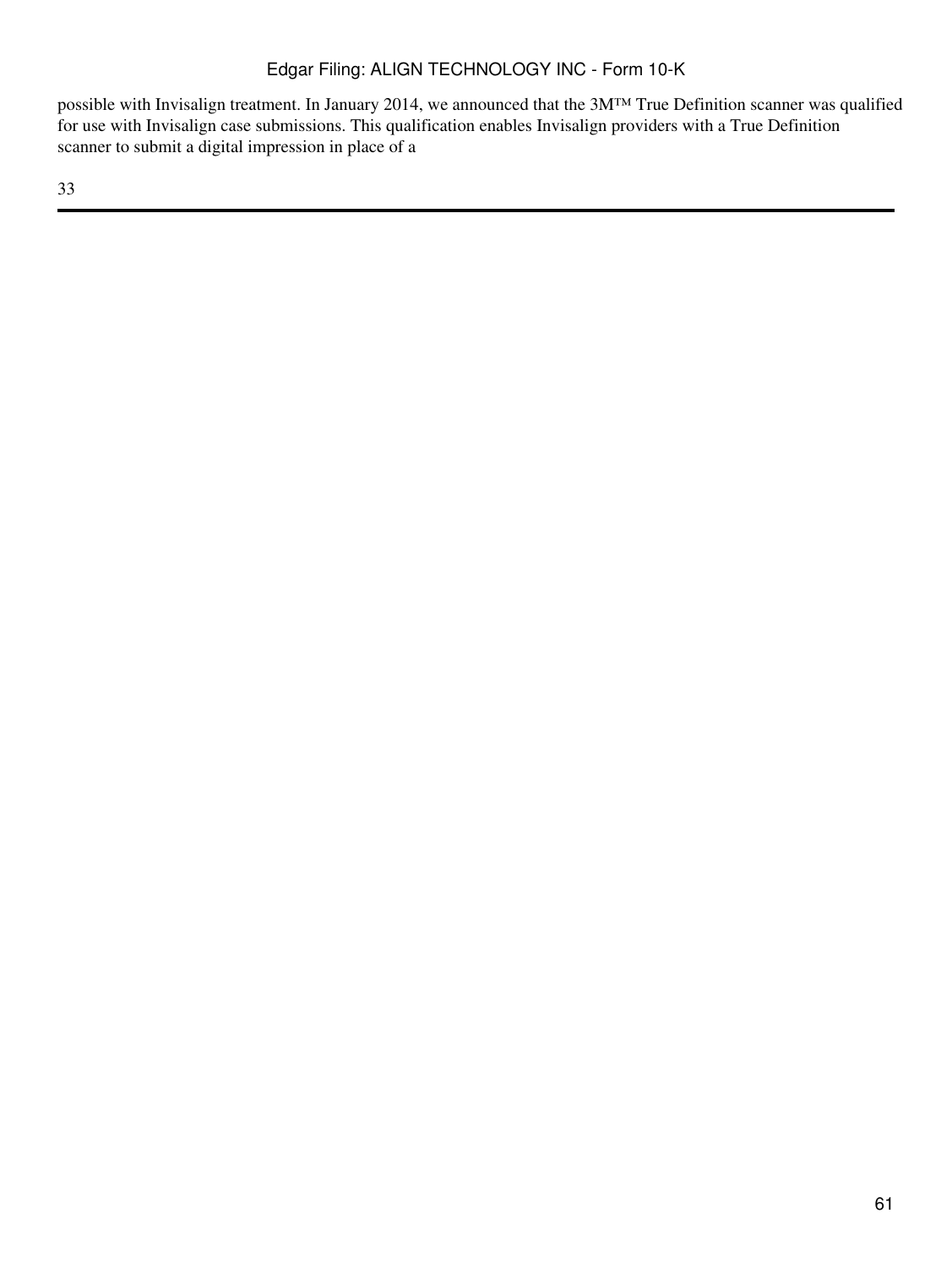possible with Invisalign treatment. In January 2014, we announced that the 3M™ True Definition scanner was qualified for use with Invisalign case submissions. This qualification enables Invisalign providers with a True Definition scanner to submit a digital impression in place of a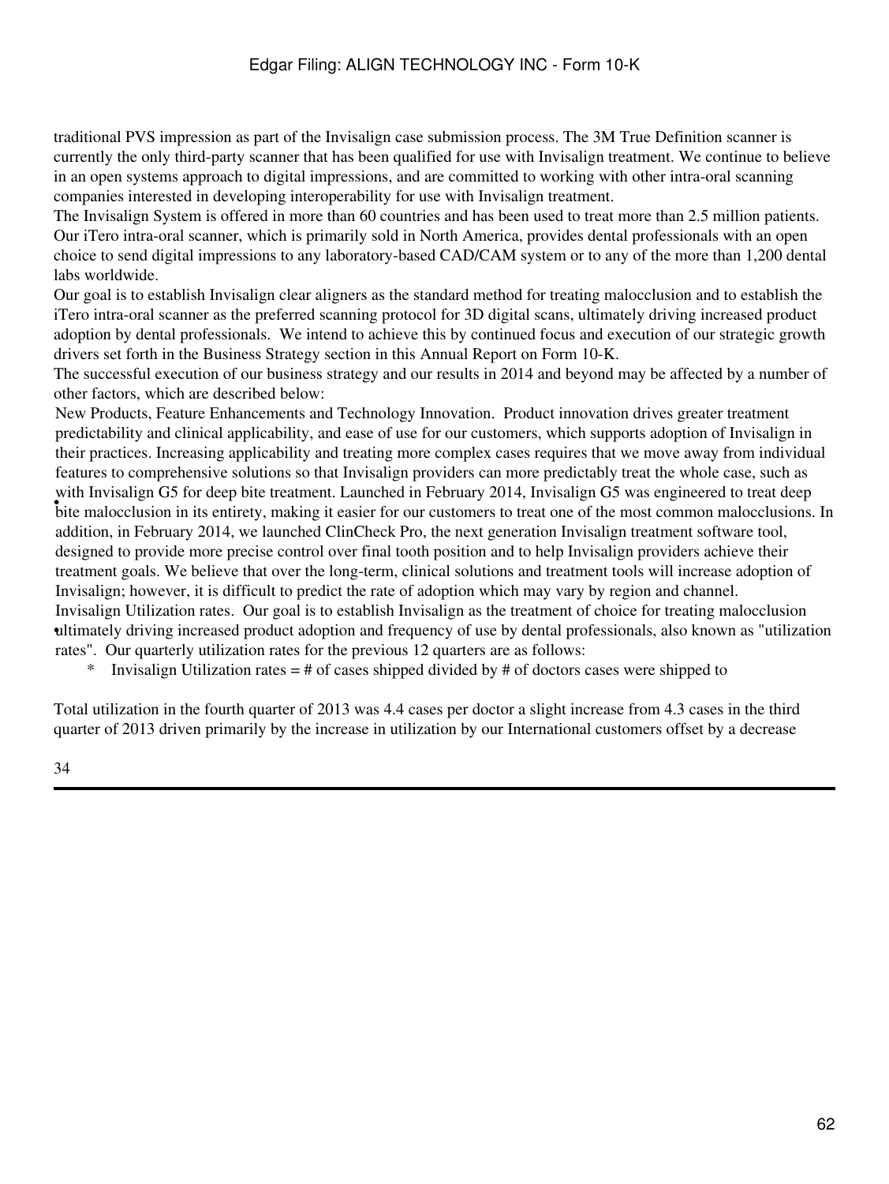traditional PVS impression as part of the Invisalign case submission process. The 3M True Definition scanner is currently the only third-party scanner that has been qualified for use with Invisalign treatment. We continue to believe in an open systems approach to digital impressions, and are committed to working with other intra-oral scanning companies interested in developing interoperability for use with Invisalign treatment.

The Invisalign System is offered in more than 60 countries and has been used to treat more than 2.5 million patients. Our iTero intra-oral scanner, which is primarily sold in North America, provides dental professionals with an open choice to send digital impressions to any laboratory-based CAD/CAM system or to any of the more than 1,200 dental labs worldwide.

Our goal is to establish Invisalign clear aligners as the standard method for treating malocclusion and to establish the iTero intra-oral scanner as the preferred scanning protocol for 3D digital scans, ultimately driving increased product adoption by dental professionals. We intend to achieve this by continued focus and execution of our strategic growth drivers set forth in the Business Strategy section in this Annual Report on Form 10-K.

The successful execution of our business strategy and our results in 2014 and beyond may be affected by a number of other factors, which are described below:

- New Products, Feature Enhancements and Technology Innovation. Product innovation drives greater treatment predictability and clinical applicability, and ease of use for our customers, which supports adoption of Invisalign in their practices. Increasing applicability and treating more complex cases requires that we move away from individual features to comprehensive solutions so that Invisalign providers can more predictably treat the whole case, such as with Invisalign G5 for deep bite treatment. Launched in February 2014, Invisalign G5 was engineered to treat deep bite malocclusion in its entirety, making it easier for our customers to treat one of the most common malocclusions. In addition, in February 2014, we launched ClinCheck Pro, the next generation Invisalign treatment software tool, designed to provide more precise control over final tooth position and to help Invisalign providers achieve their treatment goals. We believe that over the long-term, clinical solutions and treatment tools will increase adoption of Invisalign; however, it is difficult to predict the rate of adoption which may vary by region and channel.
- Invisalign Utilization rates. Our goal is to establish Invisalign as the treatment of choice for treating malocclusion ultimately driving increased product adoption and frequency of use by dental professionals, also known as "utilization rates". Our quarterly utilization rates for the previous 12 quarters are as follows:

\* Invisalign Utilization rates = # of cases shipped divided by # of doctors cases were shipped to

Total utilization in the fourth quarter of 2013 was 4.4 cases per doctor a slight increase from 4.3 cases in the third quarter of 2013 driven primarily by the increase in utilization by our International customers offset by a decrease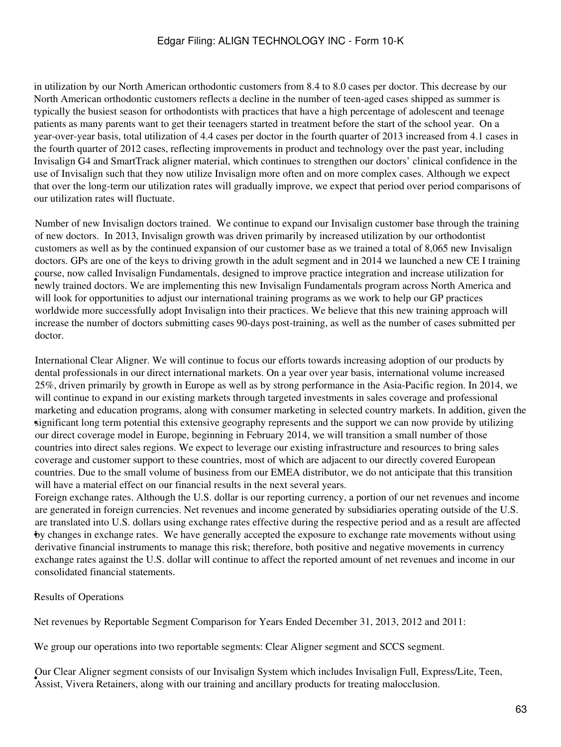in utilization by our North American orthodontic customers from 8.4 to 8.0 cases per doctor. This decrease by our North American orthodontic customers reflects a decline in the number of teen-aged cases shipped as summer is typically the busiest season for orthodontists with practices that have a high percentage of adolescent and teenage patients as many parents want to get their teenagers started in treatment before the start of the school year. On a year-over-year basis, total utilization of 4.4 cases per doctor in the fourth quarter of 2013 increased from 4.1 cases in the fourth quarter of 2012 cases, reflecting improvements in product and technology over the past year, including Invisalign G4 and SmartTrack aligner material, which continues to strengthen our doctors' clinical confidence in the use of Invisalign such that they now utilize Invisalign more often and on more complex cases. Although we expect that over the long-term our utilization rates will gradually improve, we expect that period over period comparisons of our utilization rates will fluctuate.

- Number of new Invisalign doctors trained. We continue to expand our Invisalign customer base through the training of new doctors. In 2013, Invisalign growth was driven primarily by increased utilization by our orthodontist customers as well as by the continued expansion of our customer base as we trained a total of 8,065 new Invisalign doctors. GPs are one of the keys to driving growth in the adult segment and in 2014 we launched a new CE I training course, now called Invisalign Fundamentals, designed to improve practice integration and increase utilization for newly trained doctors. We are implementing this new Invisalign Fundamentals program across North America and will look for opportunities to adjust our international training programs as we work to help our GP practices worldwide more successfully adopt Invisalign into their practices. We believe that this new training approach will increase the number of doctors submitting cases 90-days post-training, as well as the number of cases submitted per doctor.

- International Clear Aligner. We will continue to focus our efforts towards increasing adoption of our products by dental professionals in our direct international markets. On a year over year basis, international volume increased 25%, driven primarily by growth in Europe as well as by strong performance in the Asia-Pacific region. In 2014, we will continue to expand in our existing markets through targeted investments in sales coverage and professional marketing and education programs, along with consumer marketing in selected country markets. In addition, given the significant long term potential this extensive geography represents and the support we can now provide by utilizing our direct coverage model in Europe, beginning in February 2014, we will transition a small number of those countries into direct sales regions. We expect to leverage our existing infrastructure and resources to bring sales coverage and customer support to these countries, most of which are adjacent to our directly covered European countries. Due to the small volume of business from our EMEA distributor, we do not anticipate that this transition will have a material effect on our financial results in the next several years.

- Foreign exchange rates. Although the U.S. dollar is our reporting currency, a portion of our net revenues and income are generated in foreign currencies. Net revenues and income generated by subsidiaries operating outside of the U.S. are translated into U.S. dollars using exchange rates effective during the respective period and as a result are affected by changes in exchange rates. We have generally accepted the exposure to exchange rate movements without using derivative financial instruments to manage this risk; therefore, both positive and negative movements in currency exchange rates against the U.S. dollar will continue to affect the reported amount of net revenues and income in our consolidated financial statements.

## Results of Operations

Net revenues by Reportable Segment Comparison for Years Ended December 31, 2013, 2012 and 2011:

We group our operations into two reportable segments: Clear Aligner segment and SCCS segment.

- Our Clear Aligner segment consists of our Invisalign System which includes Invisalign Full, Express/Lite, Teen, Assist, Vivera Retainers, along with our training and ancillary products for treating malocclusion.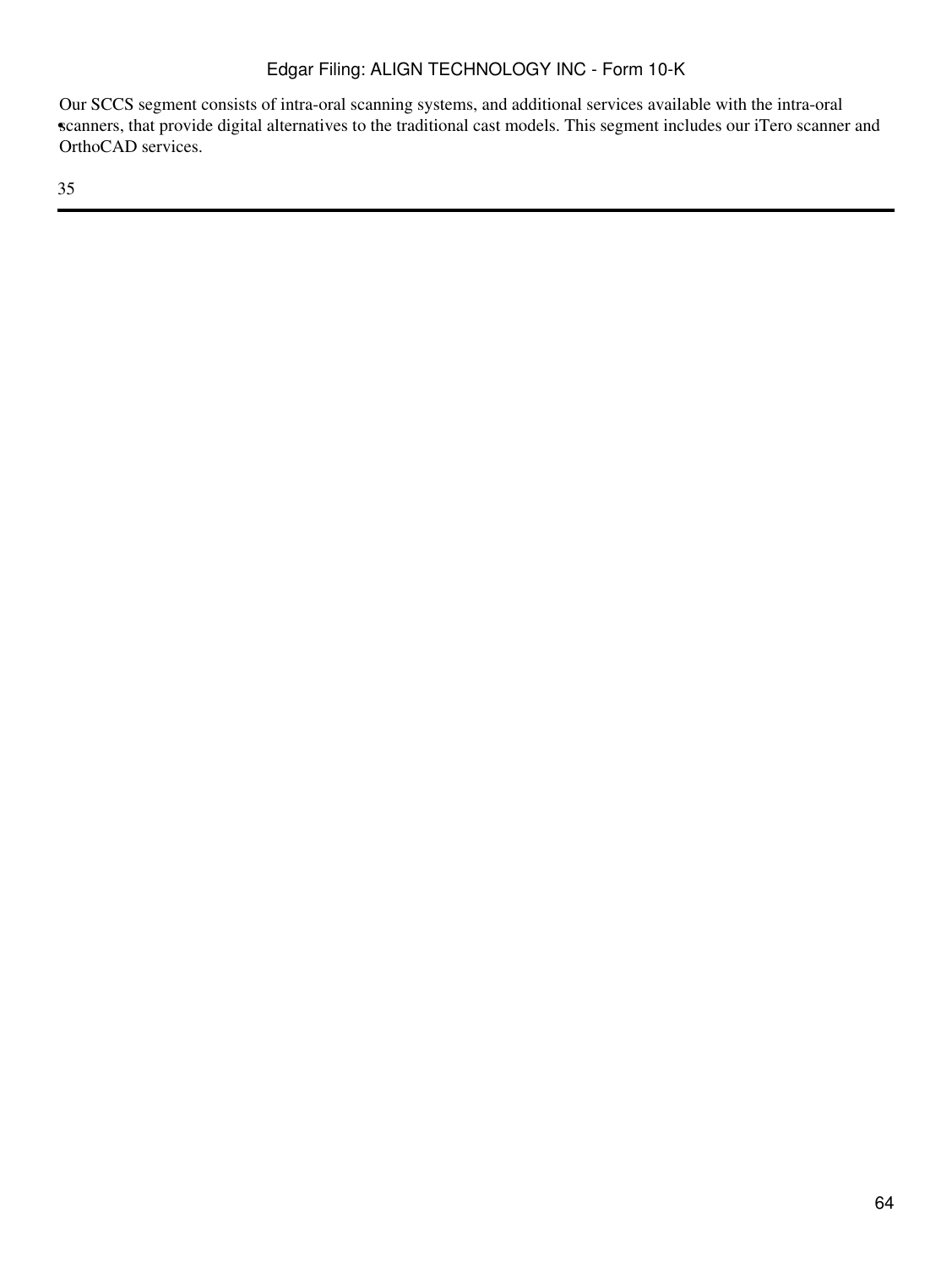- Our SCCS segment consists of intra-oral scanning systems, and additional services available with the intra-oral scanners, that provide digital alternatives to the traditional cast models. This segment includes our iTero scanner and OrthoCAD services.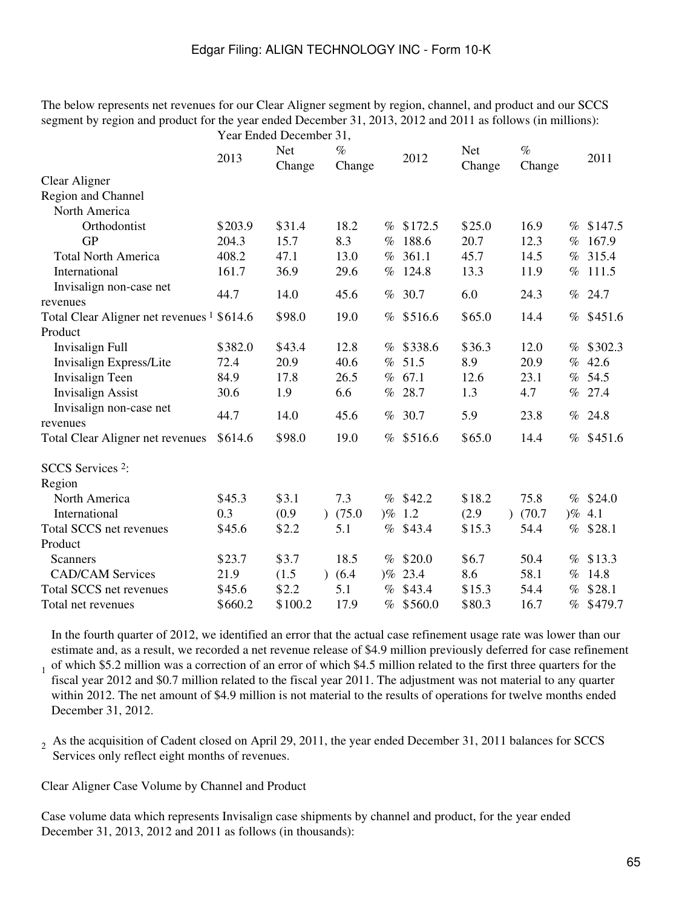The below represents net revenues for our Clear Aligner segment by region, channel, and product and our SCCS segment by region and product for the year ended December 31, 2013, 2012 and 2011 as follows (in millions):

| | Year Ended December 31, | | | | | | |
|---|---|---|---|---|---|---|---|
| | 2013 | Net Change | % Change | 2012 | Net Change | % Change | 2011 |
| Clear Aligner | | | | | | | |
| Region and Channel | | | | | | | |
| North America | | | | | | | |
| Orthodontist | $203.9 | $31.4 | 18.2 % | $172.5 | $25.0 | 16.9 % | $147.5 |
| GP | 204.3 | 15.7 | 8.3 % | 188.6 | 20.7 | 12.3 % | 167.9 |
| Total North America | 408.2 | 47.1 | 13.0 % | 361.1 | 45.7 | 14.5 % | 315.4 |
| International | 161.7 | 36.9 | 29.6 % | 124.8 | 13.3 | 11.9 % | 111.5 |
| Invisalign non-case net revenues | 44.7 | 14.0 | 45.6 % | 30.7 | 6.0 | 24.3 % | 24.7 |
| Total Clear Aligner net revenues [1] | $614.6 | $98.0 | 19.0 % | $516.6 | $65.0 | 14.4 % | $451.6 |
| Product | | | | | | | |
| Invisalign Full | $382.0 | $43.4 | 12.8 % | $338.6 | $36.3 | 12.0 % | $302.3 |
| Invisalign Express/Lite | 72.4 | 20.9 | 40.6 % | 51.5 | 8.9 | 20.9 % | 42.6 |
| Invisalign Teen | 84.9 | 17.8 | 26.5 % | 67.1 | 12.6 | 23.1 % | 54.5 |
| Invisalign Assist | 30.6 | 1.9 | 6.6 % | 28.7 | 1.3 | 4.7 % | 27.4 |
| Invisalign non-case net revenues | 44.7 | 14.0 | 45.6 % | 30.7 | 5.9 | 23.8 % | 24.8 |
| Total Clear Aligner net revenues | $614.6 | $98.0 | 19.0 % | $516.6 | $65.0 | 14.4 % | $451.6 |
| | | | | | | | |
| SCCS Services [2]: | | | | | | | |
| Region | | | | | | | |
| North America | $45.3 | $3.1 | 7.3 % | $42.2 | $18.2 | 75.8 % | $24.0 |
| International | 0.3 | (0.9) | (75.0)% | 1.2 | (2.9) | (70.7)% | 4.1 |
| Total SCCS net revenues | $45.6 | $2.2 | 5.1 % | $43.4 | $15.3 | 54.4 % | $28.1 |
| Product | | | | | | | |
| Scanners | $23.7 | $3.7 | 18.5 % | $20.0 | $6.7 | 50.4 % | $13.3 |
| CAD/CAM Services | 21.9 | (1.5) | (6.4)% | 23.4 | 8.6 | 58.1 % | 14.8 |
| Total SCCS net revenues | $45.6 | $2.2 | 5.1 % | $43.4 | $15.3 | 54.4 % | $28.1 |
| Total net revenues | $660.2 | $100.2 | 17.9 % | $560.0 | $80.3 | 16.7 % | $479.7 |

[1] In the fourth quarter of 2012, we identified an error that the actual case refinement usage rate was lower than our estimate and, as a result, we recorded a net revenue release of $4.9 million previously deferred for case refinement of which $5.2 million was a correction of an error of which $4.5 million related to the first three quarters for the fiscal year 2012 and $0.7 million related to the fiscal year 2011. The adjustment was not material to any quarter within 2012. The net amount of $4.9 million is not material to the results of operations for twelve months ended December 31, 2012.

[2] As the acquisition of Cadent closed on April 29, 2011, the year ended December 31, 2011 balances for SCCS Services only reflect eight months of revenues.

Clear Aligner Case Volume by Channel and Product

Case volume data which represents Invisalign case shipments by channel and product, for the year ended December 31, 2013, 2012 and 2011 as follows (in thousands):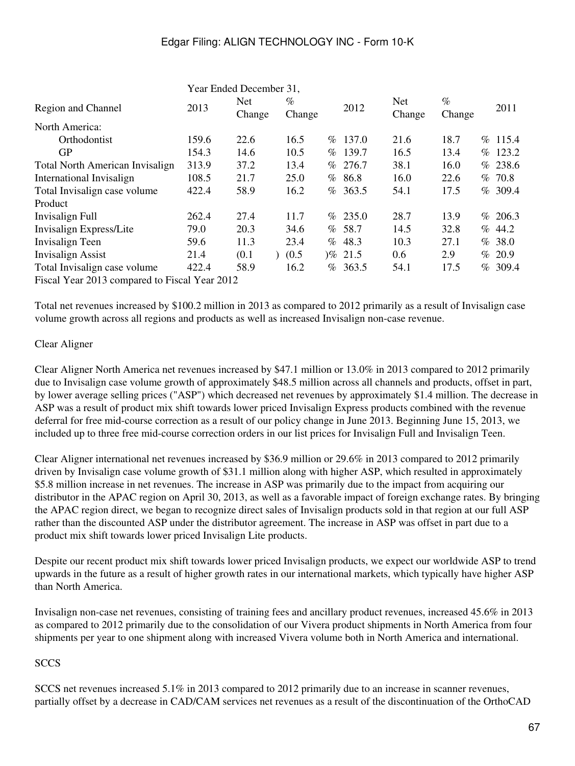| Region and Channel | Year Ended December 31, 2013 | Net Change | % Change | 2012 | Net Change | % Change | 2011 |
|---|---|---|---|---|---|---|---|
| North America: | | | | | | | |
| Orthodontist | 159.6 | 22.6 | 16.5 % | 137.0 | 21.6 | 18.7 % | 115.4 |
| GP | 154.3 | 14.6 | 10.5 % | 139.7 | 16.5 | 13.4 % | 123.2 |
| Total North American Invisalign | 313.9 | 37.2 | 13.4 % | 276.7 | 38.1 | 16.0 % | 238.6 |
| International Invisalign | 108.5 | 21.7 | 25.0 % | 86.8 | 16.0 | 22.6 % | 70.8 |
| Total Invisalign case volume | 422.4 | 58.9 | 16.2 % | 363.5 | 54.1 | 17.5 % | 309.4 |
| Product | | | | | | | |
| Invisalign Full | 262.4 | 27.4 | 11.7 % | 235.0 | 28.7 | 13.9 % | 206.3 |
| Invisalign Express/Lite | 79.0 | 20.3 | 34.6 % | 58.7 | 14.5 | 32.8 % | 44.2 |
| Invisalign Teen | 59.6 | 11.3 | 23.4 % | 48.3 | 10.3 | 27.1 % | 38.0 |
| Invisalign Assist | 21.4 | (0.1) | (0.5)% | 21.5 | 0.6 | 2.9 % | 20.9 |
| Total Invisalign case volume | 422.4 | 58.9 | 16.2 % | 363.5 | 54.1 | 17.5 % | 309.4 |

Fiscal Year 2013 compared to Fiscal Year 2012

Total net revenues increased by $100.2 million in 2013 as compared to 2012 primarily as a result of Invisalign case volume growth across all regions and products as well as increased Invisalign non-case revenue.

Clear Aligner

Clear Aligner North America net revenues increased by $47.1 million or 13.0% in 2013 compared to 2012 primarily due to Invisalign case volume growth of approximately $48.5 million across all channels and products, offset in part, by lower average selling prices ("ASP") which decreased net revenues by approximately $1.4 million. The decrease in ASP was a result of product mix shift towards lower priced Invisalign Express products combined with the revenue deferral for free mid-course correction as a result of our policy change in June 2013. Beginning June 15, 2013, we included up to three free mid-course correction orders in our list prices for Invisalign Full and Invisalign Teen.

Clear Aligner international net revenues increased by $36.9 million or 29.6% in 2013 compared to 2012 primarily driven by Invisalign case volume growth of $31.1 million along with higher ASP, which resulted in approximately $5.8 million increase in net revenues. The increase in ASP was primarily due to the impact from acquiring our distributor in the APAC region on April 30, 2013, as well as a favorable impact of foreign exchange rates. By bringing the APAC region direct, we began to recognize direct sales of Invisalign products sold in that region at our full ASP rather than the discounted ASP under the distributor agreement. The increase in ASP was offset in part due to a product mix shift towards lower priced Invisalign Lite products.

Despite our recent product mix shift towards lower priced Invisalign products, we expect our worldwide ASP to trend upwards in the future as a result of higher growth rates in our international markets, which typically have higher ASP than North America.

Invisalign non-case net revenues, consisting of training fees and ancillary product revenues, increased 45.6% in 2013 as compared to 2012 primarily due to the consolidation of our Vivera product shipments in North America from four shipments per year to one shipment along with increased Vivera volume both in North America and international.

SCCS

SCCS net revenues increased 5.1% in 2013 compared to 2012 primarily due to an increase in scanner revenues, partially offset by a decrease in CAD/CAM services net revenues as a result of the discontinuation of the OrthoCAD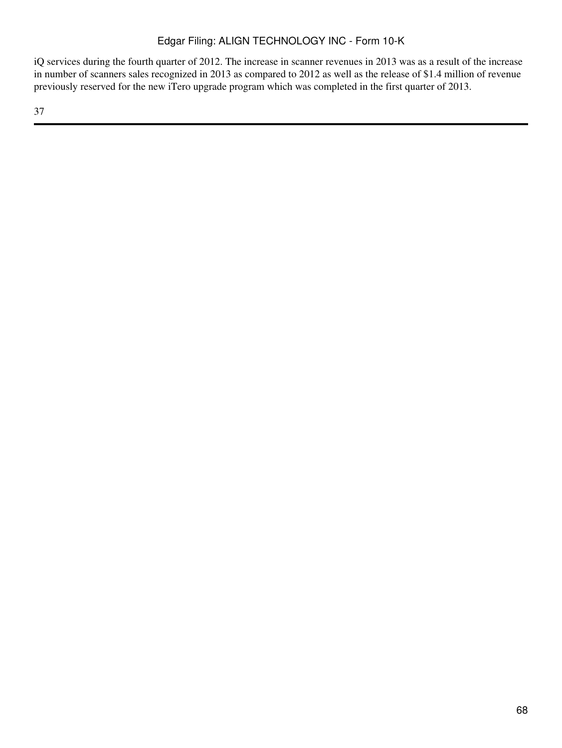iQ services during the fourth quarter of 2012. The increase in scanner revenues in 2013 was as a result of the increase in number of scanners sales recognized in 2013 as compared to 2012 as well as the release of $1.4 million of revenue previously reserved for the new iTero upgrade program which was completed in the first quarter of 2013.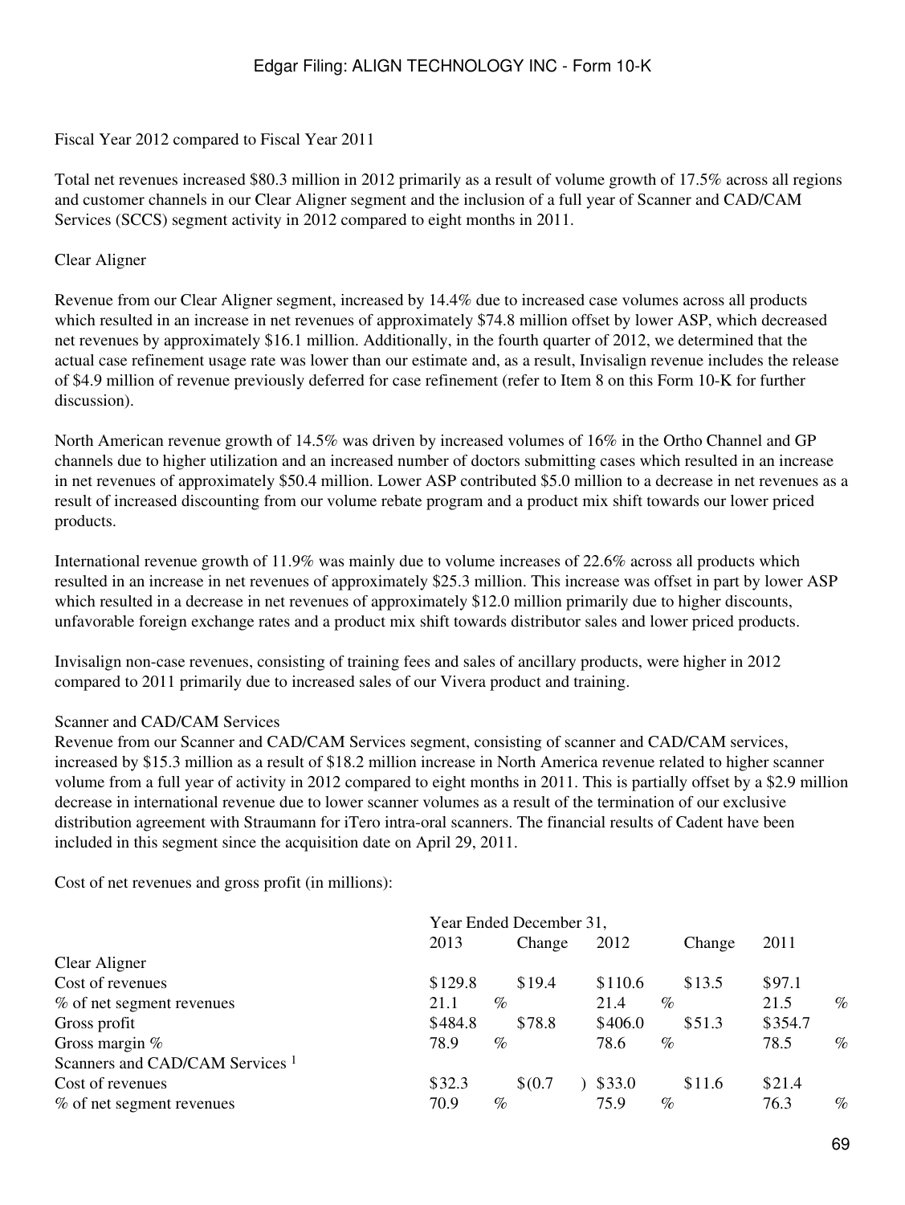Fiscal Year 2012 compared to Fiscal Year 2011

Total net revenues increased $80.3 million in 2012 primarily as a result of volume growth of 17.5% across all regions and customer channels in our Clear Aligner segment and the inclusion of a full year of Scanner and CAD/CAM Services (SCCS) segment activity in 2012 compared to eight months in 2011.

Clear Aligner

Revenue from our Clear Aligner segment, increased by 14.4% due to increased case volumes across all products which resulted in an increase in net revenues of approximately $74.8 million offset by lower ASP, which decreased net revenues by approximately $16.1 million. Additionally, in the fourth quarter of 2012, we determined that the actual case refinement usage rate was lower than our estimate and, as a result, Invisalign revenue includes the release of $4.9 million of revenue previously deferred for case refinement (refer to Item 8 on this Form 10-K for further discussion).

North American revenue growth of 14.5% was driven by increased volumes of 16% in the Ortho Channel and GP channels due to higher utilization and an increased number of doctors submitting cases which resulted in an increase in net revenues of approximately $50.4 million. Lower ASP contributed $5.0 million to a decrease in net revenues as a result of increased discounting from our volume rebate program and a product mix shift towards our lower priced products.

International revenue growth of 11.9% was mainly due to volume increases of 22.6% across all products which resulted in an increase in net revenues of approximately $25.3 million. This increase was offset in part by lower ASP which resulted in a decrease in net revenues of approximately $12.0 million primarily due to higher discounts, unfavorable foreign exchange rates and a product mix shift towards distributor sales and lower priced products.

Invisalign non-case revenues, consisting of training fees and sales of ancillary products, were higher in 2012 compared to 2011 primarily due to increased sales of our Vivera product and training.

Scanner and CAD/CAM Services

Revenue from our Scanner and CAD/CAM Services segment, consisting of scanner and CAD/CAM services, increased by $15.3 million as a result of $18.2 million increase in North America revenue related to higher scanner volume from a full year of activity in 2012 compared to eight months in 2011. This is partially offset by a $2.9 million decrease in international revenue due to lower scanner volumes as a result of the termination of our exclusive distribution agreement with Straumann for iTero intra-oral scanners. The financial results of Cadent have been included in this segment since the acquisition date on April 29, 2011.

Cost of net revenues and gross profit (in millions):

| | Year Ended December 31, | | | | |
|---|---|---|---|---|---|
| | 2013 | Change | 2012 | Change | 2011 |
| Clear Aligner | | | | | |
| Cost of revenues | $129.8 | $19.4 | $110.6 | $13.5 | $97.1 |
| % of net segment revenues | 21.1 % | | 21.4 % | | 21.5 % |
| Gross profit | $484.8 | $78.8 | $406.0 | $51.3 | $354.7 |
| Gross margin % | 78.9 % | | 78.6 % | | 78.5 % |
| Scanners and CAD/CAM Services [1] | | | | | |
| Cost of revenues | $32.3 | $(0.7) | $33.0 | $11.6 | $21.4 |
| % of net segment revenues | 70.9 % | | 75.9 % | | 76.3 % |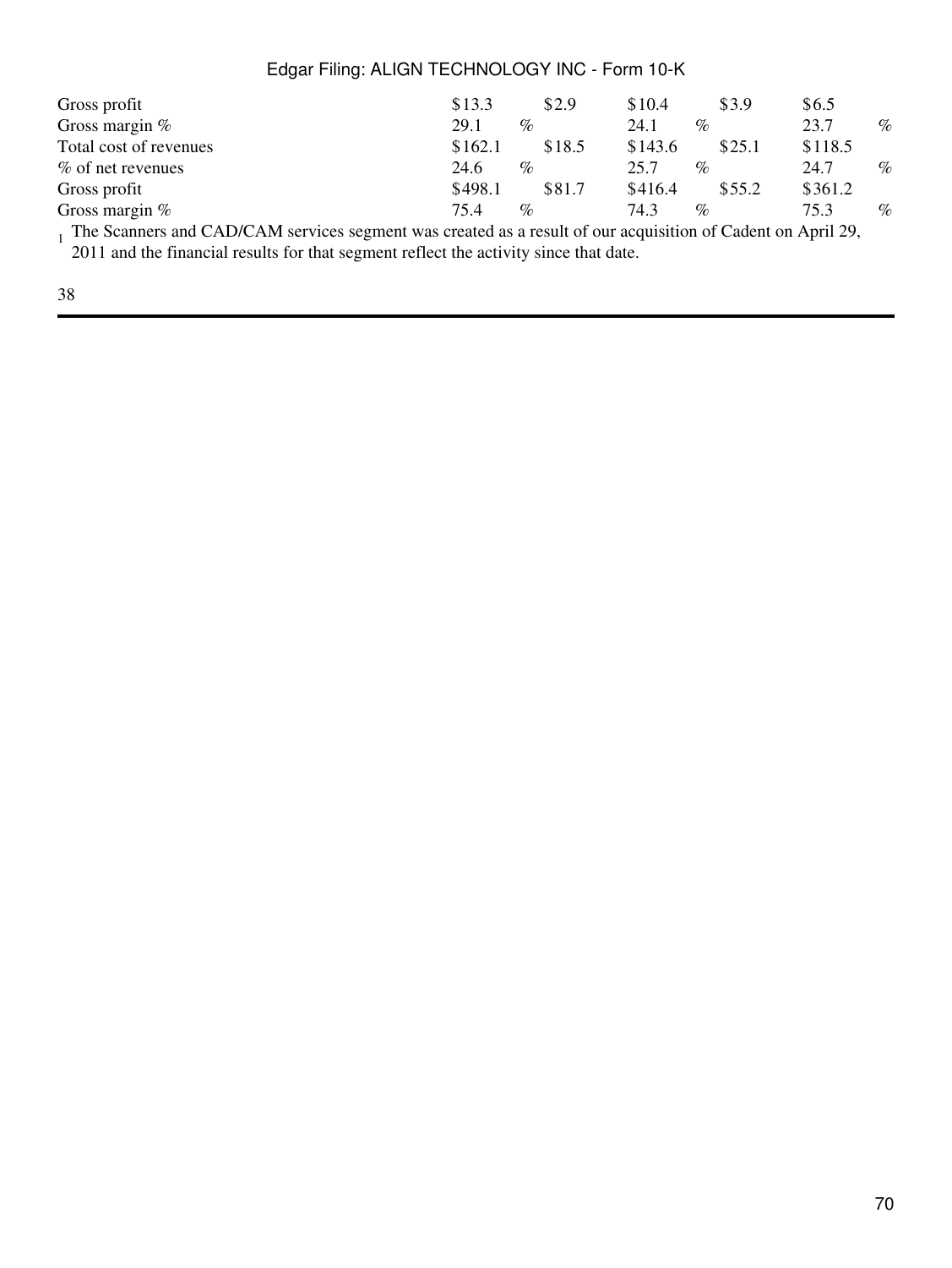| | | | | | |
|---|---|---|---|---|---|
| Gross profit | $13.3 | $2.9 | $10.4 | $3.9 | $6.5 |
| Gross margin % | 29.1 % | | 24.1 % | | 23.7 % |
| Total cost of revenues | $162.1 | $18.5 | $143.6 | $25.1 | $118.5 |
| % of net revenues | 24.6 % | | 25.7 % | | 24.7 % |
| Gross profit | $498.1 | $81.7 | $416.4 | $55.2 | $361.2 |
| Gross margin % | 75.4 % | | 74.3 % | | 75.3 % |

[1] The Scanners and CAD/CAM services segment was created as a result of our acquisition of Cadent on April 29, 2011 and the financial results for that segment reflect the activity since that date.

38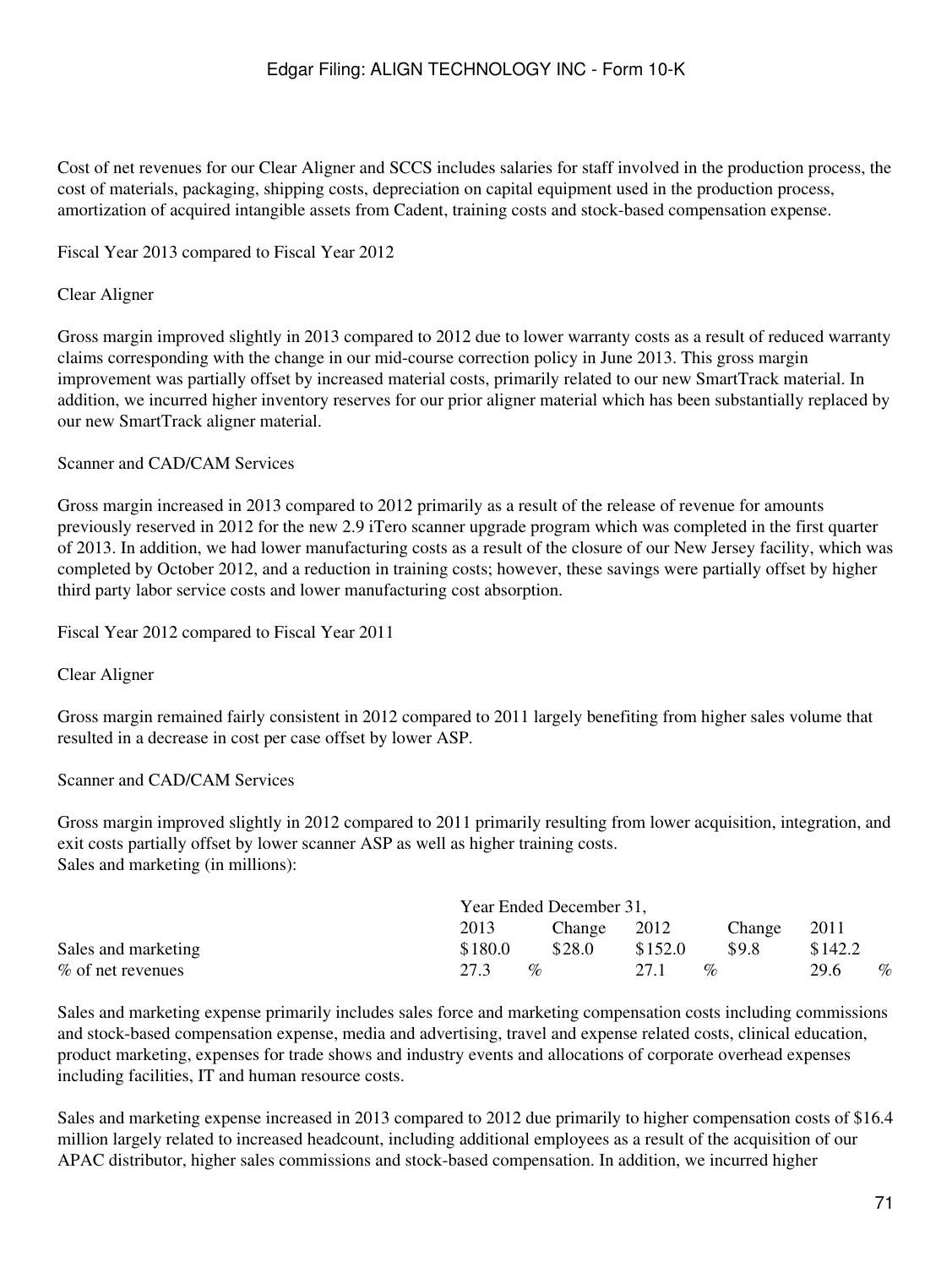Cost of net revenues for our Clear Aligner and SCCS includes salaries for staff involved in the production process, the cost of materials, packaging, shipping costs, depreciation on capital equipment used in the production process, amortization of acquired intangible assets from Cadent, training costs and stock-based compensation expense.

Fiscal Year 2013 compared to Fiscal Year 2012

Clear Aligner

Gross margin improved slightly in 2013 compared to 2012 due to lower warranty costs as a result of reduced warranty claims corresponding with the change in our mid-course correction policy in June 2013. This gross margin improvement was partially offset by increased material costs, primarily related to our new SmartTrack material. In addition, we incurred higher inventory reserves for our prior aligner material which has been substantially replaced by our new SmartTrack aligner material.

Scanner and CAD/CAM Services

Gross margin increased in 2013 compared to 2012 primarily as a result of the release of revenue for amounts previously reserved in 2012 for the new 2.9 iTero scanner upgrade program which was completed in the first quarter of 2013. In addition, we had lower manufacturing costs as a result of the closure of our New Jersey facility, which was completed by October 2012, and a reduction in training costs; however, these savings were partially offset by higher third party labor service costs and lower manufacturing cost absorption.

Fiscal Year 2012 compared to Fiscal Year 2011

Clear Aligner

Gross margin remained fairly consistent in 2012 compared to 2011 largely benefiting from higher sales volume that resulted in a decrease in cost per case offset by lower ASP.

Scanner and CAD/CAM Services

Gross margin improved slightly in 2012 compared to 2011 primarily resulting from lower acquisition, integration, and exit costs partially offset by lower scanner ASP as well as higher training costs.

Sales and marketing (in millions):

| | Year Ended December 31, | | | | |
|---|---|---|---|---|---|
| | 2013 | Change | 2012 | Change | 2011 |
| Sales and marketing | $180.0 | $28.0 | $152.0 | $9.8 | $142.2 |
| % of net revenues | 27.3 % | | 27.1 % | | 29.6 % |

Sales and marketing expense primarily includes sales force and marketing compensation costs including commissions and stock-based compensation expense, media and advertising, travel and expense related costs, clinical education, product marketing, expenses for trade shows and industry events and allocations of corporate overhead expenses including facilities, IT and human resource costs.

Sales and marketing expense increased in 2013 compared to 2012 due primarily to higher compensation costs of $16.4 million largely related to increased headcount, including additional employees as a result of the acquisition of our APAC distributor, higher sales commissions and stock-based compensation. In addition, we incurred higher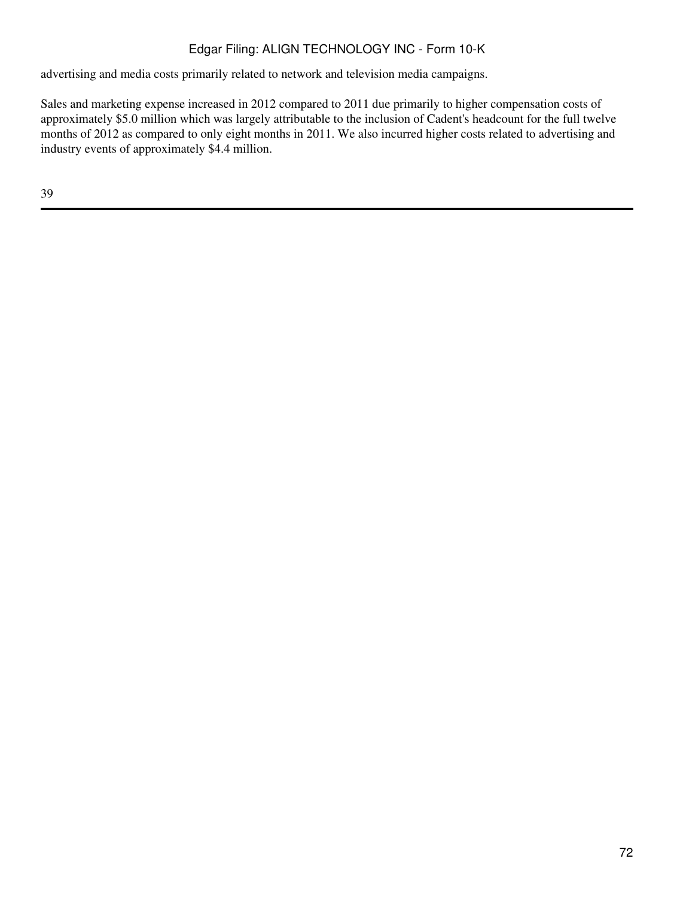advertising and media costs primarily related to network and television media campaigns.

Sales and marketing expense increased in 2012 compared to 2011 due primarily to higher compensation costs of approximately $5.0 million which was largely attributable to the inclusion of Cadent's headcount for the full twelve months of 2012 as compared to only eight months in 2011. We also incurred higher costs related to advertising and industry events of approximately $4.4 million.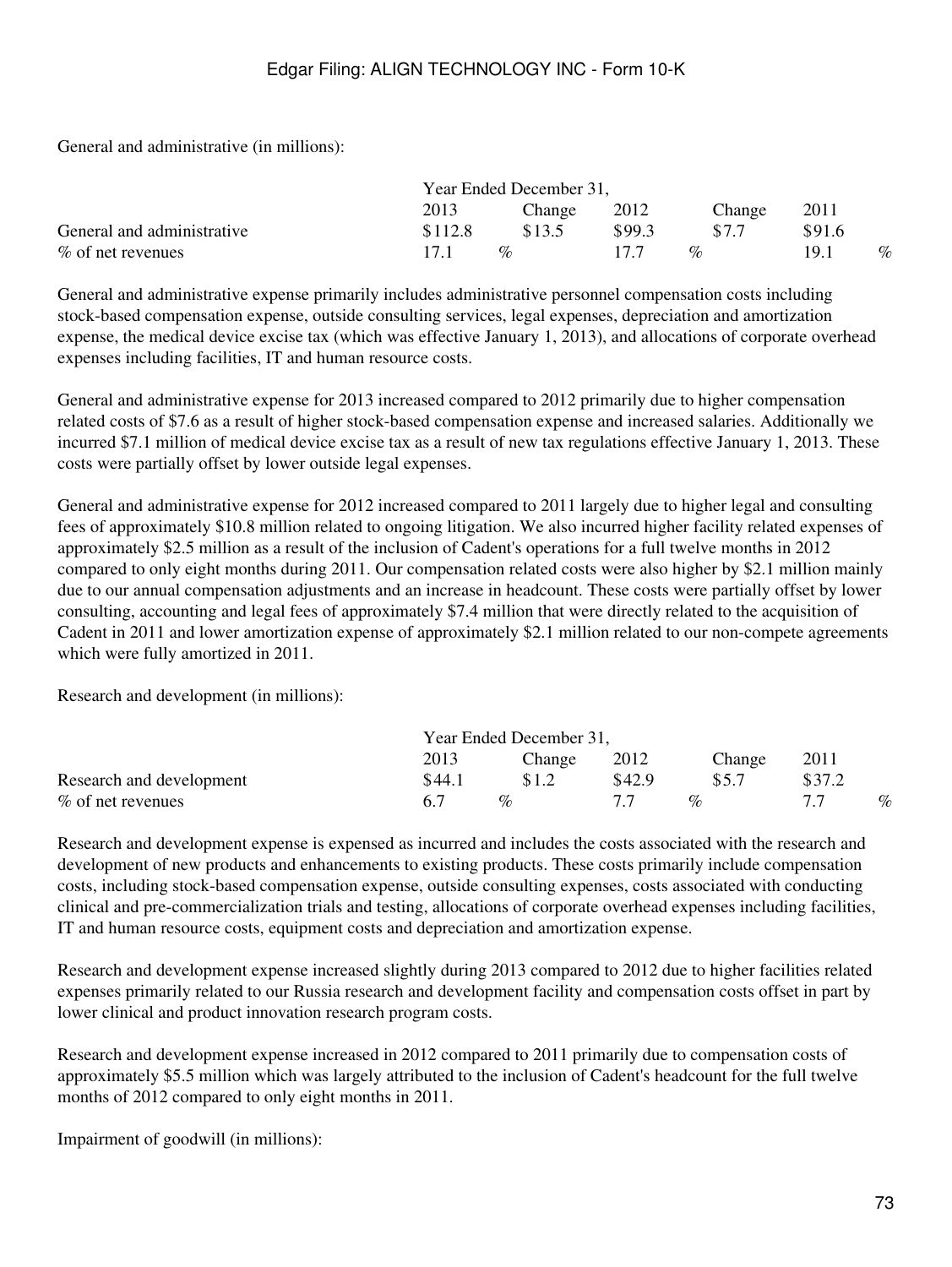General and administrative (in millions):

| | Year Ended December 31, | | | | |
|---|---|---|---|---|---|
| | 2013 | Change | 2012 | Change | 2011 |
| General and administrative | $112.8 | $13.5 | $99.3 | $7.7 | $91.6 |
| % of net revenues | 17.1 % | | 17.7 % | | 19.1 % |

General and administrative expense primarily includes administrative personnel compensation costs including stock-based compensation expense, outside consulting services, legal expenses, depreciation and amortization expense, the medical device excise tax (which was effective January 1, 2013), and allocations of corporate overhead expenses including facilities, IT and human resource costs.

General and administrative expense for 2013 increased compared to 2012 primarily due to higher compensation related costs of $7.6 as a result of higher stock-based compensation expense and increased salaries. Additionally we incurred $7.1 million of medical device excise tax as a result of new tax regulations effective January 1, 2013. These costs were partially offset by lower outside legal expenses.

General and administrative expense for 2012 increased compared to 2011 largely due to higher legal and consulting fees of approximately $10.8 million related to ongoing litigation. We also incurred higher facility related expenses of approximately $2.5 million as a result of the inclusion of Cadent's operations for a full twelve months in 2012 compared to only eight months during 2011. Our compensation related costs were also higher by $2.1 million mainly due to our annual compensation adjustments and an increase in headcount. These costs were partially offset by lower consulting, accounting and legal fees of approximately $7.4 million that were directly related to the acquisition of Cadent in 2011 and lower amortization expense of approximately $2.1 million related to our non-compete agreements which were fully amortized in 2011.

Research and development (in millions):

| | Year Ended December 31, | | | | |
|---|---|---|---|---|---|
| | 2013 | Change | 2012 | Change | 2011 |
| Research and development | $44.1 | $1.2 | $42.9 | $5.7 | $37.2 |
| % of net revenues | 6.7 % | | 7.7 % | | 7.7 % |

Research and development expense is expensed as incurred and includes the costs associated with the research and development of new products and enhancements to existing products. These costs primarily include compensation costs, including stock-based compensation expense, outside consulting expenses, costs associated with conducting clinical and pre-commercialization trials and testing, allocations of corporate overhead expenses including facilities, IT and human resource costs, equipment costs and depreciation and amortization expense.

Research and development expense increased slightly during 2013 compared to 2012 due to higher facilities related expenses primarily related to our Russia research and development facility and compensation costs offset in part by lower clinical and product innovation research program costs.

Research and development expense increased in 2012 compared to 2011 primarily due to compensation costs of approximately $5.5 million which was largely attributed to the inclusion of Cadent's headcount for the full twelve months of 2012 compared to only eight months in 2011.

Impairment of goodwill (in millions):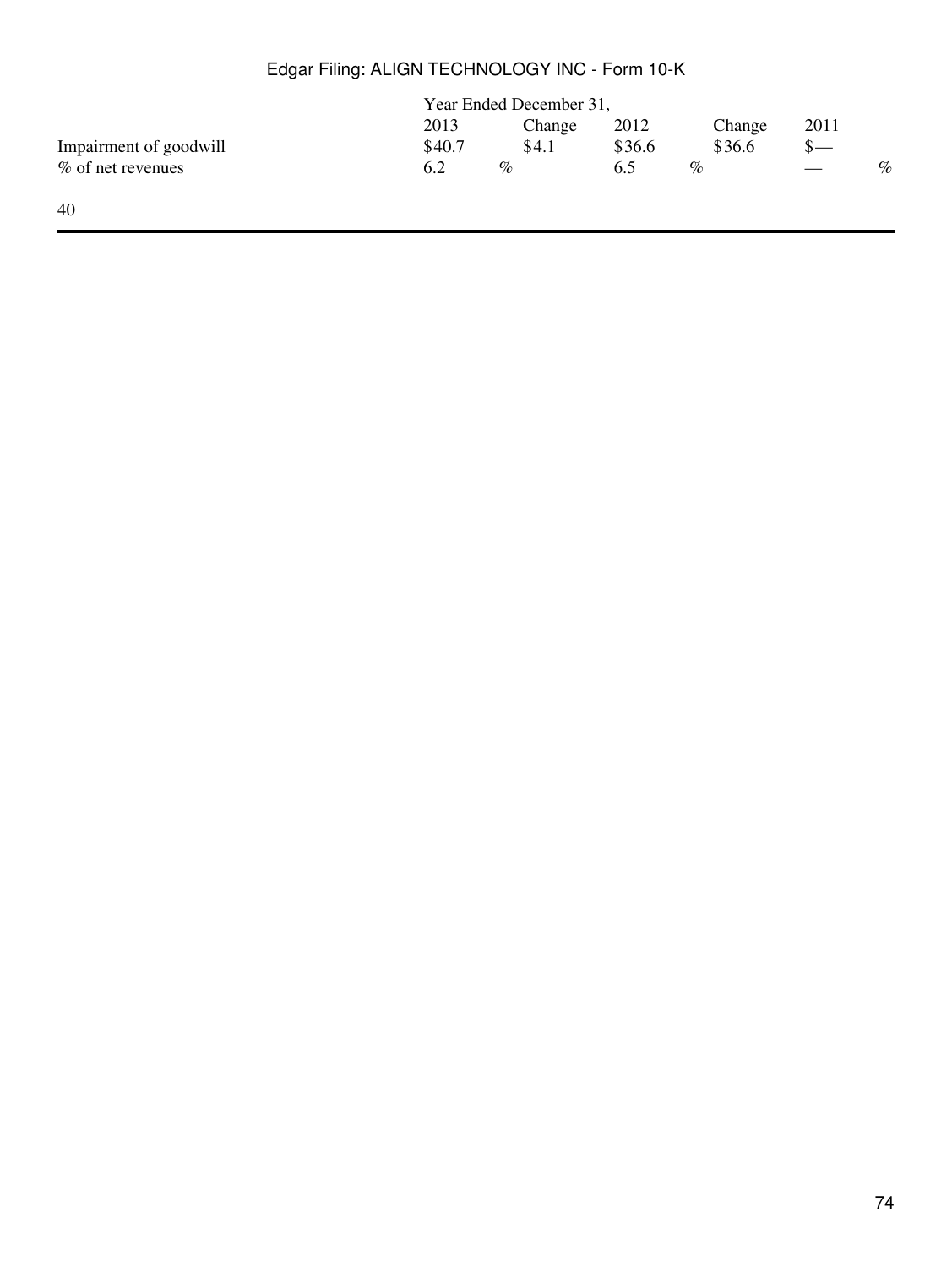| | Year Ended December 31, | | | | |
|---|---|---|---|---|---|
| | 2013 | Change | 2012 | Change | 2011 |
| Impairment of goodwill | $40.7 | $4.1 | $36.6 | $36.6 | $— |
| % of net revenues | 6.2 % | | 6.5 % | | — % |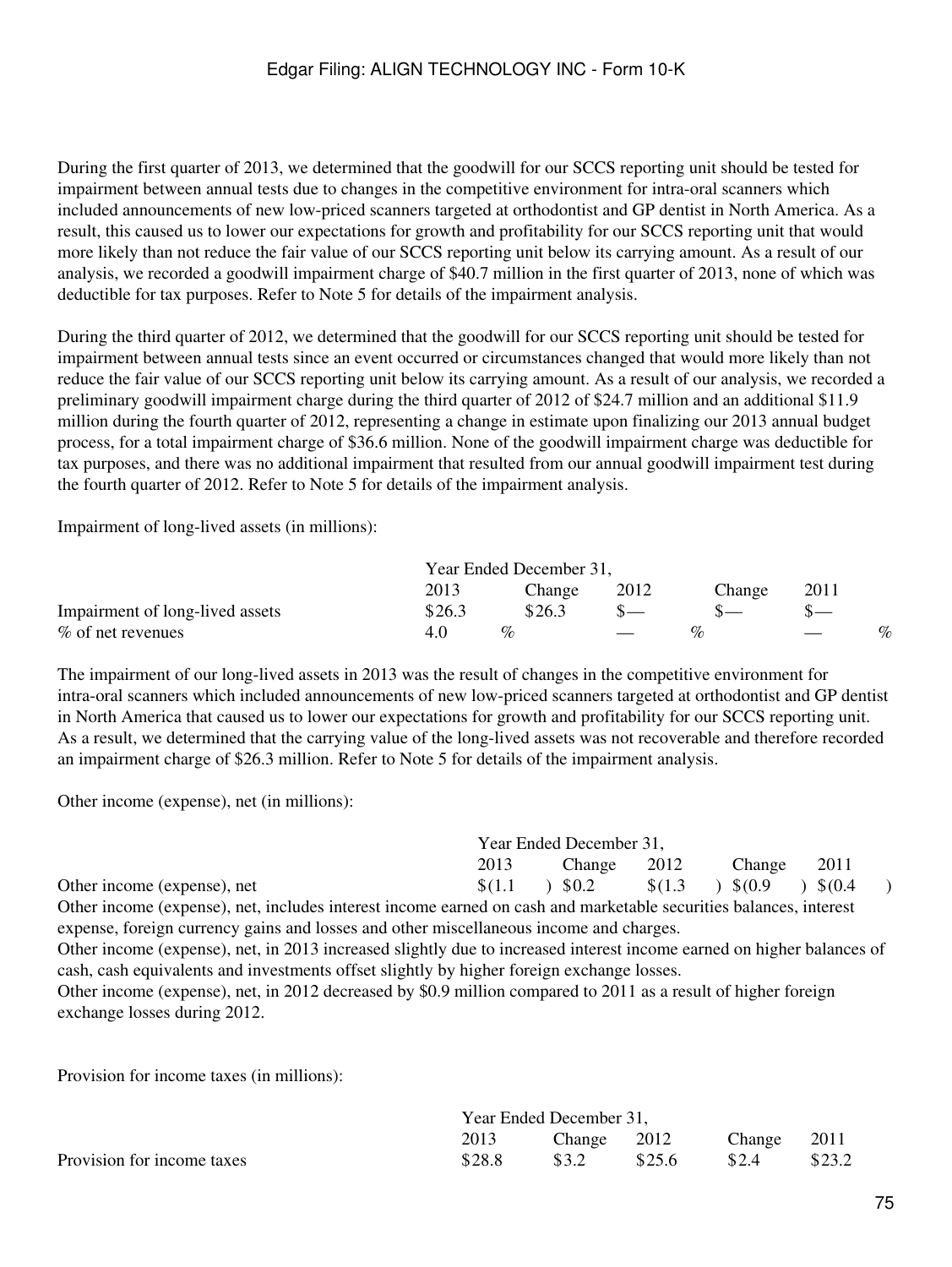During the first quarter of 2013, we determined that the goodwill for our SCCS reporting unit should be tested for impairment between annual tests due to changes in the competitive environment for intra-oral scanners which included announcements of new low-priced scanners targeted at orthodontist and GP dentist in North America. As a result, this caused us to lower our expectations for growth and profitability for our SCCS reporting unit that would more likely than not reduce the fair value of our SCCS reporting unit below its carrying amount. As a result of our analysis, we recorded a goodwill impairment charge of $40.7 million in the first quarter of 2013, none of which was deductible for tax purposes. Refer to Note 5 for details of the impairment analysis.

During the third quarter of 2012, we determined that the goodwill for our SCCS reporting unit should be tested for impairment between annual tests since an event occurred or circumstances changed that would more likely than not reduce the fair value of our SCCS reporting unit below its carrying amount. As a result of our analysis, we recorded a preliminary goodwill impairment charge during the third quarter of 2012 of $24.7 million and an additional $11.9 million during the fourth quarter of 2012, representing a change in estimate upon finalizing our 2013 annual budget process, for a total impairment charge of $36.6 million. None of the goodwill impairment charge was deductible for tax purposes, and there was no additional impairment that resulted from our annual goodwill impairment test during the fourth quarter of 2012. Refer to Note 5 for details of the impairment analysis.

Impairment of long-lived assets (in millions):

| | Year Ended December 31, | | | | |
|---|---|---|---|---|---|
| | 2013 | Change | 2012 | Change | 2011 |
| Impairment of long-lived assets | $26.3 | $26.3 | $— | $— | $— |
| % of net revenues | 4.0 % | | — % | | — % |

The impairment of our long-lived assets in 2013 was the result of changes in the competitive environment for intra-oral scanners which included announcements of new low-priced scanners targeted at orthodontist and GP dentist in North America that caused us to lower our expectations for growth and profitability for our SCCS reporting unit. As a result, we determined that the carrying value of the long-lived assets was not recoverable and therefore recorded an impairment charge of $26.3 million. Refer to Note 5 for details of the impairment analysis.

Other income (expense), net (in millions):

| | Year Ended December 31, | | | | |
|---|---|---|---|---|---|
| | 2013 | Change | 2012 | Change | 2011 |
| Other income (expense), net | $(1.1) | $0.2 | $(1.3) | $(0.9) | $(0.4) |

Other income (expense), net, includes interest income earned on cash and marketable securities balances, interest expense, foreign currency gains and losses and other miscellaneous income and charges.

Other income (expense), net, in 2013 increased slightly due to increased interest income earned on higher balances of cash, cash equivalents and investments offset slightly by higher foreign exchange losses.

Other income (expense), net, in 2012 decreased by $0.9 million compared to 2011 as a result of higher foreign exchange losses during 2012.

Provision for income taxes (in millions):

| | Year Ended December 31, | | | | |
|---|---|---|---|---|---|
| | 2013 | Change | 2012 | Change | 2011 |
| Provision for income taxes | $28.8 | $3.2 | $25.6 | $2.4 | $23.2 |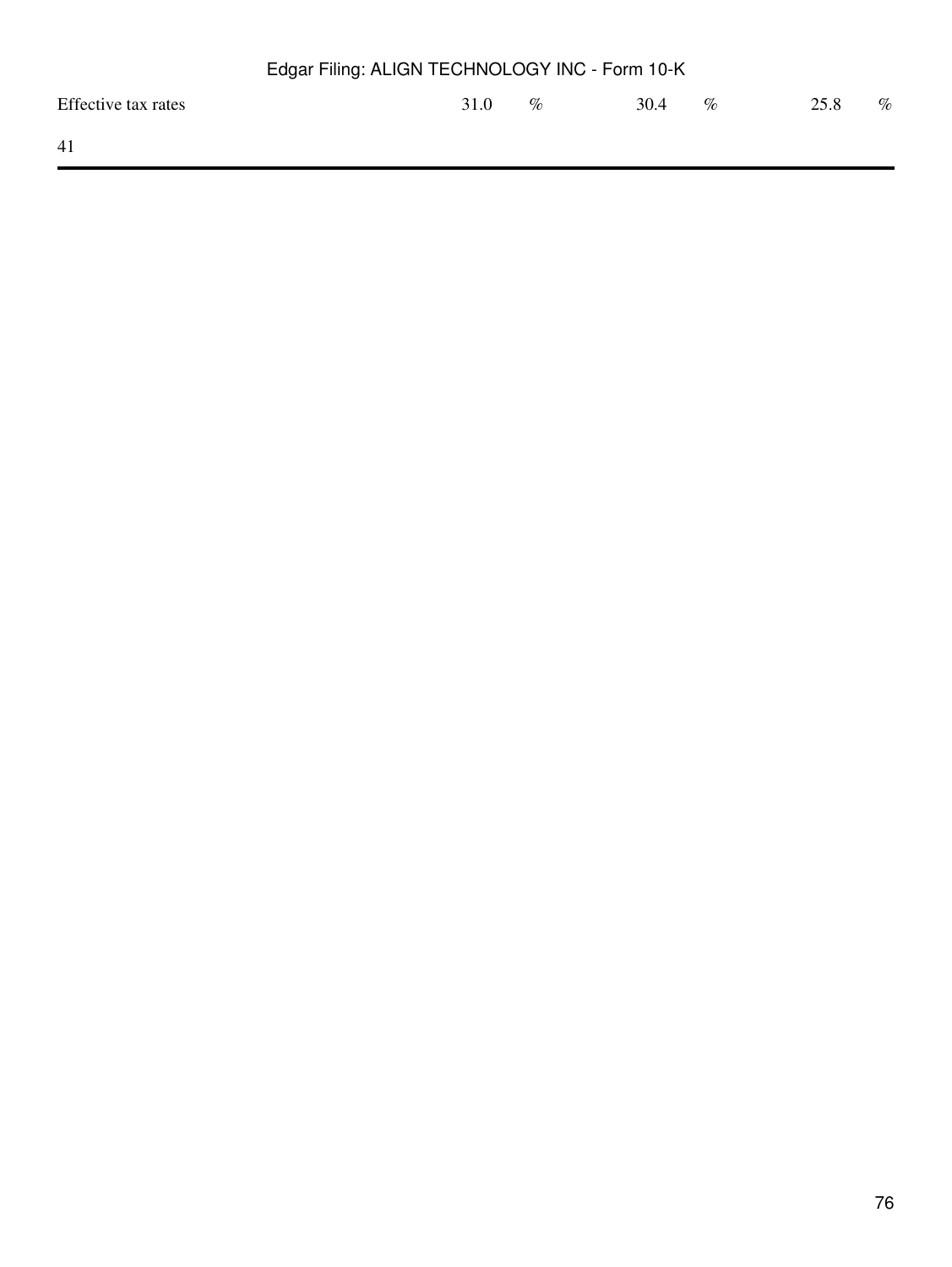| | | | |
|---|---|---|---|
| Effective tax rates | 31.0 % | 30.4 % | 25.8 % |

41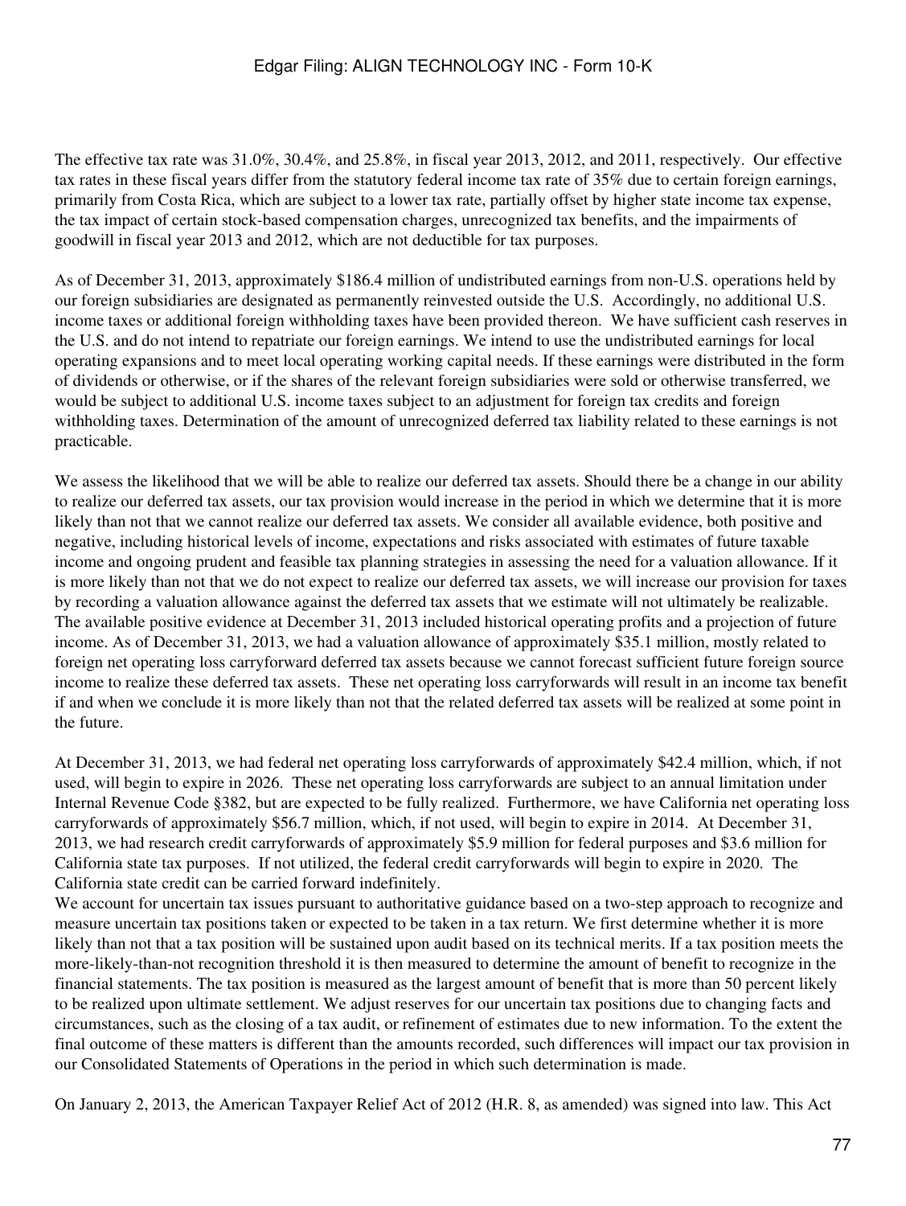The effective tax rate was 31.0%, 30.4%, and 25.8%, in fiscal year 2013, 2012, and 2011, respectively. Our effective tax rates in these fiscal years differ from the statutory federal income tax rate of 35% due to certain foreign earnings, primarily from Costa Rica, which are subject to a lower tax rate, partially offset by higher state income tax expense, the tax impact of certain stock-based compensation charges, unrecognized tax benefits, and the impairments of goodwill in fiscal year 2013 and 2012, which are not deductible for tax purposes.

As of December 31, 2013, approximately $186.4 million of undistributed earnings from non-U.S. operations held by our foreign subsidiaries are designated as permanently reinvested outside the U.S. Accordingly, no additional U.S. income taxes or additional foreign withholding taxes have been provided thereon. We have sufficient cash reserves in the U.S. and do not intend to repatriate our foreign earnings. We intend to use the undistributed earnings for local operating expansions and to meet local operating working capital needs. If these earnings were distributed in the form of dividends or otherwise, or if the shares of the relevant foreign subsidiaries were sold or otherwise transferred, we would be subject to additional U.S. income taxes subject to an adjustment for foreign tax credits and foreign withholding taxes. Determination of the amount of unrecognized deferred tax liability related to these earnings is not practicable.

We assess the likelihood that we will be able to realize our deferred tax assets. Should there be a change in our ability to realize our deferred tax assets, our tax provision would increase in the period in which we determine that it is more likely than not that we cannot realize our deferred tax assets. We consider all available evidence, both positive and negative, including historical levels of income, expectations and risks associated with estimates of future taxable income and ongoing prudent and feasible tax planning strategies in assessing the need for a valuation allowance. If it is more likely than not that we do not expect to realize our deferred tax assets, we will increase our provision for taxes by recording a valuation allowance against the deferred tax assets that we estimate will not ultimately be realizable. The available positive evidence at December 31, 2013 included historical operating profits and a projection of future income. As of December 31, 2013, we had a valuation allowance of approximately $35.1 million, mostly related to foreign net operating loss carryforward deferred tax assets because we cannot forecast sufficient future foreign source income to realize these deferred tax assets. These net operating loss carryforwards will result in an income tax benefit if and when we conclude it is more likely than not that the related deferred tax assets will be realized at some point in the future.

At December 31, 2013, we had federal net operating loss carryforwards of approximately $42.4 million, which, if not used, will begin to expire in 2026. These net operating loss carryforwards are subject to an annual limitation under Internal Revenue Code §382, but are expected to be fully realized. Furthermore, we have California net operating loss carryforwards of approximately $56.7 million, which, if not used, will begin to expire in 2014. At December 31, 2013, we had research credit carryforwards of approximately $5.9 million for federal purposes and $3.6 million for California state tax purposes. If not utilized, the federal credit carryforwards will begin to expire in 2020. The California state credit can be carried forward indefinitely.

We account for uncertain tax issues pursuant to authoritative guidance based on a two-step approach to recognize and measure uncertain tax positions taken or expected to be taken in a tax return. We first determine whether it is more likely than not that a tax position will be sustained upon audit based on its technical merits. If a tax position meets the more-likely-than-not recognition threshold it is then measured to determine the amount of benefit to recognize in the financial statements. The tax position is measured as the largest amount of benefit that is more than 50 percent likely to be realized upon ultimate settlement. We adjust reserves for our uncertain tax positions due to changing facts and circumstances, such as the closing of a tax audit, or refinement of estimates due to new information. To the extent the final outcome of these matters is different than the amounts recorded, such differences will impact our tax provision in our Consolidated Statements of Operations in the period in which such determination is made.

On January 2, 2013, the American Taxpayer Relief Act of 2012 (H.R. 8, as amended) was signed into law. This Act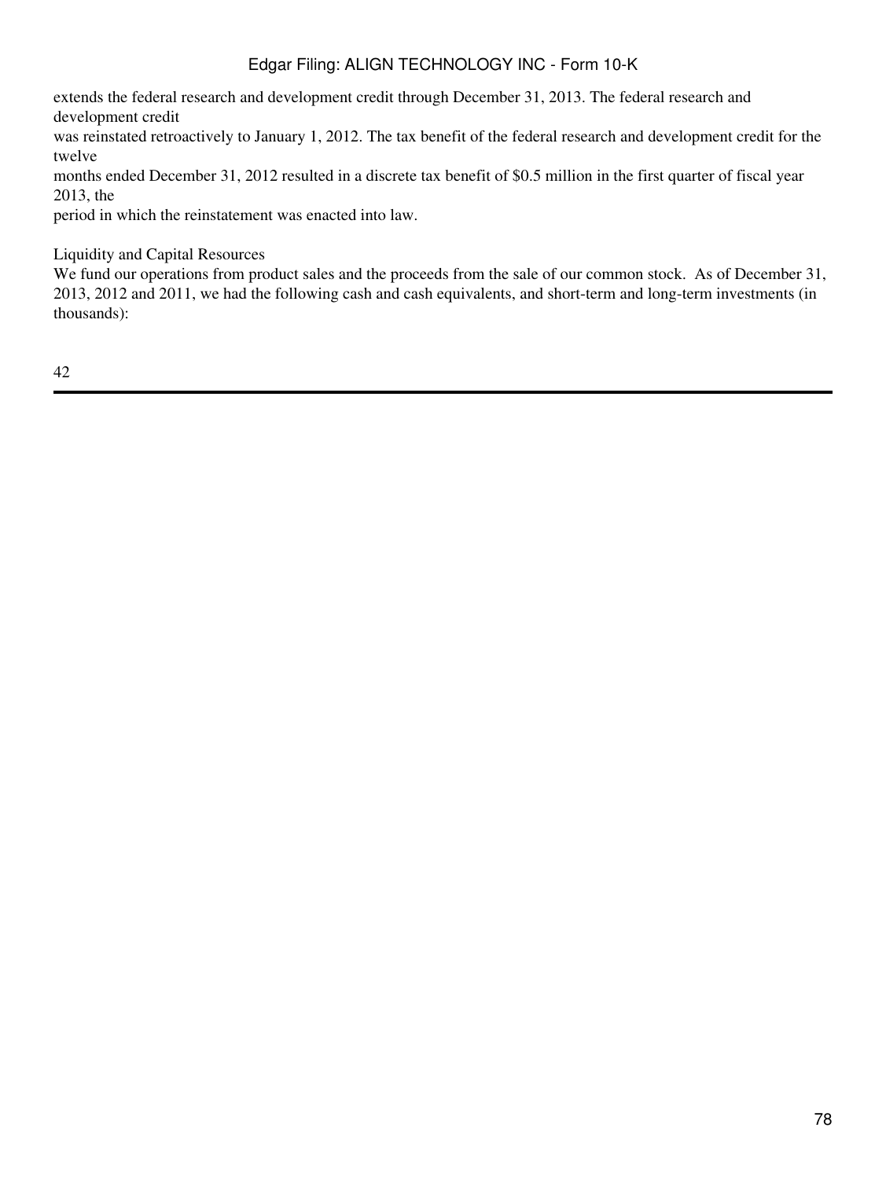extends the federal research and development credit through December 31, 2013. The federal research and development credit was reinstated retroactively to January 1, 2012. The tax benefit of the federal research and development credit for the twelve months ended December 31, 2012 resulted in a discrete tax benefit of $0.5 million in the first quarter of fiscal year 2013, the period in which the reinstatement was enacted into law.

## Liquidity and Capital Resources

We fund our operations from product sales and the proceeds from the sale of our common stock. As of December 31, 2013, 2012 and 2011, we had the following cash and cash equivalents, and short-term and long-term investments (in thousands):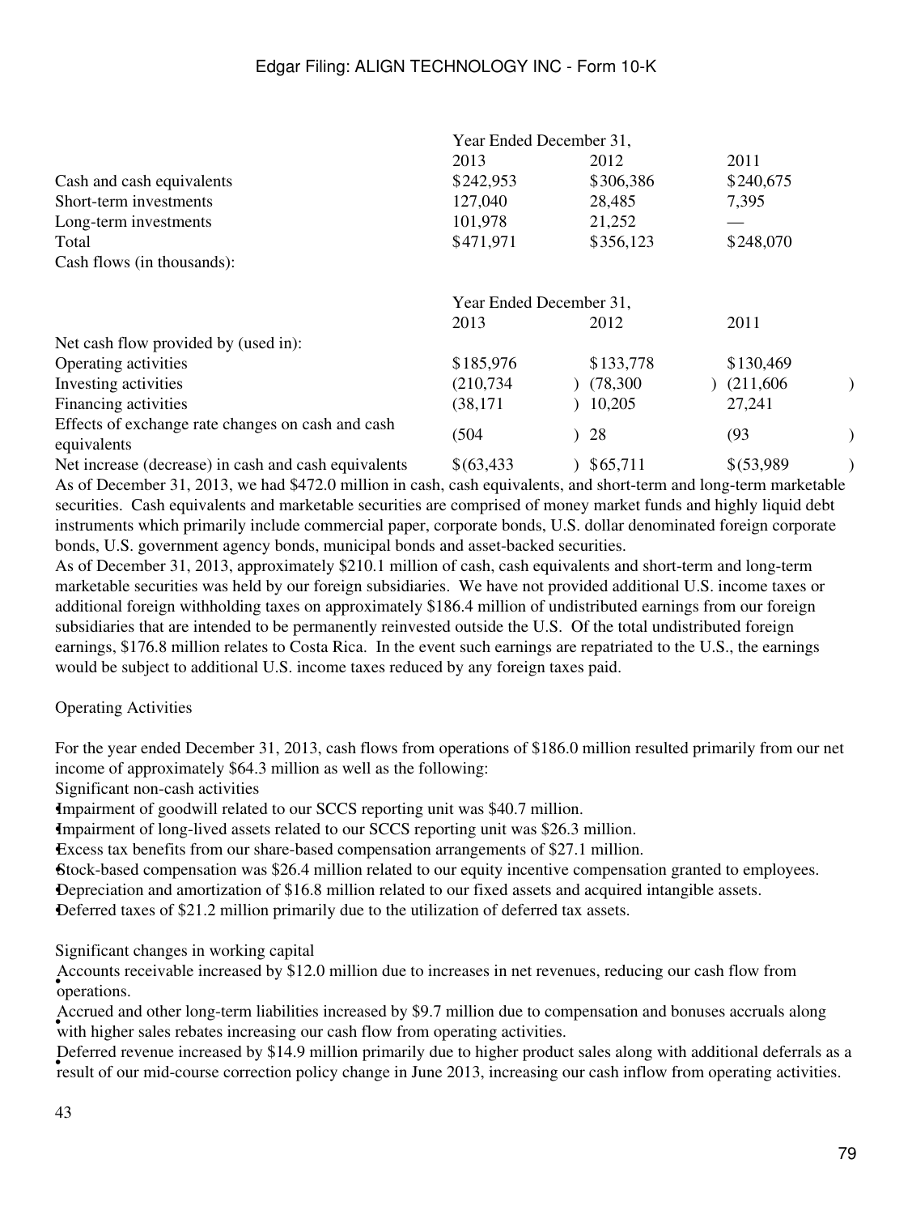| | Year Ended December 31, | | |
|---|---|---|---|
| | 2013 | 2012 | 2011 |
| Cash and cash equivalents | $242,953 | $306,386 | $240,675 |
| Short-term investments | 127,040 | 28,485 | 7,395 |
| Long-term investments | 101,978 | 21,252 | — |
| Total | $471,971 | $356,123 | $248,070 |

Cash flows (in thousands):

| | Year Ended December 31, | | |
|---|---|---|---|
| | 2013 | 2012 | 2011 |
| Net cash flow provided by (used in): | | | |
| Operating activities | $185,976 | $133,778 | $130,469 |
| Investing activities | (210,734) | (78,300) | (211,606) |
| Financing activities | (38,171) | 10,205 | 27,241 |
| Effects of exchange rate changes on cash and cash equivalents | (504) | 28 | (93) |
| Net increase (decrease) in cash and cash equivalents | $(63,433) | $65,711 | $(53,989) |

As of December 31, 2013, we had $472.0 million in cash, cash equivalents, and short-term and long-term marketable securities. Cash equivalents and marketable securities are comprised of money market funds and highly liquid debt instruments which primarily include commercial paper, corporate bonds, U.S. dollar denominated foreign corporate bonds, U.S. government agency bonds, municipal bonds and asset-backed securities.

As of December 31, 2013, approximately $210.1 million of cash, cash equivalents and short-term and long-term marketable securities was held by our foreign subsidiaries. We have not provided additional U.S. income taxes or additional foreign withholding taxes on approximately $186.4 million of undistributed earnings from our foreign subsidiaries that are intended to be permanently reinvested outside the U.S. Of the total undistributed foreign earnings, $176.8 million relates to Costa Rica. In the event such earnings are repatriated to the U.S., the earnings would be subject to additional U.S. income taxes reduced by any foreign taxes paid.

Operating Activities

For the year ended December 31, 2013, cash flows from operations of $186.0 million resulted primarily from our net income of approximately $64.3 million as well as the following:

Significant non-cash activities

- Impairment of goodwill related to our SCCS reporting unit was $40.7 million.
- Impairment of long-lived assets related to our SCCS reporting unit was $26.3 million.
- Excess tax benefits from our share-based compensation arrangements of $27.1 million.
- Stock-based compensation was $26.4 million related to our equity incentive compensation granted to employees.
- Depreciation and amortization of $16.8 million related to our fixed assets and acquired intangible assets.
- Deferred taxes of $21.2 million primarily due to the utilization of deferred tax assets.

Significant changes in working capital

- Accounts receivable increased by $12.0 million due to increases in net revenues, reducing our cash flow from operations.
- Accrued and other long-term liabilities increased by $9.7 million due to compensation and bonuses accruals along with higher sales rebates increasing our cash flow from operating activities.
- Deferred revenue increased by $14.9 million primarily due to higher product sales along with additional deferrals as a result of our mid-course correction policy change in June 2013, increasing our cash inflow from operating activities.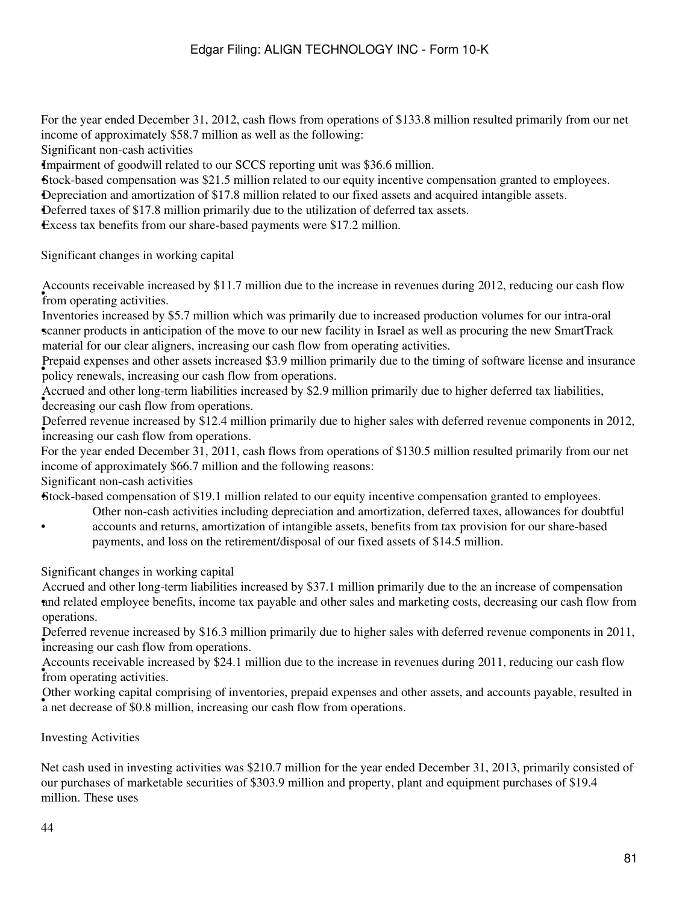For the year ended December 31, 2012, cash flows from operations of $133.8 million resulted primarily from our net income of approximately $58.7 million as well as the following:

Significant non-cash activities

- Impairment of goodwill related to our SCCS reporting unit was $36.6 million.
- Stock-based compensation was $21.5 million related to our equity incentive compensation granted to employees.
- Depreciation and amortization of $17.8 million related to our fixed assets and acquired intangible assets.
- Deferred taxes of $17.8 million primarily due to the utilization of deferred tax assets.
- Excess tax benefits from our share-based payments were $17.2 million.

Significant changes in working capital

- Accounts receivable increased by $11.7 million due to the increase in revenues during 2012, reducing our cash flow from operating activities.
- Inventories increased by $5.7 million which was primarily due to increased production volumes for our intra-oral scanner products in anticipation of the move to our new facility in Israel as well as procuring the new SmartTrack material for our clear aligners, increasing our cash flow from operating activities.
- Prepaid expenses and other assets increased $3.9 million primarily due to the timing of software license and insurance policy renewals, increasing our cash flow from operations.
- Accrued and other long-term liabilities increased by $2.9 million primarily due to higher deferred tax liabilities, decreasing our cash flow from operations.
- Deferred revenue increased by $12.4 million primarily due to higher sales with deferred revenue components in 2012, increasing our cash flow from operations.

For the year ended December 31, 2011, cash flows from operations of $130.5 million resulted primarily from our net income of approximately $66.7 million and the following reasons:

Significant non-cash activities

- Stock-based compensation of $19.1 million related to our equity incentive compensation granted to employees.
- Other non-cash activities including depreciation and amortization, deferred taxes, allowances for doubtful accounts and returns, amortization of intangible assets, benefits from tax provision for our share-based payments, and loss on the retirement/disposal of our fixed assets of $14.5 million.

Significant changes in working capital

- Accrued and other long-term liabilities increased by $37.1 million primarily due to the an increase of compensation and related employee benefits, income tax payable and other sales and marketing costs, decreasing our cash flow from operations.
- Deferred revenue increased by $16.3 million primarily due to higher sales with deferred revenue components in 2011, increasing our cash flow from operations.
- Accounts receivable increased by $24.1 million due to the increase in revenues during 2011, reducing our cash flow from operating activities.
- Other working capital comprising of inventories, prepaid expenses and other assets, and accounts payable, resulted in a net decrease of $0.8 million, increasing our cash flow from operations.

Investing Activities

Net cash used in investing activities was $210.7 million for the year ended December 31, 2013, primarily consisted of our purchases of marketable securities of $303.9 million and property, plant and equipment purchases of $19.4 million. These uses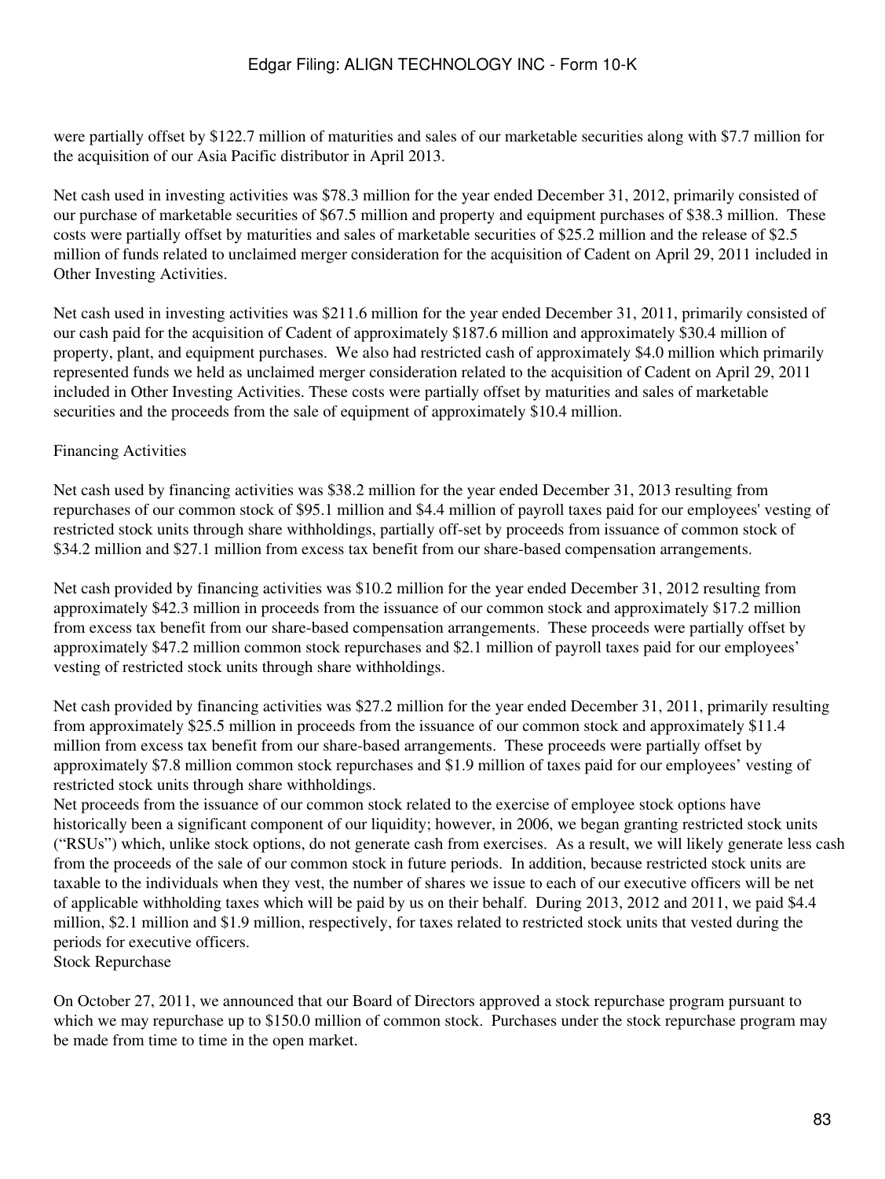were partially offset by $122.7 million of maturities and sales of our marketable securities along with $7.7 million for the acquisition of our Asia Pacific distributor in April 2013.

Net cash used in investing activities was $78.3 million for the year ended December 31, 2012, primarily consisted of our purchase of marketable securities of $67.5 million and property and equipment purchases of $38.3 million. These costs were partially offset by maturities and sales of marketable securities of $25.2 million and the release of $2.5 million of funds related to unclaimed merger consideration for the acquisition of Cadent on April 29, 2011 included in Other Investing Activities.

Net cash used in investing activities was $211.6 million for the year ended December 31, 2011, primarily consisted of our cash paid for the acquisition of Cadent of approximately $187.6 million and approximately $30.4 million of property, plant, and equipment purchases. We also had restricted cash of approximately $4.0 million which primarily represented funds we held as unclaimed merger consideration related to the acquisition of Cadent on April 29, 2011 included in Other Investing Activities. These costs were partially offset by maturities and sales of marketable securities and the proceeds from the sale of equipment of approximately $10.4 million.

Financing Activities

Net cash used by financing activities was $38.2 million for the year ended December 31, 2013 resulting from repurchases of our common stock of $95.1 million and $4.4 million of payroll taxes paid for our employees' vesting of restricted stock units through share withholdings, partially off-set by proceeds from issuance of common stock of $34.2 million and $27.1 million from excess tax benefit from our share-based compensation arrangements.

Net cash provided by financing activities was $10.2 million for the year ended December 31, 2012 resulting from approximately $42.3 million in proceeds from the issuance of our common stock and approximately $17.2 million from excess tax benefit from our share-based compensation arrangements. These proceeds were partially offset by approximately $47.2 million common stock repurchases and $2.1 million of payroll taxes paid for our employees' vesting of restricted stock units through share withholdings.

Net cash provided by financing activities was $27.2 million for the year ended December 31, 2011, primarily resulting from approximately $25.5 million in proceeds from the issuance of our common stock and approximately $11.4 million from excess tax benefit from our share-based arrangements. These proceeds were partially offset by approximately $7.8 million common stock repurchases and $1.9 million of taxes paid for our employees' vesting of restricted stock units through share withholdings.

Net proceeds from the issuance of our common stock related to the exercise of employee stock options have historically been a significant component of our liquidity; however, in 2006, we began granting restricted stock units ("RSUs") which, unlike stock options, do not generate cash from exercises. As a result, we will likely generate less cash from the proceeds of the sale of our common stock in future periods. In addition, because restricted stock units are taxable to the individuals when they vest, the number of shares we issue to each of our executive officers will be net of applicable withholding taxes which will be paid by us on their behalf. During 2013, 2012 and 2011, we paid $4.4 million, $2.1 million and $1.9 million, respectively, for taxes related to restricted stock units that vested during the periods for executive officers.

Stock Repurchase

On October 27, 2011, we announced that our Board of Directors approved a stock repurchase program pursuant to which we may repurchase up to $150.0 million of common stock. Purchases under the stock repurchase program may be made from time to time in the open market.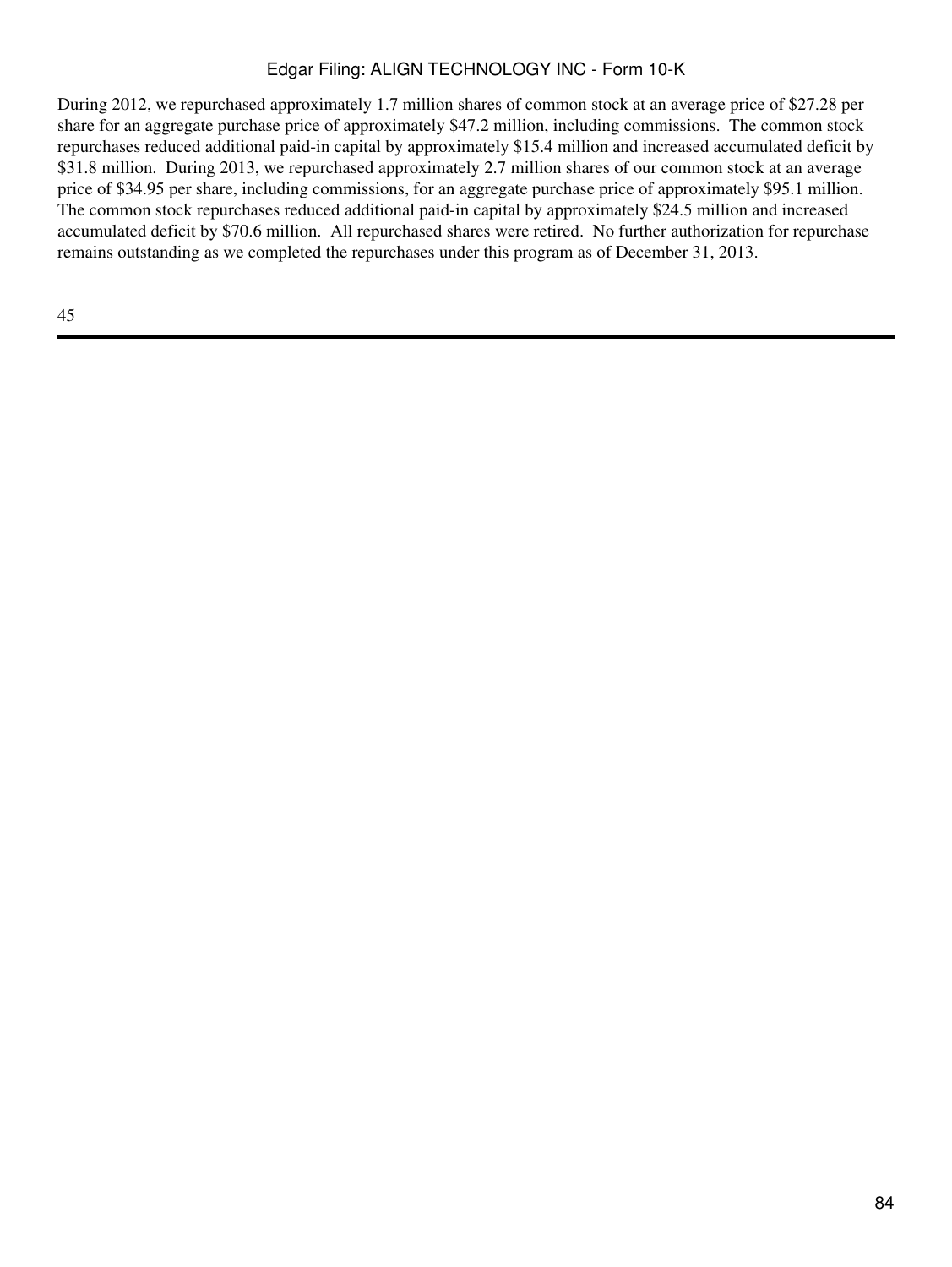During 2012, we repurchased approximately 1.7 million shares of common stock at an average price of $27.28 per share for an aggregate purchase price of approximately $47.2 million, including commissions. The common stock repurchases reduced additional paid-in capital by approximately $15.4 million and increased accumulated deficit by $31.8 million. During 2013, we repurchased approximately 2.7 million shares of our common stock at an average price of $34.95 per share, including commissions, for an aggregate purchase price of approximately $95.1 million. The common stock repurchases reduced additional paid-in capital by approximately $24.5 million and increased accumulated deficit by $70.6 million. All repurchased shares were retired. No further authorization for repurchase remains outstanding as we completed the repurchases under this program as of December 31, 2013.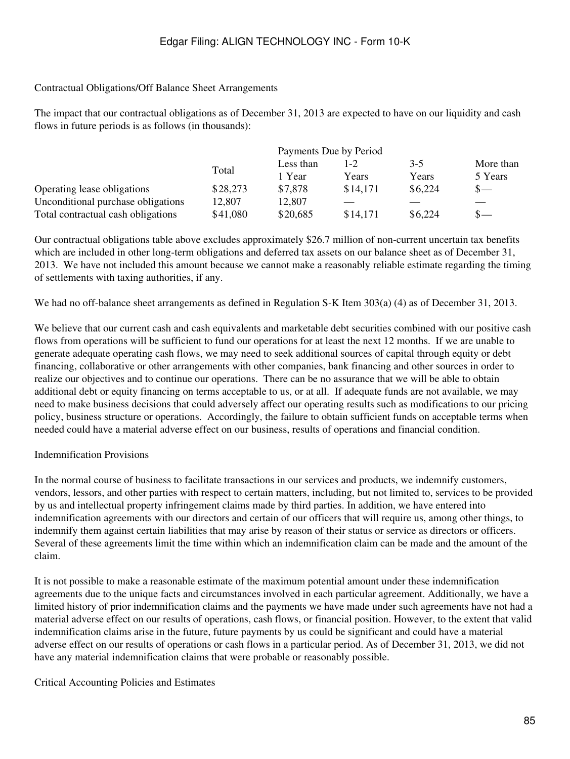### Contractual Obligations/Off Balance Sheet Arrangements

The impact that our contractual obligations as of December 31, 2013 are expected to have on our liquidity and cash flows in future periods is as follows (in thousands):

| | | Payments Due by Period | | | |
|---|---|---|---|---|---|
| | Total | Less than 1 Year | 1-2 Years | 3-5 Years | More than 5 Years |
| Operating lease obligations | $28,273 | $7,878 | $14,171 | $6,224 | $— |
| Unconditional purchase obligations | 12,807 | 12,807 | — | — | — |
| Total contractual cash obligations | $41,080 | $20,685 | $14,171 | $6,224 | $— |

Our contractual obligations table above excludes approximately $26.7 million of non-current uncertain tax benefits which are included in other long-term obligations and deferred tax assets on our balance sheet as of December 31, 2013. We have not included this amount because we cannot make a reasonably reliable estimate regarding the timing of settlements with taxing authorities, if any.

We had no off-balance sheet arrangements as defined in Regulation S-K Item 303(a) (4) as of December 31, 2013.

We believe that our current cash and cash equivalents and marketable debt securities combined with our positive cash flows from operations will be sufficient to fund our operations for at least the next 12 months. If we are unable to generate adequate operating cash flows, we may need to seek additional sources of capital through equity or debt financing, collaborative or other arrangements with other companies, bank financing and other sources in order to realize our objectives and to continue our operations. There can be no assurance that we will be able to obtain additional debt or equity financing on terms acceptable to us, or at all. If adequate funds are not available, we may need to make business decisions that could adversely affect our operating results such as modifications to our pricing policy, business structure or operations. Accordingly, the failure to obtain sufficient funds on acceptable terms when needed could have a material adverse effect on our business, results of operations and financial condition.

### Indemnification Provisions

In the normal course of business to facilitate transactions in our services and products, we indemnify customers, vendors, lessors, and other parties with respect to certain matters, including, but not limited to, services to be provided by us and intellectual property infringement claims made by third parties. In addition, we have entered into indemnification agreements with our directors and certain of our officers that will require us, among other things, to indemnify them against certain liabilities that may arise by reason of their status or service as directors or officers. Several of these agreements limit the time within which an indemnification claim can be made and the amount of the claim.

It is not possible to make a reasonable estimate of the maximum potential amount under these indemnification agreements due to the unique facts and circumstances involved in each particular agreement. Additionally, we have a limited history of prior indemnification claims and the payments we have made under such agreements have not had a material adverse effect on our results of operations, cash flows, or financial position. However, to the extent that valid indemnification claims arise in the future, future payments by us could be significant and could have a material adverse effect on our results of operations or cash flows in a particular period. As of December 31, 2013, we did not have any material indemnification claims that were probable or reasonably possible.

### Critical Accounting Policies and Estimates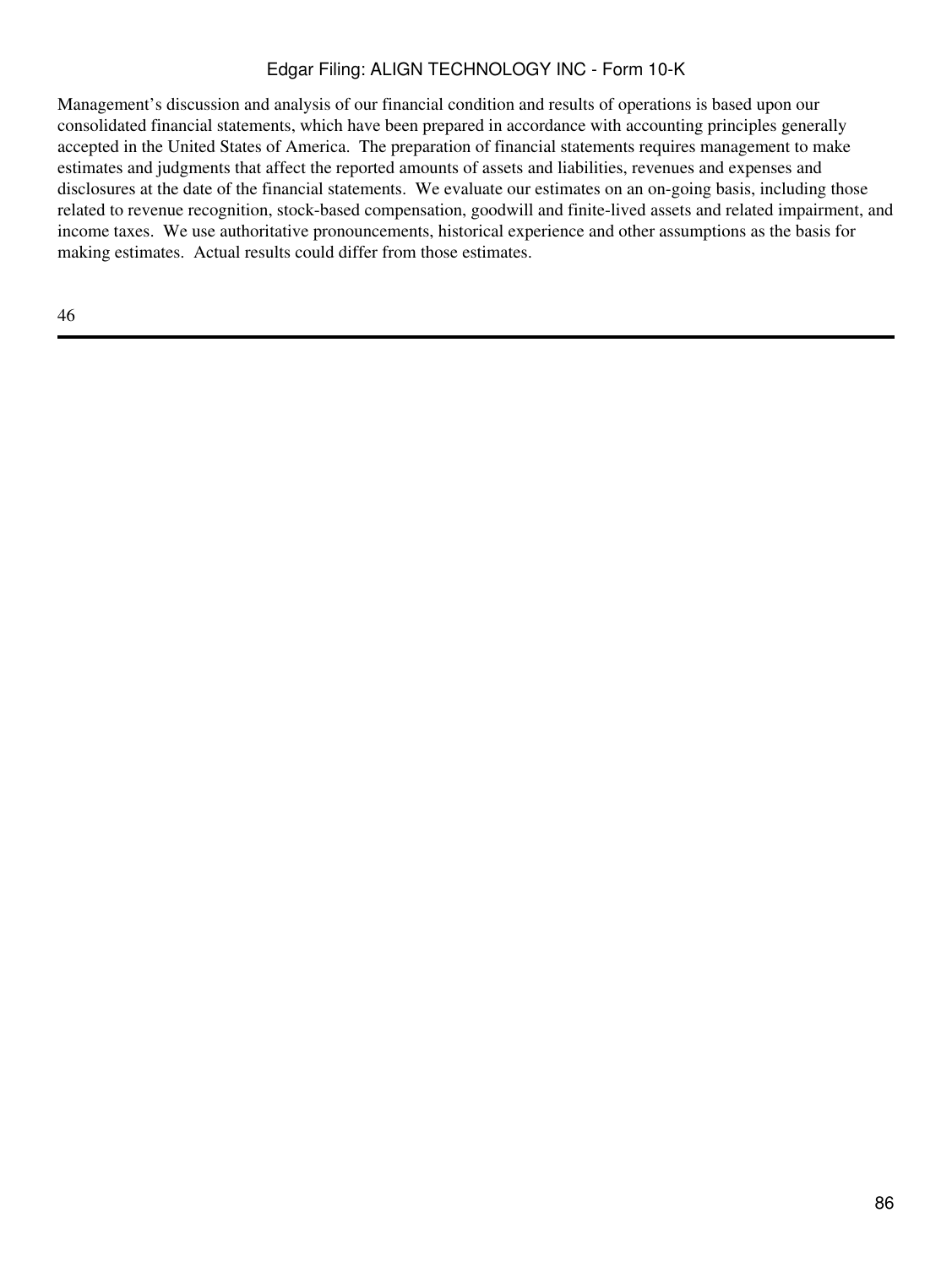Management's discussion and analysis of our financial condition and results of operations is based upon our consolidated financial statements, which have been prepared in accordance with accounting principles generally accepted in the United States of America. The preparation of financial statements requires management to make estimates and judgments that affect the reported amounts of assets and liabilities, revenues and expenses and disclosures at the date of the financial statements. We evaluate our estimates on an on-going basis, including those related to revenue recognition, stock-based compensation, goodwill and finite-lived assets and related impairment, and income taxes. We use authoritative pronouncements, historical experience and other assumptions as the basis for making estimates. Actual results could differ from those estimates.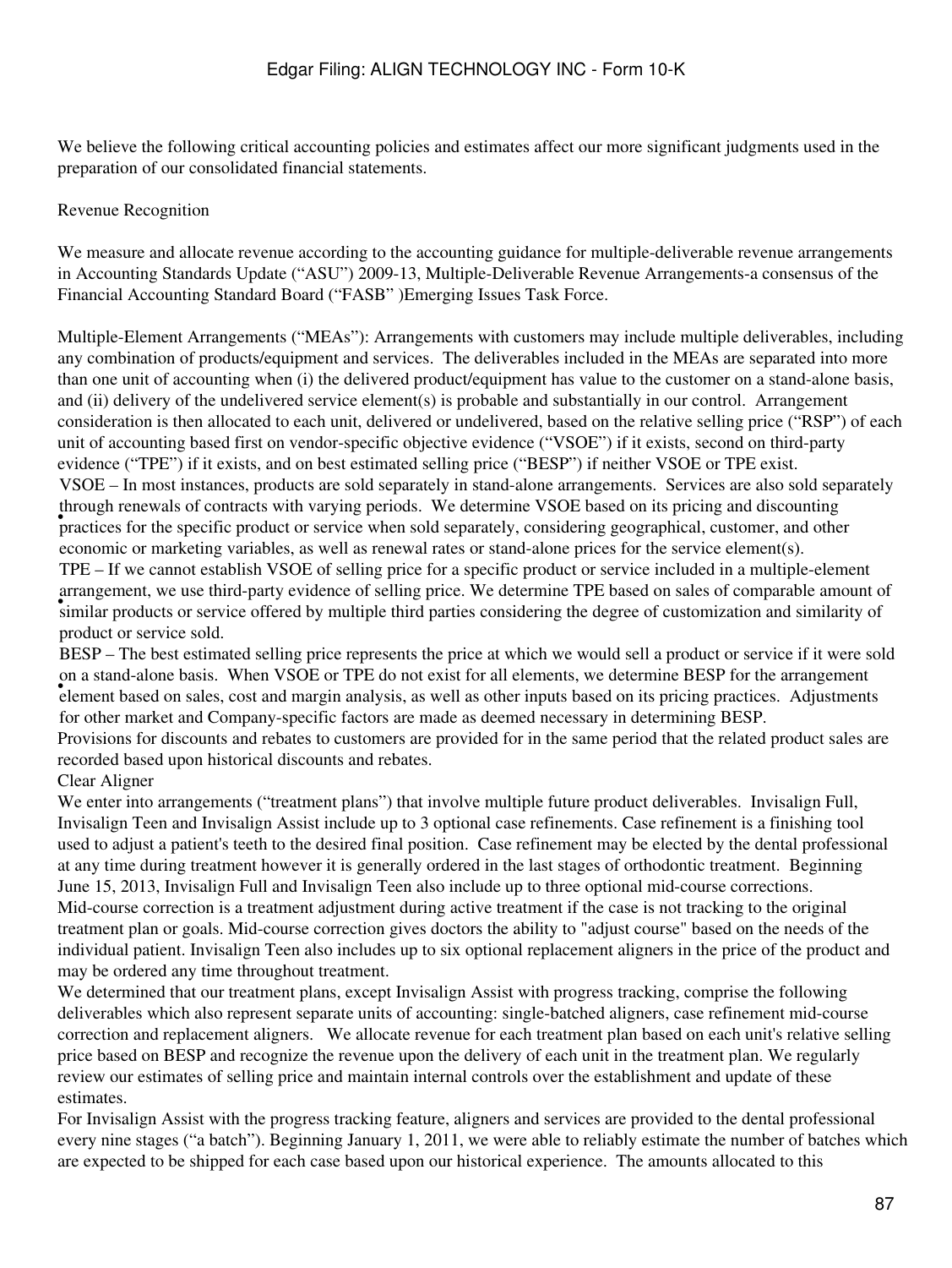We believe the following critical accounting policies and estimates affect our more significant judgments used in the preparation of our consolidated financial statements.

Revenue Recognition

We measure and allocate revenue according to the accounting guidance for multiple-deliverable revenue arrangements in Accounting Standards Update ("ASU") 2009-13, Multiple-Deliverable Revenue Arrangements-a consensus of the Financial Accounting Standard Board ("FASB" )Emerging Issues Task Force.

Multiple-Element Arrangements ("MEAs"): Arrangements with customers may include multiple deliverables, including any combination of products/equipment and services. The deliverables included in the MEAs are separated into more than one unit of accounting when (i) the delivered product/equipment has value to the customer on a stand-alone basis, and (ii) delivery of the undelivered service element(s) is probable and substantially in our control. Arrangement consideration is then allocated to each unit, delivered or undelivered, based on the relative selling price ("RSP") of each unit of accounting based first on vendor-specific objective evidence ("VSOE") if it exists, second on third-party evidence ("TPE") if it exists, and on best estimated selling price ("BESP") if neither VSOE or TPE exist.

- VSOE – In most instances, products are sold separately in stand-alone arrangements. Services are also sold separately through renewals of contracts with varying periods. We determine VSOE based on its pricing and discounting practices for the specific product or service when sold separately, considering geographical, customer, and other economic or marketing variables, as well as renewal rates or stand-alone prices for the service element(s).
- TPE – If we cannot establish VSOE of selling price for a specific product or service included in a multiple-element arrangement, we use third-party evidence of selling price. We determine TPE based on sales of comparable amount of similar products or service offered by multiple third parties considering the degree of customization and similarity of product or service sold.
- BESP – The best estimated selling price represents the price at which we would sell a product or service if it were sold on a stand-alone basis. When VSOE or TPE do not exist for all elements, we determine BESP for the arrangement element based on sales, cost and margin analysis, as well as other inputs based on its pricing practices. Adjustments for other market and Company-specific factors are made as deemed necessary in determining BESP.

Provisions for discounts and rebates to customers are provided for in the same period that the related product sales are recorded based upon historical discounts and rebates.

Clear Aligner

We enter into arrangements ("treatment plans") that involve multiple future product deliverables. Invisalign Full, Invisalign Teen and Invisalign Assist include up to 3 optional case refinements. Case refinement is a finishing tool used to adjust a patient's teeth to the desired final position. Case refinement may be elected by the dental professional at any time during treatment however it is generally ordered in the last stages of orthodontic treatment. Beginning June 15, 2013, Invisalign Full and Invisalign Teen also include up to three optional mid-course corrections. Mid-course correction is a treatment adjustment during active treatment if the case is not tracking to the original treatment plan or goals. Mid-course correction gives doctors the ability to "adjust course" based on the needs of the individual patient. Invisalign Teen also includes up to six optional replacement aligners in the price of the product and may be ordered any time throughout treatment.

We determined that our treatment plans, except Invisalign Assist with progress tracking, comprise the following deliverables which also represent separate units of accounting: single-batched aligners, case refinement mid-course correction and replacement aligners. We allocate revenue for each treatment plan based on each unit's relative selling price based on BESP and recognize the revenue upon the delivery of each unit in the treatment plan. We regularly review our estimates of selling price and maintain internal controls over the establishment and update of these estimates.

For Invisalign Assist with the progress tracking feature, aligners and services are provided to the dental professional every nine stages ("a batch"). Beginning January 1, 2011, we were able to reliably estimate the number of batches which are expected to be shipped for each case based upon our historical experience. The amounts allocated to this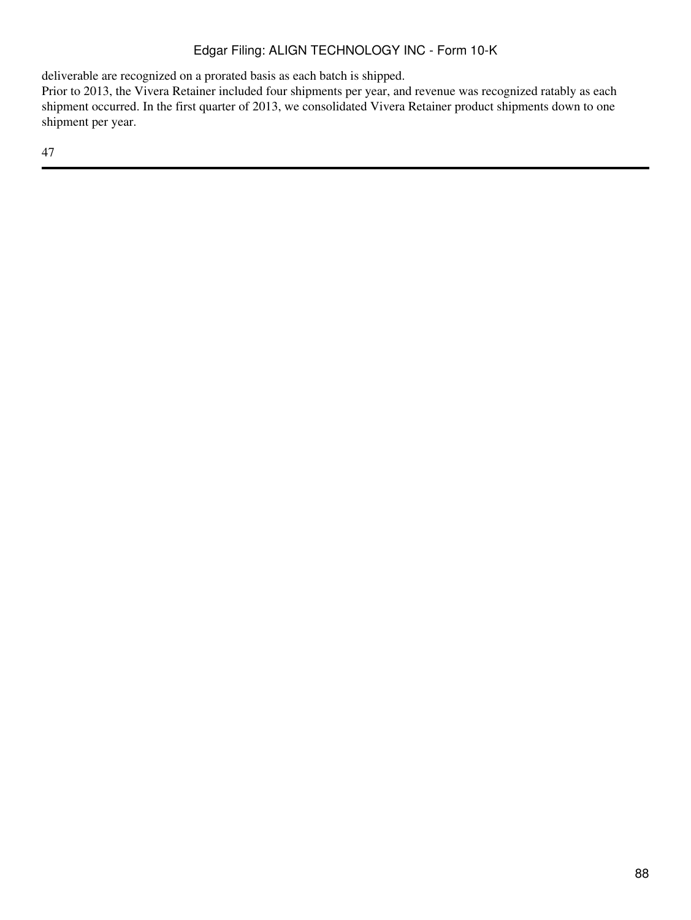deliverable are recognized on a prorated basis as each batch is shipped.

Prior to 2013, the Vivera Retainer included four shipments per year, and revenue was recognized ratably as each shipment occurred. In the first quarter of 2013, we consolidated Vivera Retainer product shipments down to one shipment per year.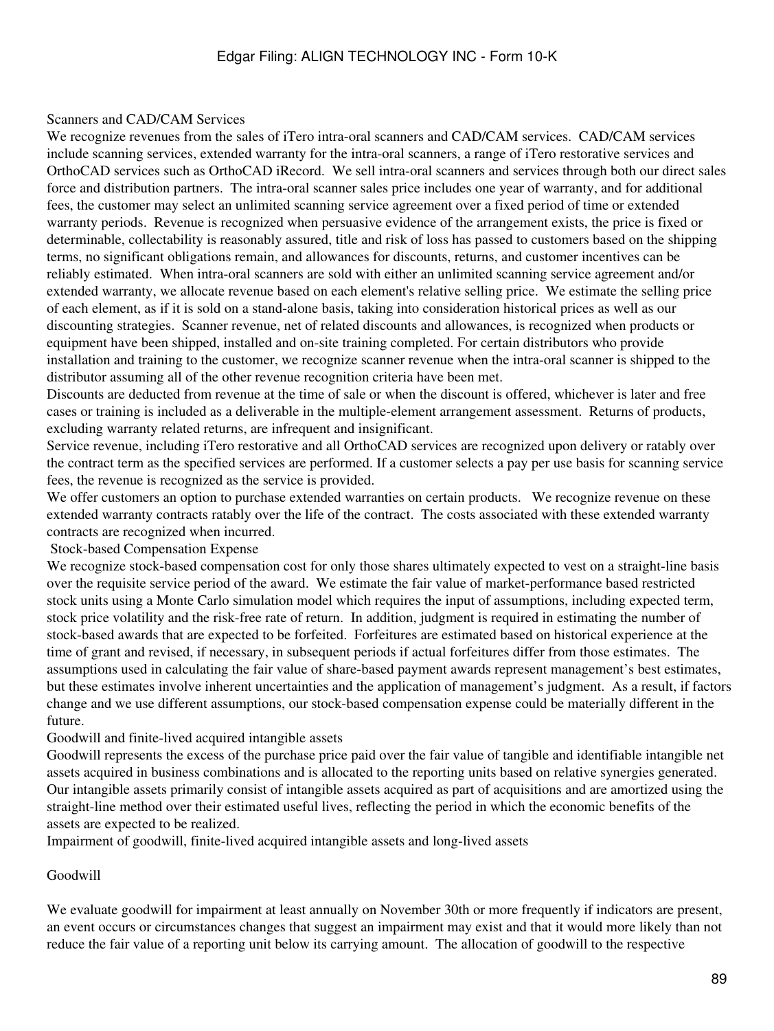Scanners and CAD/CAM Services

We recognize revenues from the sales of iTero intra-oral scanners and CAD/CAM services. CAD/CAM services include scanning services, extended warranty for the intra-oral scanners, a range of iTero restorative services and OrthoCAD services such as OrthoCAD iRecord. We sell intra-oral scanners and services through both our direct sales force and distribution partners. The intra-oral scanner sales price includes one year of warranty, and for additional fees, the customer may select an unlimited scanning service agreement over a fixed period of time or extended warranty periods. Revenue is recognized when persuasive evidence of the arrangement exists, the price is fixed or determinable, collectability is reasonably assured, title and risk of loss has passed to customers based on the shipping terms, no significant obligations remain, and allowances for discounts, returns, and customer incentives can be reliably estimated. When intra-oral scanners are sold with either an unlimited scanning service agreement and/or extended warranty, we allocate revenue based on each element's relative selling price. We estimate the selling price of each element, as if it is sold on a stand-alone basis, taking into consideration historical prices as well as our discounting strategies. Scanner revenue, net of related discounts and allowances, is recognized when products or equipment have been shipped, installed and on-site training completed. For certain distributors who provide installation and training to the customer, we recognize scanner revenue when the intra-oral scanner is shipped to the distributor assuming all of the other revenue recognition criteria have been met.

Discounts are deducted from revenue at the time of sale or when the discount is offered, whichever is later and free cases or training is included as a deliverable in the multiple-element arrangement assessment. Returns of products, excluding warranty related returns, are infrequent and insignificant.

Service revenue, including iTero restorative and all OrthoCAD services are recognized upon delivery or ratably over the contract term as the specified services are performed. If a customer selects a pay per use basis for scanning service fees, the revenue is recognized as the service is provided.

We offer customers an option to purchase extended warranties on certain products. We recognize revenue on these extended warranty contracts ratably over the life of the contract. The costs associated with these extended warranty contracts are recognized when incurred.

Stock-based Compensation Expense

We recognize stock-based compensation cost for only those shares ultimately expected to vest on a straight-line basis over the requisite service period of the award. We estimate the fair value of market-performance based restricted stock units using a Monte Carlo simulation model which requires the input of assumptions, including expected term, stock price volatility and the risk-free rate of return. In addition, judgment is required in estimating the number of stock-based awards that are expected to be forfeited. Forfeitures are estimated based on historical experience at the time of grant and revised, if necessary, in subsequent periods if actual forfeitures differ from those estimates. The assumptions used in calculating the fair value of share-based payment awards represent management's best estimates, but these estimates involve inherent uncertainties and the application of management's judgment. As a result, if factors change and we use different assumptions, our stock-based compensation expense could be materially different in the future.

Goodwill and finite-lived acquired intangible assets

Goodwill represents the excess of the purchase price paid over the fair value of tangible and identifiable intangible net assets acquired in business combinations and is allocated to the reporting units based on relative synergies generated. Our intangible assets primarily consist of intangible assets acquired as part of acquisitions and are amortized using the straight-line method over their estimated useful lives, reflecting the period in which the economic benefits of the assets are expected to be realized.

Impairment of goodwill, finite-lived acquired intangible assets and long-lived assets

Goodwill

We evaluate goodwill for impairment at least annually on November 30th or more frequently if indicators are present, an event occurs or circumstances changes that suggest an impairment may exist and that it would more likely than not reduce the fair value of a reporting unit below its carrying amount. The allocation of goodwill to the respective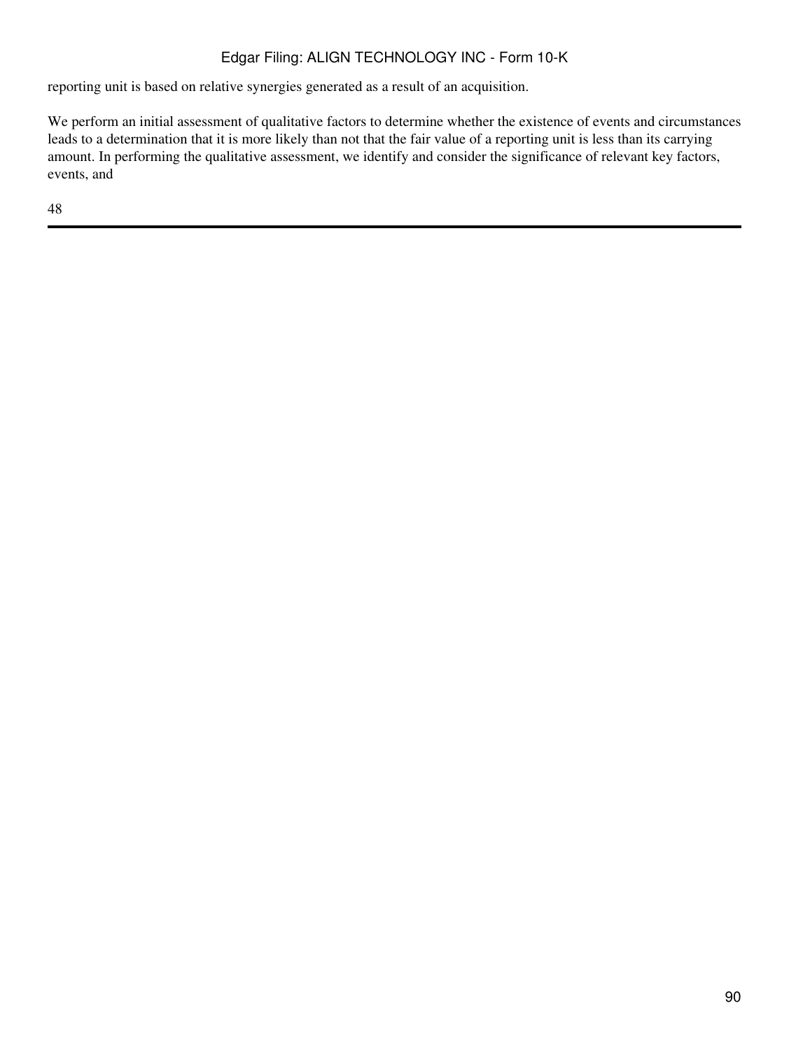reporting unit is based on relative synergies generated as a result of an acquisition.

We perform an initial assessment of qualitative factors to determine whether the existence of events and circumstances leads to a determination that it is more likely than not that the fair value of a reporting unit is less than its carrying amount. In performing the qualitative assessment, we identify and consider the significance of relevant key factors, events, and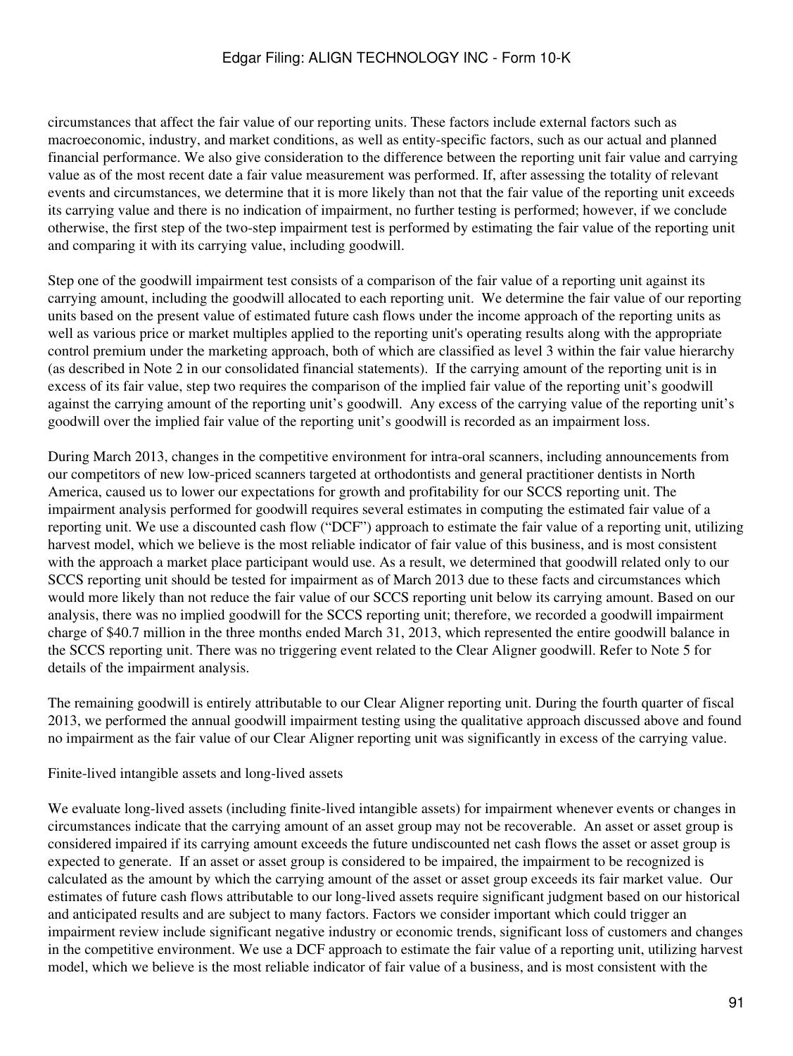circumstances that affect the fair value of our reporting units. These factors include external factors such as macroeconomic, industry, and market conditions, as well as entity-specific factors, such as our actual and planned financial performance. We also give consideration to the difference between the reporting unit fair value and carrying value as of the most recent date a fair value measurement was performed. If, after assessing the totality of relevant events and circumstances, we determine that it is more likely than not that the fair value of the reporting unit exceeds its carrying value and there is no indication of impairment, no further testing is performed; however, if we conclude otherwise, the first step of the two-step impairment test is performed by estimating the fair value of the reporting unit and comparing it with its carrying value, including goodwill.

Step one of the goodwill impairment test consists of a comparison of the fair value of a reporting unit against its carrying amount, including the goodwill allocated to each reporting unit. We determine the fair value of our reporting units based on the present value of estimated future cash flows under the income approach of the reporting units as well as various price or market multiples applied to the reporting unit's operating results along with the appropriate control premium under the marketing approach, both of which are classified as level 3 within the fair value hierarchy (as described in Note 2 in our consolidated financial statements). If the carrying amount of the reporting unit is in excess of its fair value, step two requires the comparison of the implied fair value of the reporting unit's goodwill against the carrying amount of the reporting unit's goodwill. Any excess of the carrying value of the reporting unit's goodwill over the implied fair value of the reporting unit's goodwill is recorded as an impairment loss.

During March 2013, changes in the competitive environment for intra-oral scanners, including announcements from our competitors of new low-priced scanners targeted at orthodontists and general practitioner dentists in North America, caused us to lower our expectations for growth and profitability for our SCCS reporting unit. The impairment analysis performed for goodwill requires several estimates in computing the estimated fair value of a reporting unit. We use a discounted cash flow ("DCF") approach to estimate the fair value of a reporting unit, utilizing harvest model, which we believe is the most reliable indicator of fair value of this business, and is most consistent with the approach a market place participant would use. As a result, we determined that goodwill related only to our SCCS reporting unit should be tested for impairment as of March 2013 due to these facts and circumstances which would more likely than not reduce the fair value of our SCCS reporting unit below its carrying amount. Based on our analysis, there was no implied goodwill for the SCCS reporting unit; therefore, we recorded a goodwill impairment charge of $40.7 million in the three months ended March 31, 2013, which represented the entire goodwill balance in the SCCS reporting unit. There was no triggering event related to the Clear Aligner goodwill. Refer to Note 5 for details of the impairment analysis.

The remaining goodwill is entirely attributable to our Clear Aligner reporting unit. During the fourth quarter of fiscal 2013, we performed the annual goodwill impairment testing using the qualitative approach discussed above and found no impairment as the fair value of our Clear Aligner reporting unit was significantly in excess of the carrying value.

Finite-lived intangible assets and long-lived assets

We evaluate long-lived assets (including finite-lived intangible assets) for impairment whenever events or changes in circumstances indicate that the carrying amount of an asset group may not be recoverable. An asset or asset group is considered impaired if its carrying amount exceeds the future undiscounted net cash flows the asset or asset group is expected to generate. If an asset or asset group is considered to be impaired, the impairment to be recognized is calculated as the amount by which the carrying amount of the asset or asset group exceeds its fair market value. Our estimates of future cash flows attributable to our long-lived assets require significant judgment based on our historical and anticipated results and are subject to many factors. Factors we consider important which could trigger an impairment review include significant negative industry or economic trends, significant loss of customers and changes in the competitive environment. We use a DCF approach to estimate the fair value of a reporting unit, utilizing harvest model, which we believe is the most reliable indicator of fair value of a business, and is most consistent with the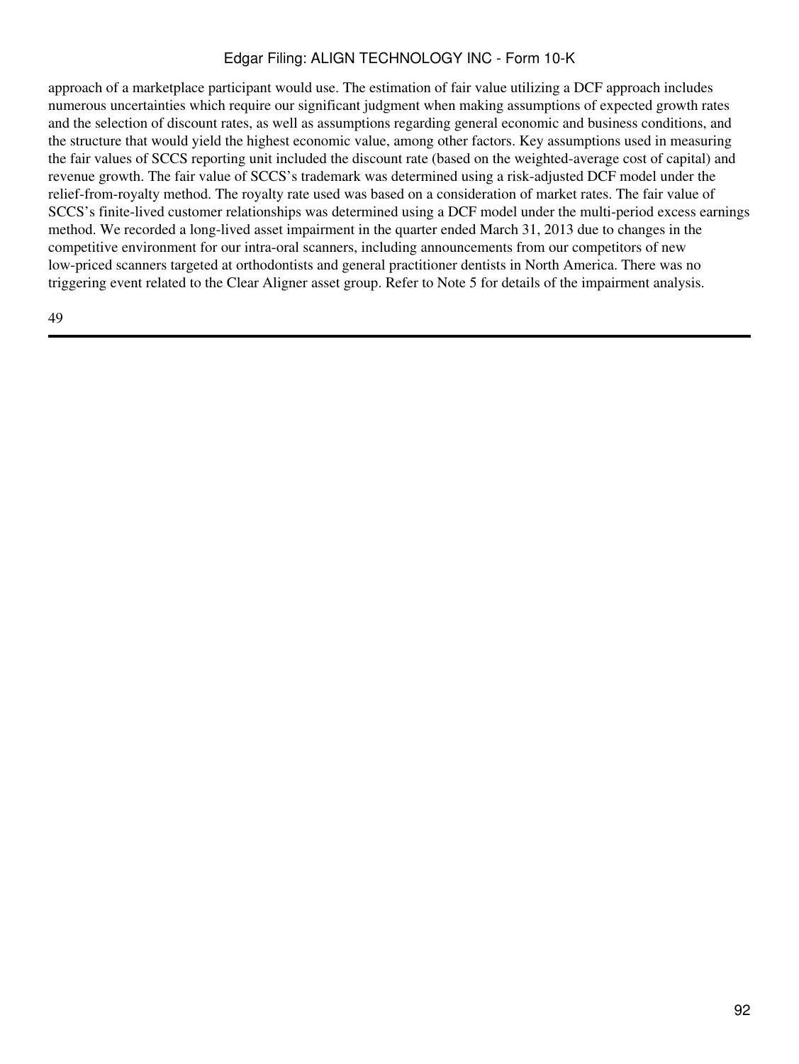approach of a marketplace participant would use. The estimation of fair value utilizing a DCF approach includes numerous uncertainties which require our significant judgment when making assumptions of expected growth rates and the selection of discount rates, as well as assumptions regarding general economic and business conditions, and the structure that would yield the highest economic value, among other factors. Key assumptions used in measuring the fair values of SCCS reporting unit included the discount rate (based on the weighted-average cost of capital) and revenue growth. The fair value of SCCS's trademark was determined using a risk-adjusted DCF model under the relief-from-royalty method. The royalty rate used was based on a consideration of market rates. The fair value of SCCS's finite-lived customer relationships was determined using a DCF model under the multi-period excess earnings method. We recorded a long-lived asset impairment in the quarter ended March 31, 2013 due to changes in the competitive environment for our intra-oral scanners, including announcements from our competitors of new low-priced scanners targeted at orthodontists and general practitioner dentists in North America. There was no triggering event related to the Clear Aligner asset group. Refer to Note 5 for details of the impairment analysis.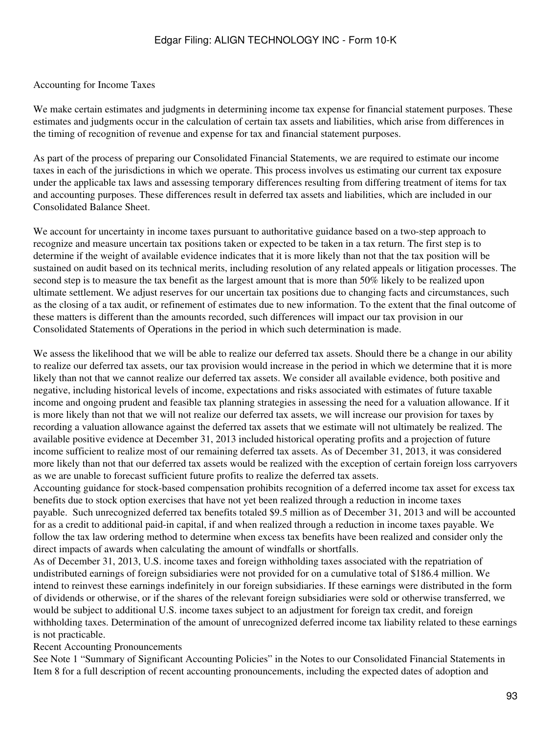Accounting for Income Taxes

We make certain estimates and judgments in determining income tax expense for financial statement purposes. These estimates and judgments occur in the calculation of certain tax assets and liabilities, which arise from differences in the timing of recognition of revenue and expense for tax and financial statement purposes.

As part of the process of preparing our Consolidated Financial Statements, we are required to estimate our income taxes in each of the jurisdictions in which we operate. This process involves us estimating our current tax exposure under the applicable tax laws and assessing temporary differences resulting from differing treatment of items for tax and accounting purposes. These differences result in deferred tax assets and liabilities, which are included in our Consolidated Balance Sheet.

We account for uncertainty in income taxes pursuant to authoritative guidance based on a two-step approach to recognize and measure uncertain tax positions taken or expected to be taken in a tax return. The first step is to determine if the weight of available evidence indicates that it is more likely than not that the tax position will be sustained on audit based on its technical merits, including resolution of any related appeals or litigation processes. The second step is to measure the tax benefit as the largest amount that is more than 50% likely to be realized upon ultimate settlement. We adjust reserves for our uncertain tax positions due to changing facts and circumstances, such as the closing of a tax audit, or refinement of estimates due to new information. To the extent that the final outcome of these matters is different than the amounts recorded, such differences will impact our tax provision in our Consolidated Statements of Operations in the period in which such determination is made.

We assess the likelihood that we will be able to realize our deferred tax assets. Should there be a change in our ability to realize our deferred tax assets, our tax provision would increase in the period in which we determine that it is more likely than not that we cannot realize our deferred tax assets. We consider all available evidence, both positive and negative, including historical levels of income, expectations and risks associated with estimates of future taxable income and ongoing prudent and feasible tax planning strategies in assessing the need for a valuation allowance. If it is more likely than not that we will not realize our deferred tax assets, we will increase our provision for taxes by recording a valuation allowance against the deferred tax assets that we estimate will not ultimately be realized. The available positive evidence at December 31, 2013 included historical operating profits and a projection of future income sufficient to realize most of our remaining deferred tax assets. As of December 31, 2013, it was considered more likely than not that our deferred tax assets would be realized with the exception of certain foreign loss carryovers as we are unable to forecast sufficient future profits to realize the deferred tax assets.

Accounting guidance for stock-based compensation prohibits recognition of a deferred income tax asset for excess tax benefits due to stock option exercises that have not yet been realized through a reduction in income taxes payable. Such unrecognized deferred tax benefits totaled $9.5 million as of December 31, 2013 and will be accounted for as a credit to additional paid-in capital, if and when realized through a reduction in income taxes payable. We follow the tax law ordering method to determine when excess tax benefits have been realized and consider only the direct impacts of awards when calculating the amount of windfalls or shortfalls.

As of December 31, 2013, U.S. income taxes and foreign withholding taxes associated with the repatriation of undistributed earnings of foreign subsidiaries were not provided for on a cumulative total of $186.4 million. We intend to reinvest these earnings indefinitely in our foreign subsidiaries. If these earnings were distributed in the form of dividends or otherwise, or if the shares of the relevant foreign subsidiaries were sold or otherwise transferred, we would be subject to additional U.S. income taxes subject to an adjustment for foreign tax credit, and foreign withholding taxes. Determination of the amount of unrecognized deferred income tax liability related to these earnings is not practicable.

Recent Accounting Pronouncements

See Note 1 "Summary of Significant Accounting Policies" in the Notes to our Consolidated Financial Statements in Item 8 for a full description of recent accounting pronouncements, including the expected dates of adoption and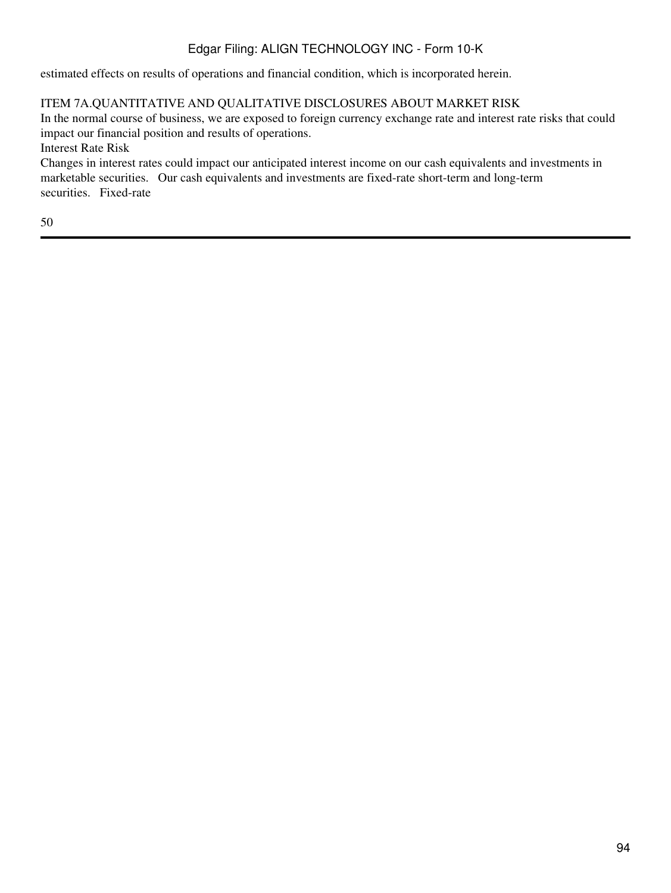estimated effects on results of operations and financial condition, which is incorporated herein.

## ITEM 7A.QUANTITATIVE AND QUALITATIVE DISCLOSURES ABOUT MARKET RISK

In the normal course of business, we are exposed to foreign currency exchange rate and interest rate risks that could impact our financial position and results of operations.

### Interest Rate Risk

Changes in interest rates could impact our anticipated interest income on our cash equivalents and investments in marketable securities. Our cash equivalents and investments are fixed-rate short-term and long-term securities. Fixed-rate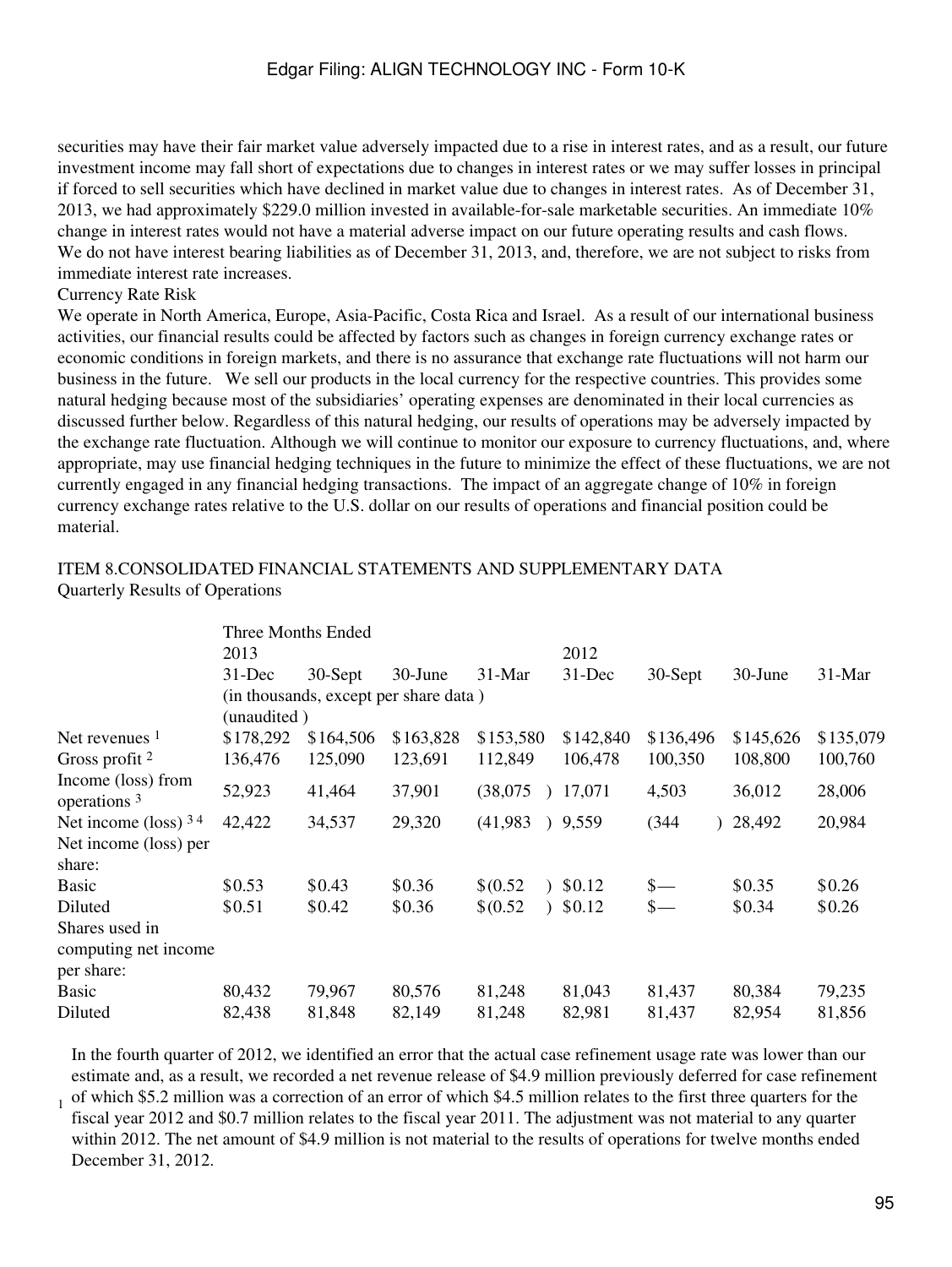securities may have their fair market value adversely impacted due to a rise in interest rates, and as a result, our future investment income may fall short of expectations due to changes in interest rates or we may suffer losses in principal if forced to sell securities which have declined in market value due to changes in interest rates. As of December 31, 2013, we had approximately $229.0 million invested in available-for-sale marketable securities. An immediate 10% change in interest rates would not have a material adverse impact on our future operating results and cash flows. We do not have interest bearing liabilities as of December 31, 2013, and, therefore, we are not subject to risks from immediate interest rate increases.

Currency Rate Risk

We operate in North America, Europe, Asia-Pacific, Costa Rica and Israel. As a result of our international business activities, our financial results could be affected by factors such as changes in foreign currency exchange rates or economic conditions in foreign markets, and there is no assurance that exchange rate fluctuations will not harm our business in the future. We sell our products in the local currency for the respective countries. This provides some natural hedging because most of the subsidiaries' operating expenses are denominated in their local currencies as discussed further below. Regardless of this natural hedging, our results of operations may be adversely impacted by the exchange rate fluctuation. Although we will continue to monitor our exposure to currency fluctuations, and, where appropriate, may use financial hedging techniques in the future to minimize the effect of these fluctuations, we are not currently engaged in any financial hedging transactions. The impact of an aggregate change of 10% in foreign currency exchange rates relative to the U.S. dollar on our results of operations and financial position could be material.

## ITEM 8.CONSOLIDATED FINANCIAL STATEMENTS AND SUPPLEMENTARY DATA

Quarterly Results of Operations

| | Three Months Ended | | | | | | | |
|---|---|---|---|---|---|---|---|---|
| | 2013 | | | | 2012 | | | |
| | 31-Dec | 30-Sept | 30-June | 31-Mar | 31-Dec | 30-Sept | 30-June | 31-Mar |
| | (in thousands, except per share data ) (unaudited ) | | | | | | | |
| Net revenues [1] | $178,292 | $164,506 | $163,828 | $153,580 | $142,840 | $136,496 | $145,626 | $135,079 |
| Gross profit [2] | 136,476 | 125,090 | 123,691 | 112,849 | 106,478 | 100,350 | 108,800 | 100,760 |
| Income (loss) from operations [3] | 52,923 | 41,464 | 37,901 | (38,075 ) | 17,071 | 4,503 | 36,012 | 28,006 |
| Net income (loss) [3 4] | 42,422 | 34,537 | 29,320 | (41,983 ) | 9,559 | (344 ) | 28,492 | 20,984 |
| Net income (loss) per share: | | | | | | | | |
| Basic | $0.53 | $0.43 | $0.36 | $(0.52 ) | $0.12 | $— | $0.35 | $0.26 |
| Diluted | $0.51 | $0.42 | $0.36 | $(0.52 ) | $0.12 | $— | $0.34 | $0.26 |
| Shares used in computing net income per share: | | | | | | | | |
| Basic | 80,432 | 79,967 | 80,576 | 81,248 | 81,043 | 81,437 | 80,384 | 79,235 |
| Diluted | 82,438 | 81,848 | 82,149 | 81,248 | 82,981 | 81,437 | 82,954 | 81,856 |

[1] In the fourth quarter of 2012, we identified an error that the actual case refinement usage rate was lower than our estimate and, as a result, we recorded a net revenue release of $4.9 million previously deferred for case refinement of which $5.2 million was a correction of an error of which $4.5 million relates to the first three quarters for the fiscal year 2012 and $0.7 million relates to the fiscal year 2011. The adjustment was not material to any quarter within 2012. The net amount of $4.9 million is not material to the results of operations for twelve months ended December 31, 2012.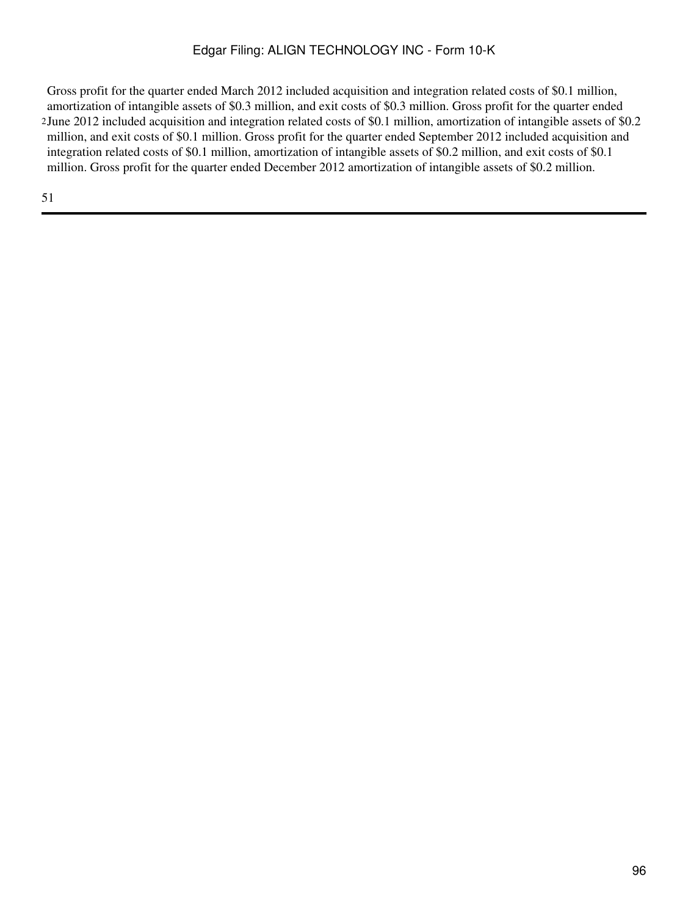[2] Gross profit for the quarter ended March 2012 included acquisition and integration related costs of $0.1 million, amortization of intangible assets of $0.3 million, and exit costs of $0.3 million. Gross profit for the quarter ended June 2012 included acquisition and integration related costs of $0.1 million, amortization of intangible assets of $0.2 million, and exit costs of $0.1 million. Gross profit for the quarter ended September 2012 included acquisition and integration related costs of $0.1 million, amortization of intangible assets of $0.2 million, and exit costs of $0.1 million. Gross profit for the quarter ended December 2012 amortization of intangible assets of $0.2 million.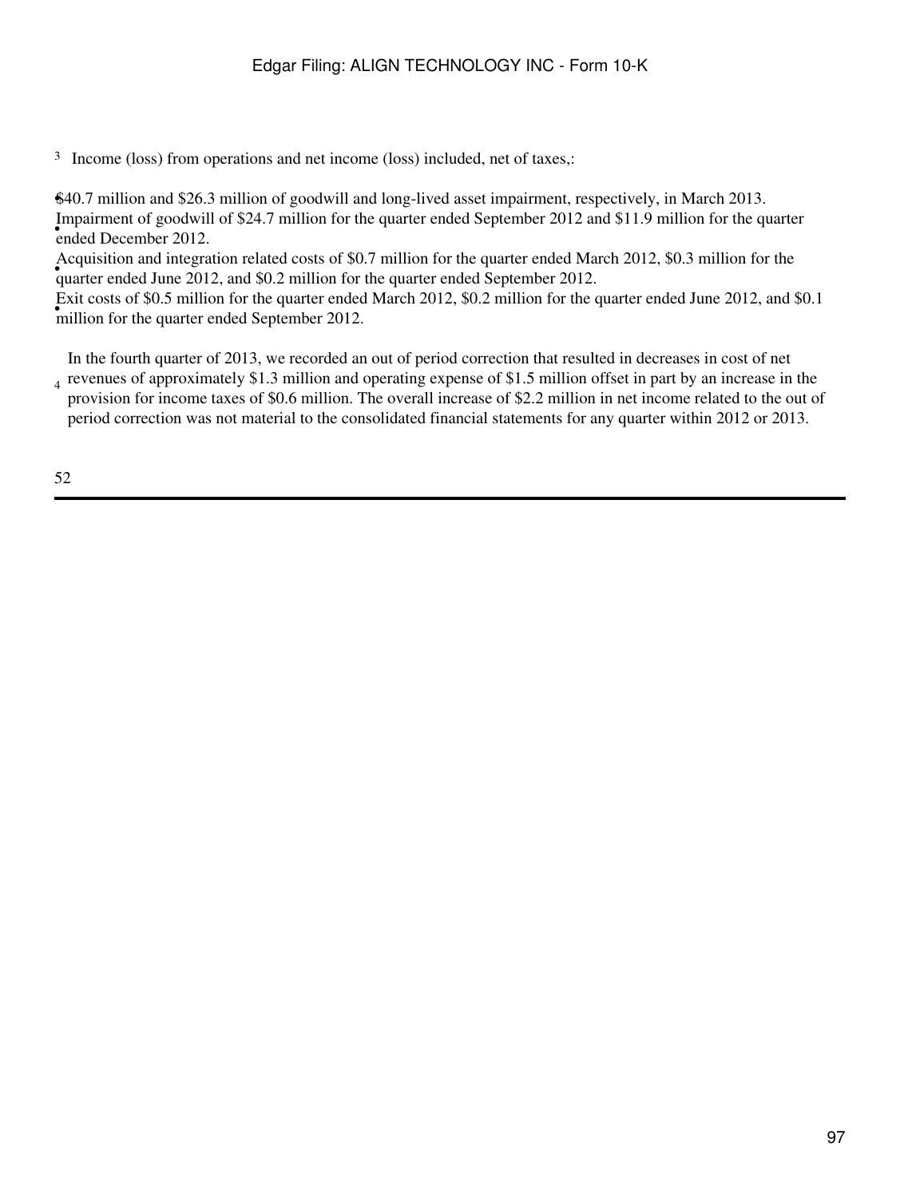[3] Income (loss) from operations and net income (loss) included, net of taxes,:

- $40.7 million and $26.3 million of goodwill and long-lived asset impairment, respectively, in March 2013.
- Impairment of goodwill of $24.7 million for the quarter ended September 2012 and $11.9 million for the quarter ended December 2012.
- Acquisition and integration related costs of $0.7 million for the quarter ended March 2012, $0.3 million for the quarter ended June 2012, and $0.2 million for the quarter ended September 2012.
- Exit costs of $0.5 million for the quarter ended March 2012, $0.2 million for the quarter ended June 2012, and $0.1 million for the quarter ended September 2012.

[4] In the fourth quarter of 2013, we recorded an out of period correction that resulted in decreases in cost of net revenues of approximately $1.3 million and operating expense of $1.5 million offset in part by an increase in the provision for income taxes of $0.6 million. The overall increase of $2.2 million in net income related to the out of period correction was not material to the consolidated financial statements for any quarter within 2012 or 2013.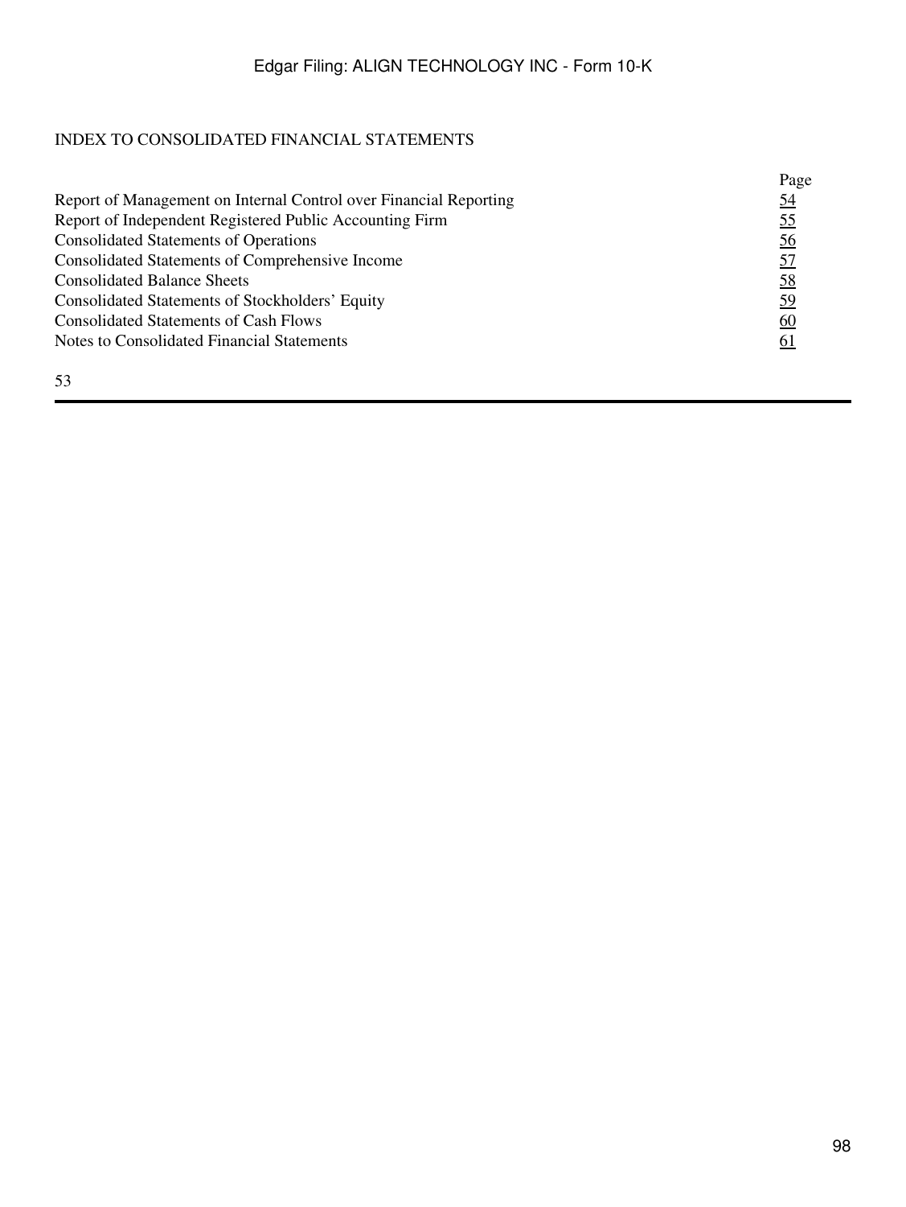# INDEX TO CONSOLIDATED FINANCIAL STATEMENTS

| | Page |
|---|---|
| Report of Management on Internal Control over Financial Reporting | 54 |
| Report of Independent Registered Public Accounting Firm | 55 |
| Consolidated Statements of Operations | 56 |
| Consolidated Statements of Comprehensive Income | 57 |
| Consolidated Balance Sheets | 58 |
| Consolidated Statements of Stockholders' Equity | 59 |
| Consolidated Statements of Cash Flows | 60 |
| Notes to Consolidated Financial Statements | 61 |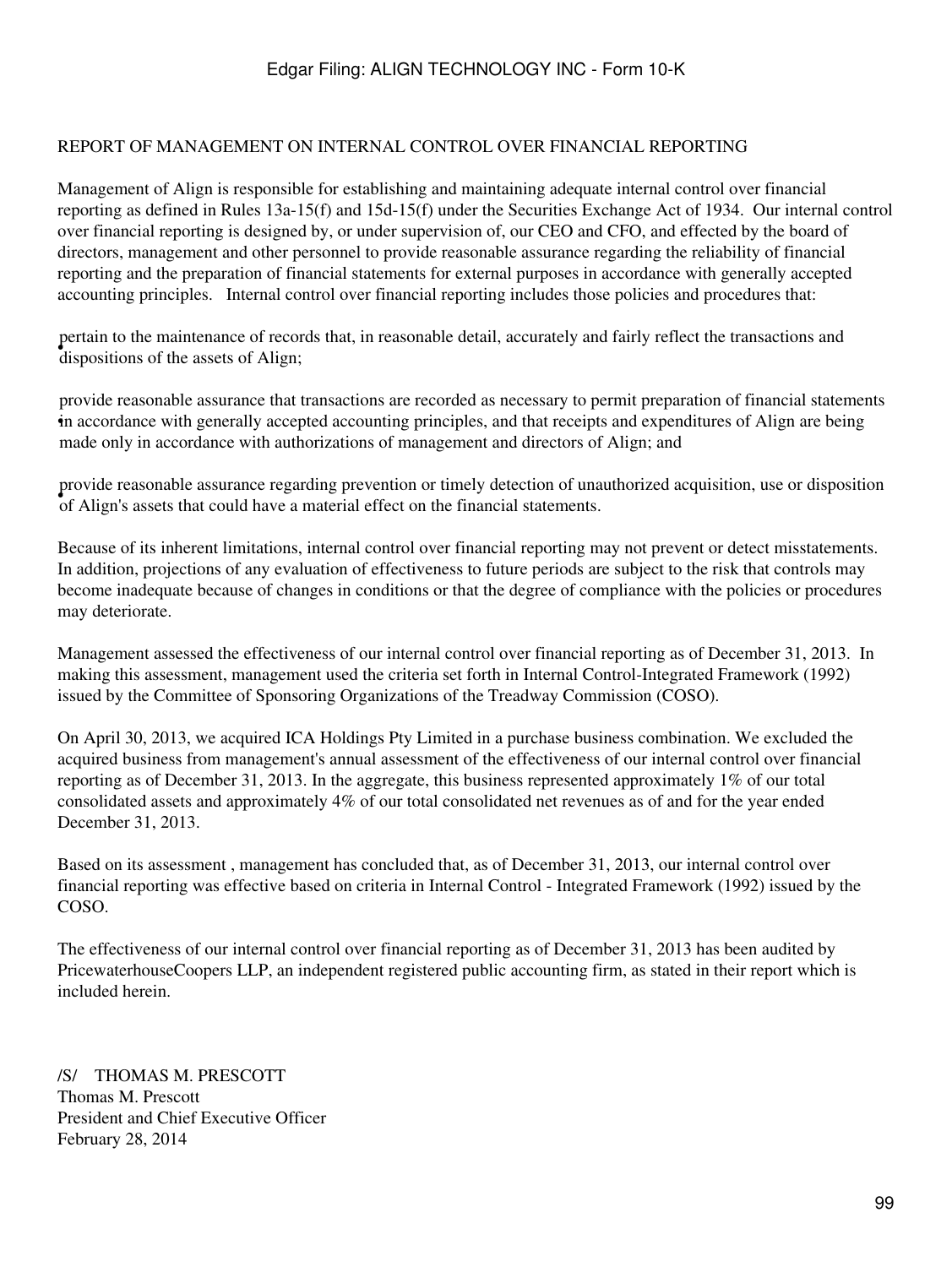## REPORT OF MANAGEMENT ON INTERNAL CONTROL OVER FINANCIAL REPORTING

Management of Align is responsible for establishing and maintaining adequate internal control over financial reporting as defined in Rules 13a-15(f) and 15d-15(f) under the Securities Exchange Act of 1934. Our internal control over financial reporting is designed by, or under supervision of, our CEO and CFO, and effected by the board of directors, management and other personnel to provide reasonable assurance regarding the reliability of financial reporting and the preparation of financial statements for external purposes in accordance with generally accepted accounting principles. Internal control over financial reporting includes those policies and procedures that:

- pertain to the maintenance of records that, in reasonable detail, accurately and fairly reflect the transactions and dispositions of the assets of Align;
- provide reasonable assurance that transactions are recorded as necessary to permit preparation of financial statements in accordance with generally accepted accounting principles, and that receipts and expenditures of Align are being made only in accordance with authorizations of management and directors of Align; and
- provide reasonable assurance regarding prevention or timely detection of unauthorized acquisition, use or disposition of Align's assets that could have a material effect on the financial statements.

Because of its inherent limitations, internal control over financial reporting may not prevent or detect misstatements. In addition, projections of any evaluation of effectiveness to future periods are subject to the risk that controls may become inadequate because of changes in conditions or that the degree of compliance with the policies or procedures may deteriorate.

Management assessed the effectiveness of our internal control over financial reporting as of December 31, 2013. In making this assessment, management used the criteria set forth in Internal Control-Integrated Framework (1992) issued by the Committee of Sponsoring Organizations of the Treadway Commission (COSO).

On April 30, 2013, we acquired ICA Holdings Pty Limited in a purchase business combination. We excluded the acquired business from management's annual assessment of the effectiveness of our internal control over financial reporting as of December 31, 2013. In the aggregate, this business represented approximately 1% of our total consolidated assets and approximately 4% of our total consolidated net revenues as of and for the year ended December 31, 2013.

Based on its assessment , management has concluded that, as of December 31, 2013, our internal control over financial reporting was effective based on criteria in Internal Control - Integrated Framework (1992) issued by the COSO.

The effectiveness of our internal control over financial reporting as of December 31, 2013 has been audited by PricewaterhouseCoopers LLP, an independent registered public accounting firm, as stated in their report which is included herein.

/S/ THOMAS M. PRESCOTT
Thomas M. Prescott
President and Chief Executive Officer
February 28, 2014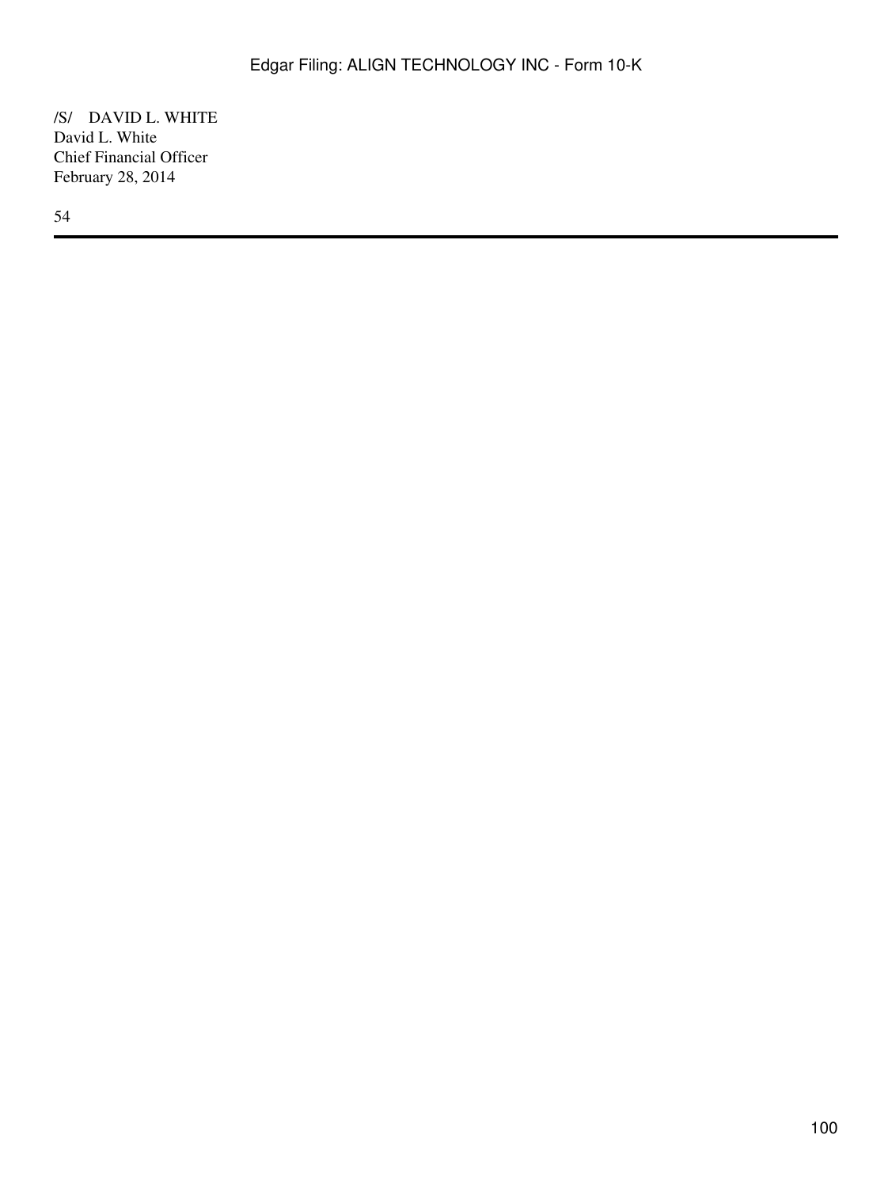/S/    DAVID L. WHITE
David L. White
Chief Financial Officer
February 28, 2014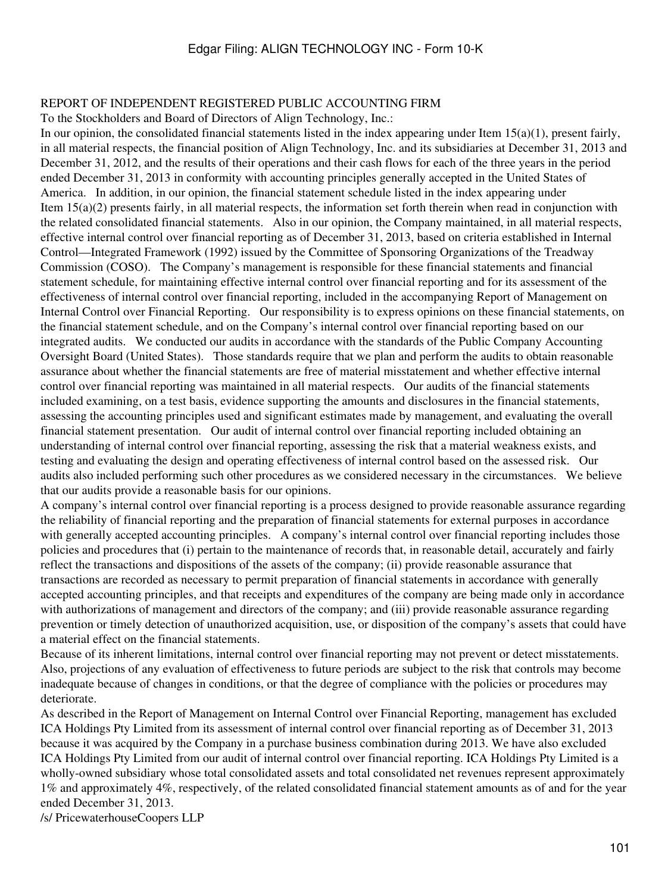## REPORT OF INDEPENDENT REGISTERED PUBLIC ACCOUNTING FIRM

To the Stockholders and Board of Directors of Align Technology, Inc.:

In our opinion, the consolidated financial statements listed in the index appearing under Item 15(a)(1), present fairly, in all material respects, the financial position of Align Technology, Inc. and its subsidiaries at December 31, 2013 and December 31, 2012, and the results of their operations and their cash flows for each of the three years in the period ended December 31, 2013 in conformity with accounting principles generally accepted in the United States of America. In addition, in our opinion, the financial statement schedule listed in the index appearing under Item 15(a)(2) presents fairly, in all material respects, the information set forth therein when read in conjunction with the related consolidated financial statements. Also in our opinion, the Company maintained, in all material respects, effective internal control over financial reporting as of December 31, 2013, based on criteria established in Internal Control—Integrated Framework (1992) issued by the Committee of Sponsoring Organizations of the Treadway Commission (COSO). The Company's management is responsible for these financial statements and financial statement schedule, for maintaining effective internal control over financial reporting and for its assessment of the effectiveness of internal control over financial reporting, included in the accompanying Report of Management on Internal Control over Financial Reporting. Our responsibility is to express opinions on these financial statements, on the financial statement schedule, and on the Company's internal control over financial reporting based on our integrated audits. We conducted our audits in accordance with the standards of the Public Company Accounting Oversight Board (United States). Those standards require that we plan and perform the audits to obtain reasonable assurance about whether the financial statements are free of material misstatement and whether effective internal control over financial reporting was maintained in all material respects. Our audits of the financial statements included examining, on a test basis, evidence supporting the amounts and disclosures in the financial statements, assessing the accounting principles used and significant estimates made by management, and evaluating the overall financial statement presentation. Our audit of internal control over financial reporting included obtaining an understanding of internal control over financial reporting, assessing the risk that a material weakness exists, and testing and evaluating the design and operating effectiveness of internal control based on the assessed risk. Our audits also included performing such other procedures as we considered necessary in the circumstances. We believe that our audits provide a reasonable basis for our opinions.

A company's internal control over financial reporting is a process designed to provide reasonable assurance regarding the reliability of financial reporting and the preparation of financial statements for external purposes in accordance with generally accepted accounting principles. A company's internal control over financial reporting includes those policies and procedures that (i) pertain to the maintenance of records that, in reasonable detail, accurately and fairly reflect the transactions and dispositions of the assets of the company; (ii) provide reasonable assurance that transactions are recorded as necessary to permit preparation of financial statements in accordance with generally accepted accounting principles, and that receipts and expenditures of the company are being made only in accordance with authorizations of management and directors of the company; and (iii) provide reasonable assurance regarding prevention or timely detection of unauthorized acquisition, use, or disposition of the company's assets that could have a material effect on the financial statements.

Because of its inherent limitations, internal control over financial reporting may not prevent or detect misstatements. Also, projections of any evaluation of effectiveness to future periods are subject to the risk that controls may become inadequate because of changes in conditions, or that the degree of compliance with the policies or procedures may deteriorate.

As described in the Report of Management on Internal Control over Financial Reporting, management has excluded ICA Holdings Pty Limited from its assessment of internal control over financial reporting as of December 31, 2013 because it was acquired by the Company in a purchase business combination during 2013. We have also excluded ICA Holdings Pty Limited from our audit of internal control over financial reporting. ICA Holdings Pty Limited is a wholly-owned subsidiary whose total consolidated assets and total consolidated net revenues represent approximately 1% and approximately 4%, respectively, of the related consolidated financial statement amounts as of and for the year ended December 31, 2013.

/s/ PricewaterhouseCoopers LLP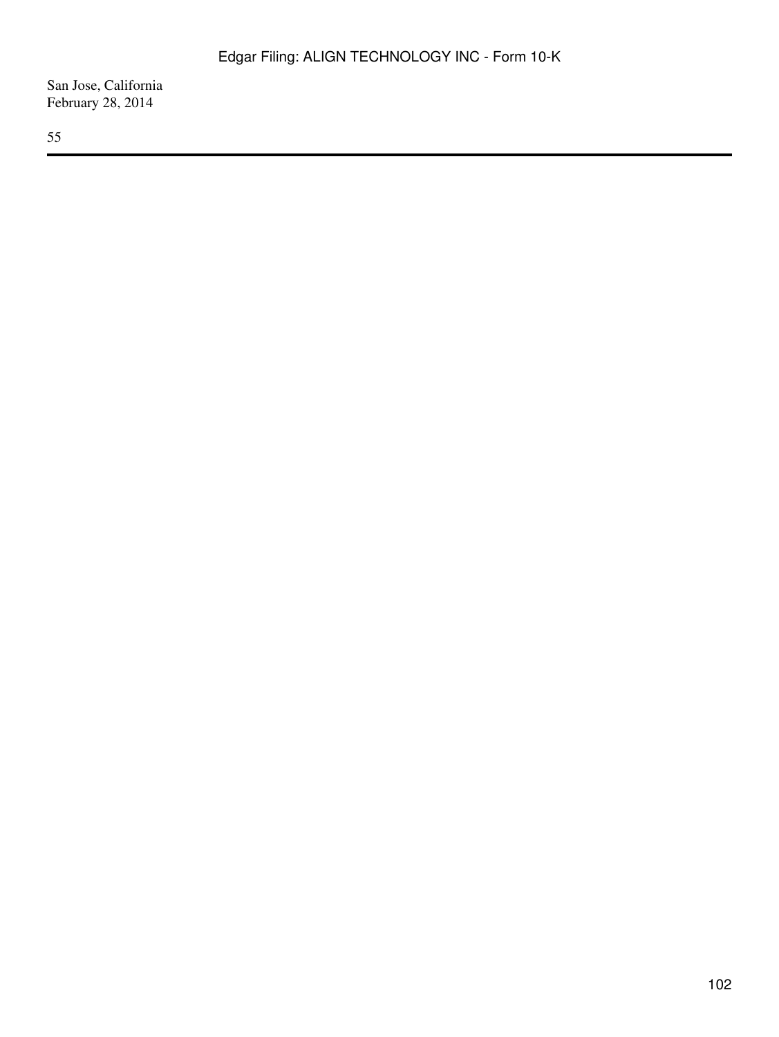San Jose, California
February 28, 2014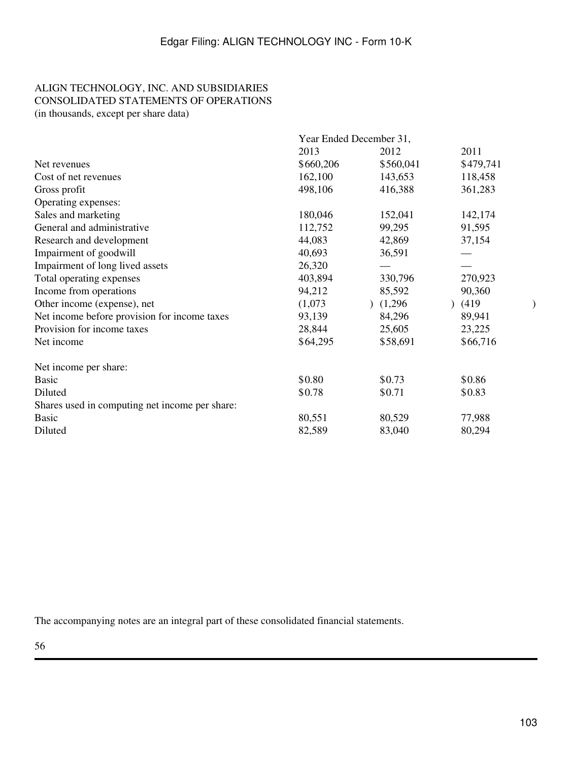ALIGN TECHNOLOGY, INC. AND SUBSIDIARIES
CONSOLIDATED STATEMENTS OF OPERATIONS
(in thousands, except per share data)

| | Year Ended December 31, | | |
|---|---|---|---|
| | 2013 | 2012 | 2011 |
| Net revenues | $660,206 | $560,041 | $479,741 |
| Cost of net revenues | 162,100 | 143,653 | 118,458 |
| Gross profit | 498,106 | 416,388 | 361,283 |
| Operating expenses: | | | |
| Sales and marketing | 180,046 | 152,041 | 142,174 |
| General and administrative | 112,752 | 99,295 | 91,595 |
| Research and development | 44,083 | 42,869 | 37,154 |
| Impairment of goodwill | 40,693 | 36,591 | — |
| Impairment of long lived assets | 26,320 | — | — |
| Total operating expenses | 403,894 | 330,796 | 270,923 |
| Income from operations | 94,212 | 85,592 | 90,360 |
| Other income (expense), net | (1,073) | (1,296) | (419) |
| Net income before provision for income taxes | 93,139 | 84,296 | 89,941 |
| Provision for income taxes | 28,844 | 25,605 | 23,225 |
| Net income | $64,295 | $58,691 | $66,716 |
| Net income per share: | | | |
| Basic | $0.80 | $0.73 | $0.86 |
| Diluted | $0.78 | $0.71 | $0.83 |
| Shares used in computing net income per share: | | | |
| Basic | 80,551 | 80,529 | 77,988 |
| Diluted | 82,589 | 83,040 | 80,294 |

The accompanying notes are an integral part of these consolidated financial statements.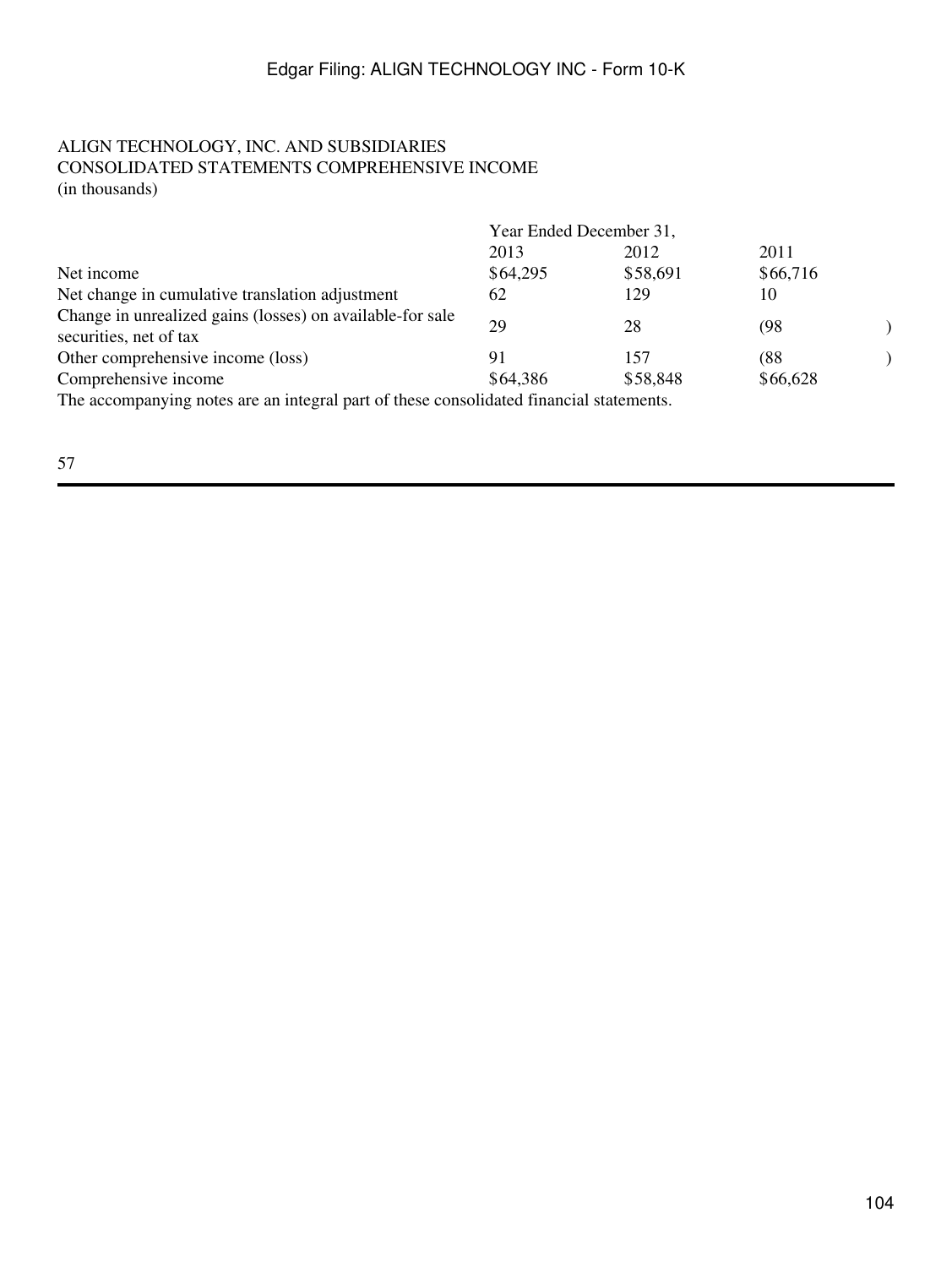ALIGN TECHNOLOGY, INC. AND SUBSIDIARIES
CONSOLIDATED STATEMENTS COMPREHENSIVE INCOME
(in thousands)

| | Year Ended December 31, | | |
|---|---|---|---|
| | 2013 | 2012 | 2011 |
| Net income | $64,295 | $58,691 | $66,716 |
| Net change in cumulative translation adjustment | 62 | 129 | 10 |
| Change in unrealized gains (losses) on available-for sale securities, net of tax | 29 | 28 | (98) |
| Other comprehensive income (loss) | 91 | 157 | (88) |
| Comprehensive income | $64,386 | $58,848 | $66,628 |

The accompanying notes are an integral part of these consolidated financial statements.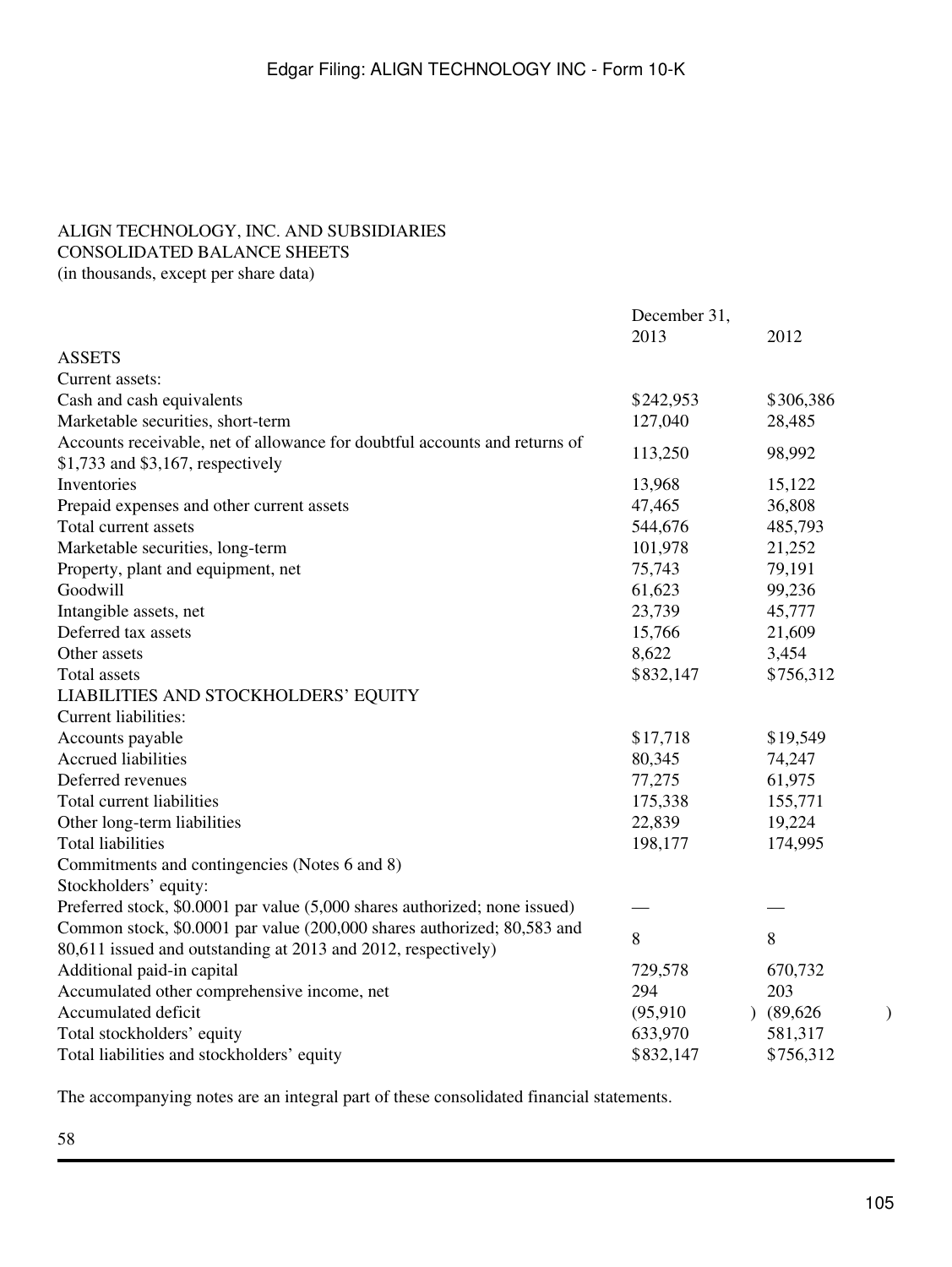ALIGN TECHNOLOGY, INC. AND SUBSIDIARIES
CONSOLIDATED BALANCE SHEETS
(in thousands, except per share data)

| | December 31, 2013 | 2012 |
|---|---|---|
| ASSETS | | |
| Current assets: | | |
| Cash and cash equivalents | $242,953 | $306,386 |
| Marketable securities, short-term | 127,040 | 28,485 |
| Accounts receivable, net of allowance for doubtful accounts and returns of $1,733 and $3,167, respectively | 113,250 | 98,992 |
| Inventories | 13,968 | 15,122 |
| Prepaid expenses and other current assets | 47,465 | 36,808 |
| Total current assets | 544,676 | 485,793 |
| Marketable securities, long-term | 101,978 | 21,252 |
| Property, plant and equipment, net | 75,743 | 79,191 |
| Goodwill | 61,623 | 99,236 |
| Intangible assets, net | 23,739 | 45,777 |
| Deferred tax assets | 15,766 | 21,609 |
| Other assets | 8,622 | 3,454 |
| Total assets | $832,147 | $756,312 |
| LIABILITIES AND STOCKHOLDERS' EQUITY | | |
| Current liabilities: | | |
| Accounts payable | $17,718 | $19,549 |
| Accrued liabilities | 80,345 | 74,247 |
| Deferred revenues | 77,275 | 61,975 |
| Total current liabilities | 175,338 | 155,771 |
| Other long-term liabilities | 22,839 | 19,224 |
| Total liabilities | 198,177 | 174,995 |
| Commitments and contingencies (Notes 6 and 8) | | |
| Stockholders' equity: | | |
| Preferred stock, $0.0001 par value (5,000 shares authorized; none issued) | — | — |
| Common stock, $0.0001 par value (200,000 shares authorized; 80,583 and 80,611 issued and outstanding at 2013 and 2012, respectively) | 8 | 8 |
| Additional paid-in capital | 729,578 | 670,732 |
| Accumulated other comprehensive income, net | 294 | 203 |
| Accumulated deficit | (95,910) | (89,626) |
| Total stockholders' equity | 633,970 | 581,317 |
| Total liabilities and stockholders' equity | $832,147 | $756,312 |

The accompanying notes are an integral part of these consolidated financial statements.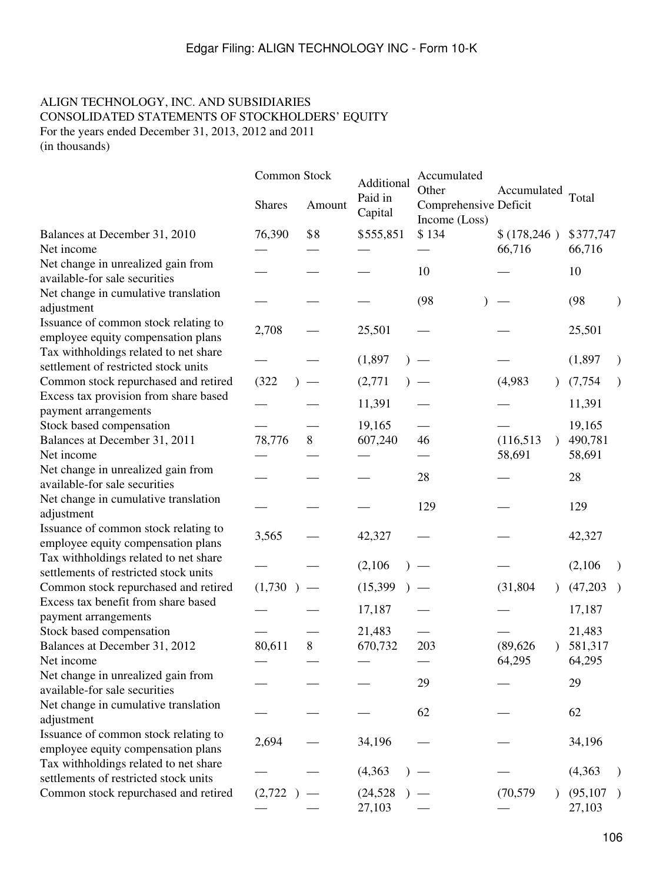ALIGN TECHNOLOGY, INC. AND SUBSIDIARIES
CONSOLIDATED STATEMENTS OF STOCKHOLDERS' EQUITY
For the years ended December 31, 2013, 2012 and 2011
(in thousands)

| | Common Stock | | Additional Paid in Capital | Accumulated Other Comprehensive Income (Loss) | Accumulated Deficit | Total |
|---|---|---|---|---|---|---|
| | Shares | Amount | | | | |
| Balances at December 31, 2010 | 76,390 | $8 | $555,851 | $ 134 | $ (178,246 ) | $377,747 |
| Net income | — | — | — | — | 66,716 | 66,716 |
| Net change in unrealized gain from available-for sale securities | — | — | — | 10 | — | 10 |
| Net change in cumulative translation adjustment | — | — | — | (98 ) | — | (98 ) |
| Issuance of common stock relating to employee equity compensation plans | 2,708 | — | 25,501 | — | — | 25,501 |
| Tax withholdings related to net share settlement of restricted stock units | — | — | (1,897 ) | — | — | (1,897 ) |
| Common stock repurchased and retired | (322 ) | — | (2,771 ) | — | (4,983 ) | (7,754 ) |
| Excess tax provision from share based payment arrangements | — | — | 11,391 | — | — | 11,391 |
| Stock based compensation | — | — | 19,165 | — | — | 19,165 |
| Balances at December 31, 2011 | 78,776 | 8 | 607,240 | 46 | (116,513 ) | 490,781 |
| Net income | — | — | — | — | 58,691 | 58,691 |
| Net change in unrealized gain from available-for sale securities | — | — | — | 28 | — | 28 |
| Net change in cumulative translation adjustment | — | — | — | 129 | — | 129 |
| Issuance of common stock relating to employee equity compensation plans | 3,565 | — | 42,327 | — | — | 42,327 |
| Tax withholdings related to net share settlements of restricted stock units | — | — | (2,106 ) | — | — | (2,106 ) |
| Common stock repurchased and retired | (1,730 ) | — | (15,399 ) | — | (31,804 ) | (47,203 ) |
| Excess tax benefit from share based payment arrangements | — | — | 17,187 | — | — | 17,187 |
| Stock based compensation | — | — | 21,483 | — | — | 21,483 |
| Balances at December 31, 2012 | 80,611 | 8 | 670,732 | 203 | (89,626 ) | 581,317 |
| Net income | — | — | — | — | 64,295 | 64,295 |
| Net change in unrealized gain from available-for sale securities | — | — | — | 29 | — | 29 |
| Net change in cumulative translation adjustment | — | — | — | 62 | — | 62 |
| Issuance of common stock relating to employee equity compensation plans | 2,694 | — | 34,196 | — | — | 34,196 |
| Tax withholdings related to net share settlements of restricted stock units | — | — | (4,363 ) | — | — | (4,363 ) |
| Common stock repurchased and retired | (2,722 ) | — | (24,528 ) | — | (70,579 ) | (95,107 ) |
| | — | — | 27,103 | — | — | 27,103 |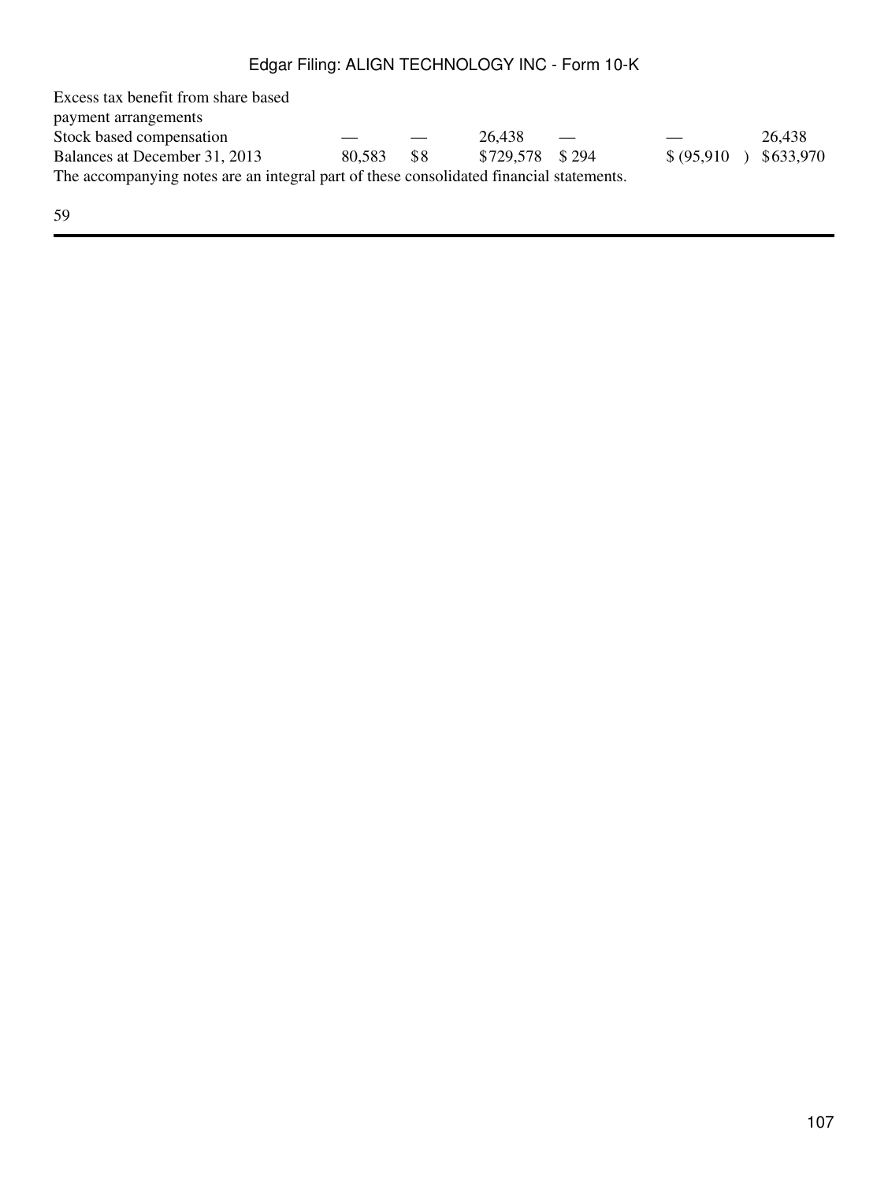| | | | | | | |
|---|---|---|---|---|---|---|
| Excess tax benefit from share based payment arrangements | | | | | | |
| Stock based compensation | — | — | 26,438 | — | — | 26,438 |
| Balances at December 31, 2013 | 80,583 | $8 | $729,578 | $ 294 | $ (95,910 ) | $633,970 |

The accompanying notes are an integral part of these consolidated financial statements.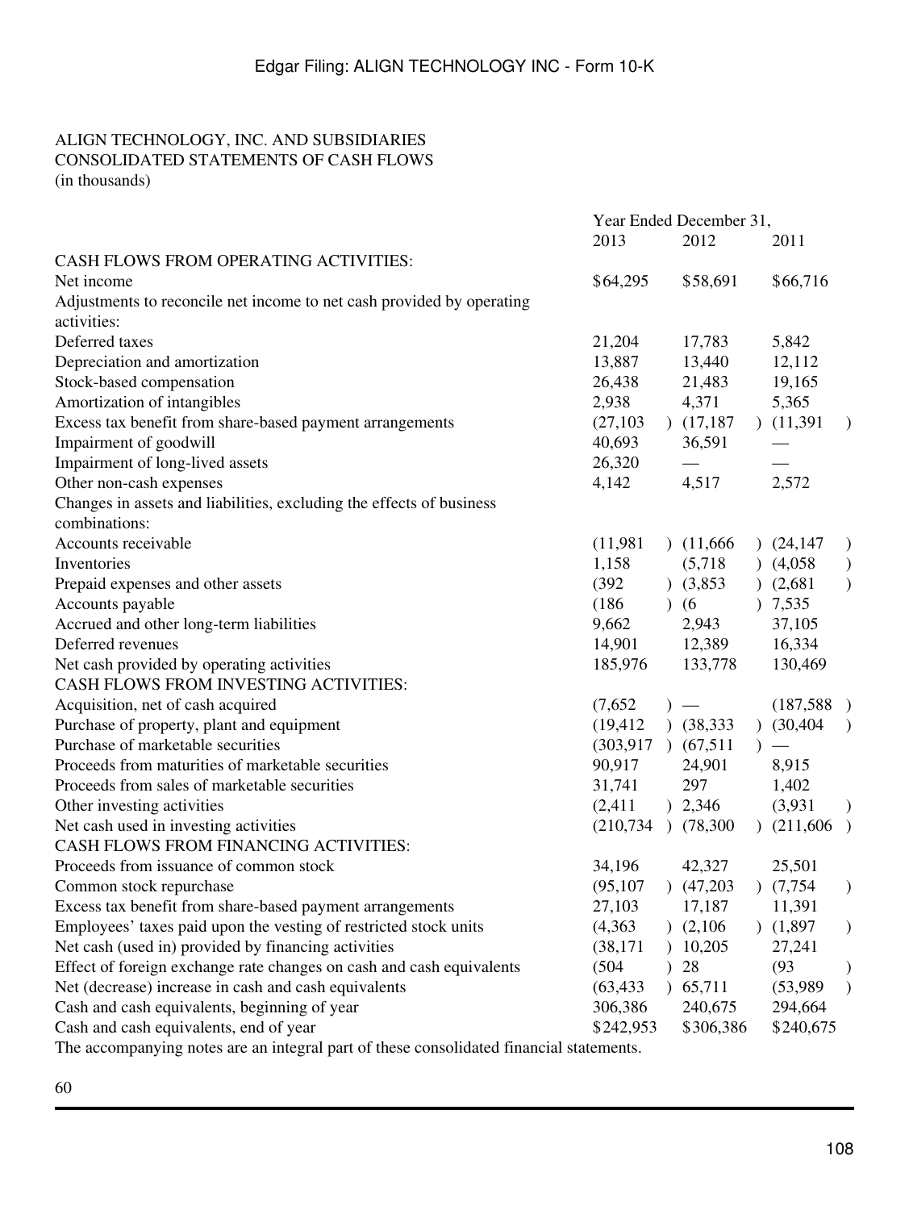ALIGN TECHNOLOGY, INC. AND SUBSIDIARIES
CONSOLIDATED STATEMENTS OF CASH FLOWS
(in thousands)

| | Year Ended December 31, | | |
|---|---|---|---|
| | 2013 | 2012 | 2011 |
| CASH FLOWS FROM OPERATING ACTIVITIES: | | | |
| Net income | $64,295 | $58,691 | $66,716 |
| Adjustments to reconcile net income to net cash provided by operating activities: | | | |
| Deferred taxes | 21,204 | 17,783 | 5,842 |
| Depreciation and amortization | 13,887 | 13,440 | 12,112 |
| Stock-based compensation | 26,438 | 21,483 | 19,165 |
| Amortization of intangibles | 2,938 | 4,371 | 5,365 |
| Excess tax benefit from share-based payment arrangements | (27,103) | (17,187) | (11,391) |
| Impairment of goodwill | 40,693 | 36,591 | — |
| Impairment of long-lived assets | 26,320 | — | — |
| Other non-cash expenses | 4,142 | 4,517 | 2,572 |
| Changes in assets and liabilities, excluding the effects of business combinations: | | | |
| Accounts receivable | (11,981) | (11,666) | (24,147) |
| Inventories | 1,158 | (5,718) | (4,058) |
| Prepaid expenses and other assets | (392) | (3,853) | (2,681) |
| Accounts payable | (186) | (6) | 7,535 |
| Accrued and other long-term liabilities | 9,662 | 2,943 | 37,105 |
| Deferred revenues | 14,901 | 12,389 | 16,334 |
| Net cash provided by operating activities | 185,976 | 133,778 | 130,469 |
| CASH FLOWS FROM INVESTING ACTIVITIES: | | | |
| Acquisition, net of cash acquired | (7,652) | — | (187,588) |
| Purchase of property, plant and equipment | (19,412) | (38,333) | (30,404) |
| Purchase of marketable securities | (303,917) | (67,511) | — |
| Proceeds from maturities of marketable securities | 90,917 | 24,901 | 8,915 |
| Proceeds from sales of marketable securities | 31,741 | 297 | 1,402 |
| Other investing activities | (2,411) | 2,346 | (3,931) |
| Net cash used in investing activities | (210,734) | (78,300) | (211,606) |
| CASH FLOWS FROM FINANCING ACTIVITIES: | | | |
| Proceeds from issuance of common stock | 34,196 | 42,327 | 25,501 |
| Common stock repurchase | (95,107) | (47,203) | (7,754) |
| Excess tax benefit from share-based payment arrangements | 27,103 | 17,187 | 11,391 |
| Employees' taxes paid upon the vesting of restricted stock units | (4,363) | (2,106) | (1,897) |
| Net cash (used in) provided by financing activities | (38,171) | 10,205 | 27,241 |
| Effect of foreign exchange rate changes on cash and cash equivalents | (504) | 28 | (93) |
| Net (decrease) increase in cash and cash equivalents | (63,433) | 65,711 | (53,989) |
| Cash and cash equivalents, beginning of year | 306,386 | 240,675 | 294,664 |
| Cash and cash equivalents, end of year | $242,953 | $306,386 | $240,675 |

The accompanying notes are an integral part of these consolidated financial statements.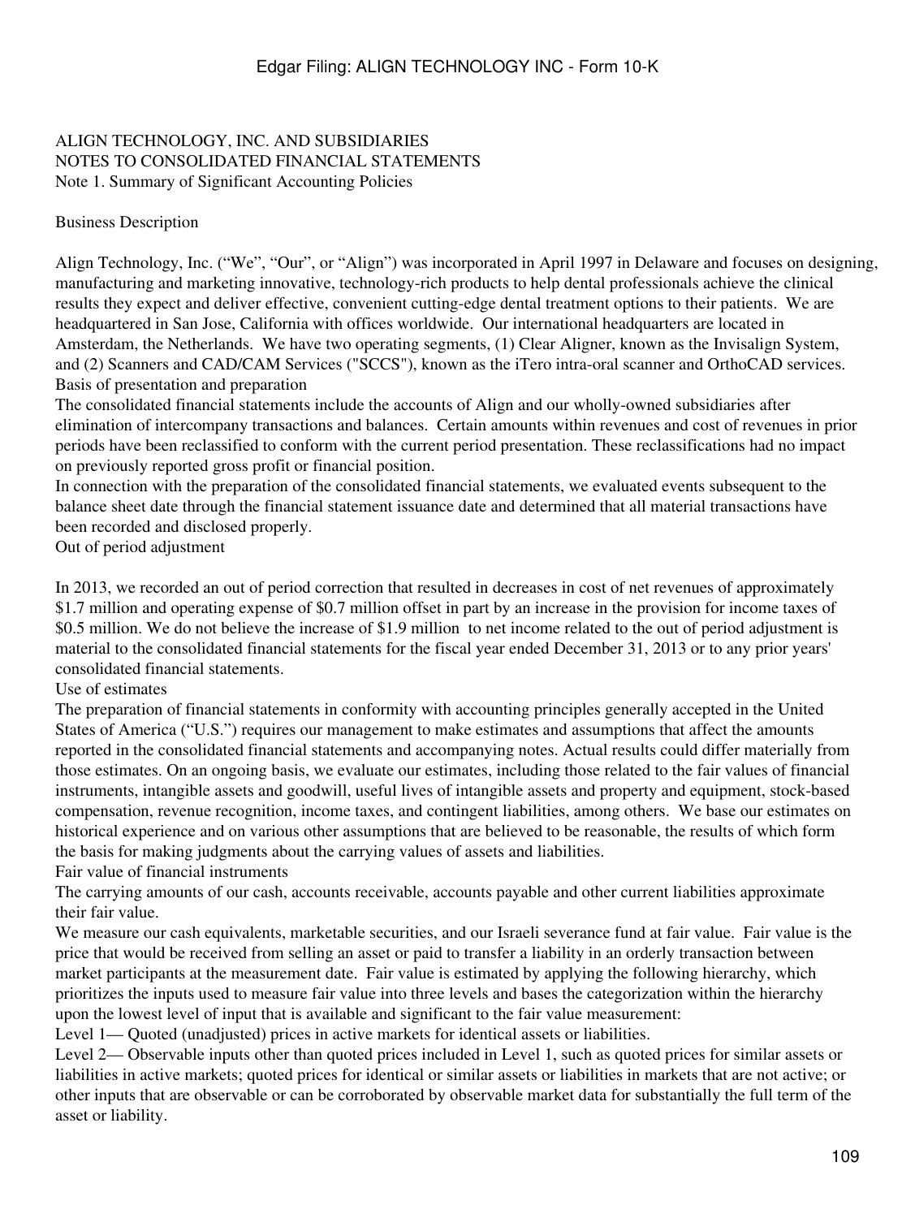ALIGN TECHNOLOGY, INC. AND SUBSIDIARIES
NOTES TO CONSOLIDATED FINANCIAL STATEMENTS
Note 1. Summary of Significant Accounting Policies

Business Description

Align Technology, Inc. ("We", "Our", or "Align") was incorporated in April 1997 in Delaware and focuses on designing, manufacturing and marketing innovative, technology-rich products to help dental professionals achieve the clinical results they expect and deliver effective, convenient cutting-edge dental treatment options to their patients. We are headquartered in San Jose, California with offices worldwide. Our international headquarters are located in Amsterdam, the Netherlands. We have two operating segments, (1) Clear Aligner, known as the Invisalign System, and (2) Scanners and CAD/CAM Services ("SCCS"), known as the iTero intra-oral scanner and OrthoCAD services.

Basis of presentation and preparation

The consolidated financial statements include the accounts of Align and our wholly-owned subsidiaries after elimination of intercompany transactions and balances. Certain amounts within revenues and cost of revenues in prior periods have been reclassified to conform with the current period presentation. These reclassifications had no impact on previously reported gross profit or financial position.

In connection with the preparation of the consolidated financial statements, we evaluated events subsequent to the balance sheet date through the financial statement issuance date and determined that all material transactions have been recorded and disclosed properly.

Out of period adjustment

In 2013, we recorded an out of period correction that resulted in decreases in cost of net revenues of approximately $1.7 million and operating expense of $0.7 million offset in part by an increase in the provision for income taxes of $0.5 million. We do not believe the increase of $1.9 million to net income related to the out of period adjustment is material to the consolidated financial statements for the fiscal year ended December 31, 2013 or to any prior years' consolidated financial statements.

Use of estimates

The preparation of financial statements in conformity with accounting principles generally accepted in the United States of America ("U.S.") requires our management to make estimates and assumptions that affect the amounts reported in the consolidated financial statements and accompanying notes. Actual results could differ materially from those estimates. On an ongoing basis, we evaluate our estimates, including those related to the fair values of financial instruments, intangible assets and goodwill, useful lives of intangible assets and property and equipment, stock-based compensation, revenue recognition, income taxes, and contingent liabilities, among others. We base our estimates on historical experience and on various other assumptions that are believed to be reasonable, the results of which form the basis for making judgments about the carrying values of assets and liabilities.

Fair value of financial instruments

The carrying amounts of our cash, accounts receivable, accounts payable and other current liabilities approximate their fair value.

We measure our cash equivalents, marketable securities, and our Israeli severance fund at fair value. Fair value is the price that would be received from selling an asset or paid to transfer a liability in an orderly transaction between market participants at the measurement date. Fair value is estimated by applying the following hierarchy, which prioritizes the inputs used to measure fair value into three levels and bases the categorization within the hierarchy upon the lowest level of input that is available and significant to the fair value measurement:

Level 1— Quoted (unadjusted) prices in active markets for identical assets or liabilities.

Level 2— Observable inputs other than quoted prices included in Level 1, such as quoted prices for similar assets or liabilities in active markets; quoted prices for identical or similar assets or liabilities in markets that are not active; or other inputs that are observable or can be corroborated by observable market data for substantially the full term of the asset or liability.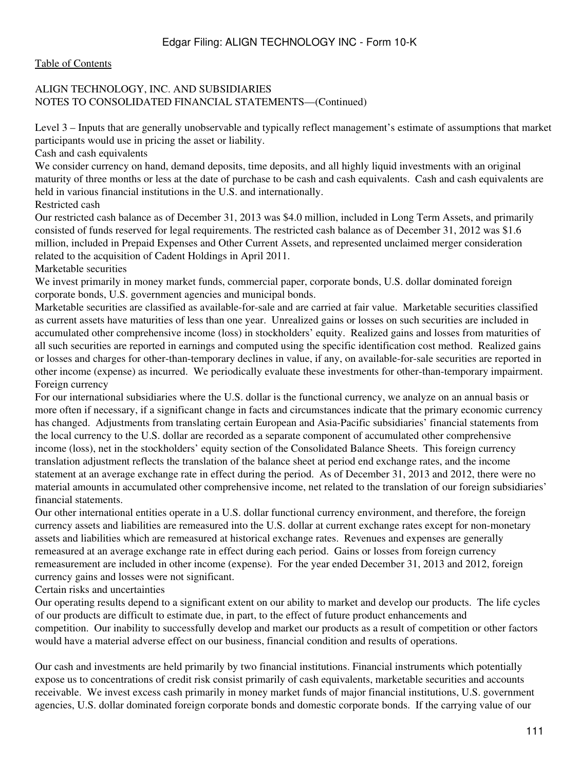[Table of Contents](#)

ALIGN TECHNOLOGY, INC. AND SUBSIDIARIES
NOTES TO CONSOLIDATED FINANCIAL STATEMENTS—(Continued)

Level 3 – Inputs that are generally unobservable and typically reflect management's estimate of assumptions that market participants would use in pricing the asset or liability.

Cash and cash equivalents

We consider currency on hand, demand deposits, time deposits, and all highly liquid investments with an original maturity of three months or less at the date of purchase to be cash and cash equivalents. Cash and cash equivalents are held in various financial institutions in the U.S. and internationally.

Restricted cash

Our restricted cash balance as of December 31, 2013 was $4.0 million, included in Long Term Assets, and primarily consisted of funds reserved for legal requirements. The restricted cash balance as of December 31, 2012 was $1.6 million, included in Prepaid Expenses and Other Current Assets, and represented unclaimed merger consideration related to the acquisition of Cadent Holdings in April 2011.

Marketable securities

We invest primarily in money market funds, commercial paper, corporate bonds, U.S. dollar dominated foreign corporate bonds, U.S. government agencies and municipal bonds.

Marketable securities are classified as available-for-sale and are carried at fair value. Marketable securities classified as current assets have maturities of less than one year. Unrealized gains or losses on such securities are included in accumulated other comprehensive income (loss) in stockholders' equity. Realized gains and losses from maturities of all such securities are reported in earnings and computed using the specific identification cost method. Realized gains or losses and charges for other-than-temporary declines in value, if any, on available-for-sale securities are reported in other income (expense) as incurred. We periodically evaluate these investments for other-than-temporary impairment.

Foreign currency

For our international subsidiaries where the U.S. dollar is the functional currency, we analyze on an annual basis or more often if necessary, if a significant change in facts and circumstances indicate that the primary economic currency has changed. Adjustments from translating certain European and Asia-Pacific subsidiaries' financial statements from the local currency to the U.S. dollar are recorded as a separate component of accumulated other comprehensive income (loss), net in the stockholders' equity section of the Consolidated Balance Sheets. This foreign currency translation adjustment reflects the translation of the balance sheet at period end exchange rates, and the income statement at an average exchange rate in effect during the period. As of December 31, 2013 and 2012, there were no material amounts in accumulated other comprehensive income, net related to the translation of our foreign subsidiaries' financial statements.

Our other international entities operate in a U.S. dollar functional currency environment, and therefore, the foreign currency assets and liabilities are remeasured into the U.S. dollar at current exchange rates except for non-monetary assets and liabilities which are remeasured at historical exchange rates. Revenues and expenses are generally remeasured at an average exchange rate in effect during each period. Gains or losses from foreign currency remeasurement are included in other income (expense). For the year ended December 31, 2013 and 2012, foreign currency gains and losses were not significant.

Certain risks and uncertainties

Our operating results depend to a significant extent on our ability to market and develop our products. The life cycles of our products are difficult to estimate due, in part, to the effect of future product enhancements and competition. Our inability to successfully develop and market our products as a result of competition or other factors would have a material adverse effect on our business, financial condition and results of operations.

Our cash and investments are held primarily by two financial institutions. Financial instruments which potentially expose us to concentrations of credit risk consist primarily of cash equivalents, marketable securities and accounts receivable. We invest excess cash primarily in money market funds of major financial institutions, U.S. government agencies, U.S. dollar dominated foreign corporate bonds and domestic corporate bonds. If the carrying value of our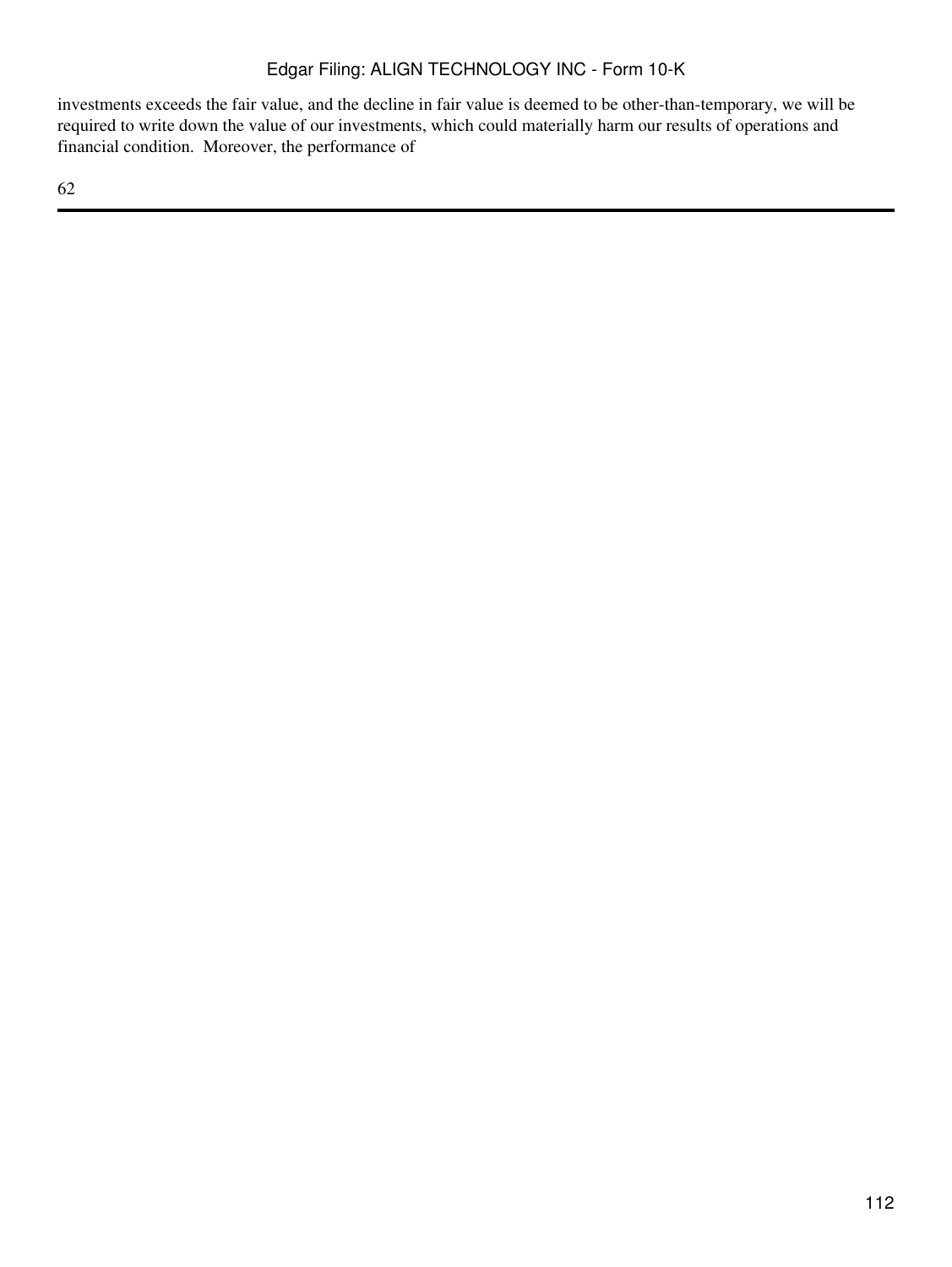investments exceeds the fair value, and the decline in fair value is deemed to be other-than-temporary, we will be required to write down the value of our investments, which could materially harm our results of operations and financial condition.  Moreover, the performance of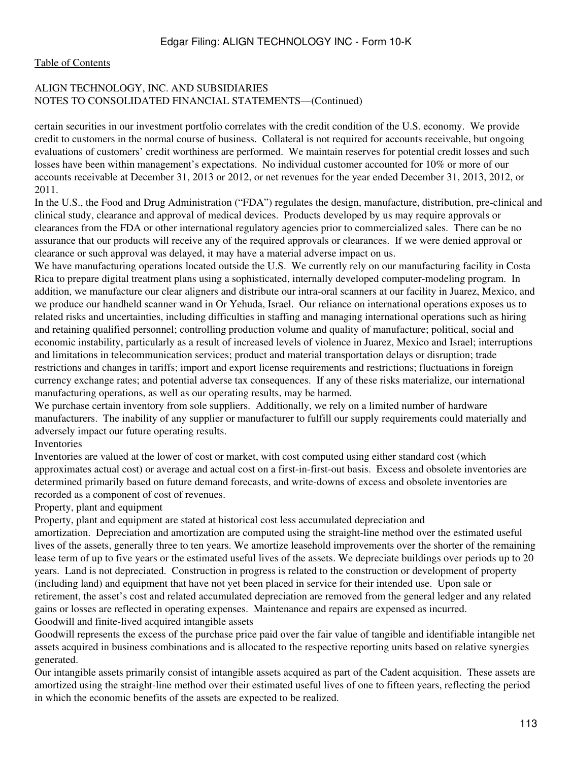ALIGN TECHNOLOGY, INC. AND SUBSIDIARIES
NOTES TO CONSOLIDATED FINANCIAL STATEMENTS—(Continued)

certain securities in our investment portfolio correlates with the credit condition of the U.S. economy. We provide credit to customers in the normal course of business. Collateral is not required for accounts receivable, but ongoing evaluations of customers' credit worthiness are performed. We maintain reserves for potential credit losses and such losses have been within management's expectations. No individual customer accounted for 10% or more of our accounts receivable at December 31, 2013 or 2012, or net revenues for the year ended December 31, 2013, 2012, or 2011.

In the U.S., the Food and Drug Administration ("FDA") regulates the design, manufacture, distribution, pre-clinical and clinical study, clearance and approval of medical devices. Products developed by us may require approvals or clearances from the FDA or other international regulatory agencies prior to commercialized sales. There can be no assurance that our products will receive any of the required approvals or clearances. If we were denied approval or clearance or such approval was delayed, it may have a material adverse impact on us.

We have manufacturing operations located outside the U.S. We currently rely on our manufacturing facility in Costa Rica to prepare digital treatment plans using a sophisticated, internally developed computer-modeling program. In addition, we manufacture our clear aligners and distribute our intra-oral scanners at our facility in Juarez, Mexico, and we produce our handheld scanner wand in Or Yehuda, Israel. Our reliance on international operations exposes us to related risks and uncertainties, including difficulties in staffing and managing international operations such as hiring and retaining qualified personnel; controlling production volume and quality of manufacture; political, social and economic instability, particularly as a result of increased levels of violence in Juarez, Mexico and Israel; interruptions and limitations in telecommunication services; product and material transportation delays or disruption; trade restrictions and changes in tariffs; import and export license requirements and restrictions; fluctuations in foreign currency exchange rates; and potential adverse tax consequences. If any of these risks materialize, our international manufacturing operations, as well as our operating results, may be harmed.

We purchase certain inventory from sole suppliers. Additionally, we rely on a limited number of hardware manufacturers. The inability of any supplier or manufacturer to fulfill our supply requirements could materially and adversely impact our future operating results.

### Inventories

Inventories are valued at the lower of cost or market, with cost computed using either standard cost (which approximates actual cost) or average and actual cost on a first-in-first-out basis. Excess and obsolete inventories are determined primarily based on future demand forecasts, and write-downs of excess and obsolete inventories are recorded as a component of cost of revenues.

### Property, plant and equipment

Property, plant and equipment are stated at historical cost less accumulated depreciation and amortization. Depreciation and amortization are computed using the straight-line method over the estimated useful lives of the assets, generally three to ten years. We amortize leasehold improvements over the shorter of the remaining lease term of up to five years or the estimated useful lives of the assets. We depreciate buildings over periods up to 20 years. Land is not depreciated. Construction in progress is related to the construction or development of property (including land) and equipment that have not yet been placed in service for their intended use. Upon sale or retirement, the asset's cost and related accumulated depreciation are removed from the general ledger and any related gains or losses are reflected in operating expenses. Maintenance and repairs are expensed as incurred.

### Goodwill and finite-lived acquired intangible assets

Goodwill represents the excess of the purchase price paid over the fair value of tangible and identifiable intangible net assets acquired in business combinations and is allocated to the respective reporting units based on relative synergies generated.

Our intangible assets primarily consist of intangible assets acquired as part of the Cadent acquisition. These assets are amortized using the straight-line method over their estimated useful lives of one to fifteen years, reflecting the period in which the economic benefits of the assets are expected to be realized.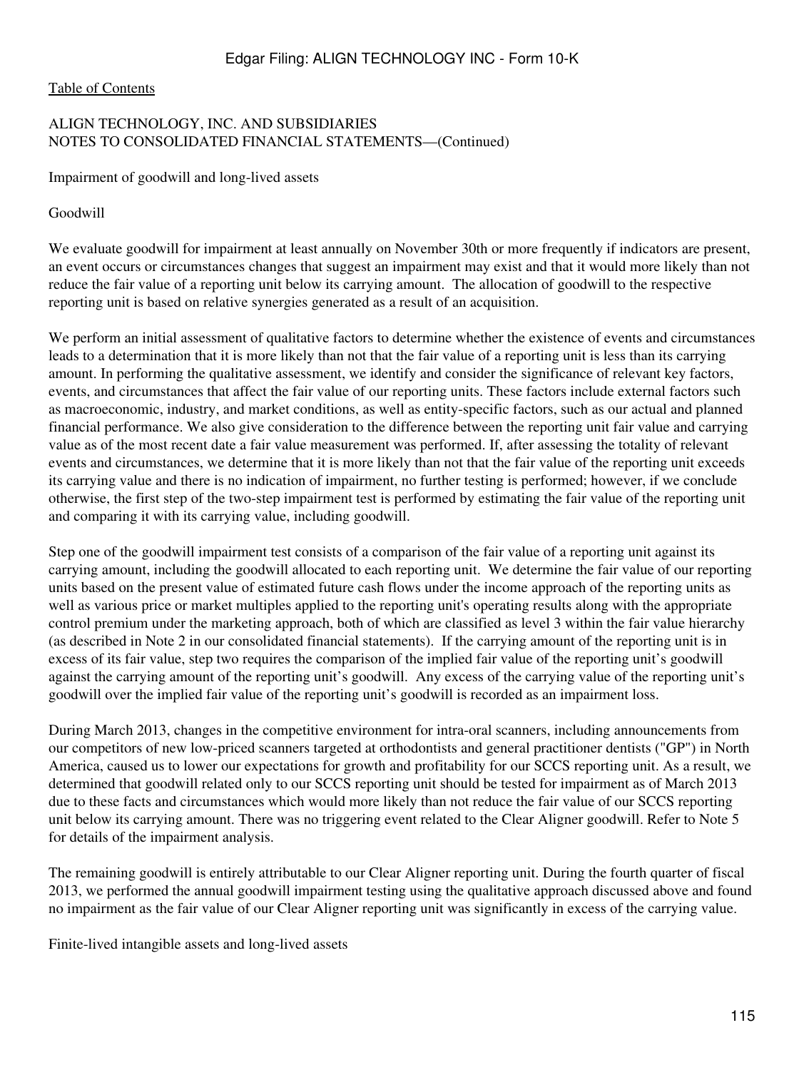ALIGN TECHNOLOGY, INC. AND SUBSIDIARIES
NOTES TO CONSOLIDATED FINANCIAL STATEMENTS—(Continued)

Impairment of goodwill and long-lived assets

Goodwill

We evaluate goodwill for impairment at least annually on November 30th or more frequently if indicators are present, an event occurs or circumstances changes that suggest an impairment may exist and that it would more likely than not reduce the fair value of a reporting unit below its carrying amount. The allocation of goodwill to the respective reporting unit is based on relative synergies generated as a result of an acquisition.

We perform an initial assessment of qualitative factors to determine whether the existence of events and circumstances leads to a determination that it is more likely than not that the fair value of a reporting unit is less than its carrying amount. In performing the qualitative assessment, we identify and consider the significance of relevant key factors, events, and circumstances that affect the fair value of our reporting units. These factors include external factors such as macroeconomic, industry, and market conditions, as well as entity-specific factors, such as our actual and planned financial performance. We also give consideration to the difference between the reporting unit fair value and carrying value as of the most recent date a fair value measurement was performed. If, after assessing the totality of relevant events and circumstances, we determine that it is more likely than not that the fair value of the reporting unit exceeds its carrying value and there is no indication of impairment, no further testing is performed; however, if we conclude otherwise, the first step of the two-step impairment test is performed by estimating the fair value of the reporting unit and comparing it with its carrying value, including goodwill.

Step one of the goodwill impairment test consists of a comparison of the fair value of a reporting unit against its carrying amount, including the goodwill allocated to each reporting unit. We determine the fair value of our reporting units based on the present value of estimated future cash flows under the income approach of the reporting units as well as various price or market multiples applied to the reporting unit's operating results along with the appropriate control premium under the marketing approach, both of which are classified as level 3 within the fair value hierarchy (as described in Note 2 in our consolidated financial statements). If the carrying amount of the reporting unit is in excess of its fair value, step two requires the comparison of the implied fair value of the reporting unit's goodwill against the carrying amount of the reporting unit's goodwill. Any excess of the carrying value of the reporting unit's goodwill over the implied fair value of the reporting unit's goodwill is recorded as an impairment loss.

During March 2013, changes in the competitive environment for intra-oral scanners, including announcements from our competitors of new low-priced scanners targeted at orthodontists and general practitioner dentists ("GP") in North America, caused us to lower our expectations for growth and profitability for our SCCS reporting unit. As a result, we determined that goodwill related only to our SCCS reporting unit should be tested for impairment as of March 2013 due to these facts and circumstances which would more likely than not reduce the fair value of our SCCS reporting unit below its carrying amount. There was no triggering event related to the Clear Aligner goodwill. Refer to Note 5 for details of the impairment analysis.

The remaining goodwill is entirely attributable to our Clear Aligner reporting unit. During the fourth quarter of fiscal 2013, we performed the annual goodwill impairment testing using the qualitative approach discussed above and found no impairment as the fair value of our Clear Aligner reporting unit was significantly in excess of the carrying value.

Finite-lived intangible assets and long-lived assets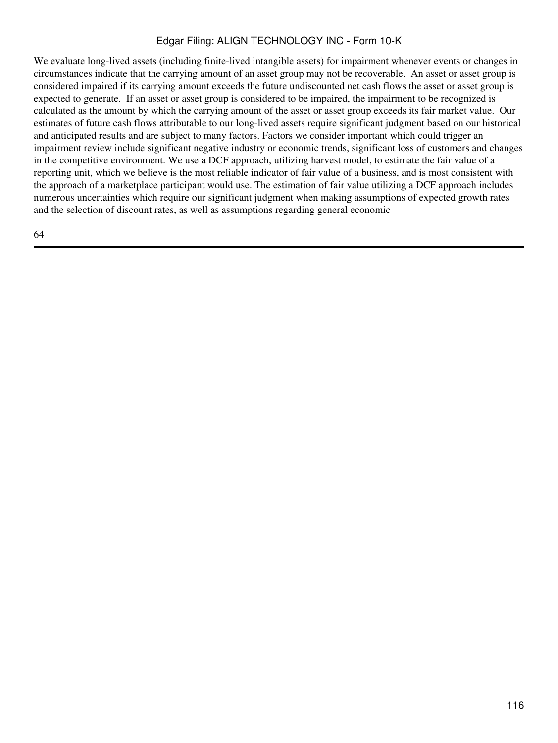We evaluate long-lived assets (including finite-lived intangible assets) for impairment whenever events or changes in circumstances indicate that the carrying amount of an asset group may not be recoverable.  An asset or asset group is considered impaired if its carrying amount exceeds the future undiscounted net cash flows the asset or asset group is expected to generate.  If an asset or asset group is considered to be impaired, the impairment to be recognized is calculated as the amount by which the carrying amount of the asset or asset group exceeds its fair market value.  Our estimates of future cash flows attributable to our long-lived assets require significant judgment based on our historical and anticipated results and are subject to many factors. Factors we consider important which could trigger an impairment review include significant negative industry or economic trends, significant loss of customers and changes in the competitive environment. We use a DCF approach, utilizing harvest model, to estimate the fair value of a reporting unit, which we believe is the most reliable indicator of fair value of a business, and is most consistent with the approach of a marketplace participant would use. The estimation of fair value utilizing a DCF approach includes numerous uncertainties which require our significant judgment when making assumptions of expected growth rates and the selection of discount rates, as well as assumptions regarding general economic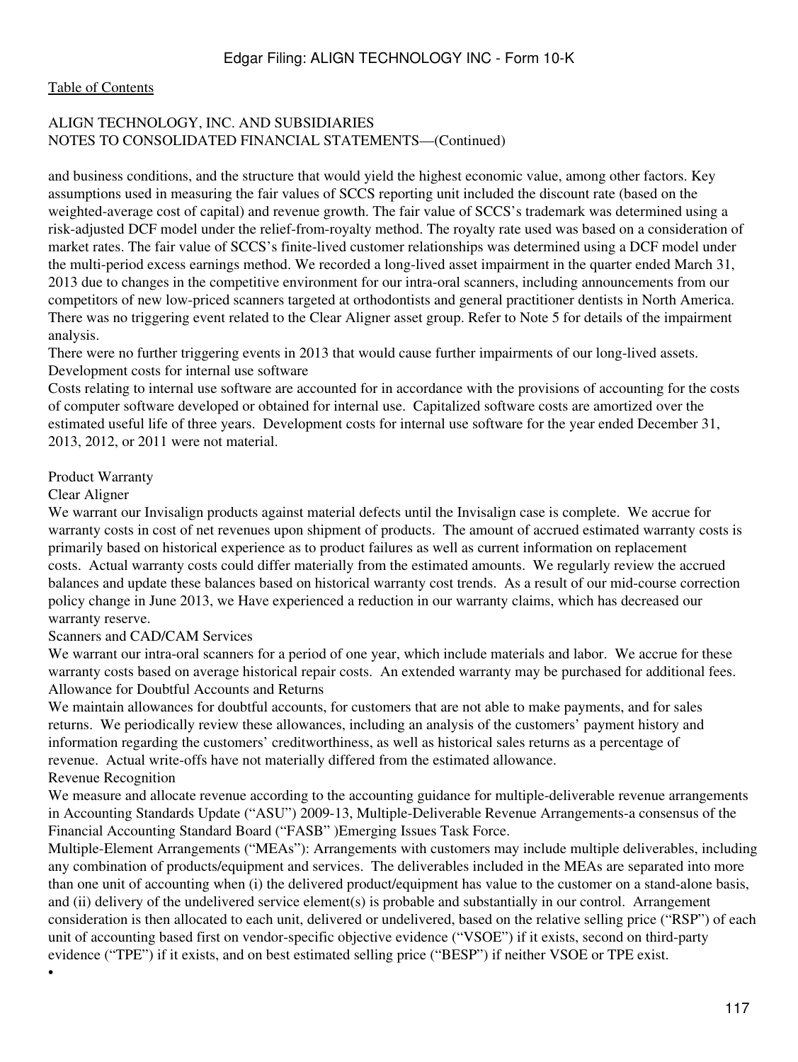[Table of Contents](#)

ALIGN TECHNOLOGY, INC. AND SUBSIDIARIES
NOTES TO CONSOLIDATED FINANCIAL STATEMENTS—(Continued)

and business conditions, and the structure that would yield the highest economic value, among other factors. Key assumptions used in measuring the fair values of SCCS reporting unit included the discount rate (based on the weighted-average cost of capital) and revenue growth. The fair value of SCCS's trademark was determined using a risk-adjusted DCF model under the relief-from-royalty method. The royalty rate used was based on a consideration of market rates. The fair value of SCCS's finite-lived customer relationships was determined using a DCF model under the multi-period excess earnings method. We recorded a long-lived asset impairment in the quarter ended March 31, 2013 due to changes in the competitive environment for our intra-oral scanners, including announcements from our competitors of new low-priced scanners targeted at orthodontists and general practitioner dentists in North America. There was no triggering event related to the Clear Aligner asset group. Refer to Note 5 for details of the impairment analysis.

There were no further triggering events in 2013 that would cause further impairments of our long-lived assets.

Development costs for internal use software

Costs relating to internal use software are accounted for in accordance with the provisions of accounting for the costs of computer software developed or obtained for internal use. Capitalized software costs are amortized over the estimated useful life of three years. Development costs for internal use software for the year ended December 31, 2013, 2012, or 2011 were not material.

Product Warranty

Clear Aligner

We warrant our Invisalign products against material defects until the Invisalign case is complete. We accrue for warranty costs in cost of net revenues upon shipment of products. The amount of accrued estimated warranty costs is primarily based on historical experience as to product failures as well as current information on replacement costs. Actual warranty costs could differ materially from the estimated amounts. We regularly review the accrued balances and update these balances based on historical warranty cost trends. As a result of our mid-course correction policy change in June 2013, we Have experienced a reduction in our warranty claims, which has decreased our warranty reserve.

Scanners and CAD/CAM Services

We warrant our intra-oral scanners for a period of one year, which include materials and labor. We accrue for these warranty costs based on average historical repair costs. An extended warranty may be purchased for additional fees.

Allowance for Doubtful Accounts and Returns

We maintain allowances for doubtful accounts, for customers that are not able to make payments, and for sales returns. We periodically review these allowances, including an analysis of the customers' payment history and information regarding the customers' creditworthiness, as well as historical sales returns as a percentage of revenue. Actual write-offs have not materially differed from the estimated allowance.

Revenue Recognition

We measure and allocate revenue according to the accounting guidance for multiple-deliverable revenue arrangements in Accounting Standards Update ("ASU") 2009-13, Multiple-Deliverable Revenue Arrangements-a consensus of the Financial Accounting Standard Board ("FASB" )Emerging Issues Task Force.

Multiple-Element Arrangements ("MEAs"): Arrangements with customers may include multiple deliverables, including any combination of products/equipment and services. The deliverables included in the MEAs are separated into more than one unit of accounting when (i) the delivered product/equipment has value to the customer on a stand-alone basis, and (ii) delivery of the undelivered service element(s) is probable and substantially in our control. Arrangement consideration is then allocated to each unit, delivered or undelivered, based on the relative selling price ("RSP") of each unit of accounting based first on vendor-specific objective evidence ("VSOE") if it exists, second on third-party evidence ("TPE") if it exists, and on best estimated selling price ("BESP") if neither VSOE or TPE exist.

•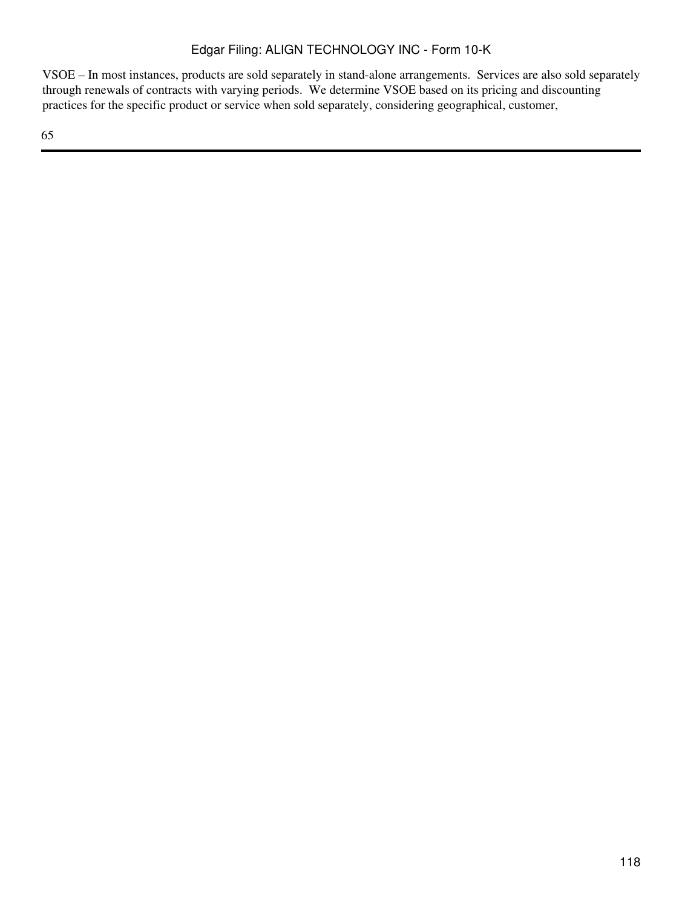VSOE – In most instances, products are sold separately in stand-alone arrangements. Services are also sold separately through renewals of contracts with varying periods. We determine VSOE based on its pricing and discounting practices for the specific product or service when sold separately, considering geographical, customer,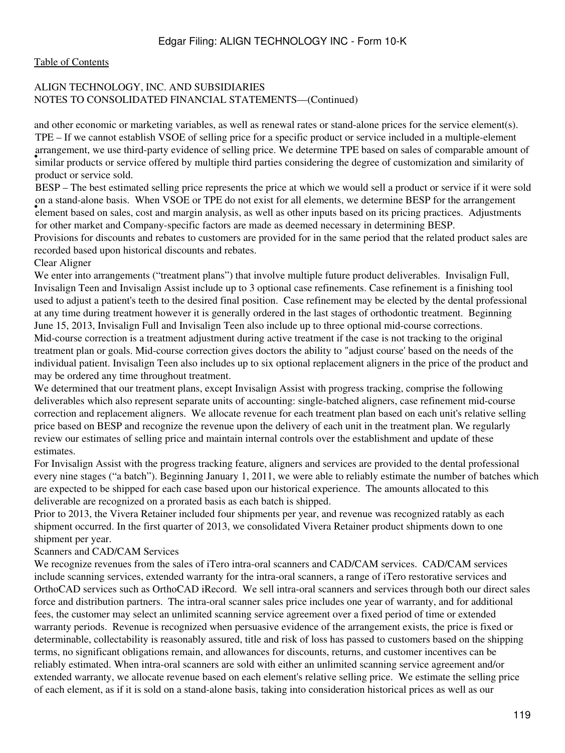ALIGN TECHNOLOGY, INC. AND SUBSIDIARIES
NOTES TO CONSOLIDATED FINANCIAL STATEMENTS—(Continued)

and other economic or marketing variables, as well as renewal rates or stand-alone prices for the service element(s).

- TPE – If we cannot establish VSOE of selling price for a specific product or service included in a multiple-element arrangement, we use third-party evidence of selling price. We determine TPE based on sales of comparable amount of similar products or service offered by multiple third parties considering the degree of customization and similarity of product or service sold.
- BESP – The best estimated selling price represents the price at which we would sell a product or service if it were sold on a stand-alone basis. When VSOE or TPE do not exist for all elements, we determine BESP for the arrangement element based on sales, cost and margin analysis, as well as other inputs based on its pricing practices. Adjustments for other market and Company-specific factors are made as deemed necessary in determining BESP.

Provisions for discounts and rebates to customers are provided for in the same period that the related product sales are recorded based upon historical discounts and rebates.

Clear Aligner

We enter into arrangements ("treatment plans") that involve multiple future product deliverables. Invisalign Full, Invisalign Teen and Invisalign Assist include up to 3 optional case refinements. Case refinement is a finishing tool used to adjust a patient's teeth to the desired final position. Case refinement may be elected by the dental professional at any time during treatment however it is generally ordered in the last stages of orthodontic treatment. Beginning June 15, 2013, Invisalign Full and Invisalign Teen also include up to three optional mid-course corrections. Mid-course correction is a treatment adjustment during active treatment if the case is not tracking to the original treatment plan or goals. Mid-course correction gives doctors the ability to "adjust course' based on the needs of the individual patient. Invisalign Teen also includes up to six optional replacement aligners in the price of the product and may be ordered any time throughout treatment.

We determined that our treatment plans, except Invisalign Assist with progress tracking, comprise the following deliverables which also represent separate units of accounting: single-batched aligners, case refinement mid-course correction and replacement aligners. We allocate revenue for each treatment plan based on each unit's relative selling price based on BESP and recognize the revenue upon the delivery of each unit in the treatment plan. We regularly review our estimates of selling price and maintain internal controls over the establishment and update of these estimates.

For Invisalign Assist with the progress tracking feature, aligners and services are provided to the dental professional every nine stages ("a batch"). Beginning January 1, 2011, we were able to reliably estimate the number of batches which are expected to be shipped for each case based upon our historical experience. The amounts allocated to this deliverable are recognized on a prorated basis as each batch is shipped.

Prior to 2013, the Vivera Retainer included four shipments per year, and revenue was recognized ratably as each shipment occurred. In the first quarter of 2013, we consolidated Vivera Retainer product shipments down to one shipment per year.

Scanners and CAD/CAM Services

We recognize revenues from the sales of iTero intra-oral scanners and CAD/CAM services. CAD/CAM services include scanning services, extended warranty for the intra-oral scanners, a range of iTero restorative services and OrthoCAD services such as OrthoCAD iRecord. We sell intra-oral scanners and services through both our direct sales force and distribution partners. The intra-oral scanner sales price includes one year of warranty, and for additional fees, the customer may select an unlimited scanning service agreement over a fixed period of time or extended warranty periods. Revenue is recognized when persuasive evidence of the arrangement exists, the price is fixed or determinable, collectability is reasonably assured, title and risk of loss has passed to customers based on the shipping terms, no significant obligations remain, and allowances for discounts, returns, and customer incentives can be reliably estimated. When intra-oral scanners are sold with either an unlimited scanning service agreement and/or extended warranty, we allocate revenue based on each element's relative selling price. We estimate the selling price of each element, as if it is sold on a stand-alone basis, taking into consideration historical prices as well as our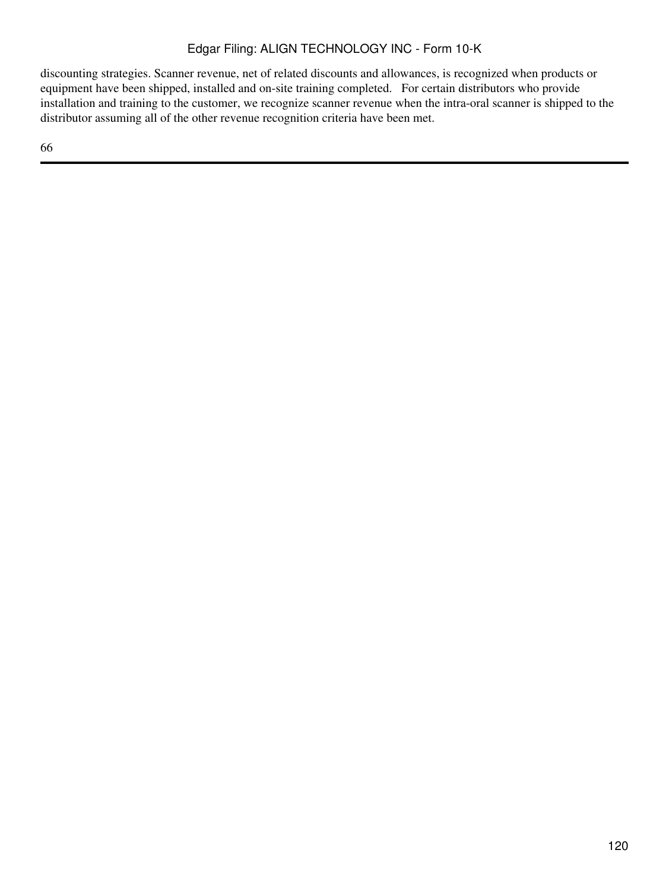discounting strategies. Scanner revenue, net of related discounts and allowances, is recognized when products or equipment have been shipped, installed and on-site training completed. For certain distributors who provide installation and training to the customer, we recognize scanner revenue when the intra-oral scanner is shipped to the distributor assuming all of the other revenue recognition criteria have been met.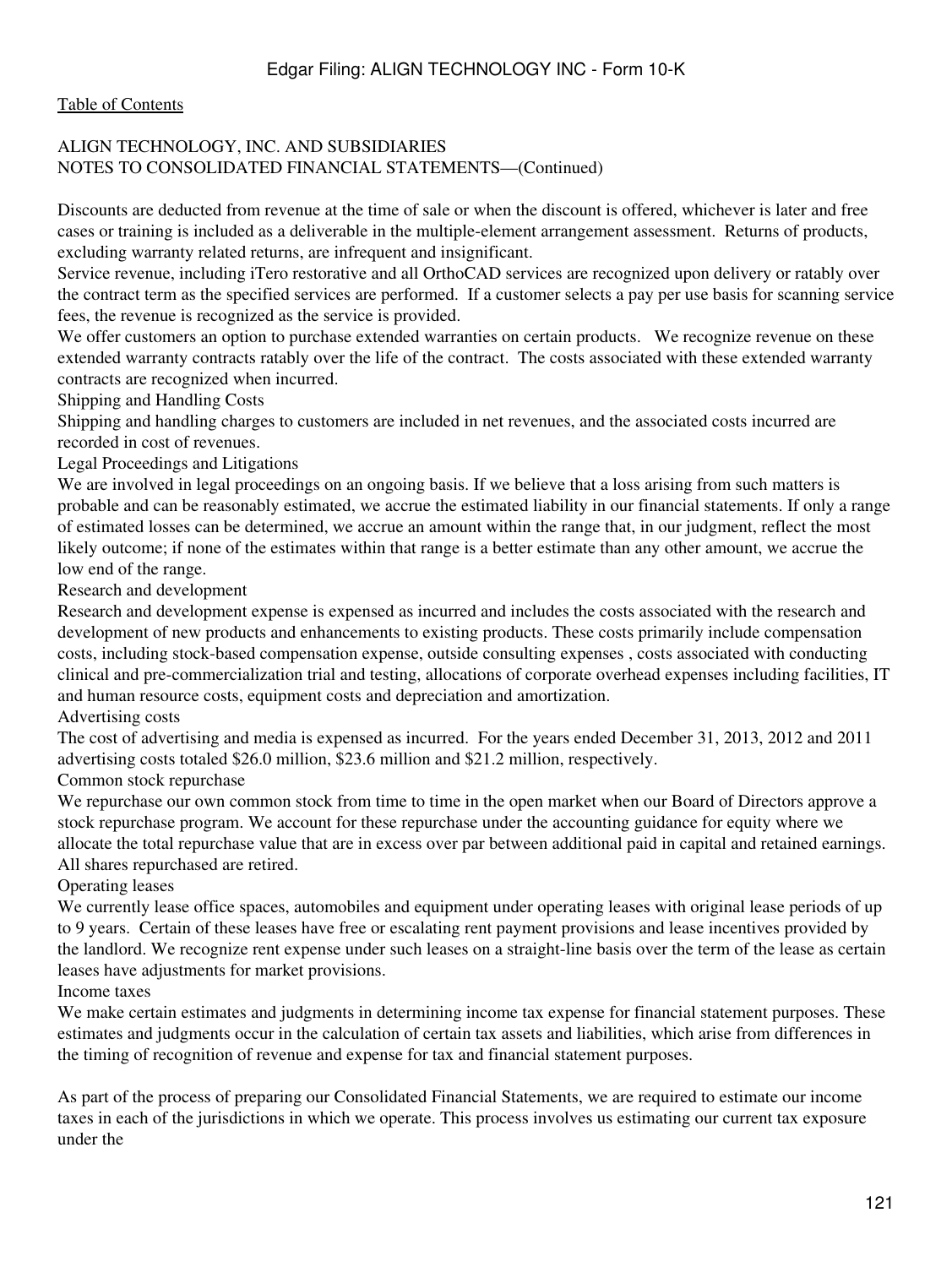ALIGN TECHNOLOGY, INC. AND SUBSIDIARIES
NOTES TO CONSOLIDATED FINANCIAL STATEMENTS—(Continued)

Discounts are deducted from revenue at the time of sale or when the discount is offered, whichever is later and free cases or training is included as a deliverable in the multiple-element arrangement assessment. Returns of products, excluding warranty related returns, are infrequent and insignificant.

Service revenue, including iTero restorative and all OrthoCAD services are recognized upon delivery or ratably over the contract term as the specified services are performed. If a customer selects a pay per use basis for scanning service fees, the revenue is recognized as the service is provided.

We offer customers an option to purchase extended warranties on certain products. We recognize revenue on these extended warranty contracts ratably over the life of the contract. The costs associated with these extended warranty contracts are recognized when incurred.

### Shipping and Handling Costs

Shipping and handling charges to customers are included in net revenues, and the associated costs incurred are recorded in cost of revenues.

### Legal Proceedings and Litigations

We are involved in legal proceedings on an ongoing basis. If we believe that a loss arising from such matters is probable and can be reasonably estimated, we accrue the estimated liability in our financial statements. If only a range of estimated losses can be determined, we accrue an amount within the range that, in our judgment, reflect the most likely outcome; if none of the estimates within that range is a better estimate than any other amount, we accrue the low end of the range.

### Research and development

Research and development expense is expensed as incurred and includes the costs associated with the research and development of new products and enhancements to existing products. These costs primarily include compensation costs, including stock-based compensation expense, outside consulting expenses , costs associated with conducting clinical and pre-commercialization trial and testing, allocations of corporate overhead expenses including facilities, IT and human resource costs, equipment costs and depreciation and amortization.

### Advertising costs

The cost of advertising and media is expensed as incurred. For the years ended December 31, 2013, 2012 and 2011 advertising costs totaled $26.0 million, $23.6 million and $21.2 million, respectively.

### Common stock repurchase

We repurchase our own common stock from time to time in the open market when our Board of Directors approve a stock repurchase program. We account for these repurchase under the accounting guidance for equity where we allocate the total repurchase value that are in excess over par between additional paid in capital and retained earnings. All shares repurchased are retired.

### Operating leases

We currently lease office spaces, automobiles and equipment under operating leases with original lease periods of up to 9 years. Certain of these leases have free or escalating rent payment provisions and lease incentives provided by the landlord. We recognize rent expense under such leases on a straight-line basis over the term of the lease as certain leases have adjustments for market provisions.

### Income taxes

We make certain estimates and judgments in determining income tax expense for financial statement purposes. These estimates and judgments occur in the calculation of certain tax assets and liabilities, which arise from differences in the timing of recognition of revenue and expense for tax and financial statement purposes.

As part of the process of preparing our Consolidated Financial Statements, we are required to estimate our income taxes in each of the jurisdictions in which we operate. This process involves us estimating our current tax exposure under the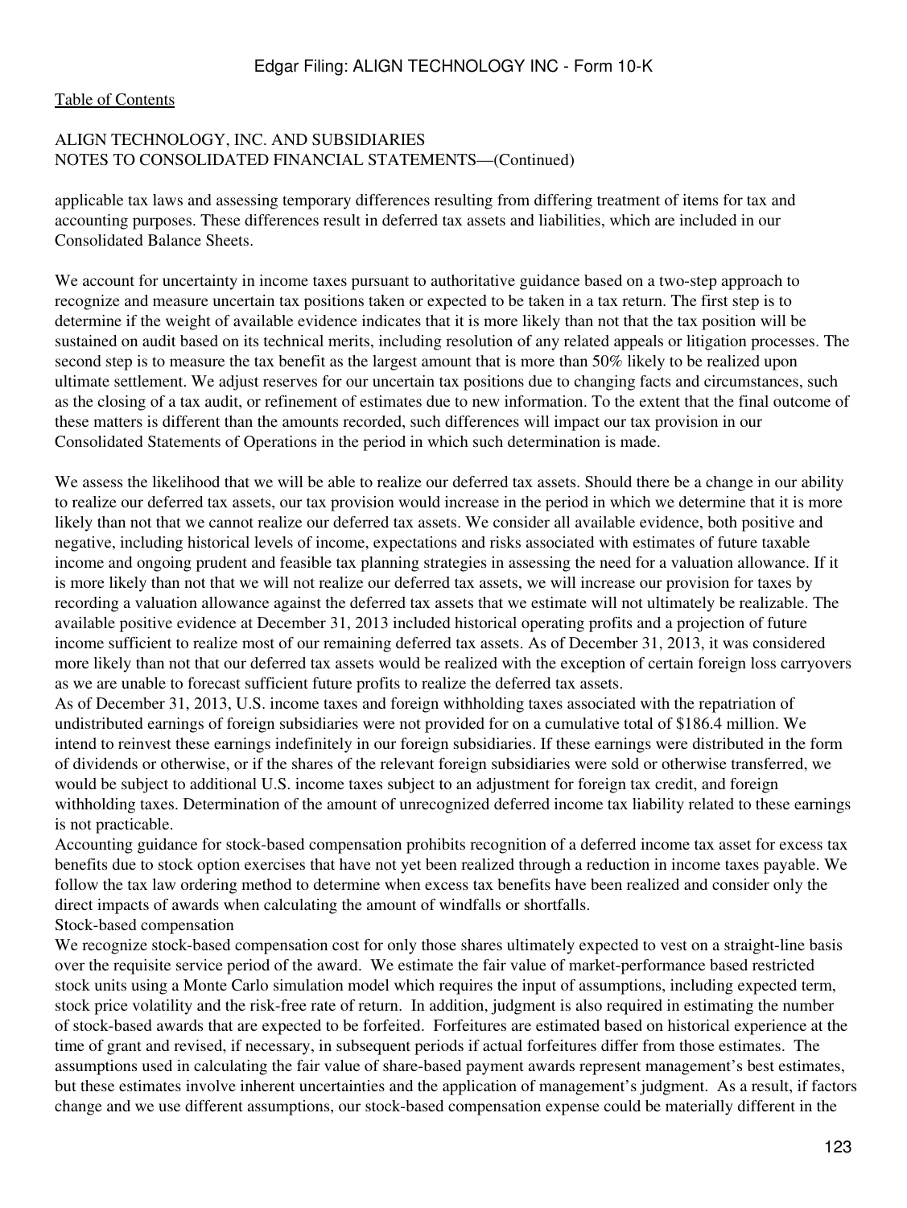ALIGN TECHNOLOGY, INC. AND SUBSIDIARIES
NOTES TO CONSOLIDATED FINANCIAL STATEMENTS—(Continued)

applicable tax laws and assessing temporary differences resulting from differing treatment of items for tax and accounting purposes. These differences result in deferred tax assets and liabilities, which are included in our Consolidated Balance Sheets.

We account for uncertainty in income taxes pursuant to authoritative guidance based on a two-step approach to recognize and measure uncertain tax positions taken or expected to be taken in a tax return. The first step is to determine if the weight of available evidence indicates that it is more likely than not that the tax position will be sustained on audit based on its technical merits, including resolution of any related appeals or litigation processes. The second step is to measure the tax benefit as the largest amount that is more than 50% likely to be realized upon ultimate settlement. We adjust reserves for our uncertain tax positions due to changing facts and circumstances, such as the closing of a tax audit, or refinement of estimates due to new information. To the extent that the final outcome of these matters is different than the amounts recorded, such differences will impact our tax provision in our Consolidated Statements of Operations in the period in which such determination is made.

We assess the likelihood that we will be able to realize our deferred tax assets. Should there be a change in our ability to realize our deferred tax assets, our tax provision would increase in the period in which we determine that it is more likely than not that we cannot realize our deferred tax assets. We consider all available evidence, both positive and negative, including historical levels of income, expectations and risks associated with estimates of future taxable income and ongoing prudent and feasible tax planning strategies in assessing the need for a valuation allowance. If it is more likely than not that we will not realize our deferred tax assets, we will increase our provision for taxes by recording a valuation allowance against the deferred tax assets that we estimate will not ultimately be realizable. The available positive evidence at December 31, 2013 included historical operating profits and a projection of future income sufficient to realize most of our remaining deferred tax assets. As of December 31, 2013, it was considered more likely than not that our deferred tax assets would be realized with the exception of certain foreign loss carryovers as we are unable to forecast sufficient future profits to realize the deferred tax assets.

As of December 31, 2013, U.S. income taxes and foreign withholding taxes associated with the repatriation of undistributed earnings of foreign subsidiaries were not provided for on a cumulative total of $186.4 million. We intend to reinvest these earnings indefinitely in our foreign subsidiaries. If these earnings were distributed in the form of dividends or otherwise, or if the shares of the relevant foreign subsidiaries were sold or otherwise transferred, we would be subject to additional U.S. income taxes subject to an adjustment for foreign tax credit, and foreign withholding taxes. Determination of the amount of unrecognized deferred income tax liability related to these earnings is not practicable.

Accounting guidance for stock-based compensation prohibits recognition of a deferred income tax asset for excess tax benefits due to stock option exercises that have not yet been realized through a reduction in income taxes payable. We follow the tax law ordering method to determine when excess tax benefits have been realized and consider only the direct impacts of awards when calculating the amount of windfalls or shortfalls.

Stock-based compensation

We recognize stock-based compensation cost for only those shares ultimately expected to vest on a straight-line basis over the requisite service period of the award. We estimate the fair value of market-performance based restricted stock units using a Monte Carlo simulation model which requires the input of assumptions, including expected term, stock price volatility and the risk-free rate of return. In addition, judgment is also required in estimating the number of stock-based awards that are expected to be forfeited. Forfeitures are estimated based on historical experience at the time of grant and revised, if necessary, in subsequent periods if actual forfeitures differ from those estimates. The assumptions used in calculating the fair value of share-based payment awards represent management's best estimates, but these estimates involve inherent uncertainties and the application of management's judgment. As a result, if factors change and we use different assumptions, our stock-based compensation expense could be materially different in the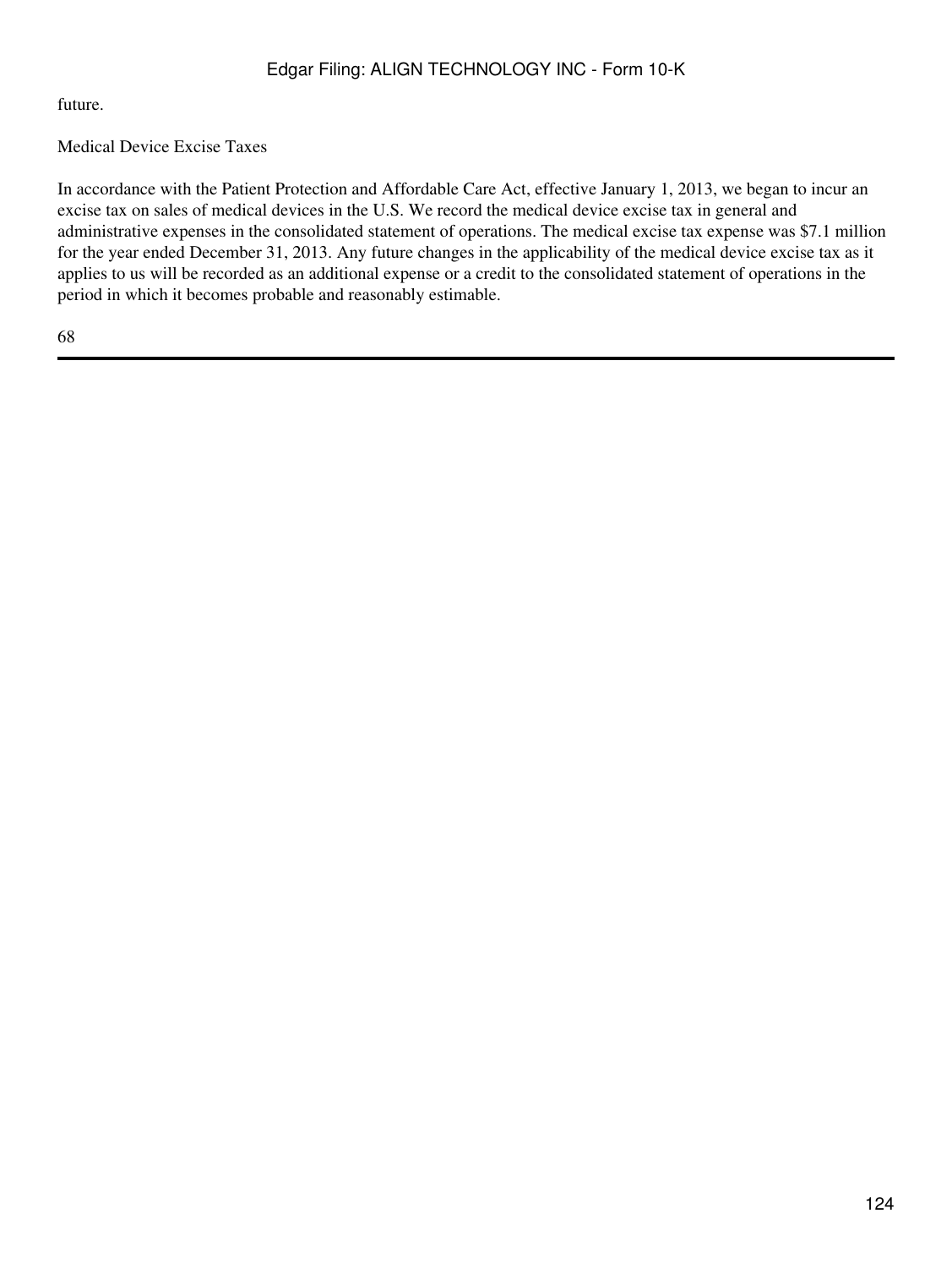future.

Medical Device Excise Taxes

In accordance with the Patient Protection and Affordable Care Act, effective January 1, 2013, we began to incur an excise tax on sales of medical devices in the U.S. We record the medical device excise tax in general and administrative expenses in the consolidated statement of operations. The medical excise tax expense was $7.1 million for the year ended December 31, 2013. Any future changes in the applicability of the medical device excise tax as it applies to us will be recorded as an additional expense or a credit to the consolidated statement of operations in the period in which it becomes probable and reasonably estimable.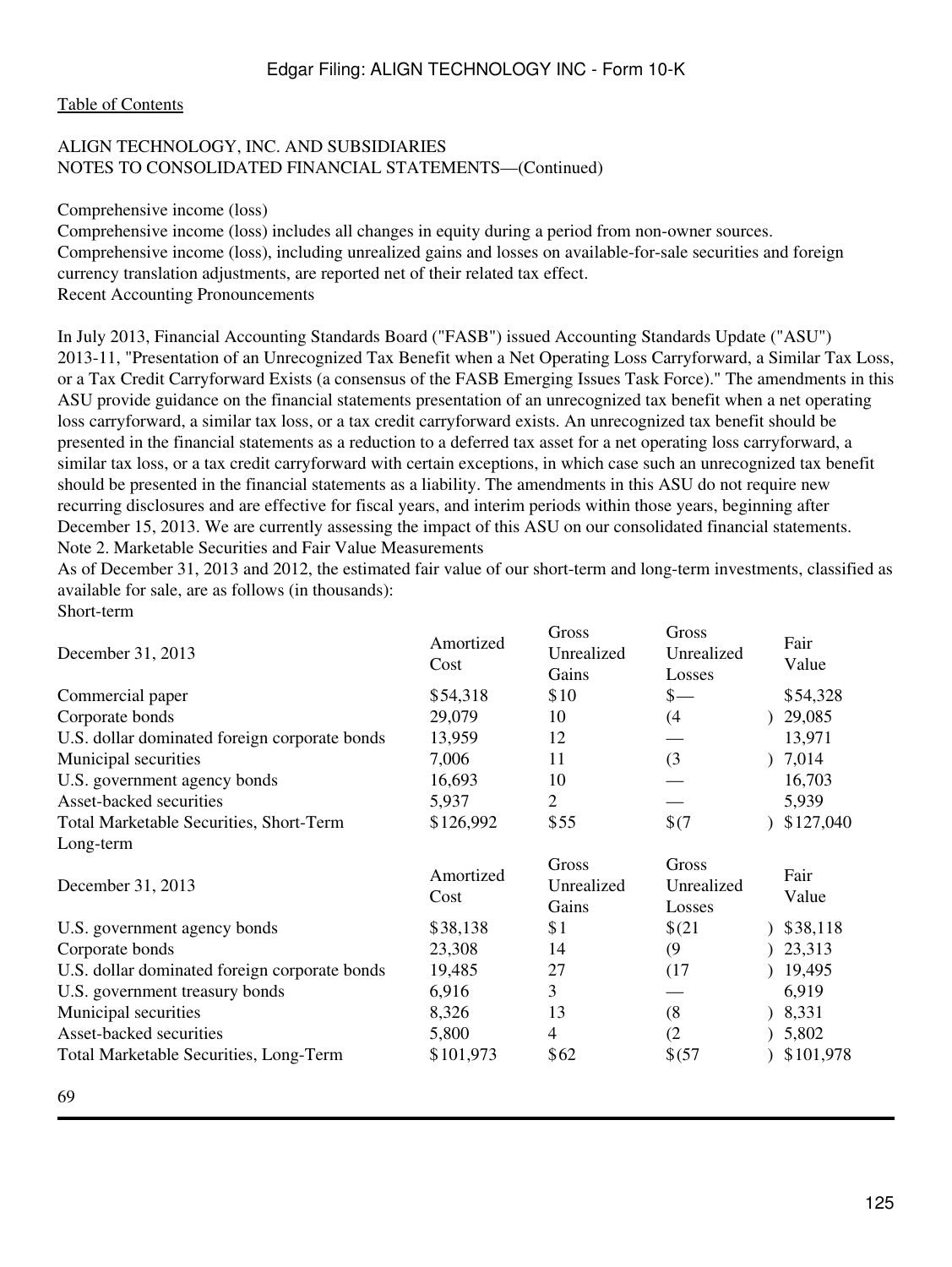ALIGN TECHNOLOGY, INC. AND SUBSIDIARIES
NOTES TO CONSOLIDATED FINANCIAL STATEMENTS—(Continued)

Comprehensive income (loss)

Comprehensive income (loss) includes all changes in equity during a period from non-owner sources. Comprehensive income (loss), including unrealized gains and losses on available-for-sale securities and foreign currency translation adjustments, are reported net of their related tax effect.

Recent Accounting Pronouncements

In July 2013, Financial Accounting Standards Board ("FASB") issued Accounting Standards Update ("ASU") 2013-11, "Presentation of an Unrecognized Tax Benefit when a Net Operating Loss Carryforward, a Similar Tax Loss, or a Tax Credit Carryforward Exists (a consensus of the FASB Emerging Issues Task Force)." The amendments in this ASU provide guidance on the financial statements presentation of an unrecognized tax benefit when a net operating loss carryforward, a similar tax loss, or a tax credit carryforward exists. An unrecognized tax benefit should be presented in the financial statements as a reduction to a deferred tax asset for a net operating loss carryforward, a similar tax loss, or a tax credit carryforward with certain exceptions, in which case such an unrecognized tax benefit should be presented in the financial statements as a liability. The amendments in this ASU do not require new recurring disclosures and are effective for fiscal years, and interim periods within those years, beginning after December 15, 2013. We are currently assessing the impact of this ASU on our consolidated financial statements.

Note 2. Marketable Securities and Fair Value Measurements

As of December 31, 2013 and 2012, the estimated fair value of our short-term and long-term investments, classified as available for sale, are as follows (in thousands):

Short-term

| December 31, 2013 | Amortized Cost | Gross Unrealized Gains | Gross Unrealized Losses | Fair Value |
|---|---|---|---|---|
| Commercial paper | $54,318 | $10 | $— | $54,328 |
| Corporate bonds | 29,079 | 10 | (4) | 29,085 |
| U.S. dollar dominated foreign corporate bonds | 13,959 | 12 | — | 13,971 |
| Municipal securities | 7,006 | 11 | (3) | 7,014 |
| U.S. government agency bonds | 16,693 | 10 | — | 16,703 |
| Asset-backed securities | 5,937 | 2 | — | 5,939 |
| Total Marketable Securities, Short-Term | $126,992 | $55 | $(7) | $127,040 |

Long-term

| December 31, 2013 | Amortized Cost | Gross Unrealized Gains | Gross Unrealized Losses | Fair Value |
|---|---|---|---|---|
| U.S. government agency bonds | $38,138 | $1 | $(21) | $38,118 |
| Corporate bonds | 23,308 | 14 | (9) | 23,313 |
| U.S. dollar dominated foreign corporate bonds | 19,485 | 27 | (17) | 19,495 |
| U.S. government treasury bonds | 6,916 | 3 | — | 6,919 |
| Municipal securities | 8,326 | 13 | (8) | 8,331 |
| Asset-backed securities | 5,800 | 4 | (2) | 5,802 |
| Total Marketable Securities, Long-Term | $101,973 | $62 | $(57) | $101,978 |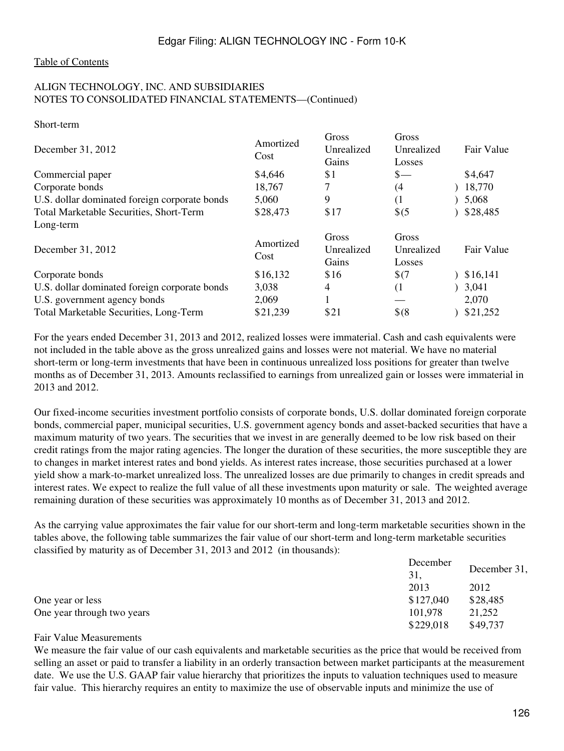[Table of Contents](#)

ALIGN TECHNOLOGY, INC. AND SUBSIDIARIES
NOTES TO CONSOLIDATED FINANCIAL STATEMENTS—(Continued)

Short-term

| December 31, 2012 | Amortized Cost | Gross Unrealized Gains | Gross Unrealized Losses | Fair Value |
|---|---|---|---|---|
| Commercial paper | $4,646 | $1 | $— | $4,647 |
| Corporate bonds | 18,767 | 7 | (4) | 18,770 |
| U.S. dollar dominated foreign corporate bonds | 5,060 | 9 | (1) | 5,068 |
| Total Marketable Securities, Short-Term | $28,473 | $17 | $(5) | $28,485 |

Long-term

| December 31, 2012 | Amortized Cost | Gross Unrealized Gains | Gross Unrealized Losses | Fair Value |
|---|---|---|---|---|
| Corporate bonds | $16,132 | $16 | $(7) | $16,141 |
| U.S. dollar dominated foreign corporate bonds | 3,038 | 4 | (1) | 3,041 |
| U.S. government agency bonds | 2,069 | 1 | — | 2,070 |
| Total Marketable Securities, Long-Term | $21,239 | $21 | $(8) | $21,252 |

For the years ended December 31, 2013 and 2012, realized losses were immaterial. Cash and cash equivalents were not included in the table above as the gross unrealized gains and losses were not material. We have no material short-term or long-term investments that have been in continuous unrealized loss positions for greater than twelve months as of December 31, 2013. Amounts reclassified to earnings from unrealized gain or losses were immaterial in 2013 and 2012.

Our fixed-income securities investment portfolio consists of corporate bonds, U.S. dollar dominated foreign corporate bonds, commercial paper, municipal securities, U.S. government agency bonds and asset-backed securities that have a maximum maturity of two years. The securities that we invest in are generally deemed to be low risk based on their credit ratings from the major rating agencies. The longer the duration of these securities, the more susceptible they are to changes in market interest rates and bond yields. As interest rates increase, those securities purchased at a lower yield show a mark-to-market unrealized loss. The unrealized losses are due primarily to changes in credit spreads and interest rates. We expect to realize the full value of all these investments upon maturity or sale. The weighted average remaining duration of these securities was approximately 10 months as of December 31, 2013 and 2012.

As the carrying value approximates the fair value for our short-term and long-term marketable securities shown in the tables above, the following table summarizes the fair value of our short-term and long-term marketable securities classified by maturity as of December 31, 2013 and 2012 (in thousands):

| | December 31, 2013 | December 31, 2012 |
|---|---|---|
| One year or less | $127,040 | $28,485 |
| One year through two years | 101,978 | 21,252 |
| | $229,018 | $49,737 |

Fair Value Measurements

We measure the fair value of our cash equivalents and marketable securities as the price that would be received from selling an asset or paid to transfer a liability in an orderly transaction between market participants at the measurement date. We use the U.S. GAAP fair value hierarchy that prioritizes the inputs to valuation techniques used to measure fair value. This hierarchy requires an entity to maximize the use of observable inputs and minimize the use of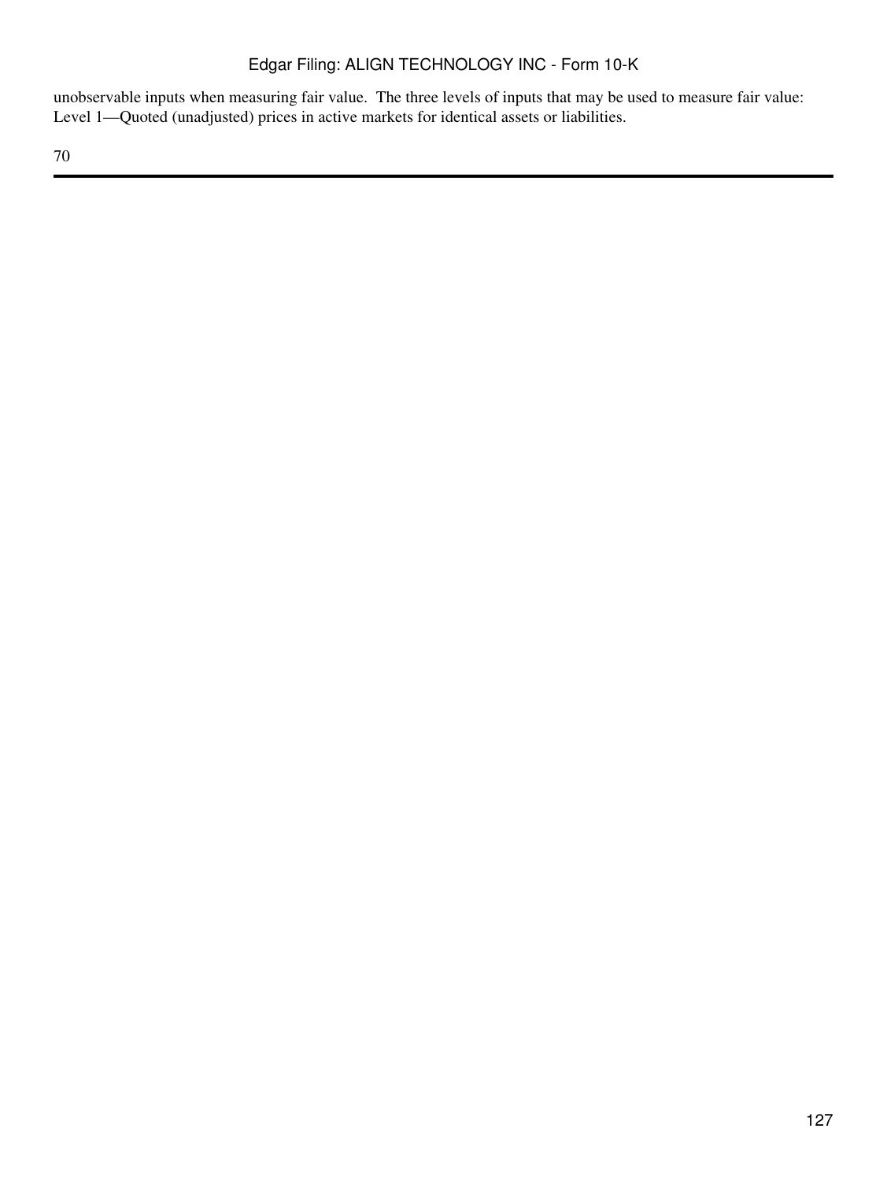unobservable inputs when measuring fair value. The three levels of inputs that may be used to measure fair value:
Level 1—Quoted (unadjusted) prices in active markets for identical assets or liabilities.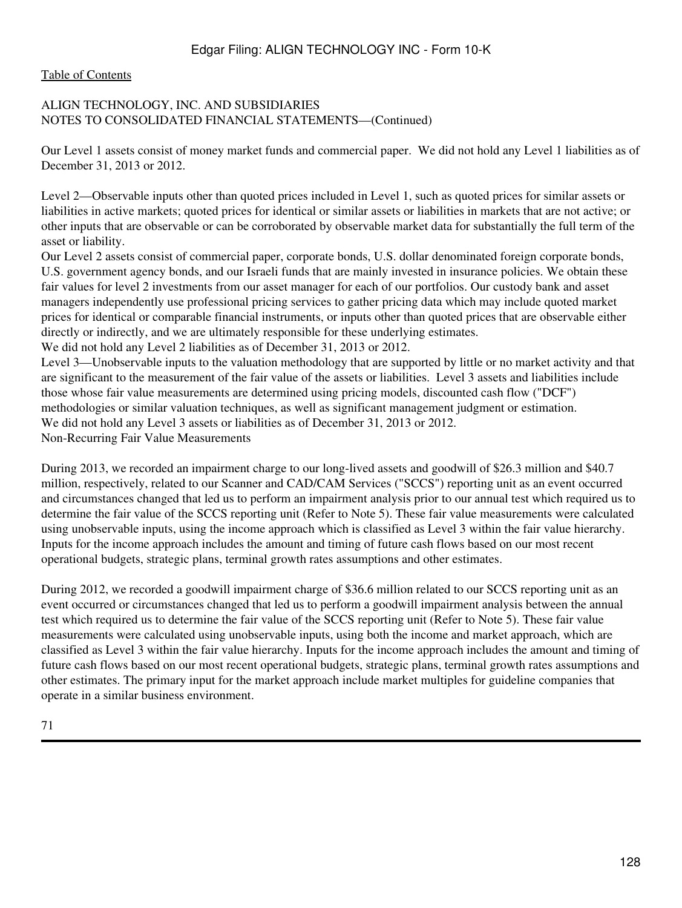ALIGN TECHNOLOGY, INC. AND SUBSIDIARIES
NOTES TO CONSOLIDATED FINANCIAL STATEMENTS—(Continued)

Our Level 1 assets consist of money market funds and commercial paper. We did not hold any Level 1 liabilities as of December 31, 2013 or 2012.

Level 2—Observable inputs other than quoted prices included in Level 1, such as quoted prices for similar assets or liabilities in active markets; quoted prices for identical or similar assets or liabilities in markets that are not active; or other inputs that are observable or can be corroborated by observable market data for substantially the full term of the asset or liability.

Our Level 2 assets consist of commercial paper, corporate bonds, U.S. dollar denominated foreign corporate bonds, U.S. government agency bonds, and our Israeli funds that are mainly invested in insurance policies. We obtain these fair values for level 2 investments from our asset manager for each of our portfolios. Our custody bank and asset managers independently use professional pricing services to gather pricing data which may include quoted market prices for identical or comparable financial instruments, or inputs other than quoted prices that are observable either directly or indirectly, and we are ultimately responsible for these underlying estimates.

We did not hold any Level 2 liabilities as of December 31, 2013 or 2012.

Level 3—Unobservable inputs to the valuation methodology that are supported by little or no market activity and that are significant to the measurement of the fair value of the assets or liabilities. Level 3 assets and liabilities include those whose fair value measurements are determined using pricing models, discounted cash flow ("DCF") methodologies or similar valuation techniques, as well as significant management judgment or estimation.

We did not hold any Level 3 assets or liabilities as of December 31, 2013 or 2012.

Non-Recurring Fair Value Measurements

During 2013, we recorded an impairment charge to our long-lived assets and goodwill of $26.3 million and $40.7 million, respectively, related to our Scanner and CAD/CAM Services ("SCCS") reporting unit as an event occurred and circumstances changed that led us to perform an impairment analysis prior to our annual test which required us to determine the fair value of the SCCS reporting unit (Refer to Note 5). These fair value measurements were calculated using unobservable inputs, using the income approach which is classified as Level 3 within the fair value hierarchy. Inputs for the income approach includes the amount and timing of future cash flows based on our most recent operational budgets, strategic plans, terminal growth rates assumptions and other estimates.

During 2012, we recorded a goodwill impairment charge of $36.6 million related to our SCCS reporting unit as an event occurred or circumstances changed that led us to perform a goodwill impairment analysis between the annual test which required us to determine the fair value of the SCCS reporting unit (Refer to Note 5). These fair value measurements were calculated using unobservable inputs, using both the income and market approach, which are classified as Level 3 within the fair value hierarchy. Inputs for the income approach includes the amount and timing of future cash flows based on our most recent operational budgets, strategic plans, terminal growth rates assumptions and other estimates. The primary input for the market approach include market multiples for guideline companies that operate in a similar business environment.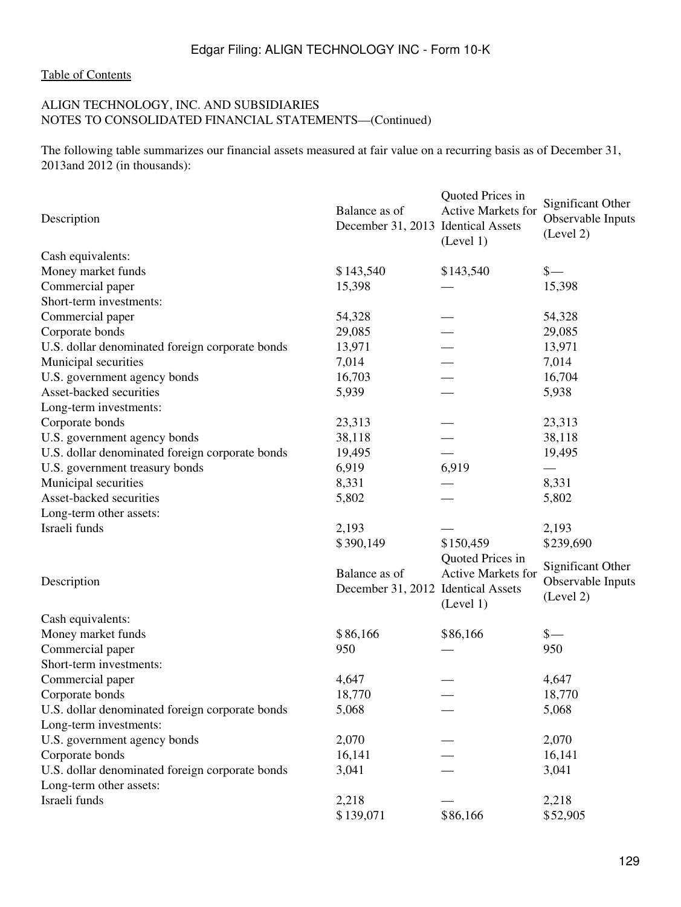[Table of Contents](#)

ALIGN TECHNOLOGY, INC. AND SUBSIDIARIES
NOTES TO CONSOLIDATED FINANCIAL STATEMENTS—(Continued)

The following table summarizes our financial assets measured at fair value on a recurring basis as of December 31, 2013and 2012 (in thousands):

| Description | Balance as of December 31, 2013 | Quoted Prices in Active Markets for Identical Assets (Level 1) | Significant Other Observable Inputs (Level 2) |
|---|---|---|---|
| Cash equivalents: | | | |
| Money market funds | $ 143,540 | $143,540 | $— |
| Commercial paper | 15,398 | — | 15,398 |
| Short-term investments: | | | |
| Commercial paper | 54,328 | — | 54,328 |
| Corporate bonds | 29,085 | — | 29,085 |
| U.S. dollar denominated foreign corporate bonds | 13,971 | — | 13,971 |
| Municipal securities | 7,014 | — | 7,014 |
| U.S. government agency bonds | 16,703 | — | 16,704 |
| Asset-backed securities | 5,939 | — | 5,938 |
| Long-term investments: | | | |
| Corporate bonds | 23,313 | — | 23,313 |
| U.S. government agency bonds | 38,118 | — | 38,118 |
| U.S. dollar denominated foreign corporate bonds | 19,495 | — | 19,495 |
| U.S. government treasury bonds | 6,919 | 6,919 | — |
| Municipal securities | 8,331 | — | 8,331 |
| Asset-backed securities | 5,802 | — | 5,802 |
| Long-term other assets: | | | |
| Israeli funds | 2,193 | — | 2,193 |
| | $ 390,149 | $150,459 | $239,690 |

| Description | Balance as of December 31, 2012 | Quoted Prices in Active Markets for Identical Assets (Level 1) | Significant Other Observable Inputs (Level 2) |
|---|---|---|---|
| Cash equivalents: | | | |
| Money market funds | $ 86,166 | $86,166 | $— |
| Commercial paper | 950 | — | 950 |
| Short-term investments: | | | |
| Commercial paper | 4,647 | — | 4,647 |
| Corporate bonds | 18,770 | — | 18,770 |
| U.S. dollar denominated foreign corporate bonds | 5,068 | — | 5,068 |
| Long-term investments: | | | |
| U.S. government agency bonds | 2,070 | — | 2,070 |
| Corporate bonds | 16,141 | — | 16,141 |
| U.S. dollar denominated foreign corporate bonds | 3,041 | — | 3,041 |
| Long-term other assets: | | | |
| Israeli funds | 2,218 | — | 2,218 |
| | $ 139,071 | $86,166 | $52,905 |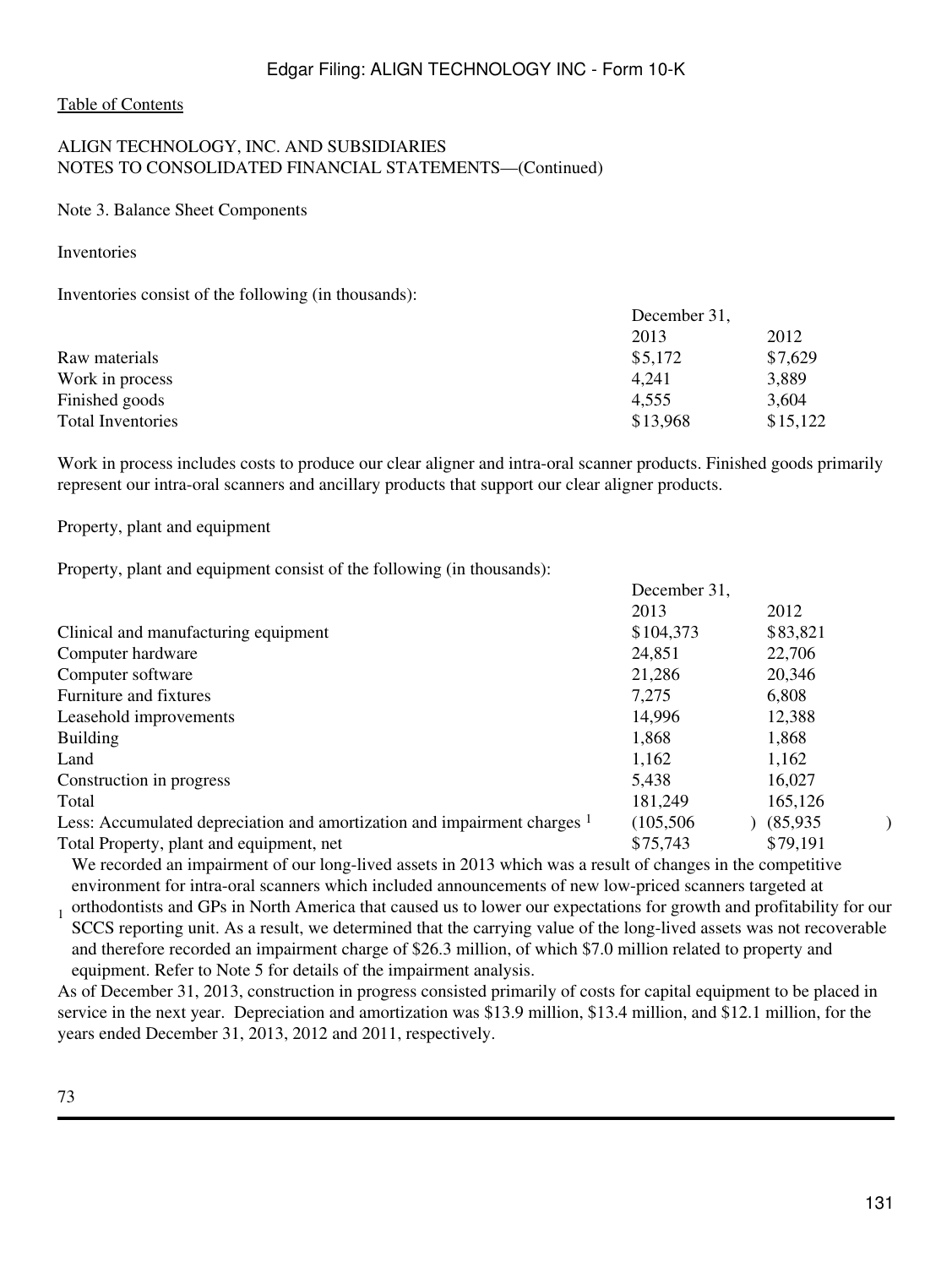[Table of Contents](#)

ALIGN TECHNOLOGY, INC. AND SUBSIDIARIES
NOTES TO CONSOLIDATED FINANCIAL STATEMENTS—(Continued)

Note 3. Balance Sheet Components

Inventories

Inventories consist of the following (in thousands):

| | December 31, 2013 | December 31, 2012 |
|---|---|---|
| Raw materials | $5,172 | $7,629 |
| Work in process | 4,241 | 3,889 |
| Finished goods | 4,555 | 3,604 |
| Total Inventories | $13,968 | $15,122 |

Work in process includes costs to produce our clear aligner and intra-oral scanner products. Finished goods primarily represent our intra-oral scanners and ancillary products that support our clear aligner products.

Property, plant and equipment

Property, plant and equipment consist of the following (in thousands):

| | December 31, 2013 | December 31, 2012 |
|---|---|---|
| Clinical and manufacturing equipment | $104,373 | $83,821 |
| Computer hardware | 24,851 | 22,706 |
| Computer software | 21,286 | 20,346 |
| Furniture and fixtures | 7,275 | 6,808 |
| Leasehold improvements | 14,996 | 12,388 |
| Building | 1,868 | 1,868 |
| Land | 1,162 | 1,162 |
| Construction in progress | 5,438 | 16,027 |
| Total | 181,249 | 165,126 |
| Less: Accumulated depreciation and amortization and impairment charges [1] | (105,506) | (85,935) |
| Total Property, plant and equipment, net | $75,743 | $79,191 |

[1] We recorded an impairment of our long-lived assets in 2013 which was a result of changes in the competitive environment for intra-oral scanners which included announcements of new low-priced scanners targeted at orthodontists and GPs in North America that caused us to lower our expectations for growth and profitability for our SCCS reporting unit. As a result, we determined that the carrying value of the long-lived assets was not recoverable and therefore recorded an impairment charge of $26.3 million, of which $7.0 million related to property and equipment. Refer to Note 5 for details of the impairment analysis.

As of December 31, 2013, construction in progress consisted primarily of costs for capital equipment to be placed in service in the next year. Depreciation and amortization was $13.9 million, $13.4 million, and $12.1 million, for the years ended December 31, 2013, 2012 and 2011, respectively.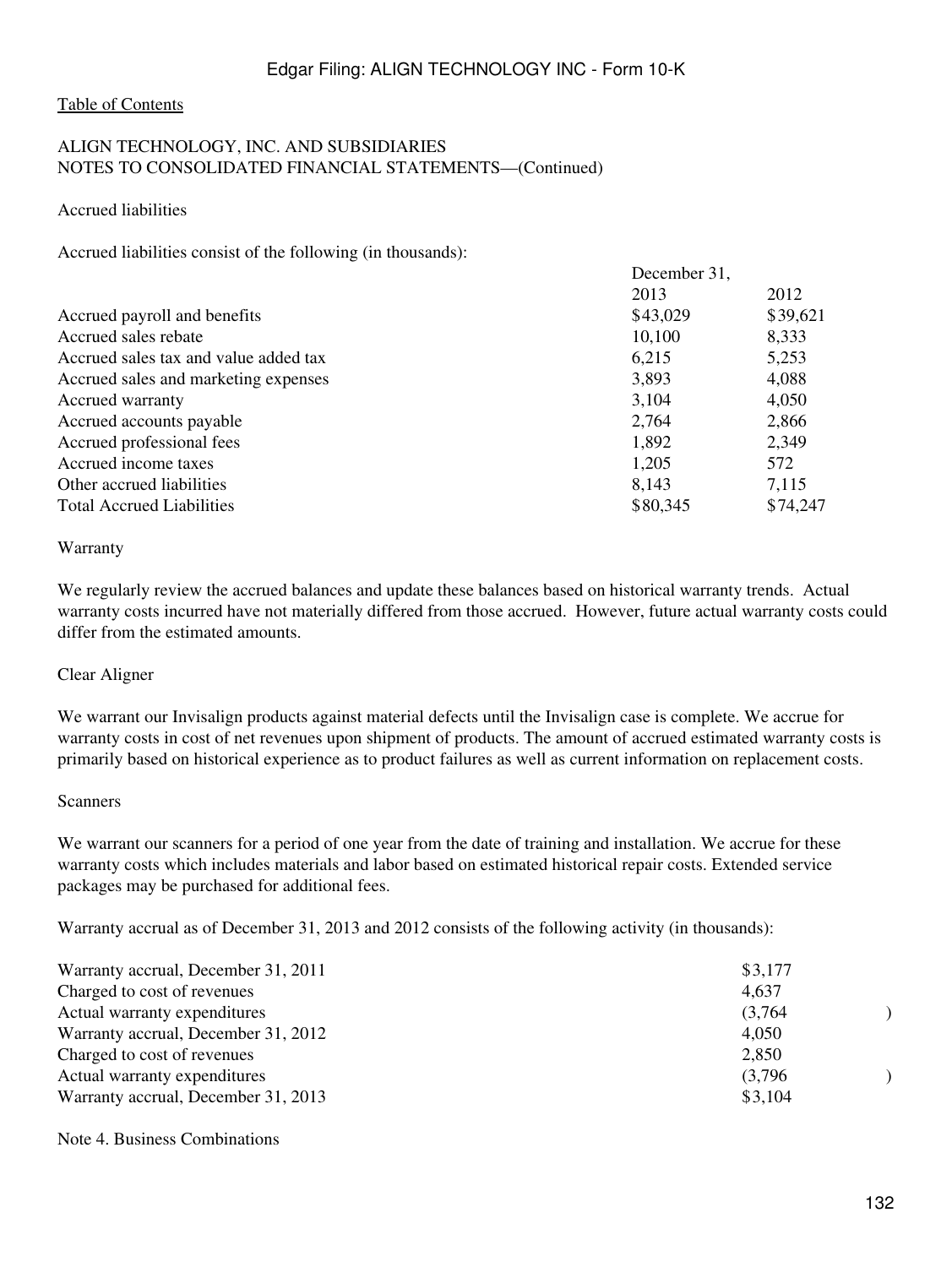Table of Contents

ALIGN TECHNOLOGY, INC. AND SUBSIDIARIES
NOTES TO CONSOLIDATED FINANCIAL STATEMENTS—(Continued)

Accrued liabilities

Accrued liabilities consist of the following (in thousands):

| | December 31, | |
|---|---|---|
| | 2013 | 2012 |
| Accrued payroll and benefits | $43,029 | $39,621 |
| Accrued sales rebate | 10,100 | 8,333 |
| Accrued sales tax and value added tax | 6,215 | 5,253 |
| Accrued sales and marketing expenses | 3,893 | 4,088 |
| Accrued warranty | 3,104 | 4,050 |
| Accrued accounts payable | 2,764 | 2,866 |
| Accrued professional fees | 1,892 | 2,349 |
| Accrued income taxes | 1,205 | 572 |
| Other accrued liabilities | 8,143 | 7,115 |
| Total Accrued Liabilities | $80,345 | $74,247 |

Warranty

We regularly review the accrued balances and update these balances based on historical warranty trends. Actual warranty costs incurred have not materially differed from those accrued. However, future actual warranty costs could differ from the estimated amounts.

Clear Aligner

We warrant our Invisalign products against material defects until the Invisalign case is complete. We accrue for warranty costs in cost of net revenues upon shipment of products. The amount of accrued estimated warranty costs is primarily based on historical experience as to product failures as well as current information on replacement costs.

Scanners

We warrant our scanners for a period of one year from the date of training and installation. We accrue for these warranty costs which includes materials and labor based on estimated historical repair costs. Extended service packages may be purchased for additional fees.

Warranty accrual as of December 31, 2013 and 2012 consists of the following activity (in thousands):

| | |
|---|---|
| Warranty accrual, December 31, 2011 | $3,177 |
| Charged to cost of revenues | 4,637 |
| Actual warranty expenditures | (3,764) |
| Warranty accrual, December 31, 2012 | 4,050 |
| Charged to cost of revenues | 2,850 |
| Actual warranty expenditures | (3,796) |
| Warranty accrual, December 31, 2013 | $3,104 |

Note 4. Business Combinations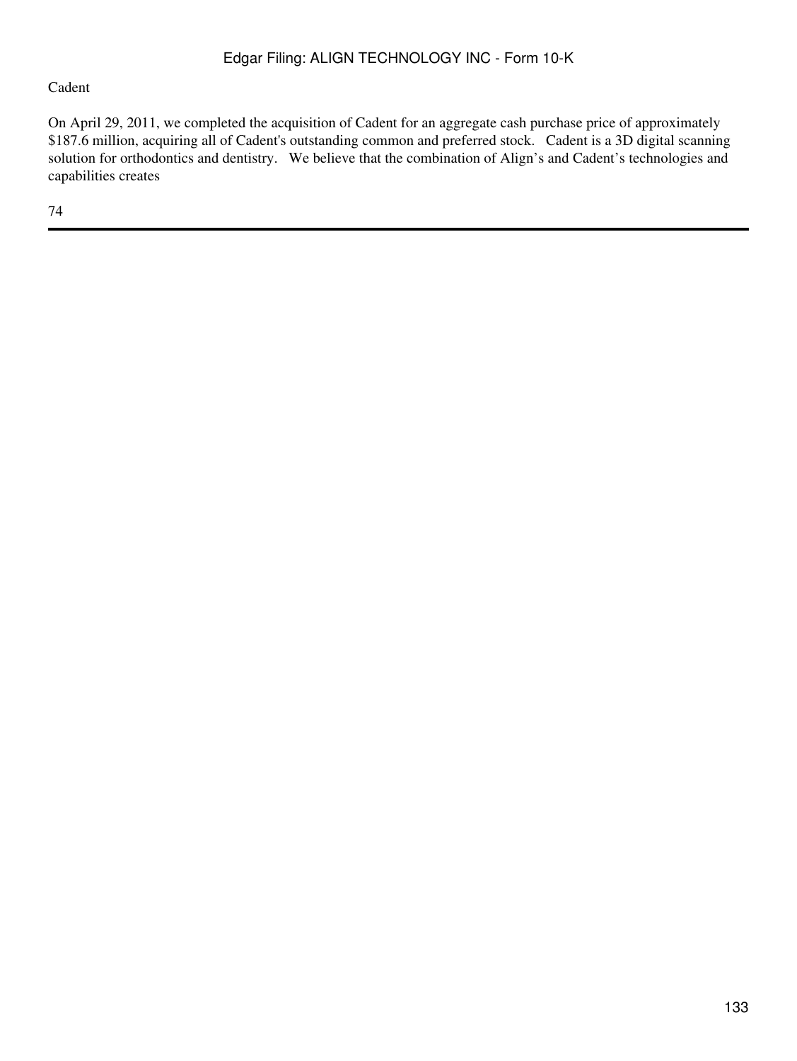Cadent

On April 29, 2011, we completed the acquisition of Cadent for an aggregate cash purchase price of approximately $187.6 million, acquiring all of Cadent's outstanding common and preferred stock. Cadent is a 3D digital scanning solution for orthodontics and dentistry. We believe that the combination of Align’s and Cadent’s technologies and capabilities creates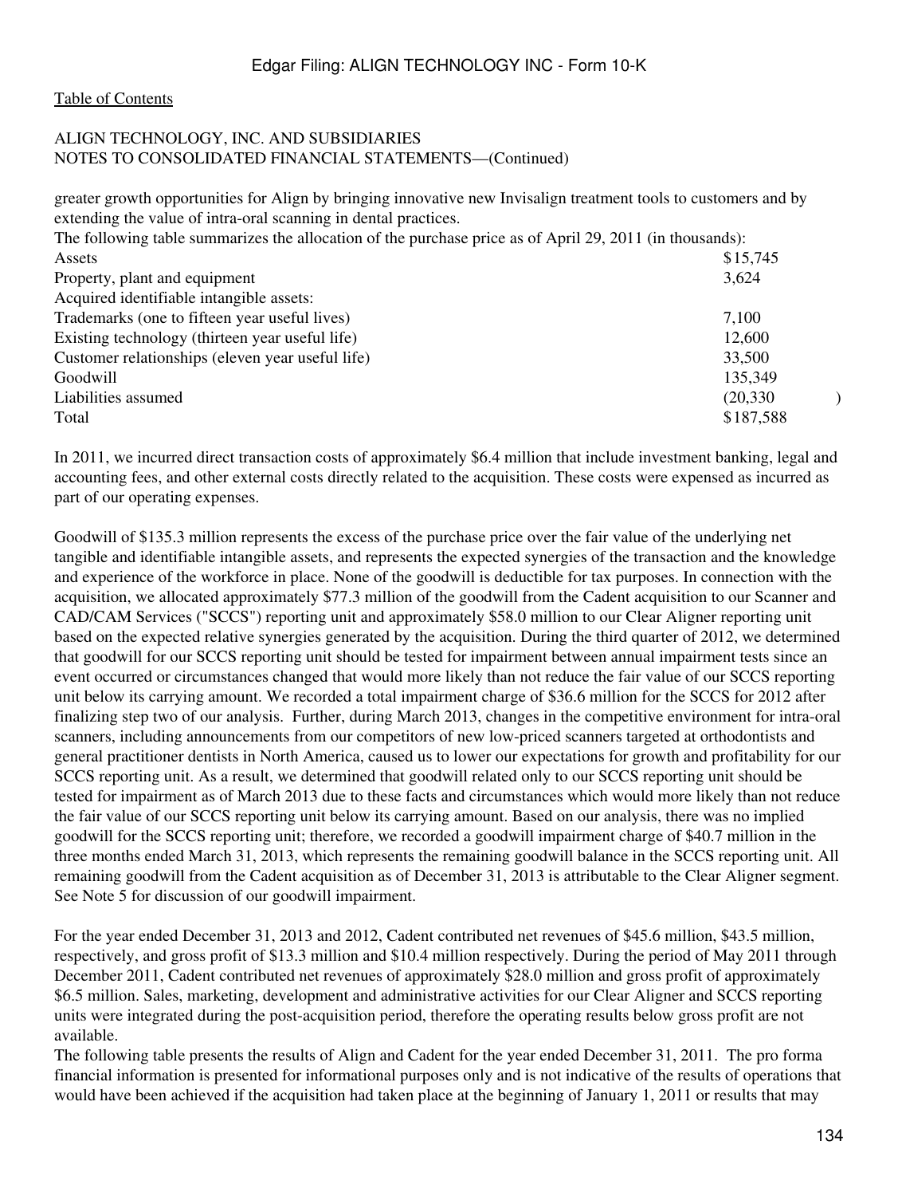ALIGN TECHNOLOGY, INC. AND SUBSIDIARIES
NOTES TO CONSOLIDATED FINANCIAL STATEMENTS—(Continued)

greater growth opportunities for Align by bringing innovative new Invisalign treatment tools to customers and by extending the value of intra-oral scanning in dental practices.

The following table summarizes the allocation of the purchase price as of April 29, 2011 (in thousands):

| | |
|---|---|
| Assets | $15,745 |
| Property, plant and equipment | 3,624 |
| Acquired identifiable intangible assets: | |
| Trademarks (one to fifteen year useful lives) | 7,100 |
| Existing technology (thirteen year useful life) | 12,600 |
| Customer relationships (eleven year useful life) | 33,500 |
| Goodwill | 135,349 |
| Liabilities assumed | (20,330) |
| Total | $187,588 |

In 2011, we incurred direct transaction costs of approximately $6.4 million that include investment banking, legal and accounting fees, and other external costs directly related to the acquisition. These costs were expensed as incurred as part of our operating expenses.

Goodwill of $135.3 million represents the excess of the purchase price over the fair value of the underlying net tangible and identifiable intangible assets, and represents the expected synergies of the transaction and the knowledge and experience of the workforce in place. None of the goodwill is deductible for tax purposes. In connection with the acquisition, we allocated approximately $77.3 million of the goodwill from the Cadent acquisition to our Scanner and CAD/CAM Services ("SCCS") reporting unit and approximately $58.0 million to our Clear Aligner reporting unit based on the expected relative synergies generated by the acquisition. During the third quarter of 2012, we determined that goodwill for our SCCS reporting unit should be tested for impairment between annual impairment tests since an event occurred or circumstances changed that would more likely than not reduce the fair value of our SCCS reporting unit below its carrying amount. We recorded a total impairment charge of $36.6 million for the SCCS for 2012 after finalizing step two of our analysis. Further, during March 2013, changes in the competitive environment for intra-oral scanners, including announcements from our competitors of new low-priced scanners targeted at orthodontists and general practitioner dentists in North America, caused us to lower our expectations for growth and profitability for our SCCS reporting unit. As a result, we determined that goodwill related only to our SCCS reporting unit should be tested for impairment as of March 2013 due to these facts and circumstances which would more likely than not reduce the fair value of our SCCS reporting unit below its carrying amount. Based on our analysis, there was no implied goodwill for the SCCS reporting unit; therefore, we recorded a goodwill impairment charge of $40.7 million in the three months ended March 31, 2013, which represents the remaining goodwill balance in the SCCS reporting unit. All remaining goodwill from the Cadent acquisition as of December 31, 2013 is attributable to the Clear Aligner segment. See Note 5 for discussion of our goodwill impairment.

For the year ended December 31, 2013 and 2012, Cadent contributed net revenues of $45.6 million, $43.5 million, respectively, and gross profit of $13.3 million and $10.4 million respectively. During the period of May 2011 through December 2011, Cadent contributed net revenues of approximately $28.0 million and gross profit of approximately $6.5 million. Sales, marketing, development and administrative activities for our Clear Aligner and SCCS reporting units were integrated during the post-acquisition period, therefore the operating results below gross profit are not available.

The following table presents the results of Align and Cadent for the year ended December 31, 2011. The pro forma financial information is presented for informational purposes only and is not indicative of the results of operations that would have been achieved if the acquisition had taken place at the beginning of January 1, 2011 or results that may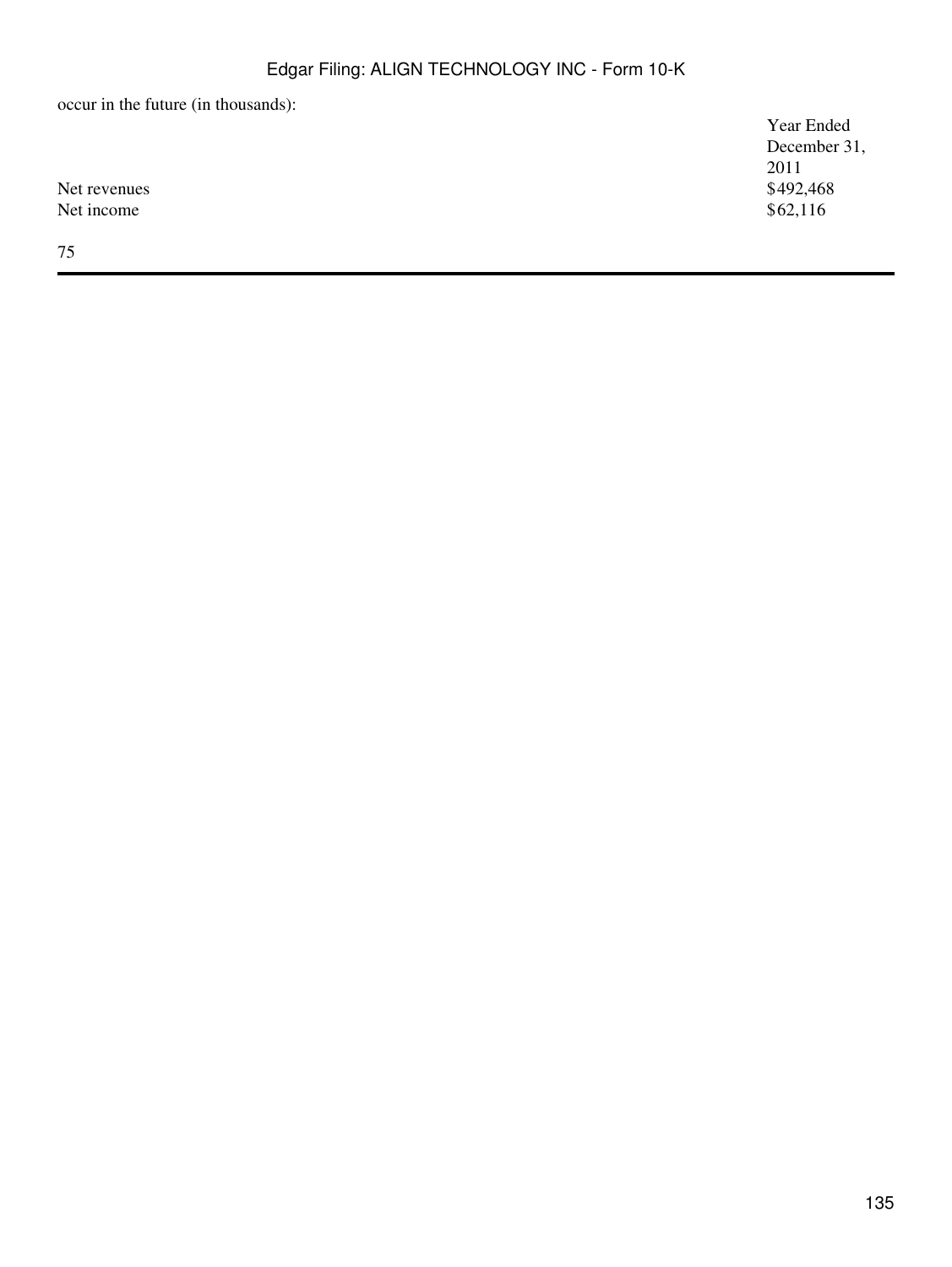occur in the future (in thousands):

| | Year Ended December 31, 2011 |
|---|---|
| Net revenues | $492,468 |
| Net income | $62,116 |

75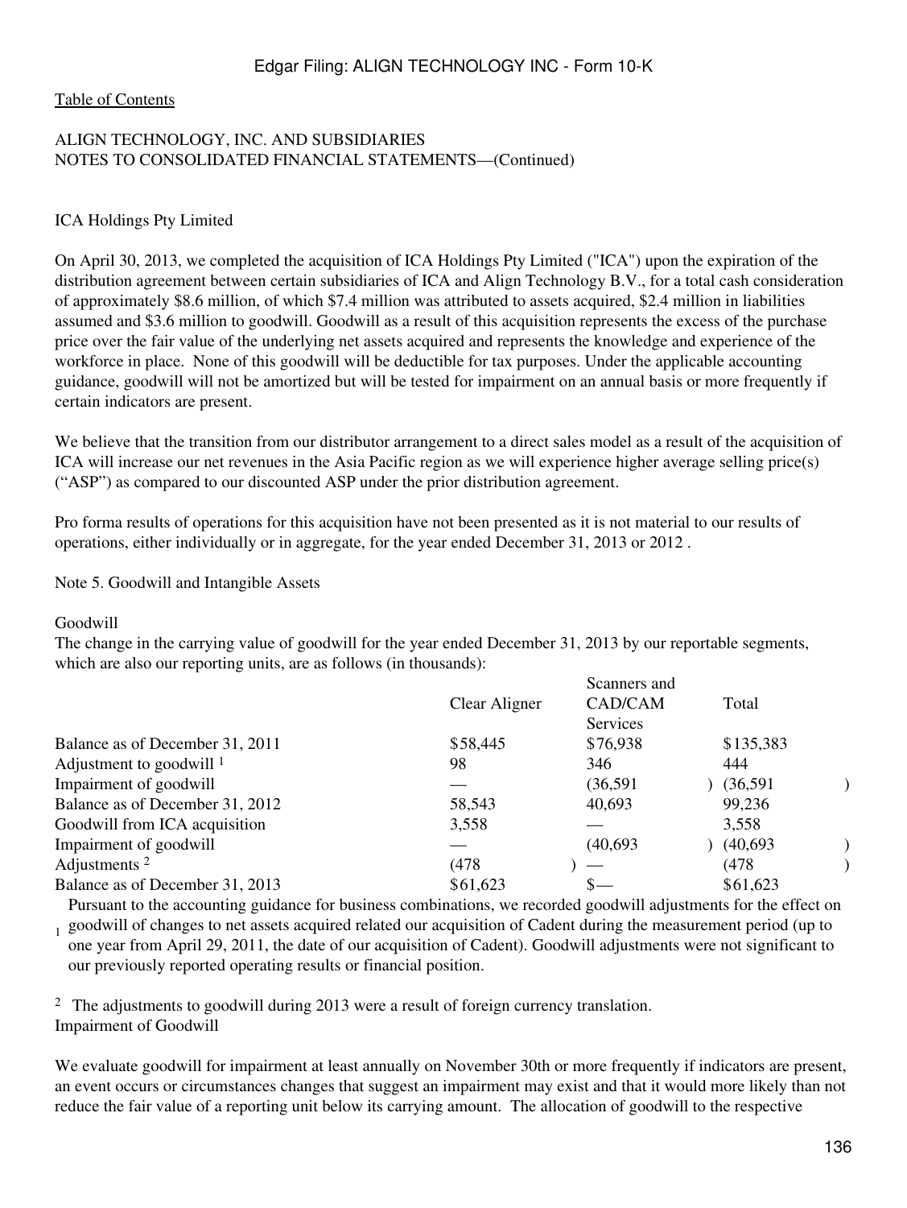ICA Holdings Pty Limited

On April 30, 2013, we completed the acquisition of ICA Holdings Pty Limited ("ICA") upon the expiration of the distribution agreement between certain subsidiaries of ICA and Align Technology B.V., for a total cash consideration of approximately $8.6 million, of which $7.4 million was attributed to assets acquired, $2.4 million in liabilities assumed and $3.6 million to goodwill. Goodwill as a result of this acquisition represents the excess of the purchase price over the fair value of the underlying net assets acquired and represents the knowledge and experience of the workforce in place. None of this goodwill will be deductible for tax purposes. Under the applicable accounting guidance, goodwill will not be amortized but will be tested for impairment on an annual basis or more frequently if certain indicators are present.

We believe that the transition from our distributor arrangement to a direct sales model as a result of the acquisition of ICA will increase our net revenues in the Asia Pacific region as we will experience higher average selling price(s) ("ASP") as compared to our discounted ASP under the prior distribution agreement.

Pro forma results of operations for this acquisition have not been presented as it is not material to our results of operations, either individually or in aggregate, for the year ended December 31, 2013 or 2012 .

Note 5. Goodwill and Intangible Assets

Goodwill

The change in the carrying value of goodwill for the year ended December 31, 2013 by our reportable segments, which are also our reporting units, are as follows (in thousands):

| | Clear Aligner | Scanners and CAD/CAM Services | Total |
|---|---|---|---|
| Balance as of December 31, 2011 | $58,445 | $76,938 | $135,383 |
| Adjustment to goodwill [1] | 98 | 346 | 444 |
| Impairment of goodwill | — | (36,591) | (36,591) |
| Balance as of December 31, 2012 | 58,543 | 40,693 | 99,236 |
| Goodwill from ICA acquisition | 3,558 | — | 3,558 |
| Impairment of goodwill | — | (40,693) | (40,693) |
| Adjustments [2] | (478) | — | (478) |
| Balance as of December 31, 2013 | $61,623 | $— | $61,623 |

[1] Pursuant to the accounting guidance for business combinations, we recorded goodwill adjustments for the effect on goodwill of changes to net assets acquired related our acquisition of Cadent during the measurement period (up to one year from April 29, 2011, the date of our acquisition of Cadent). Goodwill adjustments were not significant to our previously reported operating results or financial position.

[2] The adjustments to goodwill during 2013 were a result of foreign currency translation.

Impairment of Goodwill

We evaluate goodwill for impairment at least annually on November 30th or more frequently if indicators are present, an event occurs or circumstances changes that suggest an impairment may exist and that it would more likely than not reduce the fair value of a reporting unit below its carrying amount. The allocation of goodwill to the respective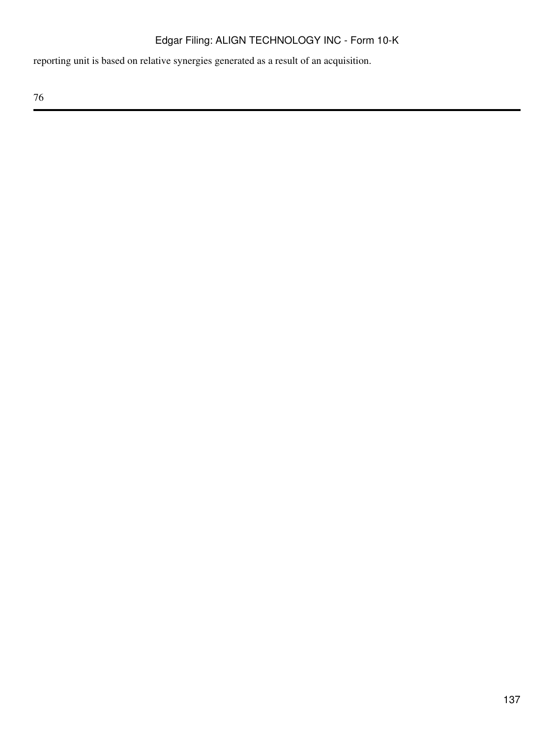reporting unit is based on relative synergies generated as a result of an acquisition.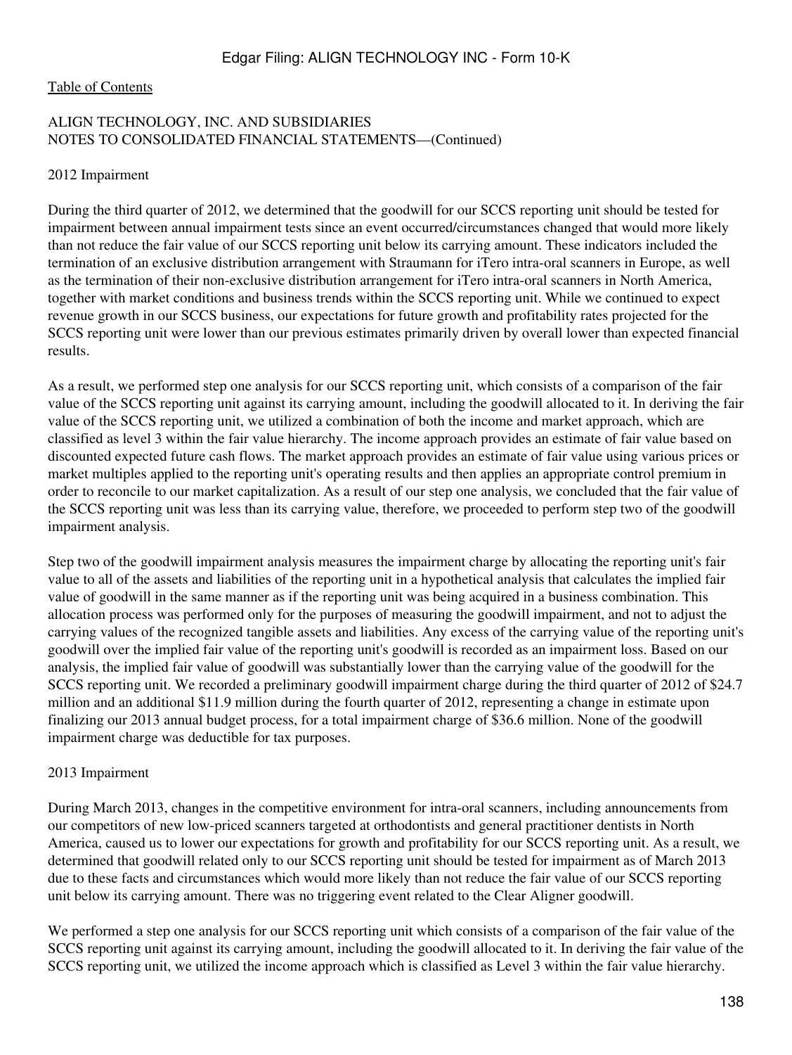ALIGN TECHNOLOGY, INC. AND SUBSIDIARIES
NOTES TO CONSOLIDATED FINANCIAL STATEMENTS—(Continued)

2012 Impairment

During the third quarter of 2012, we determined that the goodwill for our SCCS reporting unit should be tested for impairment between annual impairment tests since an event occurred/circumstances changed that would more likely than not reduce the fair value of our SCCS reporting unit below its carrying amount. These indicators included the termination of an exclusive distribution arrangement with Straumann for iTero intra-oral scanners in Europe, as well as the termination of their non-exclusive distribution arrangement for iTero intra-oral scanners in North America, together with market conditions and business trends within the SCCS reporting unit. While we continued to expect revenue growth in our SCCS business, our expectations for future growth and profitability rates projected for the SCCS reporting unit were lower than our previous estimates primarily driven by overall lower than expected financial results.

As a result, we performed step one analysis for our SCCS reporting unit, which consists of a comparison of the fair value of the SCCS reporting unit against its carrying amount, including the goodwill allocated to it. In deriving the fair value of the SCCS reporting unit, we utilized a combination of both the income and market approach, which are classified as level 3 within the fair value hierarchy. The income approach provides an estimate of fair value based on discounted expected future cash flows. The market approach provides an estimate of fair value using various prices or market multiples applied to the reporting unit's operating results and then applies an appropriate control premium in order to reconcile to our market capitalization. As a result of our step one analysis, we concluded that the fair value of the SCCS reporting unit was less than its carrying value, therefore, we proceeded to perform step two of the goodwill impairment analysis.

Step two of the goodwill impairment analysis measures the impairment charge by allocating the reporting unit's fair value to all of the assets and liabilities of the reporting unit in a hypothetical analysis that calculates the implied fair value of goodwill in the same manner as if the reporting unit was being acquired in a business combination. This allocation process was performed only for the purposes of measuring the goodwill impairment, and not to adjust the carrying values of the recognized tangible assets and liabilities. Any excess of the carrying value of the reporting unit's goodwill over the implied fair value of the reporting unit's goodwill is recorded as an impairment loss. Based on our analysis, the implied fair value of goodwill was substantially lower than the carrying value of the goodwill for the SCCS reporting unit. We recorded a preliminary goodwill impairment charge during the third quarter of 2012 of $24.7 million and an additional $11.9 million during the fourth quarter of 2012, representing a change in estimate upon finalizing our 2013 annual budget process, for a total impairment charge of $36.6 million. None of the goodwill impairment charge was deductible for tax purposes.

2013 Impairment

During March 2013, changes in the competitive environment for intra-oral scanners, including announcements from our competitors of new low-priced scanners targeted at orthodontists and general practitioner dentists in North America, caused us to lower our expectations for growth and profitability for our SCCS reporting unit. As a result, we determined that goodwill related only to our SCCS reporting unit should be tested for impairment as of March 2013 due to these facts and circumstances which would more likely than not reduce the fair value of our SCCS reporting unit below its carrying amount. There was no triggering event related to the Clear Aligner goodwill.

We performed a step one analysis for our SCCS reporting unit which consists of a comparison of the fair value of the SCCS reporting unit against its carrying amount, including the goodwill allocated to it. In deriving the fair value of the SCCS reporting unit, we utilized the income approach which is classified as Level 3 within the fair value hierarchy.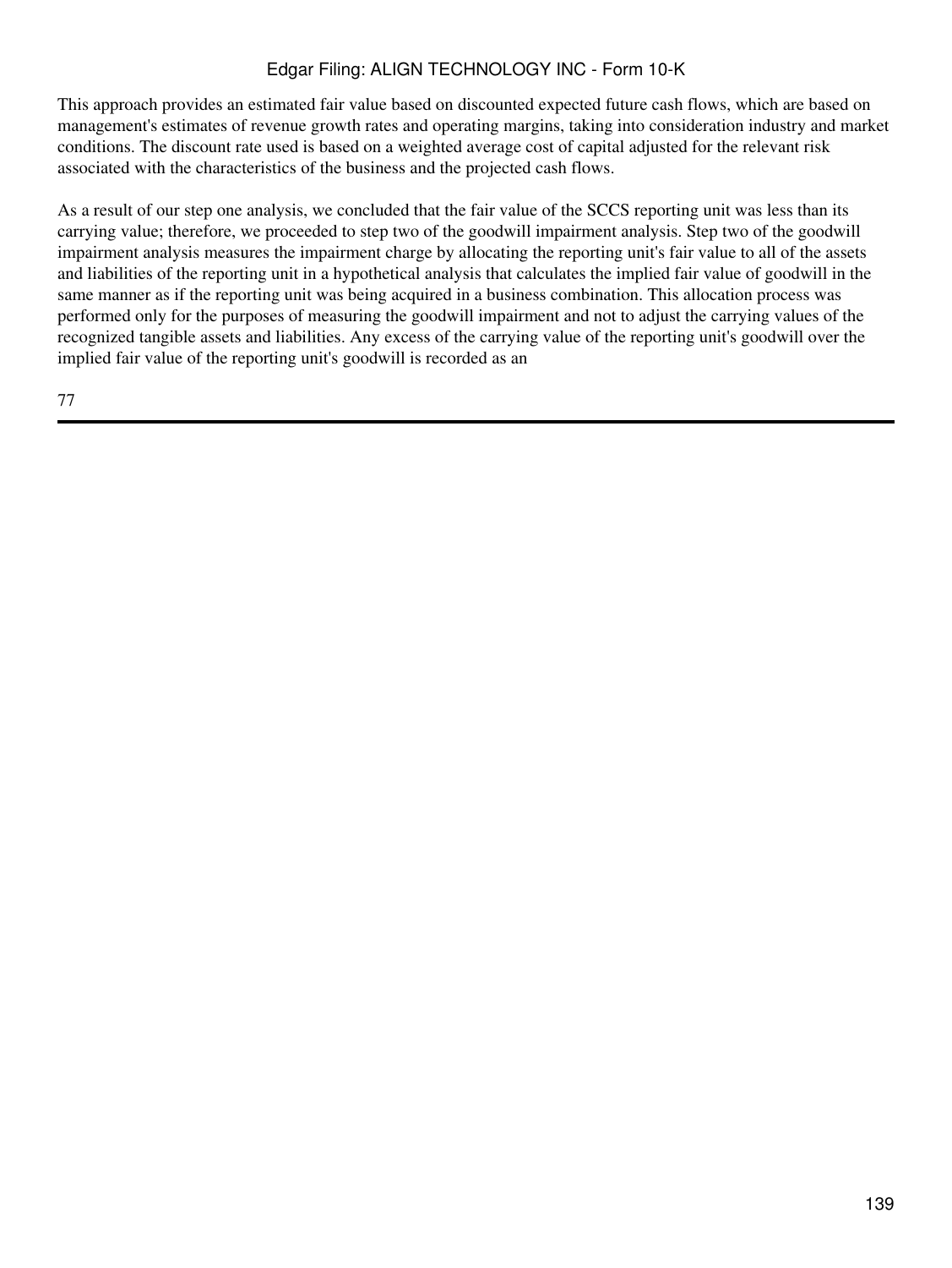This approach provides an estimated fair value based on discounted expected future cash flows, which are based on management's estimates of revenue growth rates and operating margins, taking into consideration industry and market conditions. The discount rate used is based on a weighted average cost of capital adjusted for the relevant risk associated with the characteristics of the business and the projected cash flows.

As a result of our step one analysis, we concluded that the fair value of the SCCS reporting unit was less than its carrying value; therefore, we proceeded to step two of the goodwill impairment analysis. Step two of the goodwill impairment analysis measures the impairment charge by allocating the reporting unit's fair value to all of the assets and liabilities of the reporting unit in a hypothetical analysis that calculates the implied fair value of goodwill in the same manner as if the reporting unit was being acquired in a business combination. This allocation process was performed only for the purposes of measuring the goodwill impairment and not to adjust the carrying values of the recognized tangible assets and liabilities. Any excess of the carrying value of the reporting unit's goodwill over the implied fair value of the reporting unit's goodwill is recorded as an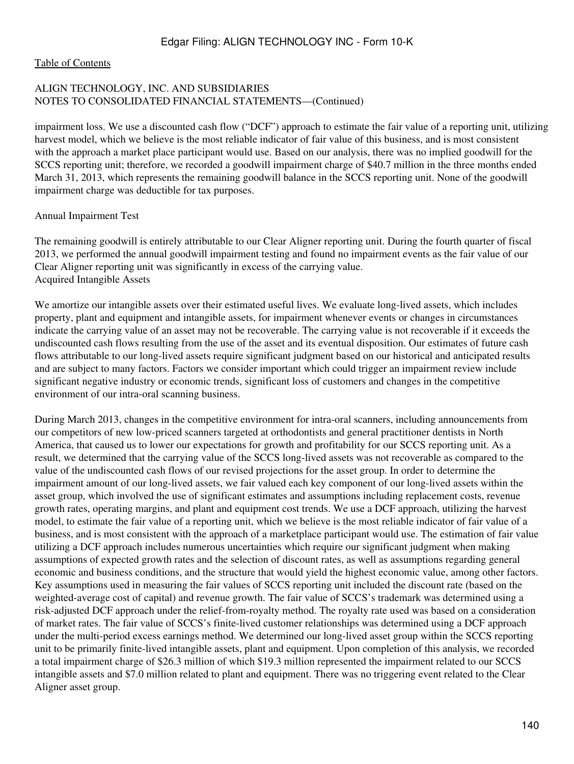ALIGN TECHNOLOGY, INC. AND SUBSIDIARIES
NOTES TO CONSOLIDATED FINANCIAL STATEMENTS—(Continued)

impairment loss. We use a discounted cash flow ("DCF") approach to estimate the fair value of a reporting unit, utilizing harvest model, which we believe is the most reliable indicator of fair value of this business, and is most consistent with the approach a market place participant would use. Based on our analysis, there was no implied goodwill for the SCCS reporting unit; therefore, we recorded a goodwill impairment charge of $40.7 million in the three months ended March 31, 2013, which represents the remaining goodwill balance in the SCCS reporting unit. None of the goodwill impairment charge was deductible for tax purposes.

Annual Impairment Test

The remaining goodwill is entirely attributable to our Clear Aligner reporting unit. During the fourth quarter of fiscal 2013, we performed the annual goodwill impairment testing and found no impairment events as the fair value of our Clear Aligner reporting unit was significantly in excess of the carrying value.

Acquired Intangible Assets

We amortize our intangible assets over their estimated useful lives. We evaluate long-lived assets, which includes property, plant and equipment and intangible assets, for impairment whenever events or changes in circumstances indicate the carrying value of an asset may not be recoverable. The carrying value is not recoverable if it exceeds the undiscounted cash flows resulting from the use of the asset and its eventual disposition. Our estimates of future cash flows attributable to our long-lived assets require significant judgment based on our historical and anticipated results and are subject to many factors. Factors we consider important which could trigger an impairment review include significant negative industry or economic trends, significant loss of customers and changes in the competitive environment of our intra-oral scanning business.

During March 2013, changes in the competitive environment for intra-oral scanners, including announcements from our competitors of new low-priced scanners targeted at orthodontists and general practitioner dentists in North America, that caused us to lower our expectations for growth and profitability for our SCCS reporting unit. As a result, we determined that the carrying value of the SCCS long-lived assets was not recoverable as compared to the value of the undiscounted cash flows of our revised projections for the asset group. In order to determine the impairment amount of our long-lived assets, we fair valued each key component of our long-lived assets within the asset group, which involved the use of significant estimates and assumptions including replacement costs, revenue growth rates, operating margins, and plant and equipment cost trends. We use a DCF approach, utilizing the harvest model, to estimate the fair value of a reporting unit, which we believe is the most reliable indicator of fair value of a business, and is most consistent with the approach of a marketplace participant would use. The estimation of fair value utilizing a DCF approach includes numerous uncertainties which require our significant judgment when making assumptions of expected growth rates and the selection of discount rates, as well as assumptions regarding general economic and business conditions, and the structure that would yield the highest economic value, among other factors. Key assumptions used in measuring the fair values of SCCS reporting unit included the discount rate (based on the weighted-average cost of capital) and revenue growth. The fair value of SCCS's trademark was determined using a risk-adjusted DCF approach under the relief-from-royalty method. The royalty rate used was based on a consideration of market rates. The fair value of SCCS's finite-lived customer relationships was determined using a DCF approach under the multi-period excess earnings method. We determined our long-lived asset group within the SCCS reporting unit to be primarily finite-lived intangible assets, plant and equipment. Upon completion of this analysis, we recorded a total impairment charge of $26.3 million of which $19.3 million represented the impairment related to our SCCS intangible assets and $7.0 million related to plant and equipment. There was no triggering event related to the Clear Aligner asset group.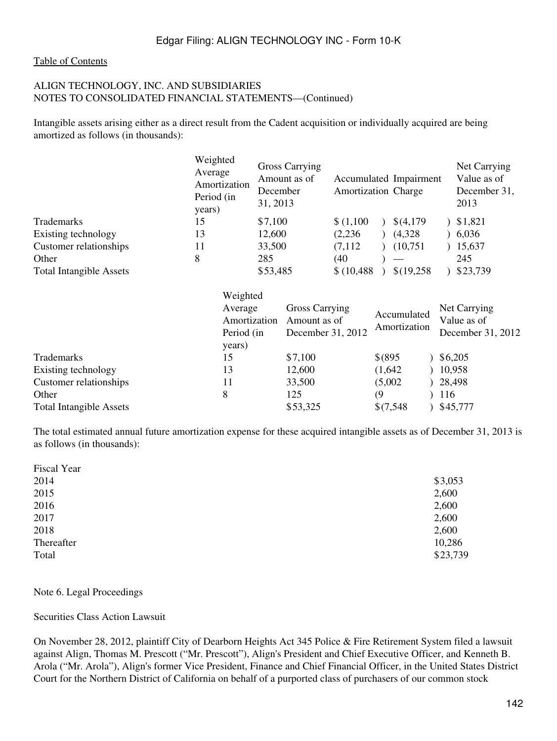Table of Contents

ALIGN TECHNOLOGY, INC. AND SUBSIDIARIES
NOTES TO CONSOLIDATED FINANCIAL STATEMENTS—(Continued)

Intangible assets arising either as a direct result from the Cadent acquisition or individually acquired are being amortized as follows (in thousands):

| | Weighted Average Amortization Period (in years) | Gross Carrying Amount as of December 31, 2013 | Accumulated Amortization | Impairment Charge | Net Carrying Value as of December 31, 2013 |
|---|---|---|---|---|---|
| Trademarks | 15 | $7,100 | $ (1,100) | $(4,179) | $1,821 |
| Existing technology | 13 | 12,600 | (2,236) | (4,328) | 6,036 |
| Customer relationships | 11 | 33,500 | (7,112) | (10,751) | 15,637 |
| Other | 8 | 285 | (40) | — | 245 |
| Total Intangible Assets | | $53,485 | $ (10,488) | $(19,258) | $23,739 |

| | Weighted Average Amortization Period (in years) | Gross Carrying Amount as of December 31, 2012 | Accumulated Amortization | Net Carrying Value as of December 31, 2012 |
|---|---|---|---|---|
| Trademarks | 15 | $7,100 | $(895) | $6,205 |
| Existing technology | 13 | 12,600 | (1,642) | 10,958 |
| Customer relationships | 11 | 33,500 | (5,002) | 28,498 |
| Other | 8 | 125 | (9) | 116 |
| Total Intangible Assets | | $53,325 | $(7,548) | $45,777 |

The total estimated annual future amortization expense for these acquired intangible assets as of December 31, 2013 is as follows (in thousands):

| Fiscal Year | |
|---|---|
| 2014 | $3,053 |
| 2015 | 2,600 |
| 2016 | 2,600 |
| 2017 | 2,600 |
| 2018 | 2,600 |
| Thereafter | 10,286 |
| Total | $23,739 |

Note 6. Legal Proceedings

Securities Class Action Lawsuit

On November 28, 2012, plaintiff City of Dearborn Heights Act 345 Police & Fire Retirement System filed a lawsuit against Align, Thomas M. Prescott ("Mr. Prescott"), Align's President and Chief Executive Officer, and Kenneth B. Arola ("Mr. Arola"), Align's former Vice President, Finance and Chief Financial Officer, in the United States District Court for the Northern District of California on behalf of a purported class of purchasers of our common stock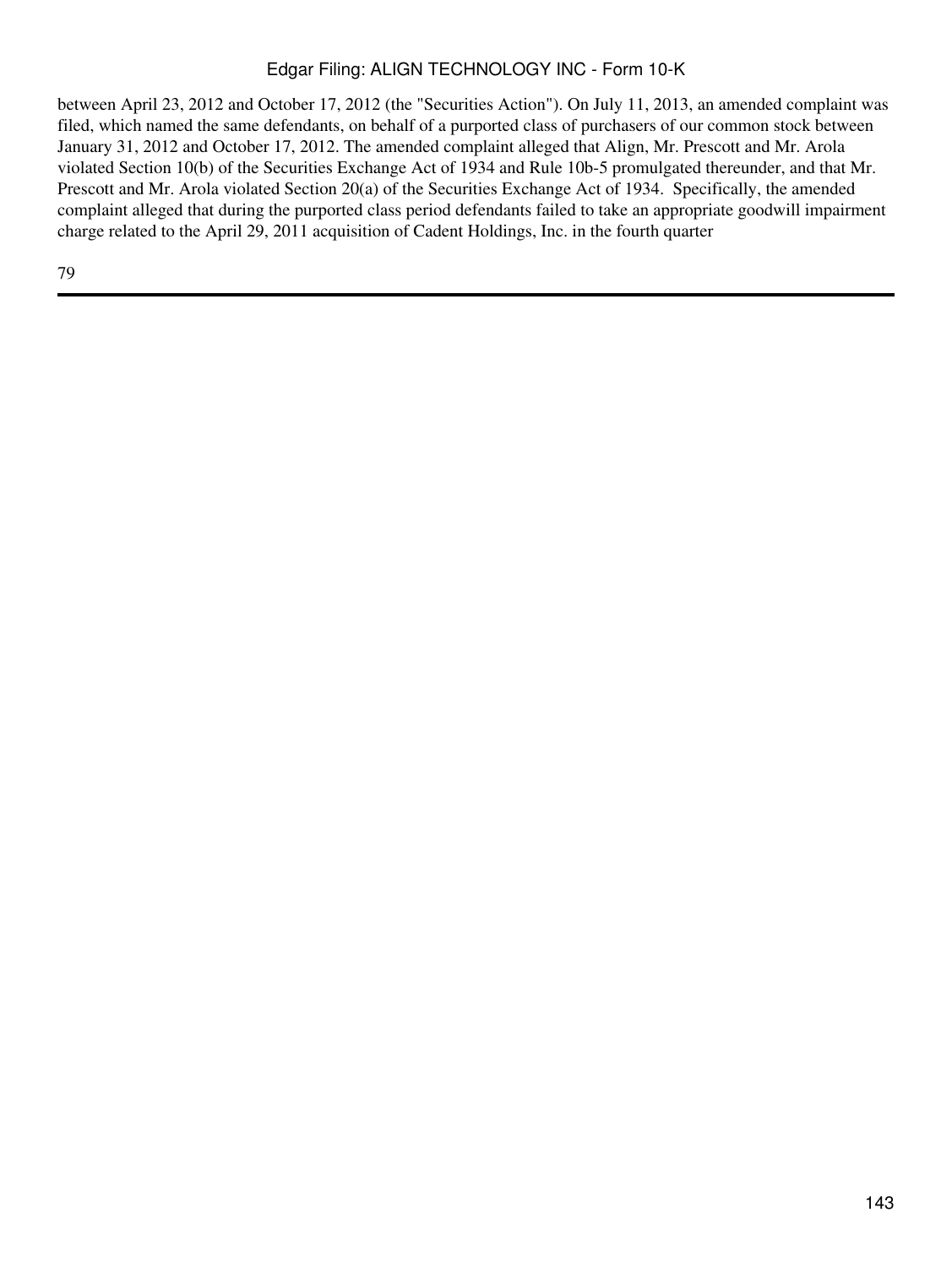between April 23, 2012 and October 17, 2012 (the "Securities Action"). On July 11, 2013, an amended complaint was filed, which named the same defendants, on behalf of a purported class of purchasers of our common stock between January 31, 2012 and October 17, 2012. The amended complaint alleged that Align, Mr. Prescott and Mr. Arola violated Section 10(b) of the Securities Exchange Act of 1934 and Rule 10b-5 promulgated thereunder, and that Mr. Prescott and Mr. Arola violated Section 20(a) of the Securities Exchange Act of 1934. Specifically, the amended complaint alleged that during the purported class period defendants failed to take an appropriate goodwill impairment charge related to the April 29, 2011 acquisition of Cadent Holdings, Inc. in the fourth quarter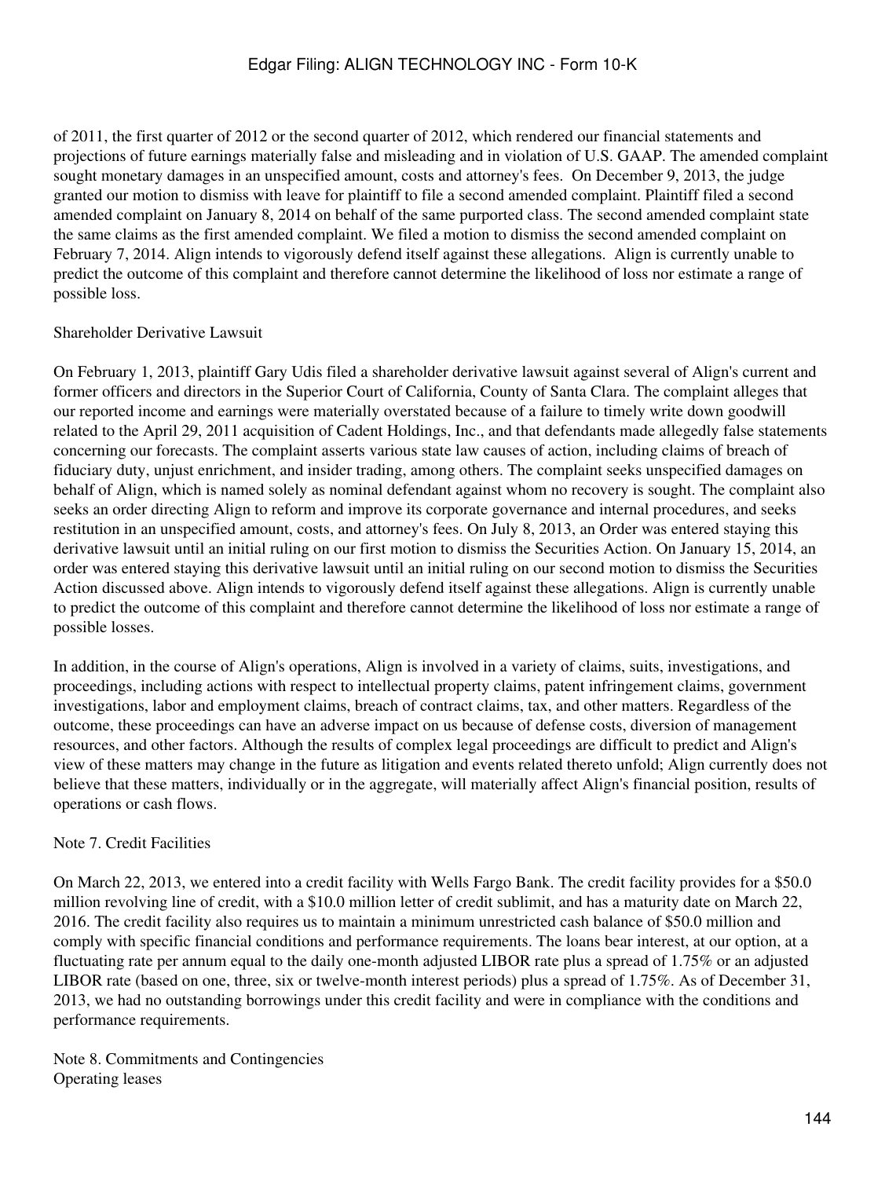of 2011, the first quarter of 2012 or the second quarter of 2012, which rendered our financial statements and projections of future earnings materially false and misleading and in violation of U.S. GAAP. The amended complaint sought monetary damages in an unspecified amount, costs and attorney's fees. On December 9, 2013, the judge granted our motion to dismiss with leave for plaintiff to file a second amended complaint. Plaintiff filed a second amended complaint on January 8, 2014 on behalf of the same purported class. The second amended complaint state the same claims as the first amended complaint. We filed a motion to dismiss the second amended complaint on February 7, 2014. Align intends to vigorously defend itself against these allegations. Align is currently unable to predict the outcome of this complaint and therefore cannot determine the likelihood of loss nor estimate a range of possible loss.

Shareholder Derivative Lawsuit

On February 1, 2013, plaintiff Gary Udis filed a shareholder derivative lawsuit against several of Align's current and former officers and directors in the Superior Court of California, County of Santa Clara. The complaint alleges that our reported income and earnings were materially overstated because of a failure to timely write down goodwill related to the April 29, 2011 acquisition of Cadent Holdings, Inc., and that defendants made allegedly false statements concerning our forecasts. The complaint asserts various state law causes of action, including claims of breach of fiduciary duty, unjust enrichment, and insider trading, among others. The complaint seeks unspecified damages on behalf of Align, which is named solely as nominal defendant against whom no recovery is sought. The complaint also seeks an order directing Align to reform and improve its corporate governance and internal procedures, and seeks restitution in an unspecified amount, costs, and attorney's fees. On July 8, 2013, an Order was entered staying this derivative lawsuit until an initial ruling on our first motion to dismiss the Securities Action. On January 15, 2014, an order was entered staying this derivative lawsuit until an initial ruling on our second motion to dismiss the Securities Action discussed above. Align intends to vigorously defend itself against these allegations. Align is currently unable to predict the outcome of this complaint and therefore cannot determine the likelihood of loss nor estimate a range of possible losses.

In addition, in the course of Align's operations, Align is involved in a variety of claims, suits, investigations, and proceedings, including actions with respect to intellectual property claims, patent infringement claims, government investigations, labor and employment claims, breach of contract claims, tax, and other matters. Regardless of the outcome, these proceedings can have an adverse impact on us because of defense costs, diversion of management resources, and other factors. Although the results of complex legal proceedings are difficult to predict and Align's view of these matters may change in the future as litigation and events related thereto unfold; Align currently does not believe that these matters, individually or in the aggregate, will materially affect Align's financial position, results of operations or cash flows.

Note 7. Credit Facilities

On March 22, 2013, we entered into a credit facility with Wells Fargo Bank. The credit facility provides for a $50.0 million revolving line of credit, with a $10.0 million letter of credit sublimit, and has a maturity date on March 22, 2016. The credit facility also requires us to maintain a minimum unrestricted cash balance of $50.0 million and comply with specific financial conditions and performance requirements. The loans bear interest, at our option, at a fluctuating rate per annum equal to the daily one-month adjusted LIBOR rate plus a spread of 1.75% or an adjusted LIBOR rate (based on one, three, six or twelve-month interest periods) plus a spread of 1.75%. As of December 31, 2013, we had no outstanding borrowings under this credit facility and were in compliance with the conditions and performance requirements.

Note 8. Commitments and Contingencies

Operating leases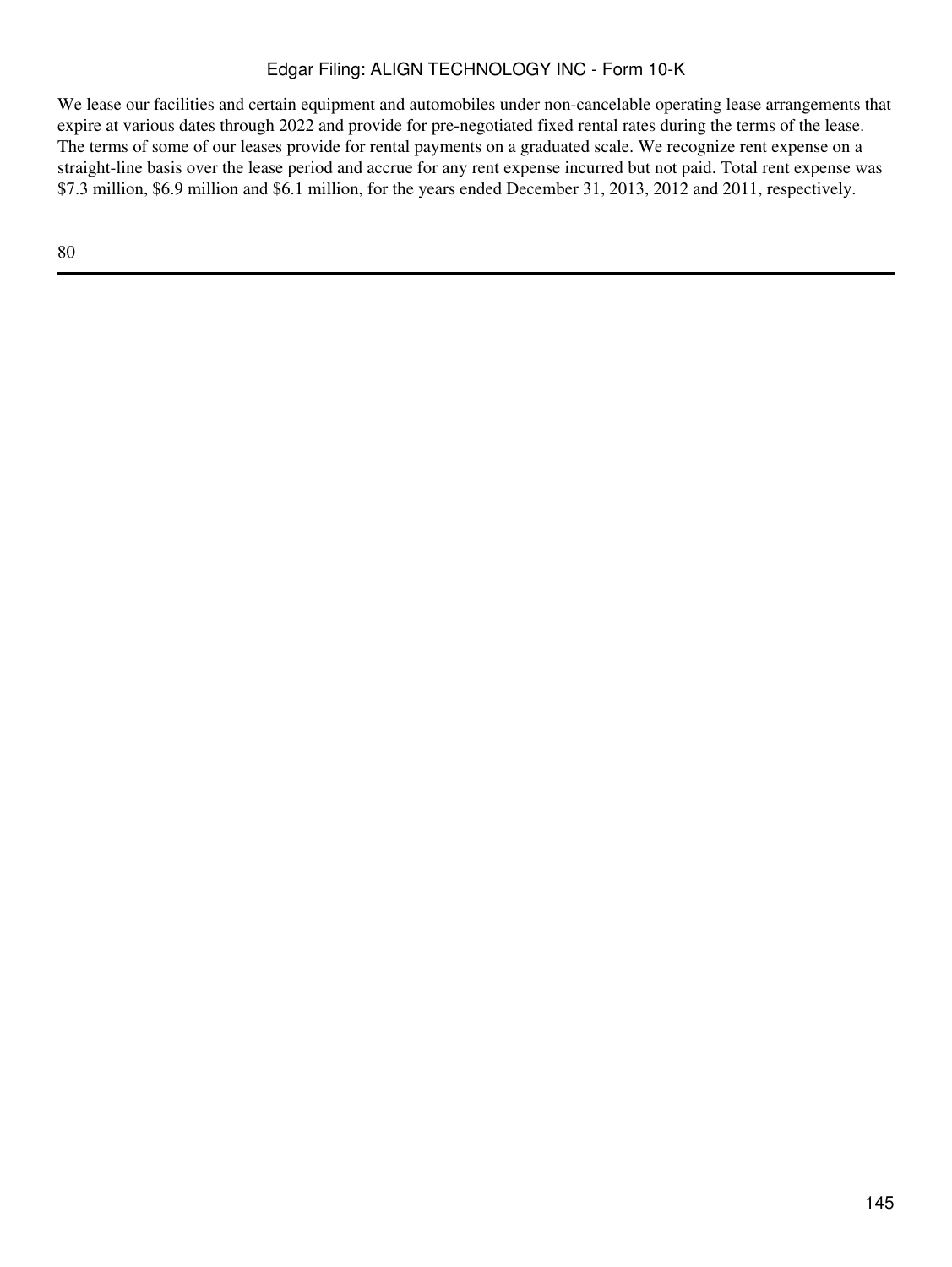We lease our facilities and certain equipment and automobiles under non-cancelable operating lease arrangements that expire at various dates through 2022 and provide for pre-negotiated fixed rental rates during the terms of the lease. The terms of some of our leases provide for rental payments on a graduated scale. We recognize rent expense on a straight-line basis over the lease period and accrue for any rent expense incurred but not paid. Total rent expense was $7.3 million, $6.9 million and $6.1 million, for the years ended December 31, 2013, 2012 and 2011, respectively.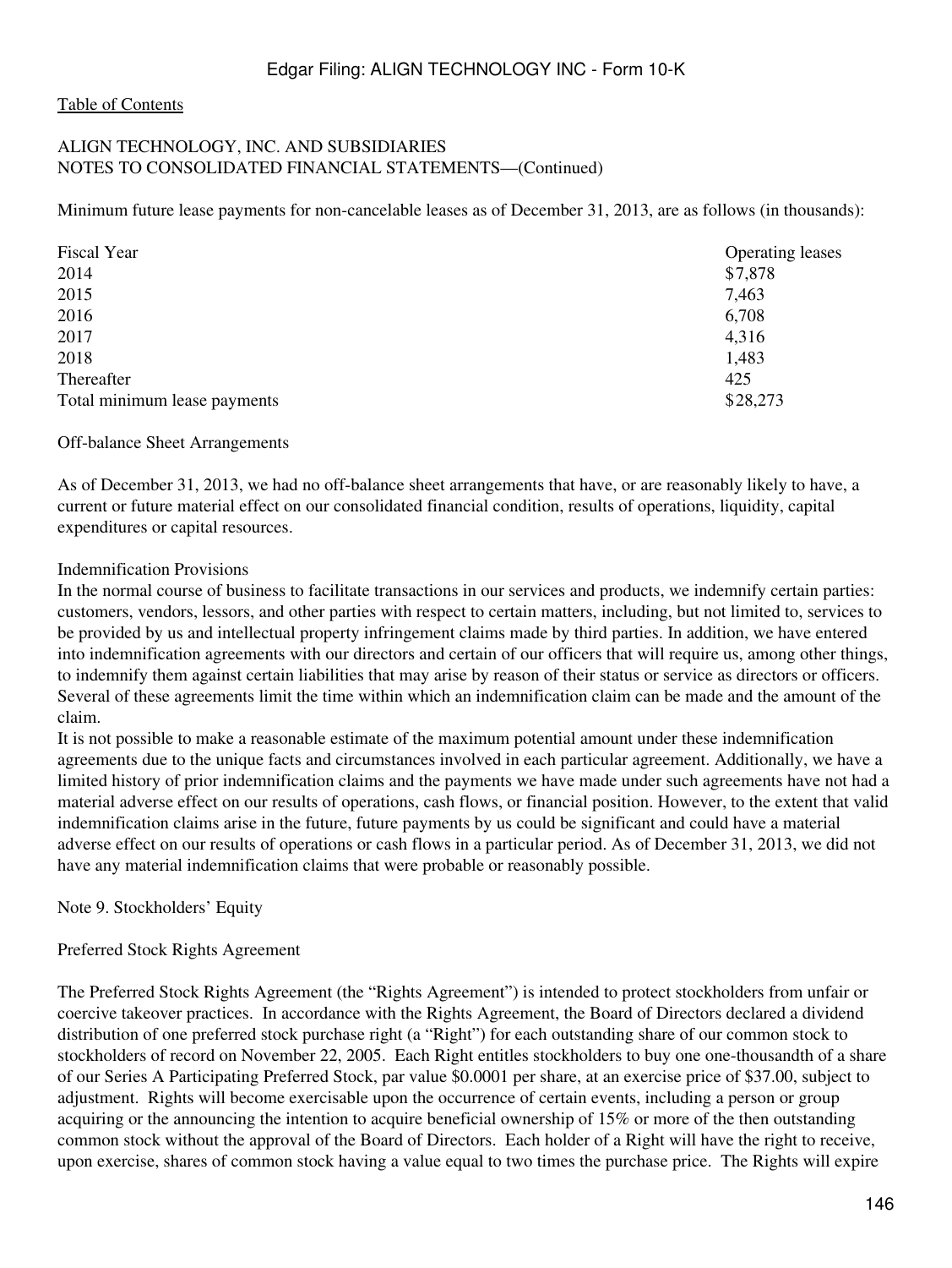ALIGN TECHNOLOGY, INC. AND SUBSIDIARIES
NOTES TO CONSOLIDATED FINANCIAL STATEMENTS—(Continued)

Minimum future lease payments for non-cancelable leases as of December 31, 2013, are as follows (in thousands):

| Fiscal Year | Operating leases |
|---|---|
| 2014 | $7,878 |
| 2015 | 7,463 |
| 2016 | 6,708 |
| 2017 | 4,316 |
| 2018 | 1,483 |
| Thereafter | 425 |
| Total minimum lease payments | $28,273 |

Off-balance Sheet Arrangements

As of December 31, 2013, we had no off-balance sheet arrangements that have, or are reasonably likely to have, a current or future material effect on our consolidated financial condition, results of operations, liquidity, capital expenditures or capital resources.

Indemnification Provisions

In the normal course of business to facilitate transactions in our services and products, we indemnify certain parties: customers, vendors, lessors, and other parties with respect to certain matters, including, but not limited to, services to be provided by us and intellectual property infringement claims made by third parties. In addition, we have entered into indemnification agreements with our directors and certain of our officers that will require us, among other things, to indemnify them against certain liabilities that may arise by reason of their status or service as directors or officers. Several of these agreements limit the time within which an indemnification claim can be made and the amount of the claim.

It is not possible to make a reasonable estimate of the maximum potential amount under these indemnification agreements due to the unique facts and circumstances involved in each particular agreement. Additionally, we have a limited history of prior indemnification claims and the payments we have made under such agreements have not had a material adverse effect on our results of operations, cash flows, or financial position. However, to the extent that valid indemnification claims arise in the future, future payments by us could be significant and could have a material adverse effect on our results of operations or cash flows in a particular period. As of December 31, 2013, we did not have any material indemnification claims that were probable or reasonably possible.

Note 9. Stockholders' Equity

Preferred Stock Rights Agreement

The Preferred Stock Rights Agreement (the "Rights Agreement") is intended to protect stockholders from unfair or coercive takeover practices. In accordance with the Rights Agreement, the Board of Directors declared a dividend distribution of one preferred stock purchase right (a "Right") for each outstanding share of our common stock to stockholders of record on November 22, 2005. Each Right entitles stockholders to buy one one-thousandth of a share of our Series A Participating Preferred Stock, par value $0.0001 per share, at an exercise price of $37.00, subject to adjustment. Rights will become exercisable upon the occurrence of certain events, including a person or group acquiring or the announcing the intention to acquire beneficial ownership of 15% or more of the then outstanding common stock without the approval of the Board of Directors. Each holder of a Right will have the right to receive, upon exercise, shares of common stock having a value equal to two times the purchase price. The Rights will expire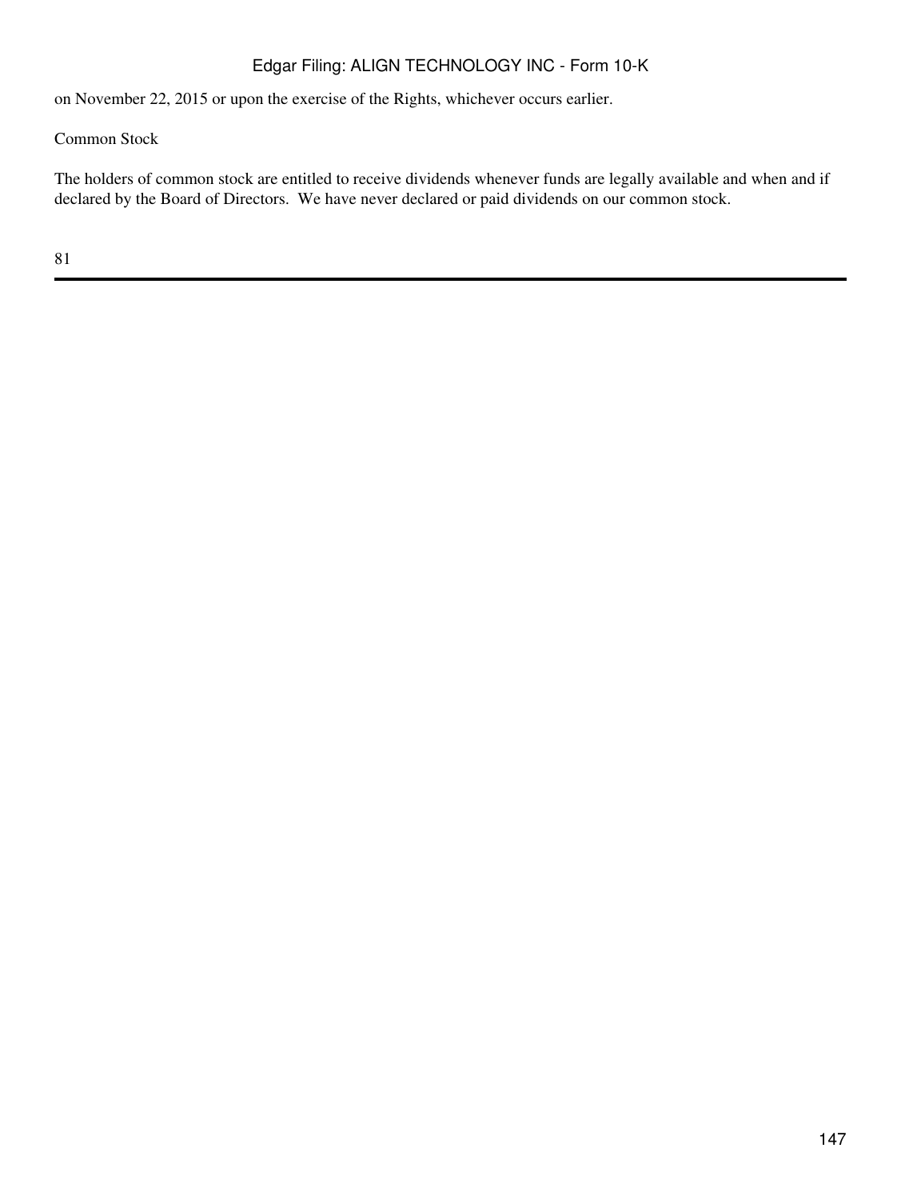on November 22, 2015 or upon the exercise of the Rights, whichever occurs earlier.

Common Stock

The holders of common stock are entitled to receive dividends whenever funds are legally available and when and if declared by the Board of Directors. We have never declared or paid dividends on our common stock.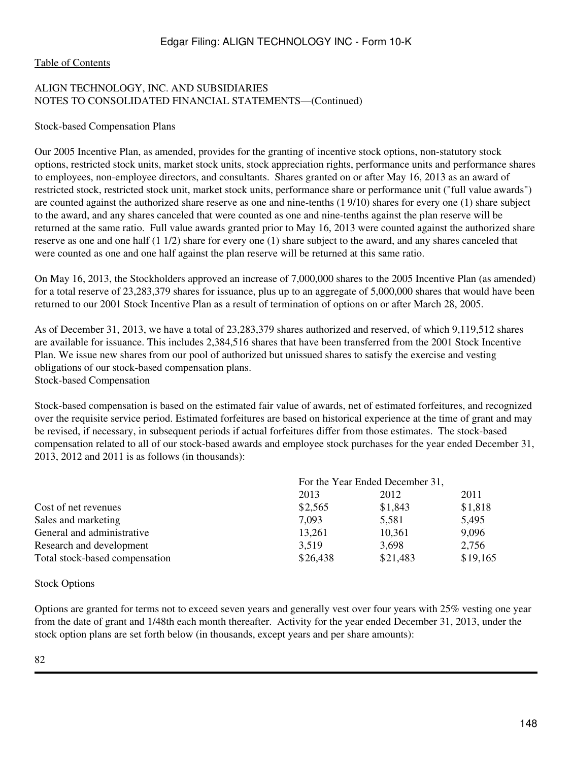[Table of Contents](#)

ALIGN TECHNOLOGY, INC. AND SUBSIDIARIES
NOTES TO CONSOLIDATED FINANCIAL STATEMENTS—(Continued)

Stock-based Compensation Plans

Our 2005 Incentive Plan, as amended, provides for the granting of incentive stock options, non-statutory stock options, restricted stock units, market stock units, stock appreciation rights, performance units and performance shares to employees, non-employee directors, and consultants. Shares granted on or after May 16, 2013 as an award of restricted stock, restricted stock unit, market stock units, performance share or performance unit ("full value awards") are counted against the authorized share reserve as one and nine-tenths (1 9/10) shares for every one (1) share subject to the award, and any shares canceled that were counted as one and nine-tenths against the plan reserve will be returned at the same ratio. Full value awards granted prior to May 16, 2013 were counted against the authorized share reserve as one and one half (1 1/2) share for every one (1) share subject to the award, and any shares canceled that were counted as one and one half against the plan reserve will be returned at this same ratio.

On May 16, 2013, the Stockholders approved an increase of 7,000,000 shares to the 2005 Incentive Plan (as amended) for a total reserve of 23,283,379 shares for issuance, plus up to an aggregate of 5,000,000 shares that would have been returned to our 2001 Stock Incentive Plan as a result of termination of options on or after March 28, 2005.

As of December 31, 2013, we have a total of 23,283,379 shares authorized and reserved, of which 9,119,512 shares are available for issuance. This includes 2,384,516 shares that have been transferred from the 2001 Stock Incentive Plan. We issue new shares from our pool of authorized but unissued shares to satisfy the exercise and vesting obligations of our stock-based compensation plans.

Stock-based Compensation

Stock-based compensation is based on the estimated fair value of awards, net of estimated forfeitures, and recognized over the requisite service period. Estimated forfeitures are based on historical experience at the time of grant and may be revised, if necessary, in subsequent periods if actual forfeitures differ from those estimates. The stock-based compensation related to all of our stock-based awards and employee stock purchases for the year ended December 31, 2013, 2012 and 2011 is as follows (in thousands):

| | For the Year Ended December 31, | | |
|---|---|---|---|
| | 2013 | 2012 | 2011 |
| Cost of net revenues | $2,565 | $1,843 | $1,818 |
| Sales and marketing | 7,093 | 5,581 | 5,495 |
| General and administrative | 13,261 | 10,361 | 9,096 |
| Research and development | 3,519 | 3,698 | 2,756 |
| Total stock-based compensation | $26,438 | $21,483 | $19,165 |

Stock Options

Options are granted for terms not to exceed seven years and generally vest over four years with 25% vesting one year from the date of grant and 1/48th each month thereafter. Activity for the year ended December 31, 2013, under the stock option plans are set forth below (in thousands, except years and per share amounts):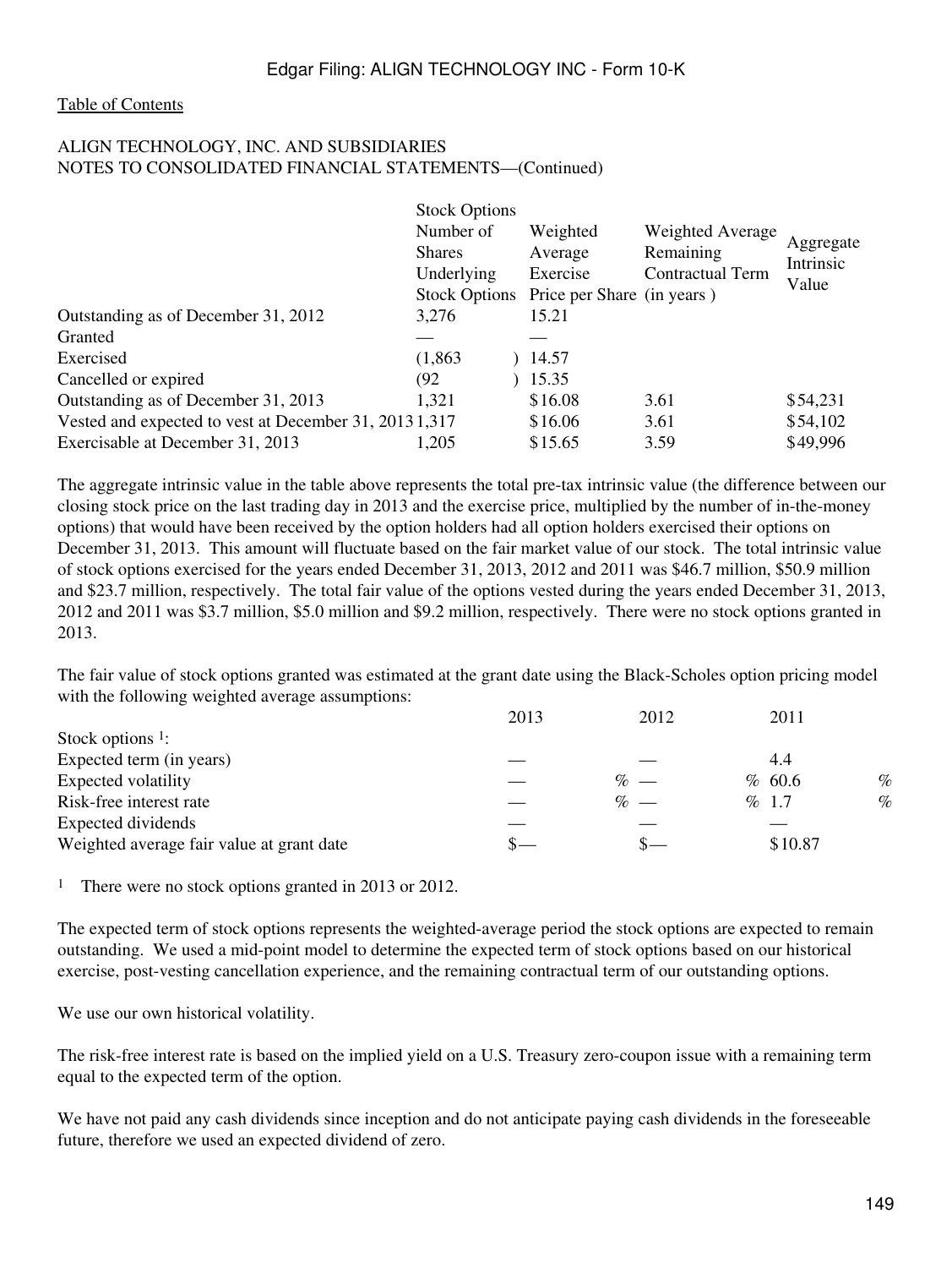ALIGN TECHNOLOGY, INC. AND SUBSIDIARIES
NOTES TO CONSOLIDATED FINANCIAL STATEMENTS—(Continued)

| | Stock Options Number of Shares Underlying Stock Options | Weighted Average Exercise Price per Share | Weighted Average Remaining Contractual Term (in years ) | Aggregate Intrinsic Value |
|---|---|---|---|---|
| Outstanding as of December 31, 2012 | 3,276 | 15.21 | | |
| Granted | — | — | | |
| Exercised | (1,863) | 14.57 | | |
| Cancelled or expired | (92) | 15.35 | | |
| Outstanding as of December 31, 2013 | 1,321 | $16.08 | 3.61 | $54,231 |
| Vested and expected to vest at December 31, 2013 | 1,317 | $16.06 | 3.61 | $54,102 |
| Exercisable at December 31, 2013 | 1,205 | $15.65 | 3.59 | $49,996 |

The aggregate intrinsic value in the table above represents the total pre-tax intrinsic value (the difference between our closing stock price on the last trading day in 2013 and the exercise price, multiplied by the number of in-the-money options) that would have been received by the option holders had all option holders exercised their options on December 31, 2013. This amount will fluctuate based on the fair market value of our stock. The total intrinsic value of stock options exercised for the years ended December 31, 2013, 2012 and 2011 was $46.7 million, $50.9 million and $23.7 million, respectively. The total fair value of the options vested during the years ended December 31, 2013, 2012 and 2011 was $3.7 million, $5.0 million and $9.2 million, respectively. There were no stock options granted in 2013.

The fair value of stock options granted was estimated at the grant date using the Black-Scholes option pricing model with the following weighted average assumptions:

| | 2013 | 2012 | 2011 |
|---|---|---|---|
| Stock options [1]: | | | |
| Expected term (in years) | — | — | 4.4 |
| Expected volatility | —% | —% | 60.6% |
| Risk-free interest rate | —% | —% | 1.7% |
| Expected dividends | — | — | — |
| Weighted average fair value at grant date | $— | $— | $10.87 |

[1] There were no stock options granted in 2013 or 2012.

The expected term of stock options represents the weighted-average period the stock options are expected to remain outstanding. We used a mid-point model to determine the expected term of stock options based on our historical exercise, post-vesting cancellation experience, and the remaining contractual term of our outstanding options.

We use our own historical volatility.

The risk-free interest rate is based on the implied yield on a U.S. Treasury zero-coupon issue with a remaining term equal to the expected term of the option.

We have not paid any cash dividends since inception and do not anticipate paying cash dividends in the foreseeable future, therefore we used an expected dividend of zero.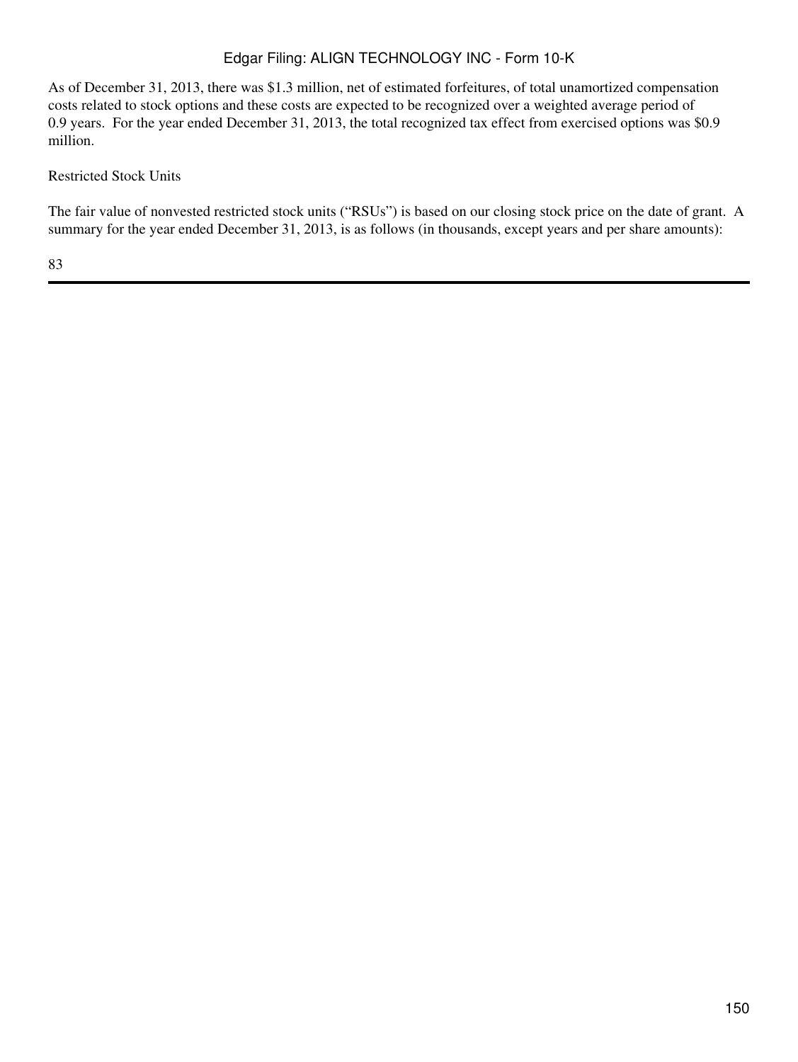As of December 31, 2013, there was $1.3 million, net of estimated forfeitures, of total unamortized compensation costs related to stock options and these costs are expected to be recognized over a weighted average period of 0.9 years. For the year ended December 31, 2013, the total recognized tax effect from exercised options was $0.9 million.

Restricted Stock Units

The fair value of nonvested restricted stock units ("RSUs") is based on our closing stock price on the date of grant. A summary for the year ended December 31, 2013, is as follows (in thousands, except years and per share amounts):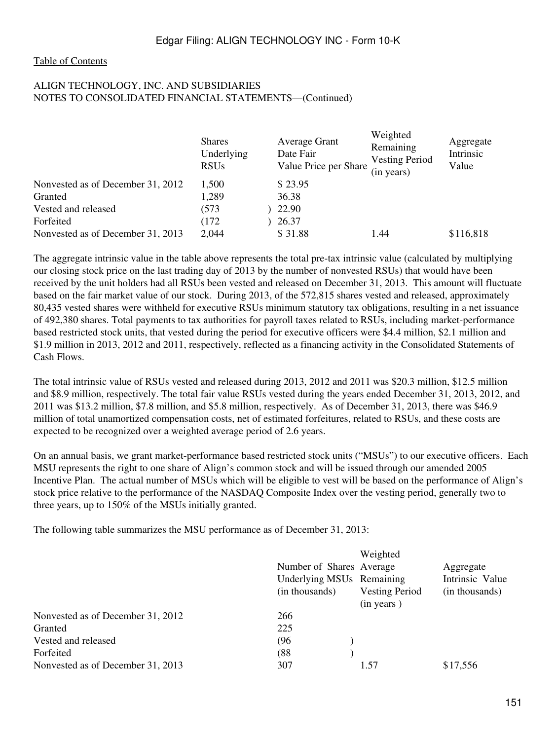Table of Contents

ALIGN TECHNOLOGY, INC. AND SUBSIDIARIES
NOTES TO CONSOLIDATED FINANCIAL STATEMENTS—(Continued)

| | Shares Underlying RSUs | Average Grant Date Fair Value Price per Share | Weighted Remaining Vesting Period (in years) | Aggregate Intrinsic Value |
|---|---|---|---|---|
| Nonvested as of December 31, 2012 | 1,500 | $ 23.95 | | |
| Granted | 1,289 | 36.38 | | |
| Vested and released | (573 ) | 22.90 | | |
| Forfeited | (172 ) | 26.37 | | |
| Nonvested as of December 31, 2013 | 2,044 | $ 31.88 | 1.44 | $116,818 |

The aggregate intrinsic value in the table above represents the total pre-tax intrinsic value (calculated by multiplying our closing stock price on the last trading day of 2013 by the number of nonvested RSUs) that would have been received by the unit holders had all RSUs been vested and released on December 31, 2013. This amount will fluctuate based on the fair market value of our stock. During 2013, of the 572,815 shares vested and released, approximately 80,435 vested shares were withheld for executive RSUs minimum statutory tax obligations, resulting in a net issuance of 492,380 shares. Total payments to tax authorities for payroll taxes related to RSUs, including market-performance based restricted stock units, that vested during the period for executive officers were $4.4 million, $2.1 million and $1.9 million in 2013, 2012 and 2011, respectively, reflected as a financing activity in the Consolidated Statements of Cash Flows.

The total intrinsic value of RSUs vested and released during 2013, 2012 and 2011 was $20.3 million, $12.5 million and $8.9 million, respectively. The total fair value RSUs vested during the years ended December 31, 2013, 2012, and 2011 was $13.2 million, $7.8 million, and $5.8 million, respectively. As of December 31, 2013, there was $46.9 million of total unamortized compensation costs, net of estimated forfeitures, related to RSUs, and these costs are expected to be recognized over a weighted average period of 2.6 years.

On an annual basis, we grant market-performance based restricted stock units ("MSUs") to our executive officers. Each MSU represents the right to one share of Align's common stock and will be issued through our amended 2005 Incentive Plan. The actual number of MSUs which will be eligible to vest will be based on the performance of Align's stock price relative to the performance of the NASDAQ Composite Index over the vesting period, generally two to three years, up to 150% of the MSUs initially granted.

The following table summarizes the MSU performance as of December 31, 2013:

| | Number of Shares Underlying MSUs (in thousands) | Weighted Average Remaining Vesting Period (in years ) | Aggregate Intrinsic Value (in thousands) |
|---|---|---|---|
| Nonvested as of December 31, 2012 | 266 | | |
| Granted | 225 | | |
| Vested and released | (96 ) | | |
| Forfeited | (88 ) | | |
| Nonvested as of December 31, 2013 | 307 | 1.57 | $17,556 |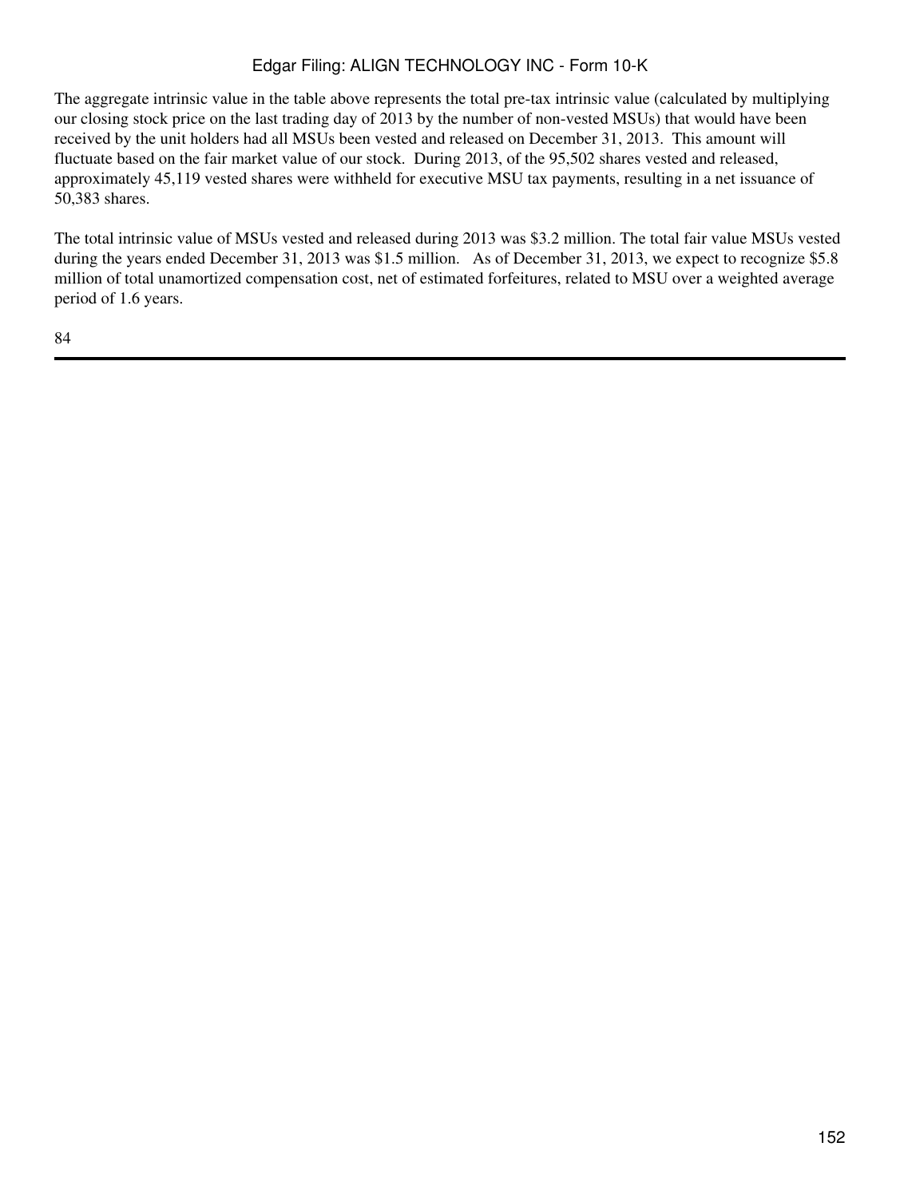The aggregate intrinsic value in the table above represents the total pre-tax intrinsic value (calculated by multiplying our closing stock price on the last trading day of 2013 by the number of non-vested MSUs) that would have been received by the unit holders had all MSUs been vested and released on December 31, 2013. This amount will fluctuate based on the fair market value of our stock. During 2013, of the 95,502 shares vested and released, approximately 45,119 vested shares were withheld for executive MSU tax payments, resulting in a net issuance of 50,383 shares.

The total intrinsic value of MSUs vested and released during 2013 was $3.2 million. The total fair value MSUs vested during the years ended December 31, 2013 was $1.5 million. As of December 31, 2013, we expect to recognize $5.8 million of total unamortized compensation cost, net of estimated forfeitures, related to MSU over a weighted average period of 1.6 years.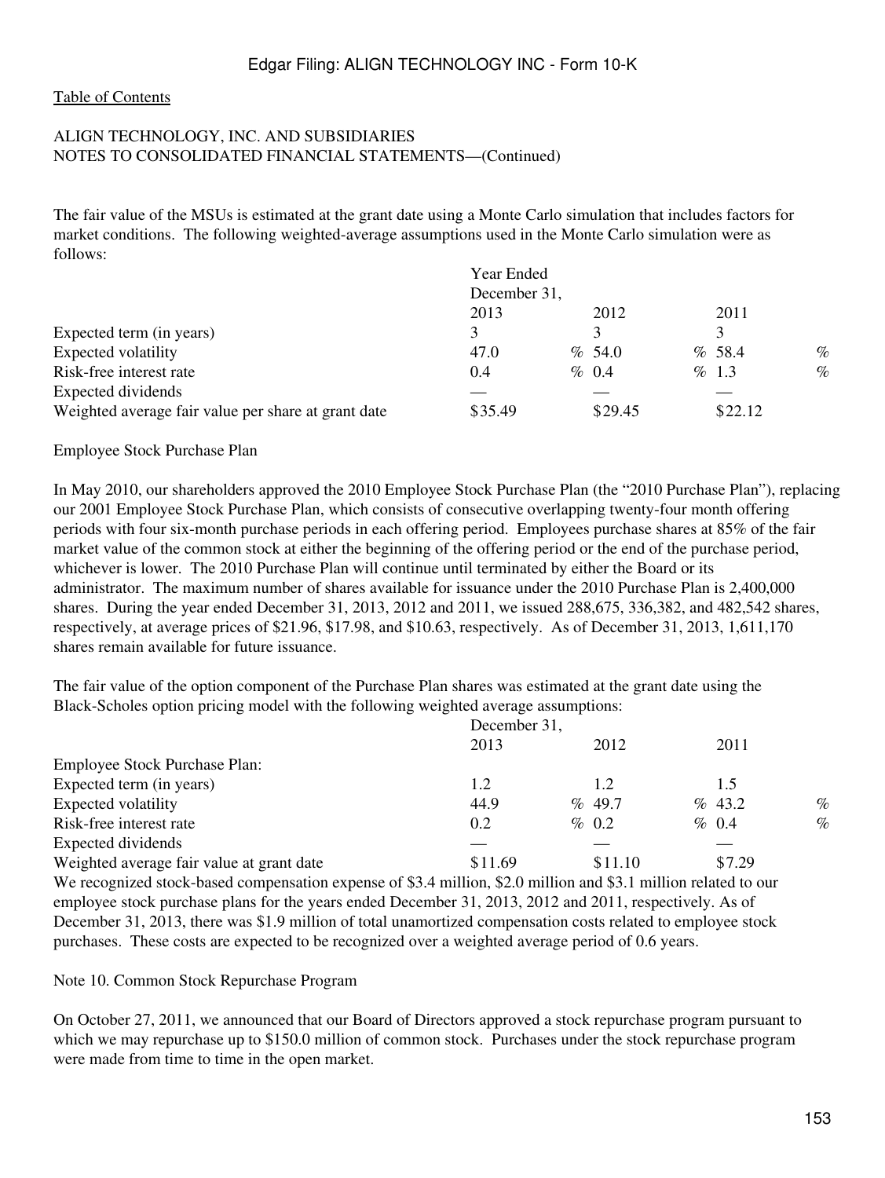ALIGN TECHNOLOGY, INC. AND SUBSIDIARIES
NOTES TO CONSOLIDATED FINANCIAL STATEMENTS—(Continued)

The fair value of the MSUs is estimated at the grant date using a Monte Carlo simulation that includes factors for market conditions. The following weighted-average assumptions used in the Monte Carlo simulation were as follows:

| | Year Ended December 31, | | |
|---|---|---|---|
| | 2013 | 2012 | 2011 |
| Expected term (in years) | 3 | 3 | 3 |
| Expected volatility | 47.0 % | 54.0 % | 58.4 % |
| Risk-free interest rate | 0.4 % | 0.4 % | 1.3 % |
| Expected dividends | — | — | — |
| Weighted average fair value per share at grant date | $35.49 | $29.45 | $22.12 |

Employee Stock Purchase Plan

In May 2010, our shareholders approved the 2010 Employee Stock Purchase Plan (the "2010 Purchase Plan"), replacing our 2001 Employee Stock Purchase Plan, which consists of consecutive overlapping twenty-four month offering periods with four six-month purchase periods in each offering period. Employees purchase shares at 85% of the fair market value of the common stock at either the beginning of the offering period or the end of the purchase period, whichever is lower. The 2010 Purchase Plan will continue until terminated by either the Board or its administrator. The maximum number of shares available for issuance under the 2010 Purchase Plan is 2,400,000 shares. During the year ended December 31, 2013, 2012 and 2011, we issued 288,675, 336,382, and 482,542 shares, respectively, at average prices of $21.96, $17.98, and $10.63, respectively. As of December 31, 2013, 1,611,170 shares remain available for future issuance.

The fair value of the option component of the Purchase Plan shares was estimated at the grant date using the Black-Scholes option pricing model with the following weighted average assumptions:

| | December 31, | | |
|---|---|---|---|
| | 2013 | 2012 | 2011 |
| Employee Stock Purchase Plan: | | | |
| Expected term (in years) | 1.2 | 1.2 | 1.5 |
| Expected volatility | 44.9 % | 49.7 % | 43.2 % |
| Risk-free interest rate | 0.2 % | 0.2 % | 0.4 % |
| Expected dividends | — | — | — |
| Weighted average fair value at grant date | $11.69 | $11.10 | $7.29 |

We recognized stock-based compensation expense of $3.4 million, $2.0 million and $3.1 million related to our employee stock purchase plans for the years ended December 31, 2013, 2012 and 2011, respectively. As of December 31, 2013, there was $1.9 million of total unamortized compensation costs related to employee stock purchases. These costs are expected to be recognized over a weighted average period of 0.6 years.

Note 10. Common Stock Repurchase Program

On October 27, 2011, we announced that our Board of Directors approved a stock repurchase program pursuant to which we may repurchase up to $150.0 million of common stock. Purchases under the stock repurchase program were made from time to time in the open market.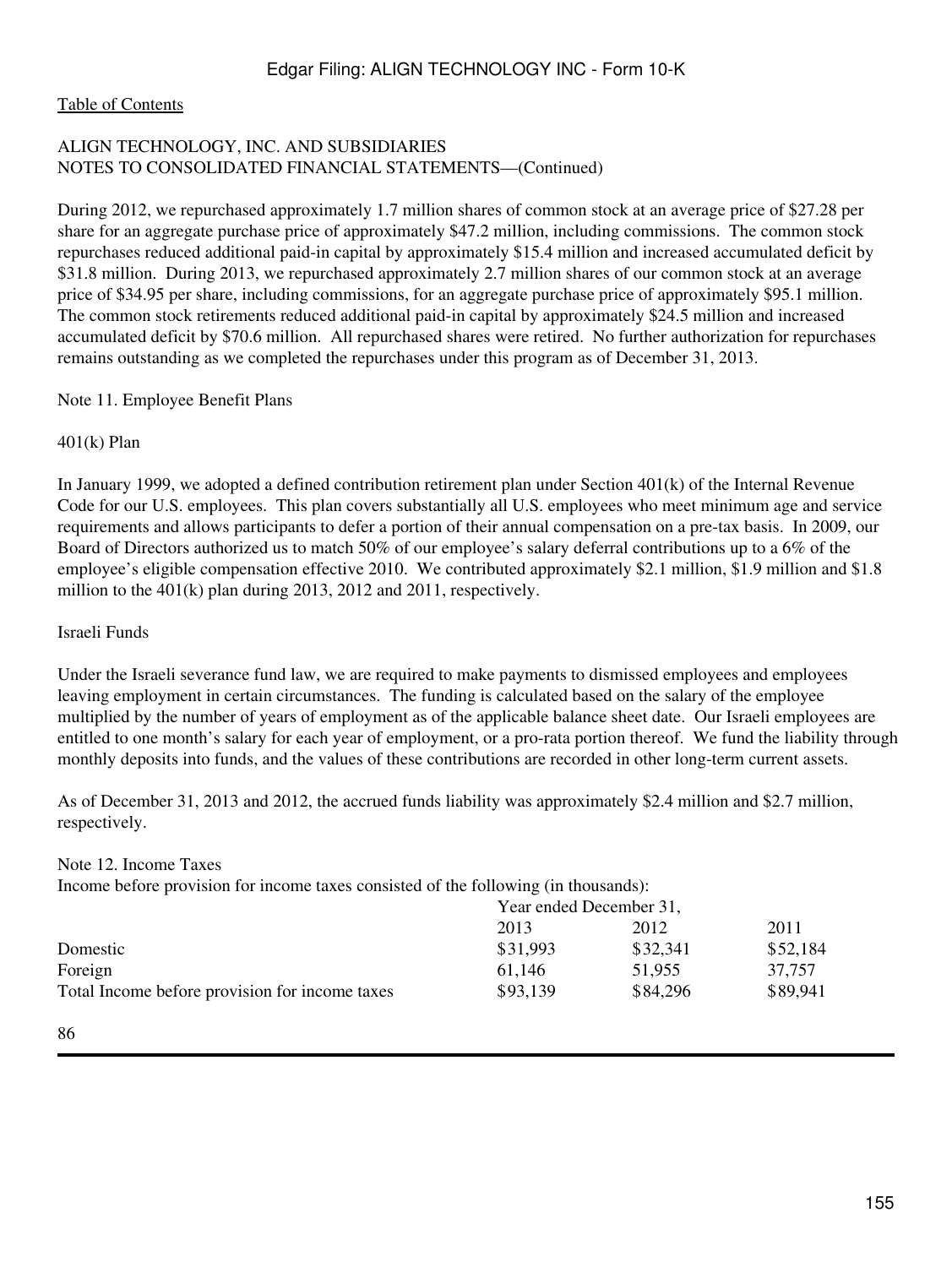ALIGN TECHNOLOGY, INC. AND SUBSIDIARIES
NOTES TO CONSOLIDATED FINANCIAL STATEMENTS—(Continued)

During 2012, we repurchased approximately 1.7 million shares of common stock at an average price of $27.28 per share for an aggregate purchase price of approximately $47.2 million, including commissions. The common stock repurchases reduced additional paid-in capital by approximately $15.4 million and increased accumulated deficit by $31.8 million. During 2013, we repurchased approximately 2.7 million shares of our common stock at an average price of $34.95 per share, including commissions, for an aggregate purchase price of approximately $95.1 million. The common stock retirements reduced additional paid-in capital by approximately $24.5 million and increased accumulated deficit by $70.6 million. All repurchased shares were retired. No further authorization for repurchases remains outstanding as we completed the repurchases under this program as of December 31, 2013.

Note 11. Employee Benefit Plans

401(k) Plan

In January 1999, we adopted a defined contribution retirement plan under Section 401(k) of the Internal Revenue Code for our U.S. employees. This plan covers substantially all U.S. employees who meet minimum age and service requirements and allows participants to defer a portion of their annual compensation on a pre-tax basis. In 2009, our Board of Directors authorized us to match 50% of our employee's salary deferral contributions up to a 6% of the employee's eligible compensation effective 2010. We contributed approximately $2.1 million, $1.9 million and $1.8 million to the 401(k) plan during 2013, 2012 and 2011, respectively.

Israeli Funds

Under the Israeli severance fund law, we are required to make payments to dismissed employees and employees leaving employment in certain circumstances. The funding is calculated based on the salary of the employee multiplied by the number of years of employment as of the applicable balance sheet date. Our Israeli employees are entitled to one month's salary for each year of employment, or a pro-rata portion thereof. We fund the liability through monthly deposits into funds, and the values of these contributions are recorded in other long-term current assets.

As of December 31, 2013 and 2012, the accrued funds liability was approximately $2.4 million and $2.7 million, respectively.

Note 12. Income Taxes

Income before provision for income taxes consisted of the following (in thousands):

| | Year ended December 31, | | |
|---|---|---|---|
| | 2013 | 2012 | 2011 |
| Domestic | $31,993 | $32,341 | $52,184 |
| Foreign | 61,146 | 51,955 | 37,757 |
| Total Income before provision for income taxes | $93,139 | $84,296 | $89,941 |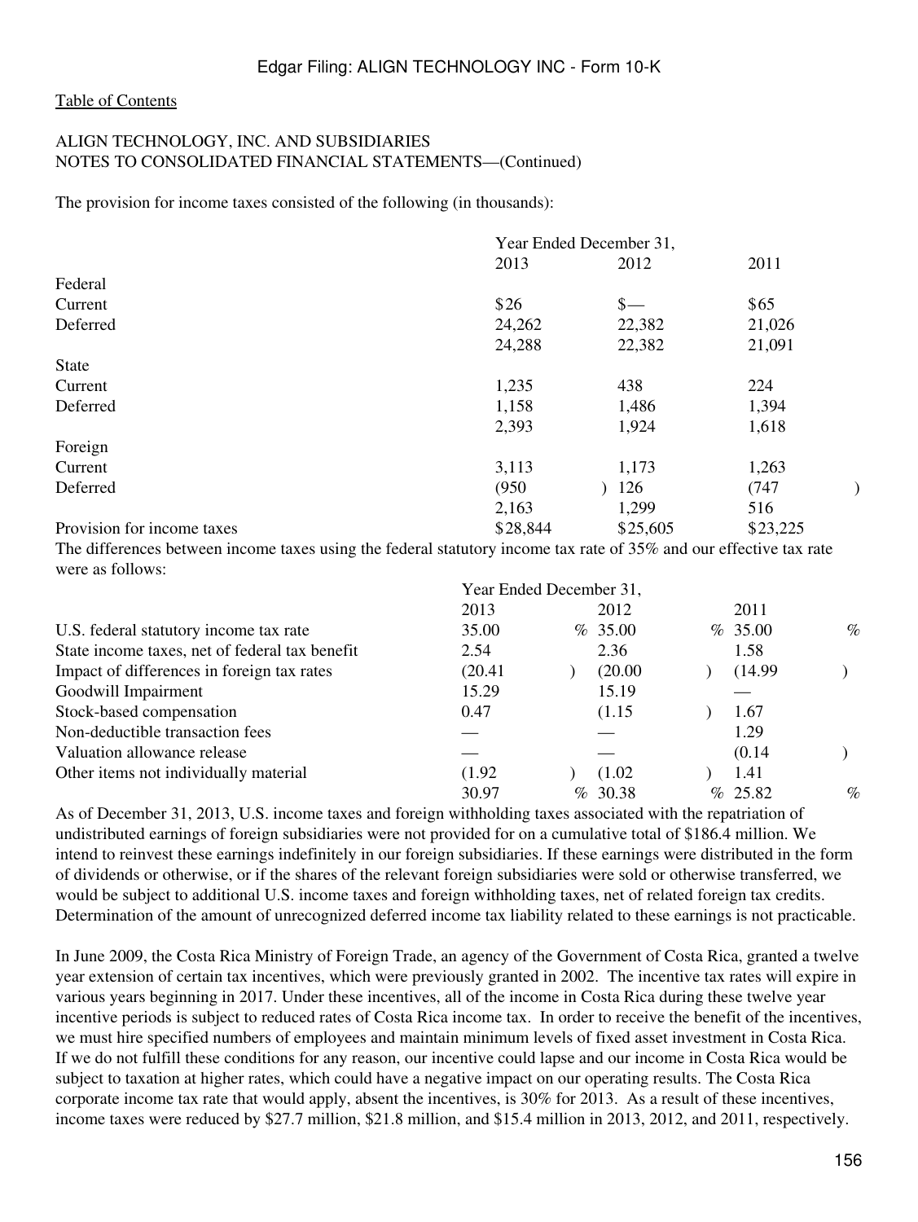Table of Contents

ALIGN TECHNOLOGY, INC. AND SUBSIDIARIES
NOTES TO CONSOLIDATED FINANCIAL STATEMENTS—(Continued)

The provision for income taxes consisted of the following (in thousands):

| | Year Ended December 31, | | |
|---|---|---|---|
| | 2013 | 2012 | 2011 |
| Federal | | | |
| Current | $26 | $— | $65 |
| Deferred | 24,262 | 22,382 | 21,026 |
| | 24,288 | 22,382 | 21,091 |
| State | | | |
| Current | 1,235 | 438 | 224 |
| Deferred | 1,158 | 1,486 | 1,394 |
| | 2,393 | 1,924 | 1,618 |
| Foreign | | | |
| Current | 3,113 | 1,173 | 1,263 |
| Deferred | (950) | 126 | (747) |
| | 2,163 | 1,299 | 516 |
| Provision for income taxes | $28,844 | $25,605 | $23,225 |

The differences between income taxes using the federal statutory income tax rate of 35% and our effective tax rate were as follows:

| | Year Ended December 31, | | |
|---|---|---|---|
| | 2013 | 2012 | 2011 |
| U.S. federal statutory income tax rate | 35.00 % | 35.00 % | 35.00 % |
| State income taxes, net of federal tax benefit | 2.54 | 2.36 | 1.58 |
| Impact of differences in foreign tax rates | (20.41) | (20.00) | (14.99) |
| Goodwill Impairment | 15.29 | 15.19 | — |
| Stock-based compensation | 0.47 | (1.15) | 1.67 |
| Non-deductible transaction fees | — | — | 1.29 |
| Valuation allowance release | — | — | (0.14) |
| Other items not individually material | (1.92) | (1.02) | 1.41 |
| | 30.97 % | 30.38 % | 25.82 % |

As of December 31, 2013, U.S. income taxes and foreign withholding taxes associated with the repatriation of undistributed earnings of foreign subsidiaries were not provided for on a cumulative total of $186.4 million. We intend to reinvest these earnings indefinitely in our foreign subsidiaries. If these earnings were distributed in the form of dividends or otherwise, or if the shares of the relevant foreign subsidiaries were sold or otherwise transferred, we would be subject to additional U.S. income taxes and foreign withholding taxes, net of related foreign tax credits. Determination of the amount of unrecognized deferred income tax liability related to these earnings is not practicable.

In June 2009, the Costa Rica Ministry of Foreign Trade, an agency of the Government of Costa Rica, granted a twelve year extension of certain tax incentives, which were previously granted in 2002. The incentive tax rates will expire in various years beginning in 2017. Under these incentives, all of the income in Costa Rica during these twelve year incentive periods is subject to reduced rates of Costa Rica income tax. In order to receive the benefit of the incentives, we must hire specified numbers of employees and maintain minimum levels of fixed asset investment in Costa Rica. If we do not fulfill these conditions for any reason, our incentive could lapse and our income in Costa Rica would be subject to taxation at higher rates, which could have a negative impact on our operating results. The Costa Rica corporate income tax rate that would apply, absent the incentives, is 30% for 2013. As a result of these incentives, income taxes were reduced by $27.7 million, $21.8 million, and $15.4 million in 2013, 2012, and 2011, respectively.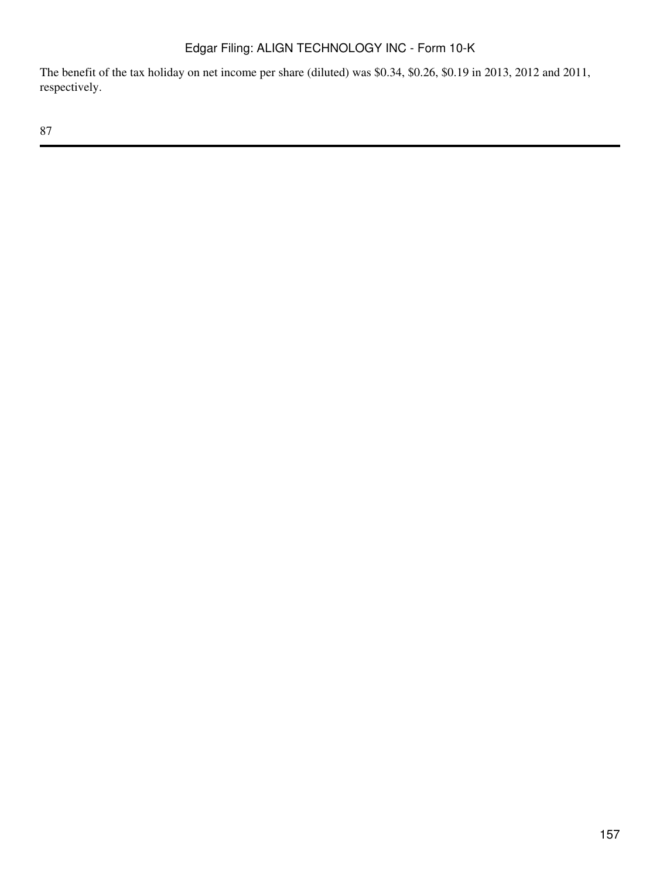The benefit of the tax holiday on net income per share (diluted) was \$0.34, \$0.26, \$0.19 in 2013, 2012 and 2011, respectively.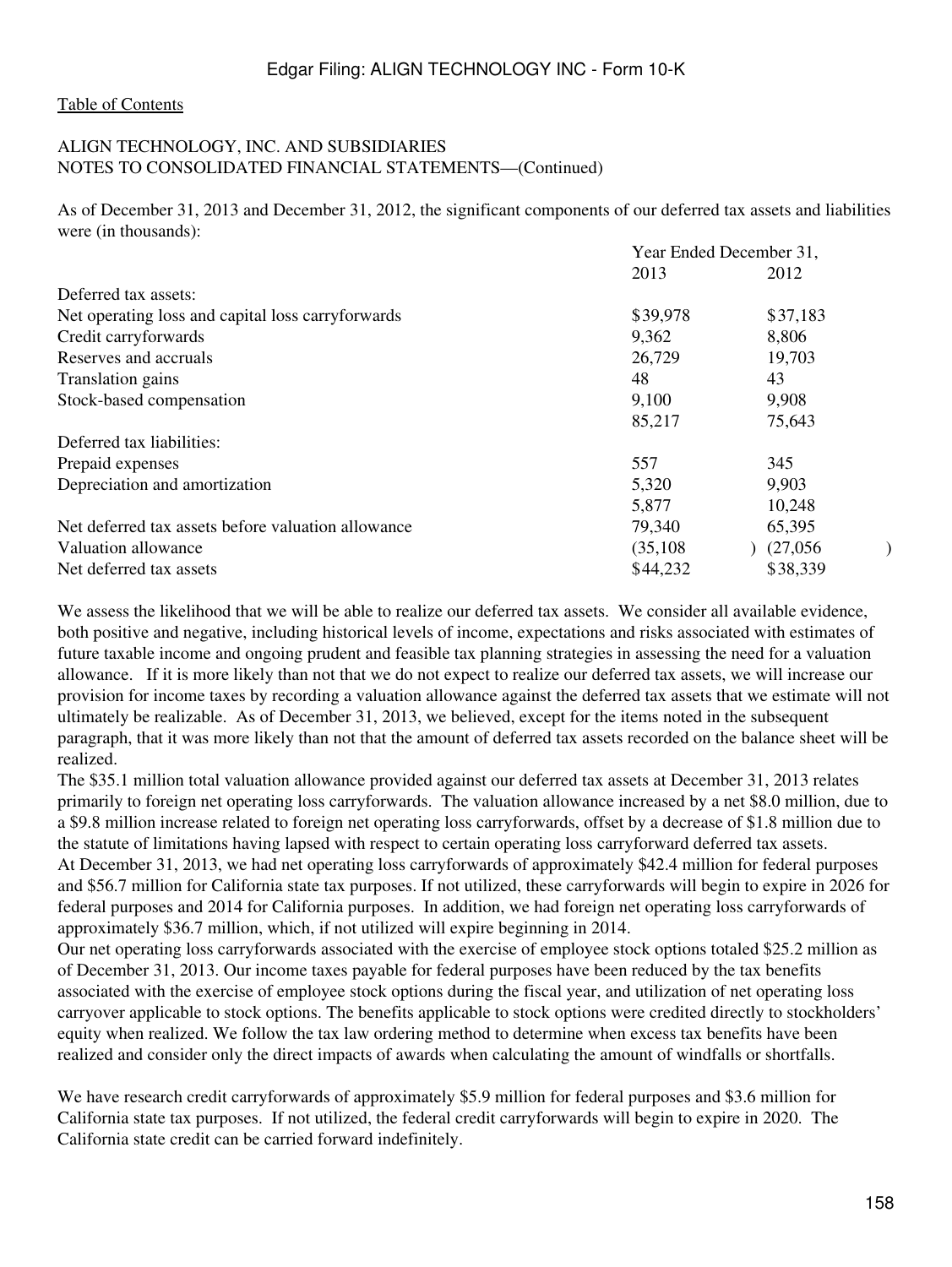Table of Contents

ALIGN TECHNOLOGY, INC. AND SUBSIDIARIES
NOTES TO CONSOLIDATED FINANCIAL STATEMENTS—(Continued)

As of December 31, 2013 and December 31, 2012, the significant components of our deferred tax assets and liabilities were (in thousands):

| | Year Ended December 31, | |
|---|---|---|
| | 2013 | 2012 |
| Deferred tax assets: | | |
| Net operating loss and capital loss carryforwards | $39,978 | $37,183 |
| Credit carryforwards | 9,362 | 8,806 |
| Reserves and accruals | 26,729 | 19,703 |
| Translation gains | 48 | 43 |
| Stock-based compensation | 9,100 | 9,908 |
| | 85,217 | 75,643 |
| Deferred tax liabilities: | | |
| Prepaid expenses | 557 | 345 |
| Depreciation and amortization | 5,320 | 9,903 |
| | 5,877 | 10,248 |
| Net deferred tax assets before valuation allowance | 79,340 | 65,395 |
| Valuation allowance | (35,108) | (27,056) |
| Net deferred tax assets | $44,232 | $38,339 |

We assess the likelihood that we will be able to realize our deferred tax assets. We consider all available evidence, both positive and negative, including historical levels of income, expectations and risks associated with estimates of future taxable income and ongoing prudent and feasible tax planning strategies in assessing the need for a valuation allowance. If it is more likely than not that we do not expect to realize our deferred tax assets, we will increase our provision for income taxes by recording a valuation allowance against the deferred tax assets that we estimate will not ultimately be realizable. As of December 31, 2013, we believed, except for the items noted in the subsequent paragraph, that it was more likely than not that the amount of deferred tax assets recorded on the balance sheet will be realized.

The $35.1 million total valuation allowance provided against our deferred tax assets at December 31, 2013 relates primarily to foreign net operating loss carryforwards. The valuation allowance increased by a net $8.0 million, due to a $9.8 million increase related to foreign net operating loss carryforwards, offset by a decrease of $1.8 million due to the statute of limitations having lapsed with respect to certain operating loss carryforward deferred tax assets.

At December 31, 2013, we had net operating loss carryforwards of approximately $42.4 million for federal purposes and $56.7 million for California state tax purposes. If not utilized, these carryforwards will begin to expire in 2026 for federal purposes and 2014 for California purposes. In addition, we had foreign net operating loss carryforwards of approximately $36.7 million, which, if not utilized will expire beginning in 2014.

Our net operating loss carryforwards associated with the exercise of employee stock options totaled $25.2 million as of December 31, 2013. Our income taxes payable for federal purposes have been reduced by the tax benefits associated with the exercise of employee stock options during the fiscal year, and utilization of net operating loss carryover applicable to stock options. The benefits applicable to stock options were credited directly to stockholders' equity when realized. We follow the tax law ordering method to determine when excess tax benefits have been realized and consider only the direct impacts of awards when calculating the amount of windfalls or shortfalls.

We have research credit carryforwards of approximately $5.9 million for federal purposes and $3.6 million for California state tax purposes. If not utilized, the federal credit carryforwards will begin to expire in 2020. The California state credit can be carried forward indefinitely.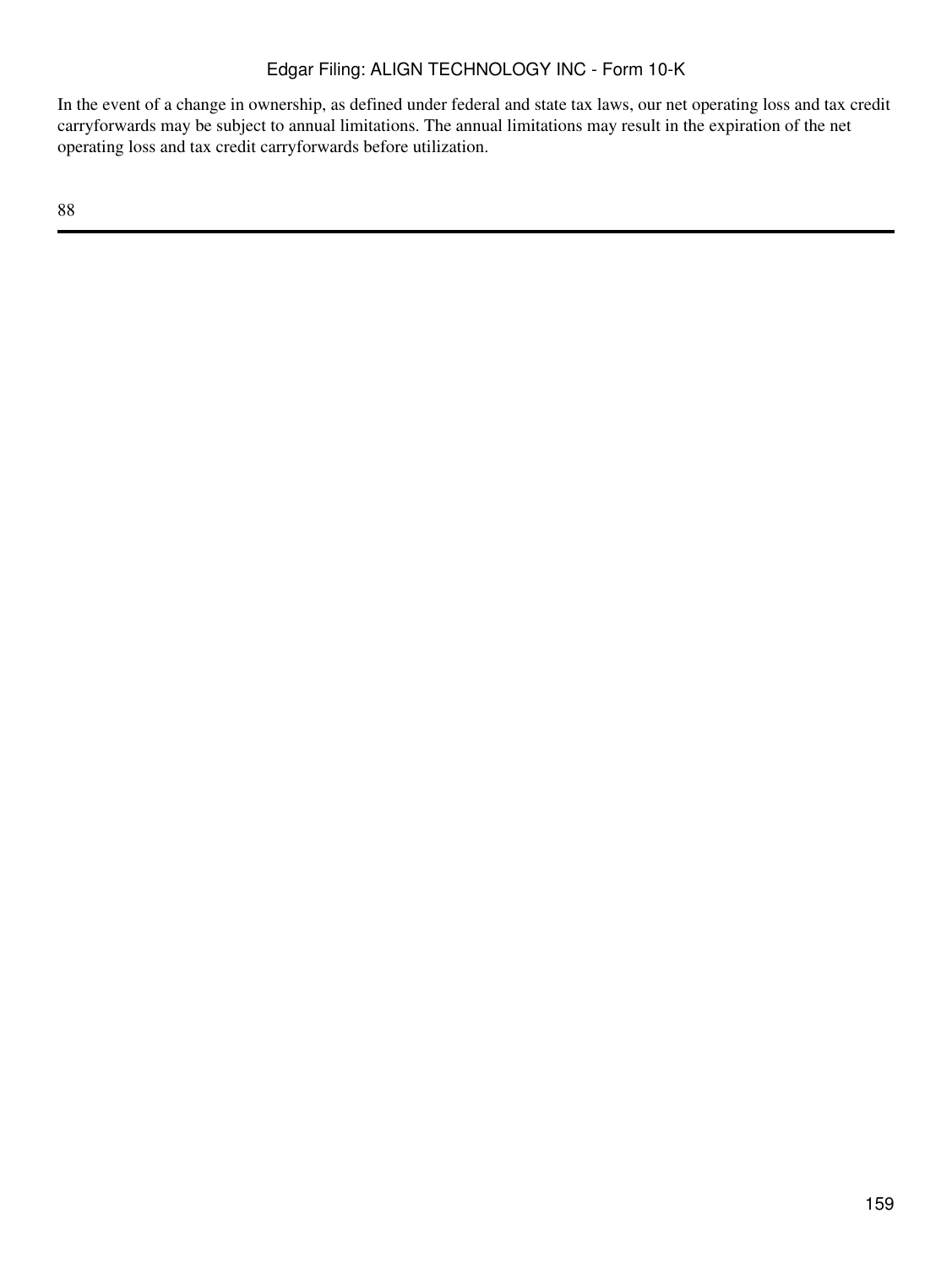In the event of a change in ownership, as defined under federal and state tax laws, our net operating loss and tax credit carryforwards may be subject to annual limitations. The annual limitations may result in the expiration of the net operating loss and tax credit carryforwards before utilization.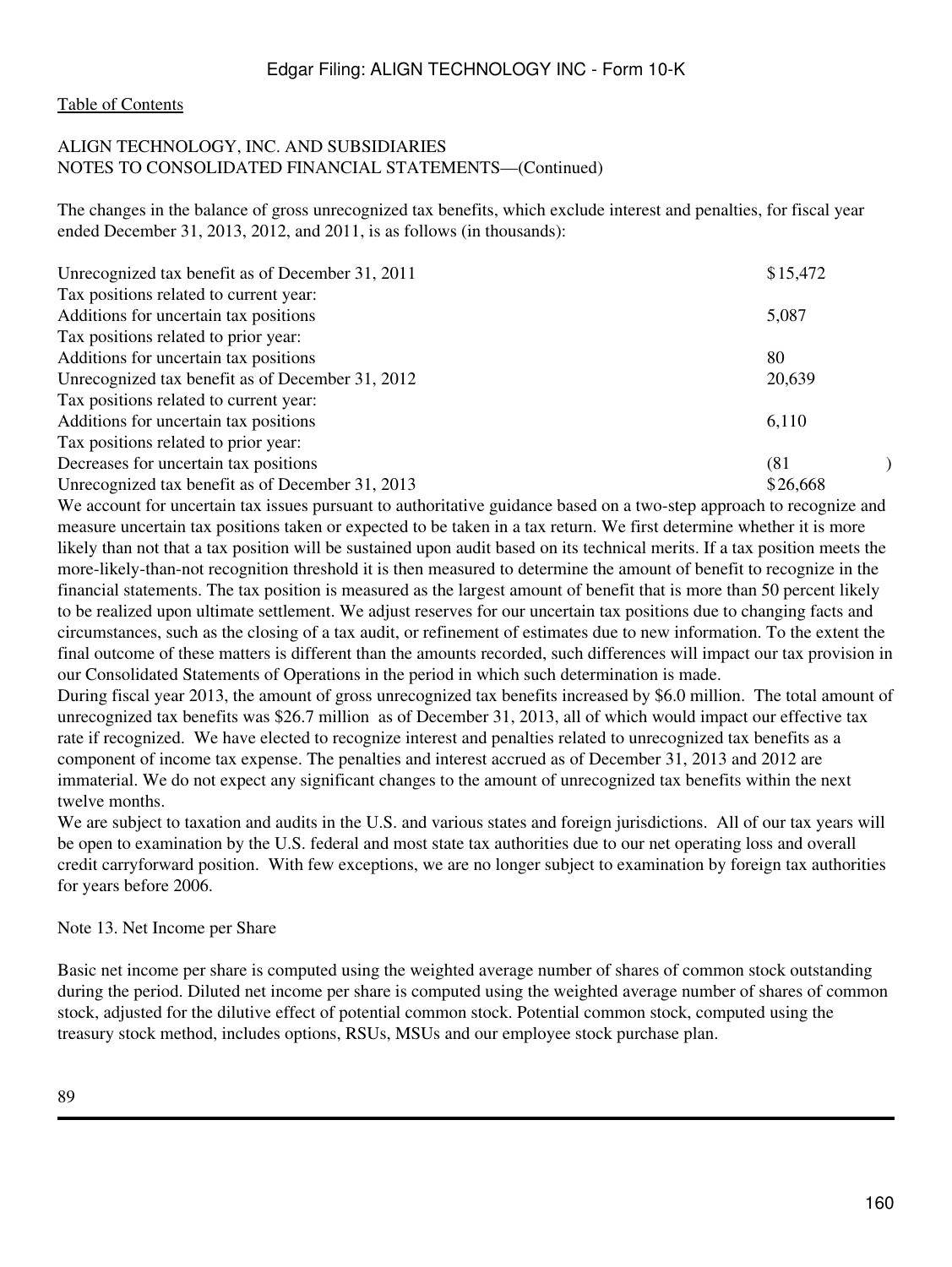[Table of Contents](#)

ALIGN TECHNOLOGY, INC. AND SUBSIDIARIES
NOTES TO CONSOLIDATED FINANCIAL STATEMENTS—(Continued)

The changes in the balance of gross unrecognized tax benefits, which exclude interest and penalties, for fiscal year ended December 31, 2013, 2012, and 2011, is as follows (in thousands):

| | |
|---|---|
| Unrecognized tax benefit as of December 31, 2011 | $15,472 |
| Tax positions related to current year: | |
| Additions for uncertain tax positions | 5,087 |
| Tax positions related to prior year: | |
| Additions for uncertain tax positions | 80 |
| Unrecognized tax benefit as of December 31, 2012 | 20,639 |
| Tax positions related to current year: | |
| Additions for uncertain tax positions | 6,110 |
| Tax positions related to prior year: | |
| Decreases for uncertain tax positions | (81) |
| Unrecognized tax benefit as of December 31, 2013 | $26,668 |

We account for uncertain tax issues pursuant to authoritative guidance based on a two-step approach to recognize and measure uncertain tax positions taken or expected to be taken in a tax return. We first determine whether it is more likely than not that a tax position will be sustained upon audit based on its technical merits. If a tax position meets the more-likely-than-not recognition threshold it is then measured to determine the amount of benefit to recognize in the financial statements. The tax position is measured as the largest amount of benefit that is more than 50 percent likely to be realized upon ultimate settlement. We adjust reserves for our uncertain tax positions due to changing facts and circumstances, such as the closing of a tax audit, or refinement of estimates due to new information. To the extent the final outcome of these matters is different than the amounts recorded, such differences will impact our tax provision in our Consolidated Statements of Operations in the period in which such determination is made.

During fiscal year 2013, the amount of gross unrecognized tax benefits increased by $6.0 million. The total amount of unrecognized tax benefits was $26.7 million as of December 31, 2013, all of which would impact our effective tax rate if recognized. We have elected to recognize interest and penalties related to unrecognized tax benefits as a component of income tax expense. The penalties and interest accrued as of December 31, 2013 and 2012 are immaterial. We do not expect any significant changes to the amount of unrecognized tax benefits within the next twelve months.

We are subject to taxation and audits in the U.S. and various states and foreign jurisdictions. All of our tax years will be open to examination by the U.S. federal and most state tax authorities due to our net operating loss and overall credit carryforward position. With few exceptions, we are no longer subject to examination by foreign tax authorities for years before 2006.

Note 13. Net Income per Share

Basic net income per share is computed using the weighted average number of shares of common stock outstanding during the period. Diluted net income per share is computed using the weighted average number of shares of common stock, adjusted for the dilutive effect of potential common stock. Potential common stock, computed using the treasury stock method, includes options, RSUs, MSUs and our employee stock purchase plan.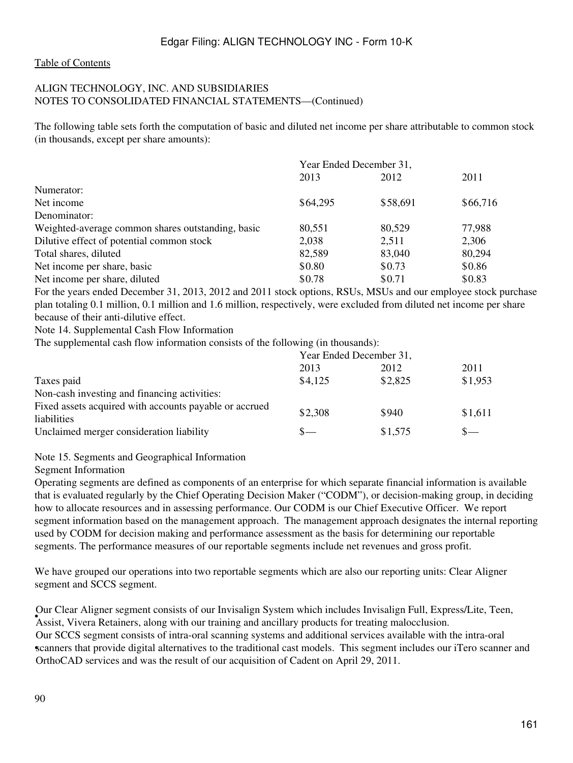ALIGN TECHNOLOGY, INC. AND SUBSIDIARIES
NOTES TO CONSOLIDATED FINANCIAL STATEMENTS—(Continued)

The following table sets forth the computation of basic and diluted net income per share attributable to common stock (in thousands, except per share amounts):

| | Year Ended December 31, | | |
|---|---|---|---|
| | 2013 | 2012 | 2011 |
| Numerator: | | | |
| Net income | $64,295 | $58,691 | $66,716 |
| Denominator: | | | |
| Weighted-average common shares outstanding, basic | 80,551 | 80,529 | 77,988 |
| Dilutive effect of potential common stock | 2,038 | 2,511 | 2,306 |
| Total shares, diluted | 82,589 | 83,040 | 80,294 |
| Net income per share, basic | $0.80 | $0.73 | $0.86 |
| Net income per share, diluted | $0.78 | $0.71 | $0.83 |

For the years ended December 31, 2013, 2012 and 2011 stock options, RSUs, MSUs and our employee stock purchase plan totaling 0.1 million, 0.1 million and 1.6 million, respectively, were excluded from diluted net income per share because of their anti-dilutive effect.

Note 14. Supplemental Cash Flow Information

The supplemental cash flow information consists of the following (in thousands):

| | Year Ended December 31, | | |
|---|---|---|---|
| | 2013 | 2012 | 2011 |
| Taxes paid | $4,125 | $2,825 | $1,953 |
| Non-cash investing and financing activities: | | | |
| Fixed assets acquired with accounts payable or accrued liabilities | $2,308 | $940 | $1,611 |
| Unclaimed merger consideration liability | $— | $1,575 | $— |

Note 15. Segments and Geographical Information

Segment Information

Operating segments are defined as components of an enterprise for which separate financial information is available that is evaluated regularly by the Chief Operating Decision Maker ("CODM"), or decision-making group, in deciding how to allocate resources and in assessing performance. Our CODM is our Chief Executive Officer. We report segment information based on the management approach. The management approach designates the internal reporting used by CODM for decision making and performance assessment as the basis for determining our reportable segments. The performance measures of our reportable segments include net revenues and gross profit.

We have grouped our operations into two reportable segments which are also our reporting units: Clear Aligner segment and SCCS segment.

- Our Clear Aligner segment consists of our Invisalign System which includes Invisalign Full, Express/Lite, Teen, Assist, Vivera Retainers, along with our training and ancillary products for treating malocclusion.
- Our SCCS segment consists of intra-oral scanning systems and additional services available with the intra-oral scanners that provide digital alternatives to the traditional cast models. This segment includes our iTero scanner and OrthoCAD services and was the result of our acquisition of Cadent on April 29, 2011.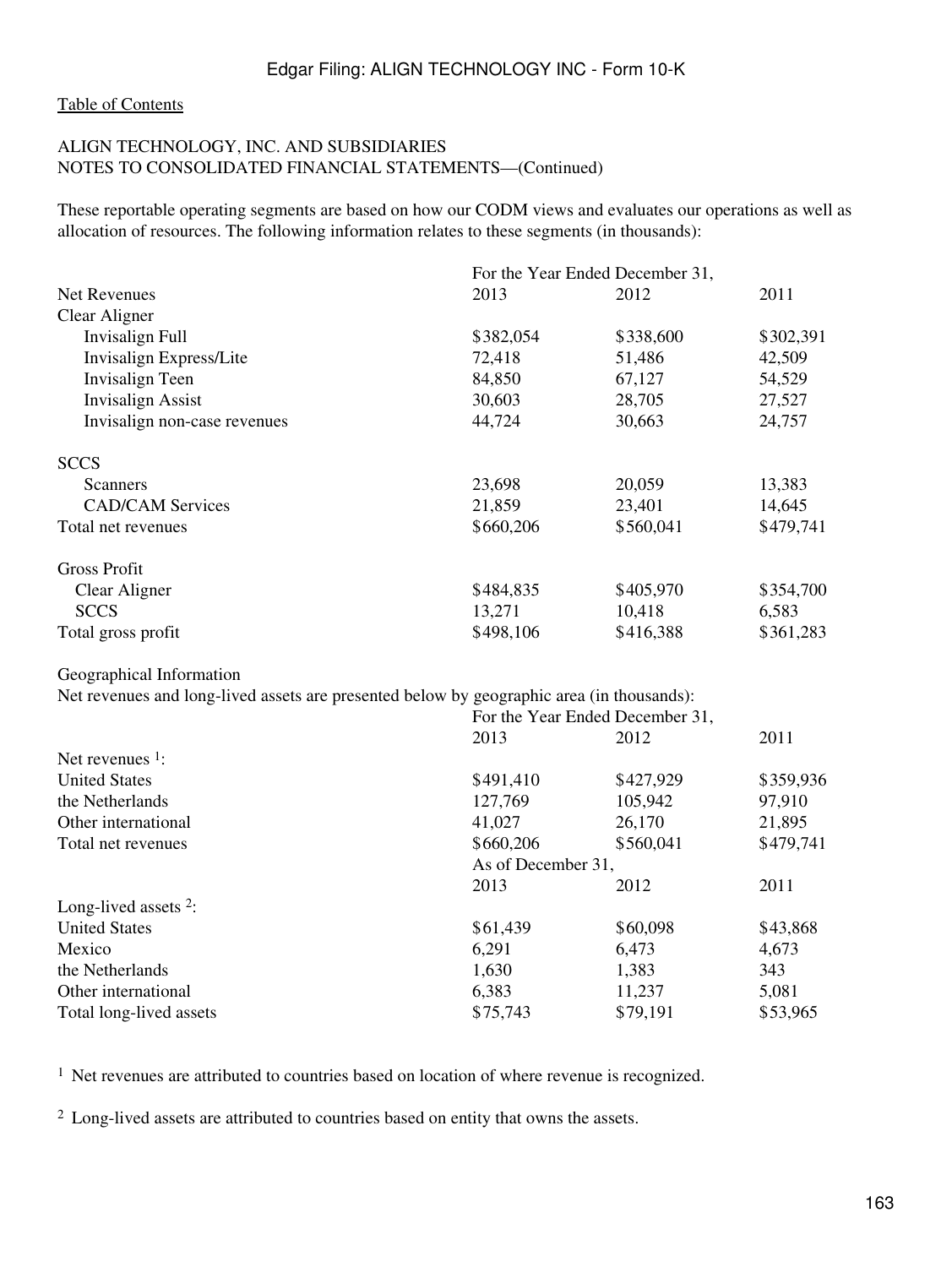ALIGN TECHNOLOGY, INC. AND SUBSIDIARIES
NOTES TO CONSOLIDATED FINANCIAL STATEMENTS—(Continued)

These reportable operating segments are based on how our CODM views and evaluates our operations as well as allocation of resources. The following information relates to these segments (in thousands):

| | For the Year Ended December 31, | | |
|---|---|---|---|
| Net Revenues | 2013 | 2012 | 2011 |
| Clear Aligner | | | |
| Invisalign Full | $382,054 | $338,600 | $302,391 |
| Invisalign Express/Lite | 72,418 | 51,486 | 42,509 |
| Invisalign Teen | 84,850 | 67,127 | 54,529 |
| Invisalign Assist | 30,603 | 28,705 | 27,527 |
| Invisalign non-case revenues | 44,724 | 30,663 | 24,757 |
| SCCS | | | |
| Scanners | 23,698 | 20,059 | 13,383 |
| CAD/CAM Services | 21,859 | 23,401 | 14,645 |
| Total net revenues | $660,206 | $560,041 | $479,741 |
| Gross Profit | | | |
| Clear Aligner | $484,835 | $405,970 | $354,700 |
| SCCS | 13,271 | 10,418 | 6,583 |
| Total gross profit | $498,106 | $416,388 | $361,283 |

Geographical Information

Net revenues and long-lived assets are presented below by geographic area (in thousands):

| | For the Year Ended December 31, | | |
|---|---|---|---|
| | 2013 | 2012 | 2011 |
| Net revenues [1]: | | | |
| United States | $491,410 | $427,929 | $359,936 |
| the Netherlands | 127,769 | 105,942 | 97,910 |
| Other international | 41,027 | 26,170 | 21,895 |
| Total net revenues | $660,206 | $560,041 | $479,741 |
| | As of December 31, | | |
| | 2013 | 2012 | 2011 |
| Long-lived assets [2]: | | | |
| United States | $61,439 | $60,098 | $43,868 |
| Mexico | 6,291 | 6,473 | 4,673 |
| the Netherlands | 1,630 | 1,383 | 343 |
| Other international | 6,383 | 11,237 | 5,081 |
| Total long-lived assets | $75,743 | $79,191 | $53,965 |

[1] Net revenues are attributed to countries based on location of where revenue is recognized.

[2] Long-lived assets are attributed to countries based on entity that owns the assets.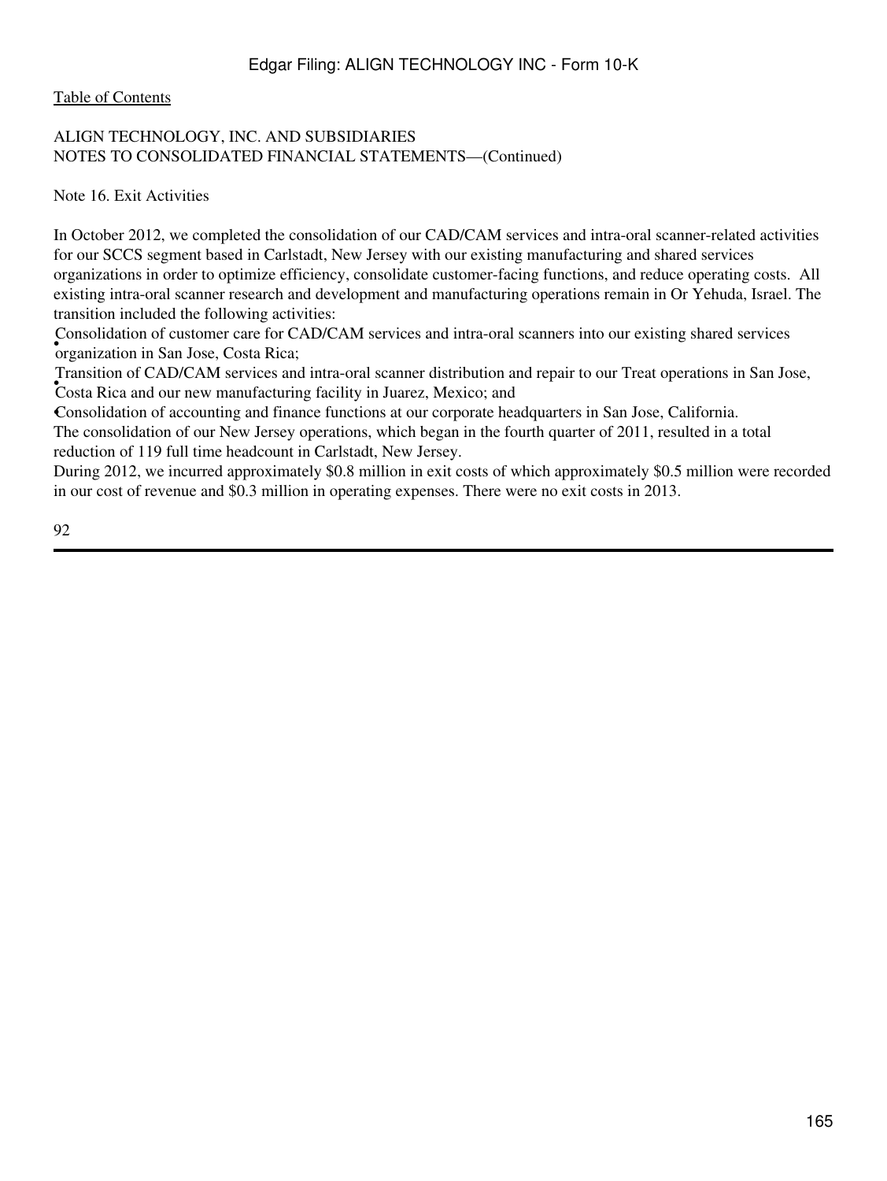ALIGN TECHNOLOGY, INC. AND SUBSIDIARIES
NOTES TO CONSOLIDATED FINANCIAL STATEMENTS—(Continued)

Note 16. Exit Activities

In October 2012, we completed the consolidation of our CAD/CAM services and intra-oral scanner-related activities for our SCCS segment based in Carlstadt, New Jersey with our existing manufacturing and shared services organizations in order to optimize efficiency, consolidate customer-facing functions, and reduce operating costs. All existing intra-oral scanner research and development and manufacturing operations remain in Or Yehuda, Israel. The transition included the following activities:

- Consolidation of customer care for CAD/CAM services and intra-oral scanners into our existing shared services organization in San Jose, Costa Rica;
- Transition of CAD/CAM services and intra-oral scanner distribution and repair to our Treat operations in San Jose, Costa Rica and our new manufacturing facility in Juarez, Mexico; and
- Consolidation of accounting and finance functions at our corporate headquarters in San Jose, California.

The consolidation of our New Jersey operations, which began in the fourth quarter of 2011, resulted in a total reduction of 119 full time headcount in Carlstadt, New Jersey.

During 2012, we incurred approximately $0.8 million in exit costs of which approximately $0.5 million were recorded in our cost of revenue and $0.3 million in operating expenses. There were no exit costs in 2013.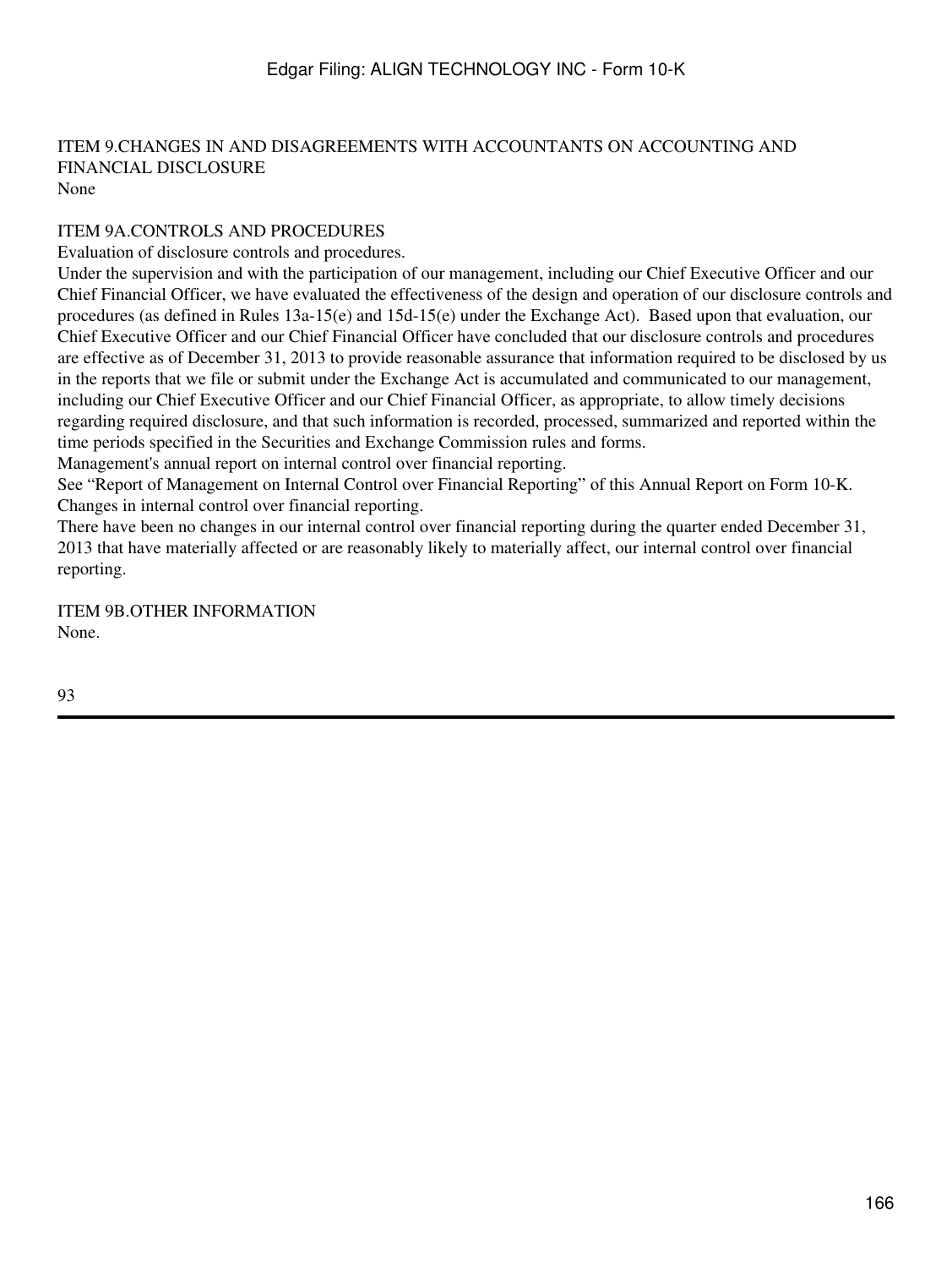## ITEM 9. CHANGES IN AND DISAGREEMENTS WITH ACCOUNTANTS ON ACCOUNTING AND FINANCIAL DISCLOSURE

None

## ITEM 9A. CONTROLS AND PROCEDURES

Evaluation of disclosure controls and procedures.

Under the supervision and with the participation of our management, including our Chief Executive Officer and our Chief Financial Officer, we have evaluated the effectiveness of the design and operation of our disclosure controls and procedures (as defined in Rules 13a-15(e) and 15d-15(e) under the Exchange Act). Based upon that evaluation, our Chief Executive Officer and our Chief Financial Officer have concluded that our disclosure controls and procedures are effective as of December 31, 2013 to provide reasonable assurance that information required to be disclosed by us in the reports that we file or submit under the Exchange Act is accumulated and communicated to our management, including our Chief Executive Officer and our Chief Financial Officer, as appropriate, to allow timely decisions regarding required disclosure, and that such information is recorded, processed, summarized and reported within the time periods specified in the Securities and Exchange Commission rules and forms.

Management's annual report on internal control over financial reporting.

See "Report of Management on Internal Control over Financial Reporting" of this Annual Report on Form 10-K.

Changes in internal control over financial reporting.

There have been no changes in our internal control over financial reporting during the quarter ended December 31, 2013 that have materially affected or are reasonably likely to materially affect, our internal control over financial reporting.

## ITEM 9B. OTHER INFORMATION

None.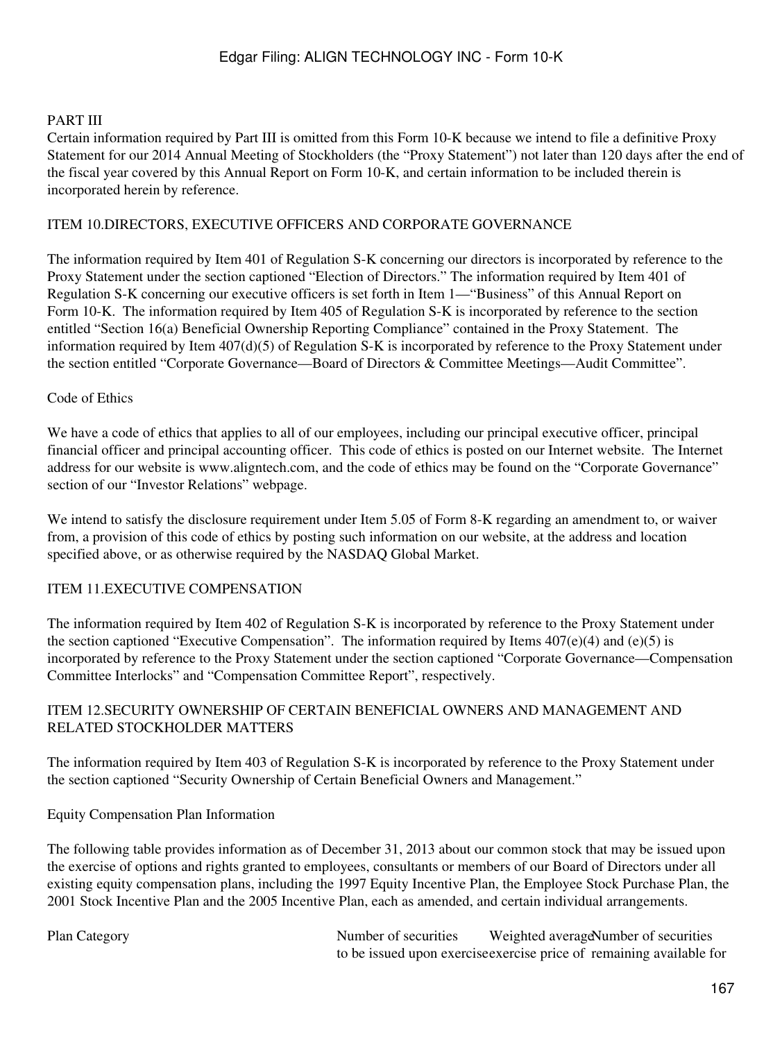## PART III

Certain information required by Part III is omitted from this Form 10-K because we intend to file a definitive Proxy Statement for our 2014 Annual Meeting of Stockholders (the "Proxy Statement") not later than 120 days after the end of the fiscal year covered by this Annual Report on Form 10-K, and certain information to be included therein is incorporated herein by reference.

### ITEM 10.DIRECTORS, EXECUTIVE OFFICERS AND CORPORATE GOVERNANCE

The information required by Item 401 of Regulation S-K concerning our directors is incorporated by reference to the Proxy Statement under the section captioned "Election of Directors." The information required by Item 401 of Regulation S-K concerning our executive officers is set forth in Item 1—"Business" of this Annual Report on Form 10-K. The information required by Item 405 of Regulation S-K is incorporated by reference to the section entitled "Section 16(a) Beneficial Ownership Reporting Compliance" contained in the Proxy Statement. The information required by Item 407(d)(5) of Regulation S-K is incorporated by reference to the Proxy Statement under the section entitled "Corporate Governance—Board of Directors & Committee Meetings—Audit Committee".

#### Code of Ethics

We have a code of ethics that applies to all of our employees, including our principal executive officer, principal financial officer and principal accounting officer. This code of ethics is posted on our Internet website. The Internet address for our website is www.aligntech.com, and the code of ethics may be found on the "Corporate Governance" section of our "Investor Relations" webpage.

We intend to satisfy the disclosure requirement under Item 5.05 of Form 8-K regarding an amendment to, or waiver from, a provision of this code of ethics by posting such information on our website, at the address and location specified above, or as otherwise required by the NASDAQ Global Market.

### ITEM 11.EXECUTIVE COMPENSATION

The information required by Item 402 of Regulation S-K is incorporated by reference to the Proxy Statement under the section captioned "Executive Compensation". The information required by Items 407(e)(4) and (e)(5) is incorporated by reference to the Proxy Statement under the section captioned "Corporate Governance—Compensation Committee Interlocks" and "Compensation Committee Report", respectively.

### ITEM 12.SECURITY OWNERSHIP OF CERTAIN BENEFICIAL OWNERS AND MANAGEMENT AND RELATED STOCKHOLDER MATTERS

The information required by Item 403 of Regulation S-K is incorporated by reference to the Proxy Statement under the section captioned "Security Ownership of Certain Beneficial Owners and Management."

#### Equity Compensation Plan Information

The following table provides information as of December 31, 2013 about our common stock that may be issued upon the exercise of options and rights granted to employees, consultants or members of our Board of Directors under all existing equity compensation plans, including the 1997 Equity Incentive Plan, the Employee Stock Purchase Plan, the 2001 Stock Incentive Plan and the 2005 Incentive Plan, each as amended, and certain individual arrangements.

| Plan Category | Number of securities to be issued upon exercise | Weighted average exercise price of | Number of securities remaining available for |
|---|---|---|---|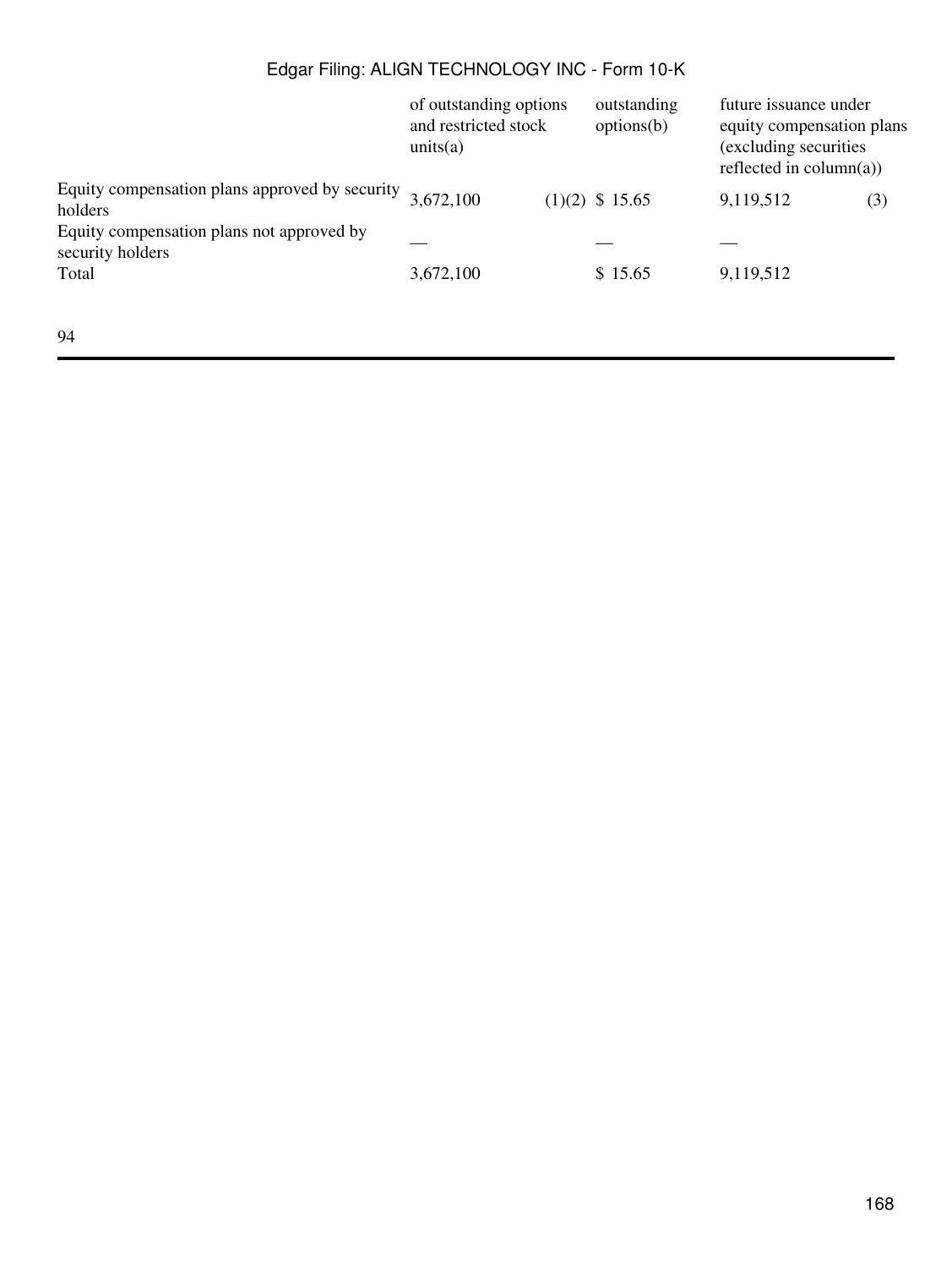| | of outstanding options and restricted stock units(a) | | outstanding options(b) | future issuance under equity compensation plans (excluding securities reflected in column(a)) | |
|---|---|---|---|---|---|
| Equity compensation plans approved by security holders | 3,672,100 | (1)(2) | $ 15.65 | 9,119,512 | (3) |
| Equity compensation plans not approved by security holders | — | | — | — | |
| Total | 3,672,100 | | $ 15.65 | 9,119,512 | |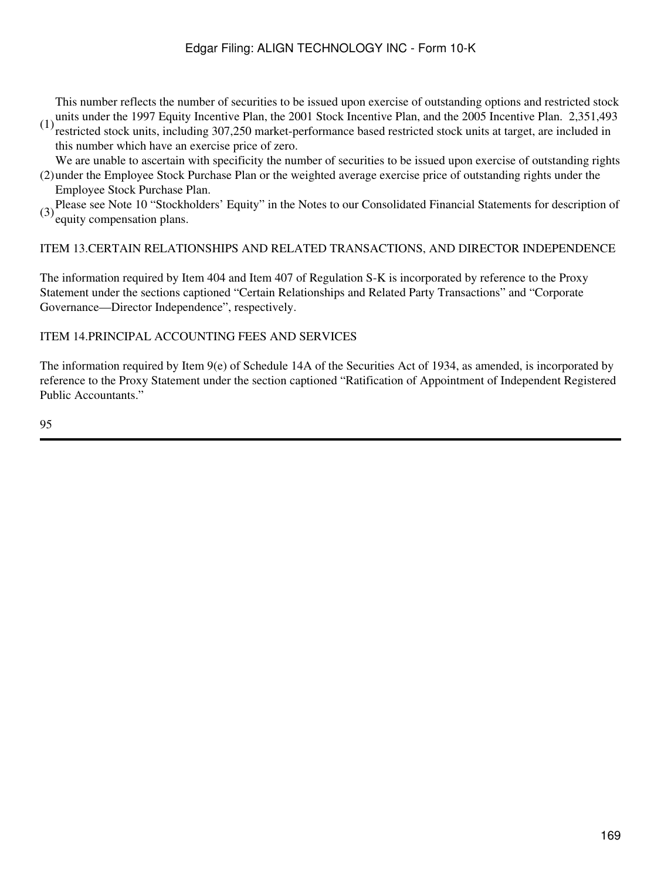(1) This number reflects the number of securities to be issued upon exercise of outstanding options and restricted stock units under the 1997 Equity Incentive Plan, the 2001 Stock Incentive Plan, and the 2005 Incentive Plan. 2,351,493 restricted stock units, including 307,250 market-performance based restricted stock units at target, are included in this number which have an exercise price of zero.

(2) We are unable to ascertain with specificity the number of securities to be issued upon exercise of outstanding rights under the Employee Stock Purchase Plan or the weighted average exercise price of outstanding rights under the Employee Stock Purchase Plan.

(3) Please see Note 10 "Stockholders' Equity" in the Notes to our Consolidated Financial Statements for description of equity compensation plans.

## ITEM 13.CERTAIN RELATIONSHIPS AND RELATED TRANSACTIONS, AND DIRECTOR INDEPENDENCE

The information required by Item 404 and Item 407 of Regulation S-K is incorporated by reference to the Proxy Statement under the sections captioned "Certain Relationships and Related Party Transactions" and "Corporate Governance—Director Independence", respectively.

## ITEM 14.PRINCIPAL ACCOUNTING FEES AND SERVICES

The information required by Item 9(e) of Schedule 14A of the Securities Act of 1934, as amended, is incorporated by reference to the Proxy Statement under the section captioned "Ratification of Appointment of Independent Registered Public Accountants."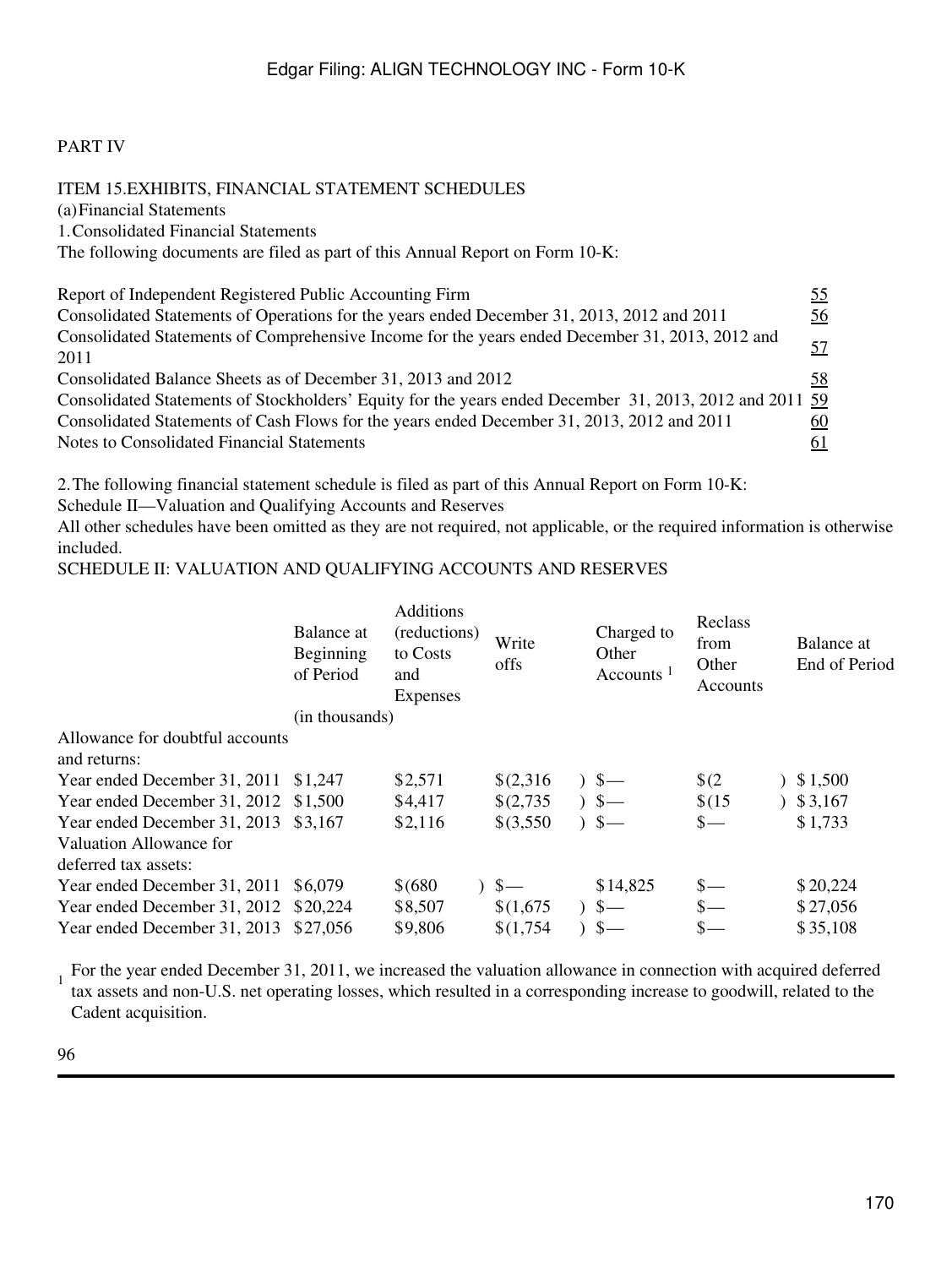PART IV

ITEM 15.EXHIBITS, FINANCIAL STATEMENT SCHEDULES

(a)Financial Statements

1.Consolidated Financial Statements

The following documents are filed as part of this Annual Report on Form 10-K:

| | |
|---|---|
| Report of Independent Registered Public Accounting Firm | 55 |
| Consolidated Statements of Operations for the years ended December 31, 2013, 2012 and 2011 | 56 |
| Consolidated Statements of Comprehensive Income for the years ended December 31, 2013, 2012 and 2011 | 57 |
| Consolidated Balance Sheets as of December 31, 2013 and 2012 | 58 |
| Consolidated Statements of Stockholders' Equity for the years ended December 31, 2013, 2012 and 2011 | 59 |
| Consolidated Statements of Cash Flows for the years ended December 31, 2013, 2012 and 2011 | 60 |
| Notes to Consolidated Financial Statements | 61 |

2.The following financial statement schedule is filed as part of this Annual Report on Form 10-K:

Schedule II—Valuation and Qualifying Accounts and Reserves

All other schedules have been omitted as they are not required, not applicable, or the required information is otherwise included.

SCHEDULE II: VALUATION AND QUALIFYING ACCOUNTS AND RESERVES

| | Balance at Beginning of Period | Additions (reductions) to Costs and Expenses | Write offs | Charged to Other Accounts [1] | Reclass from Other Accounts | Balance at End of Period |
|---|---|---|---|---|---|---|
| | (in thousands) | | | | | |
| Allowance for doubtful accounts and returns: | | | | | | |
| Year ended December 31, 2011 | $1,247 | $2,571 | $(2,316) | $— | $(2) | $1,500 |
| Year ended December 31, 2012 | $1,500 | $4,417 | $(2,735) | $— | $(15) | $3,167 |
| Year ended December 31, 2013 | $3,167 | $2,116 | $(3,550) | $— | $— | $1,733 |
| Valuation Allowance for deferred tax assets: | | | | | | |
| Year ended December 31, 2011 | $6,079 | $(680) | $— | $14,825 | $— | $20,224 |
| Year ended December 31, 2012 | $20,224 | $8,507 | $(1,675) | $— | $— | $27,056 |
| Year ended December 31, 2013 | $27,056 | $9,806 | $(1,754) | $— | $— | $35,108 |

[1] For the year ended December 31, 2011, we increased the valuation allowance in connection with acquired deferred tax assets and non-U.S. net operating losses, which resulted in a corresponding increase to goodwill, related to the Cadent acquisition.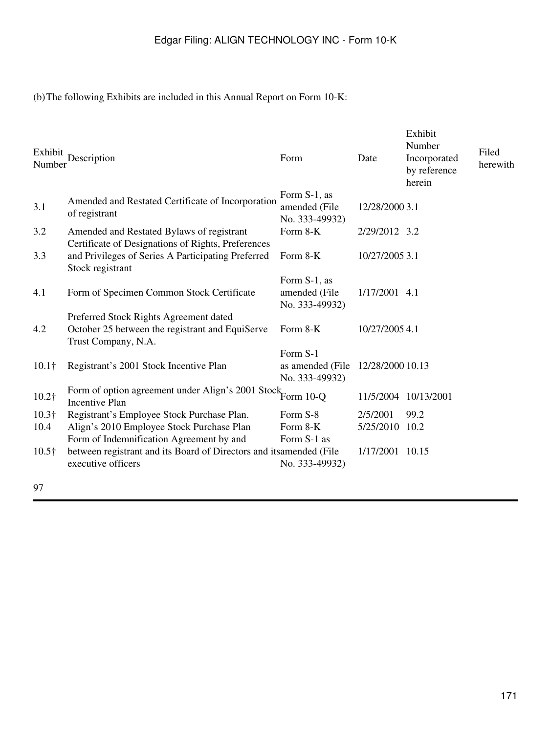(b) The following Exhibits are included in this Annual Report on Form 10-K:

| Exhibit Number | Description | Form | Date | Exhibit Number Incorporated by reference herein | Filed herewith |
|---|---|---|---|---|---|
| 3.1 | Amended and Restated Certificate of Incorporation of registrant | Form S-1, as amended (File No. 333-49932) | 12/28/2000 | 3.1 | |
| 3.2 | Amended and Restated Bylaws of registrant | Form 8-K | 2/29/2012 | 3.2 | |
| 3.3 | Certificate of Designations of Rights, Preferences and Privileges of Series A Participating Preferred Stock registrant | Form 8-K | 10/27/2005 | 3.1 | |
| 4.1 | Form of Specimen Common Stock Certificate | Form S-1, as amended (File No. 333-49932) | 1/17/2001 | 4.1 | |
| 4.2 | Preferred Stock Rights Agreement dated October 25 between the registrant and EquiServe Trust Company, N.A. | Form 8-K | 10/27/2005 | 4.1 | |
| 10.1† | Registrant's 2001 Stock Incentive Plan | Form S-1 as amended (File No. 333-49932) | 12/28/2000 | 10.13 | |
| 10.2† | Form of option agreement under Align's 2001 Stock Incentive Plan | Form 10-Q | 11/5/2004 | 10/13/2001 | |
| 10.3† | Registrant's Employee Stock Purchase Plan. | Form S-8 | 2/5/2001 | 99.2 | |
| 10.4 | Align's 2010 Employee Stock Purchase Plan | Form 8-K | 5/25/2010 | 10.2 | |
| 10.5† | Form of Indemnification Agreement by and between registrant and its Board of Directors and its executive officers | Form S-1 as amended (File No. 333-49932) | 1/17/2001 | 10.15 | |

97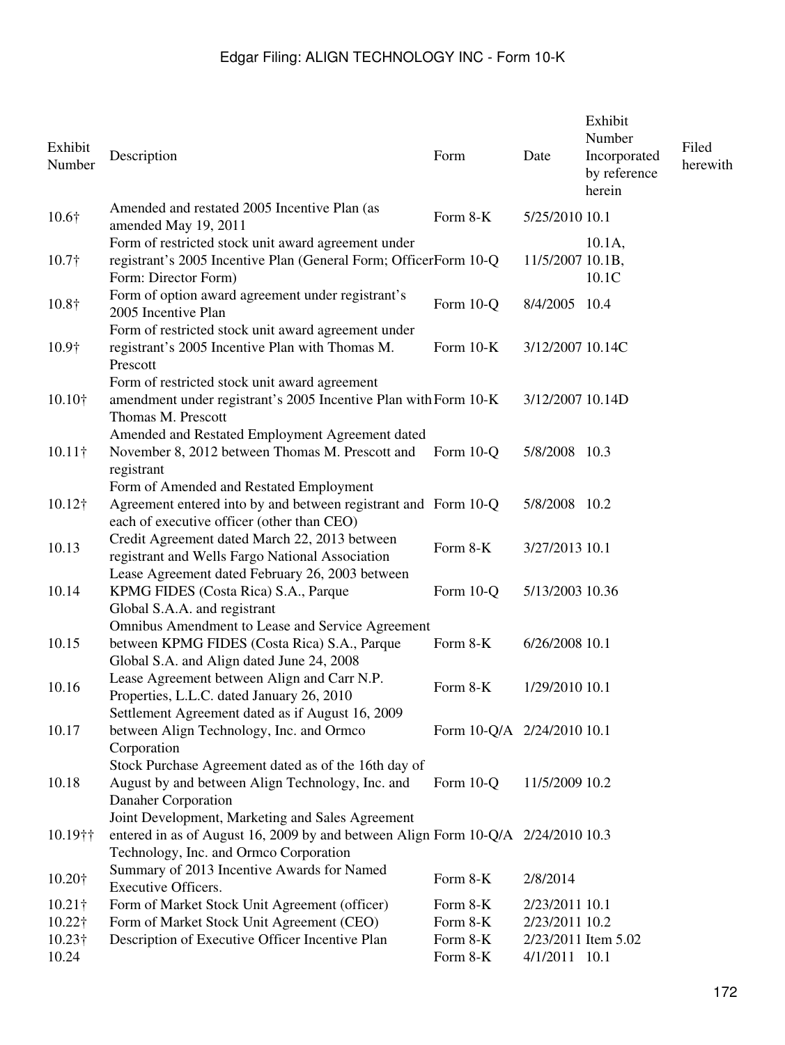| Exhibit Number | Description | Form | Date | Exhibit Number Incorporated by reference herein | Filed herewith |
|---|---|---|---|---|---|
| 10.6† | Amended and restated 2005 Incentive Plan (as amended May 19, 2011 | Form 8-K | 5/25/2010 | 10.1 | |
| 10.7† | Form of restricted stock unit award agreement under registrant's 2005 Incentive Plan (General Form; Officer Form: Director Form) | Form 10-Q | 11/5/2007 | 10.1A, 10.1B, 10.1C | |
| 10.8† | Form of option award agreement under registrant's 2005 Incentive Plan | Form 10-Q | 8/4/2005 | 10.4 | |
| 10.9† | Form of restricted stock unit award agreement under registrant's 2005 Incentive Plan with Thomas M. Prescott | Form 10-K | 3/12/2007 | 10.14C | |
| 10.10† | Form of restricted stock unit award agreement amendment under registrant's 2005 Incentive Plan with Thomas M. Prescott | Form 10-K | 3/12/2007 | 10.14D | |
| 10.11† | Amended and Restated Employment Agreement dated November 8, 2012 between Thomas M. Prescott and registrant | Form 10-Q | 5/8/2008 | 10.3 | |
| 10.12† | Form of Amended and Restated Employment Agreement entered into by and between registrant and each of executive officer (other than CEO) | Form 10-Q | 5/8/2008 | 10.2 | |
| 10.13 | Credit Agreement dated March 22, 2013 between registrant and Wells Fargo National Association | Form 8-K | 3/27/2013 | 10.1 | |
| 10.14 | Lease Agreement dated February 26, 2003 between KPMG FIDES (Costa Rica) S.A., Parque Global S.A.A. and registrant | Form 10-Q | 5/13/2003 | 10.36 | |
| 10.15 | Omnibus Amendment to Lease and Service Agreement between KPMG FIDES (Costa Rica) S.A., Parque Global S.A. and Align dated June 24, 2008 | Form 8-K | 6/26/2008 | 10.1 | |
| 10.16 | Lease Agreement between Align and Carr N.P. Properties, L.L.C. dated January 26, 2010 | Form 8-K | 1/29/2010 | 10.1 | |
| 10.17 | Settlement Agreement dated as if August 16, 2009 between Align Technology, Inc. and Ormco Corporation | Form 10-Q/A | 2/24/2010 | 10.1 | |
| 10.18 | Stock Purchase Agreement dated as of the 16th day of August by and between Align Technology, Inc. and Danaher Corporation | Form 10-Q | 11/5/2009 | 10.2 | |
| 10.19†† | Joint Development, Marketing and Sales Agreement entered in as of August 16, 2009 by and between Align Technology, Inc. and Ormco Corporation | Form 10-Q/A | 2/24/2010 | 10.3 | |
| 10.20† | Summary of 2013 Incentive Awards for Named Executive Officers. | Form 8-K | 2/8/2014 | | |
| 10.21† | Form of Market Stock Unit Agreement (officer) | Form 8-K | 2/23/2011 | 10.1 | |
| 10.22† | Form of Market Stock Unit Agreement (CEO) | Form 8-K | 2/23/2011 | 10.2 | |
| 10.23† | Description of Executive Officer Incentive Plan | Form 8-K | 2/23/2011 | Item 5.02 | |
| 10.24 | | Form 8-K | 4/1/2011 | 10.1 | |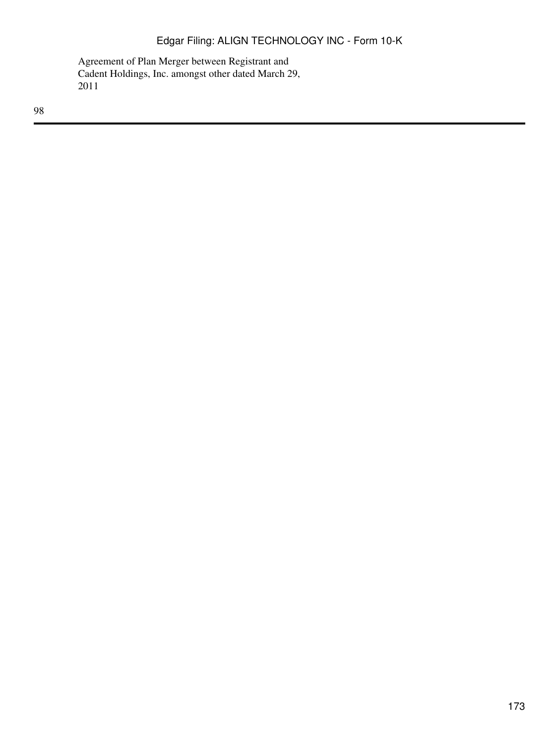Agreement of Plan Merger between Registrant and Cadent Holdings, Inc. amongst other dated March 29, 2011

98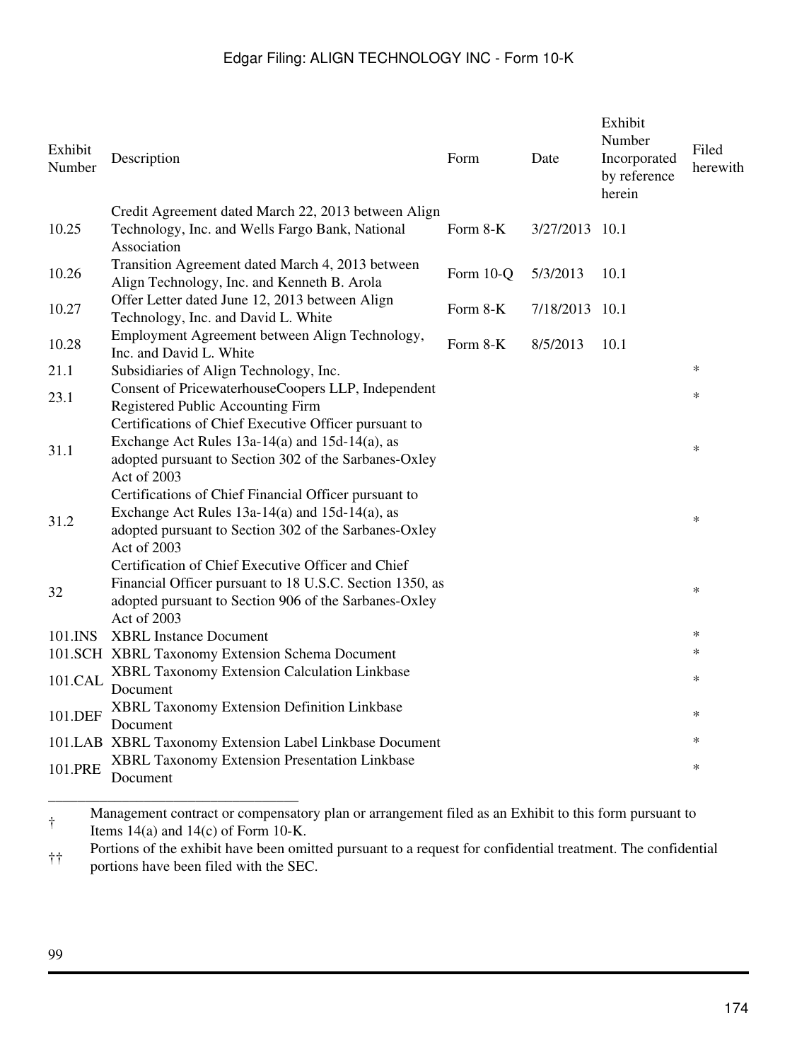| Exhibit Number | Description | Form | Date | Exhibit Number Incorporated by reference herein | Filed herewith |
|---|---|---|---|---|---|
| 10.25 | Credit Agreement dated March 22, 2013 between Align Technology, Inc. and Wells Fargo Bank, National Association | Form 8-K | 3/27/2013 | 10.1 | |
| 10.26 | Transition Agreement dated March 4, 2013 between Align Technology, Inc. and Kenneth B. Arola | Form 10-Q | 5/3/2013 | 10.1 | |
| 10.27 | Offer Letter dated June 12, 2013 between Align Technology, Inc. and David L. White | Form 8-K | 7/18/2013 | 10.1 | |
| 10.28 | Employment Agreement between Align Technology, Inc. and David L. White | Form 8-K | 8/5/2013 | 10.1 | |
| 21.1 | Subsidiaries of Align Technology, Inc. | | | | * |
| 23.1 | Consent of PricewaterhouseCoopers LLP, Independent Registered Public Accounting Firm | | | | * |
| 31.1 | Certifications of Chief Executive Officer pursuant to Exchange Act Rules 13a-14(a) and 15d-14(a), as adopted pursuant to Section 302 of the Sarbanes-Oxley Act of 2003 | | | | * |
| 31.2 | Certifications of Chief Financial Officer pursuant to Exchange Act Rules 13a-14(a) and 15d-14(a), as adopted pursuant to Section 302 of the Sarbanes-Oxley Act of 2003 | | | | * |
| 32 | Certification of Chief Executive Officer and Chief Financial Officer pursuant to 18 U.S.C. Section 1350, as adopted pursuant to Section 906 of the Sarbanes-Oxley Act of 2003 | | | | * |
| 101.INS | XBRL Instance Document | | | | * |
| 101.SCH | XBRL Taxonomy Extension Schema Document | | | | * |
| 101.CAL | XBRL Taxonomy Extension Calculation Linkbase Document | | | | * |
| 101.DEF | XBRL Taxonomy Extension Definition Linkbase Document | | | | * |
| 101.LAB | XBRL Taxonomy Extension Label Linkbase Document | | | | * |
| 101.PRE | XBRL Taxonomy Extension Presentation Linkbase Document | | | | * |

† Management contract or compensatory plan or arrangement filed as an Exhibit to this form pursuant to Items 14(a) and 14(c) of Form 10-K.

†† Portions of the exhibit have been omitted pursuant to a request for confidential treatment. The confidential portions have been filed with the SEC.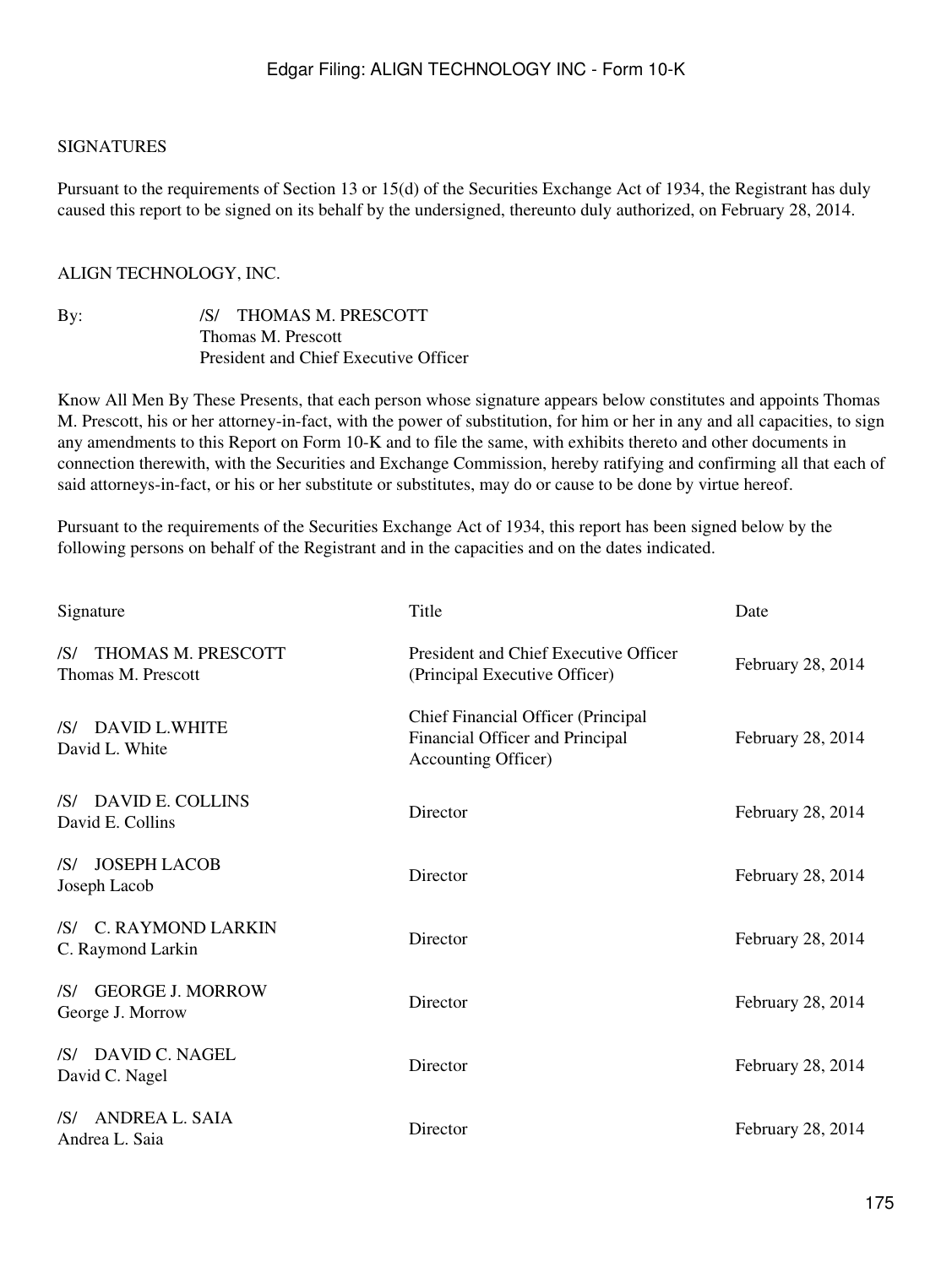SIGNATURES

Pursuant to the requirements of Section 13 or 15(d) of the Securities Exchange Act of 1934, the Registrant has duly caused this report to be signed on its behalf by the undersigned, thereunto duly authorized, on February 28, 2014.

ALIGN TECHNOLOGY, INC.

By: /S/ THOMAS M. PRESCOTT
Thomas M. Prescott
President and Chief Executive Officer

Know All Men By These Presents, that each person whose signature appears below constitutes and appoints Thomas M. Prescott, his or her attorney-in-fact, with the power of substitution, for him or her in any and all capacities, to sign any amendments to this Report on Form 10-K and to file the same, with exhibits thereto and other documents in connection therewith, with the Securities and Exchange Commission, hereby ratifying and confirming all that each of said attorneys-in-fact, or his or her substitute or substitutes, may do or cause to be done by virtue hereof.

Pursuant to the requirements of the Securities Exchange Act of 1934, this report has been signed below by the following persons on behalf of the Registrant and in the capacities and on the dates indicated.

| Signature | Title | Date |
|---|---|---|
| /S/ THOMAS M. PRESCOTT<br>Thomas M. Prescott | President and Chief Executive Officer (Principal Executive Officer) | February 28, 2014 |
| /S/ DAVID L.WHITE<br>David L. White | Chief Financial Officer (Principal Financial Officer and Principal Accounting Officer) | February 28, 2014 |
| /S/ DAVID E. COLLINS<br>David E. Collins | Director | February 28, 2014 |
| /S/ JOSEPH LACOB<br>Joseph Lacob | Director | February 28, 2014 |
| /S/ C. RAYMOND LARKIN<br>C. Raymond Larkin | Director | February 28, 2014 |
| /S/ GEORGE J. MORROW<br>George J. Morrow | Director | February 28, 2014 |
| /S/ DAVID C. NAGEL<br>David C. Nagel | Director | February 28, 2014 |
| /S/ ANDREA L. SAIA<br>Andrea L. Saia | Director | February 28, 2014 |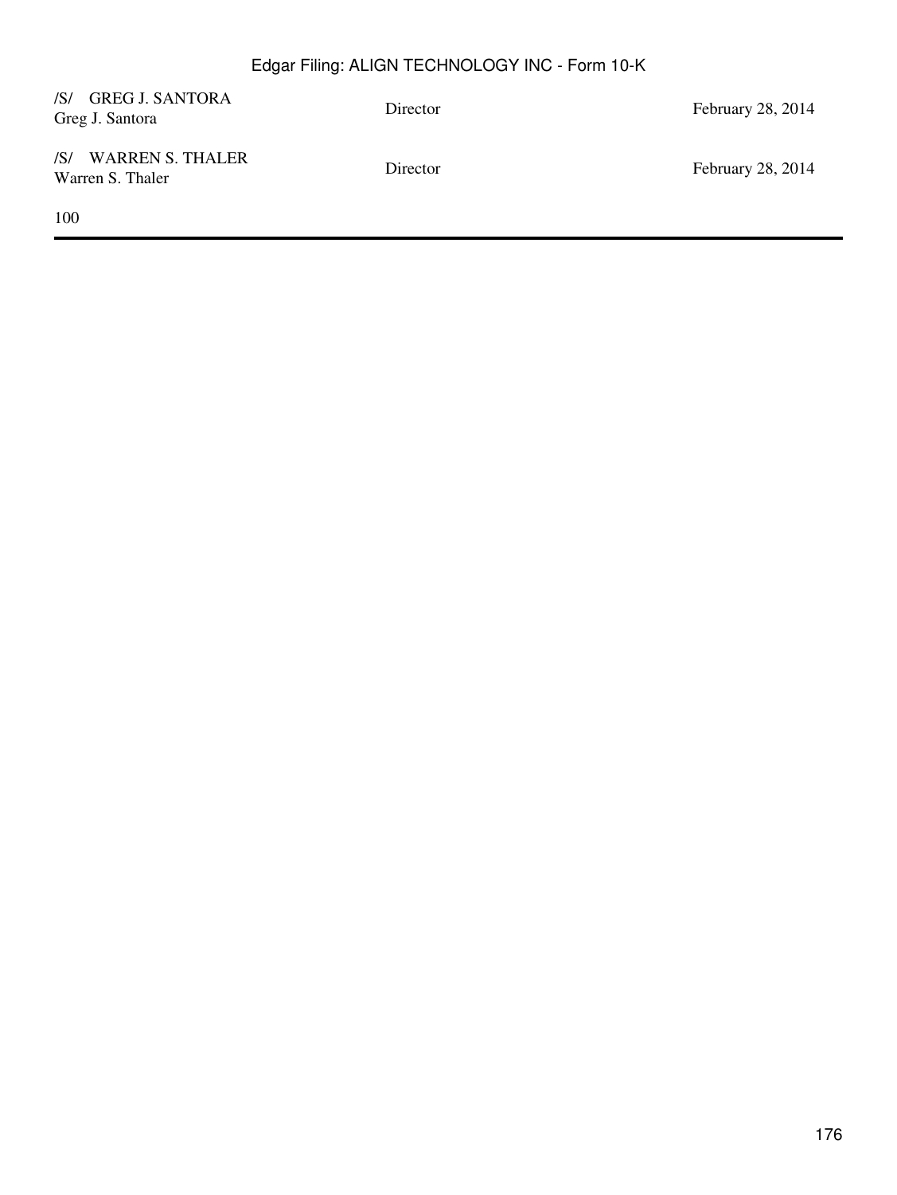| | | |
|---|---|---|
| /S/ GREG J. SANTORA<br>Greg J. Santora | Director | February 28, 2014 |
| /S/ WARREN S. THALER<br>Warren S. Thaler | Director | February 28, 2014 |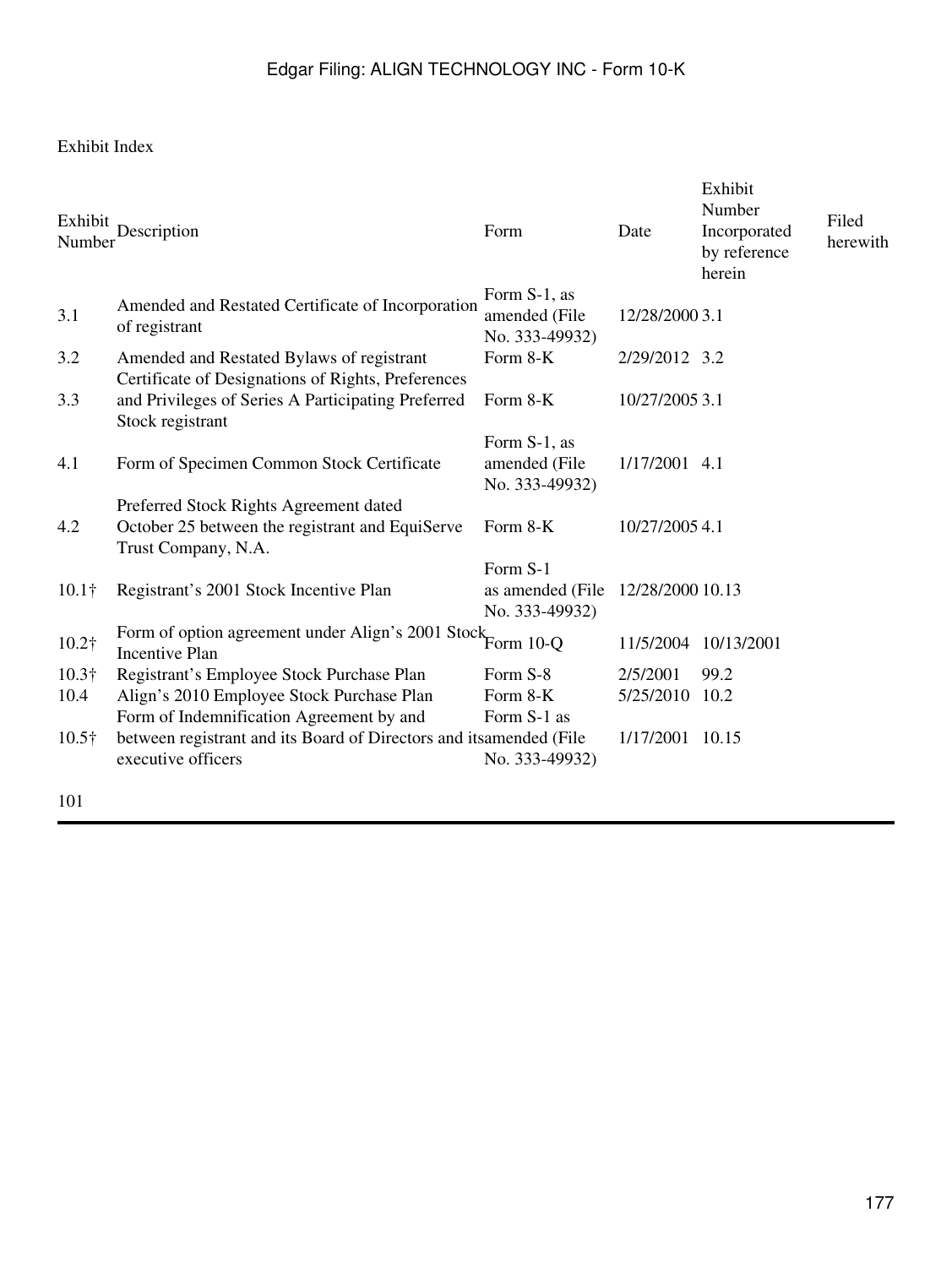Exhibit Index

| Exhibit Number | Description | Form | Date | Exhibit Number Incorporated by reference herein | Filed herewith |
|---|---|---|---|---|---|
| 3.1 | Amended and Restated Certificate of Incorporation of registrant | Form S-1, as amended (File No. 333-49932) | 12/28/2000 | 3.1 | |
| 3.2 | Amended and Restated Bylaws of registrant | Form 8-K | 2/29/2012 | 3.2 | |
| 3.3 | Certificate of Designations of Rights, Preferences and Privileges of Series A Participating Preferred Stock registrant | Form 8-K | 10/27/2005 | 3.1 | |
| 4.1 | Form of Specimen Common Stock Certificate | Form S-1, as amended (File No. 333-49932) | 1/17/2001 | 4.1 | |
| 4.2 | Preferred Stock Rights Agreement dated October 25 between the registrant and EquiServe Trust Company, N.A. | Form 8-K | 10/27/2005 | 4.1 | |
| 10.1† | Registrant's 2001 Stock Incentive Plan | Form S-1 as amended (File No. 333-49932) | 12/28/2000 | 10.13 | |
| 10.2† | Form of option agreement under Align's 2001 Stock Incentive Plan | Form 10-Q | 11/5/2004 | 10/13/2001 | |
| 10.3† | Registrant's Employee Stock Purchase Plan | Form S-8 | 2/5/2001 | 99.2 | |
| 10.4 | Align's 2010 Employee Stock Purchase Plan | Form 8-K | 5/25/2010 | 10.2 | |
| 10.5† | Form of Indemnification Agreement by and between registrant and its Board of Directors and its executive officers | Form S-1 as amended (File No. 333-49932) | 1/17/2001 | 10.15 | |

101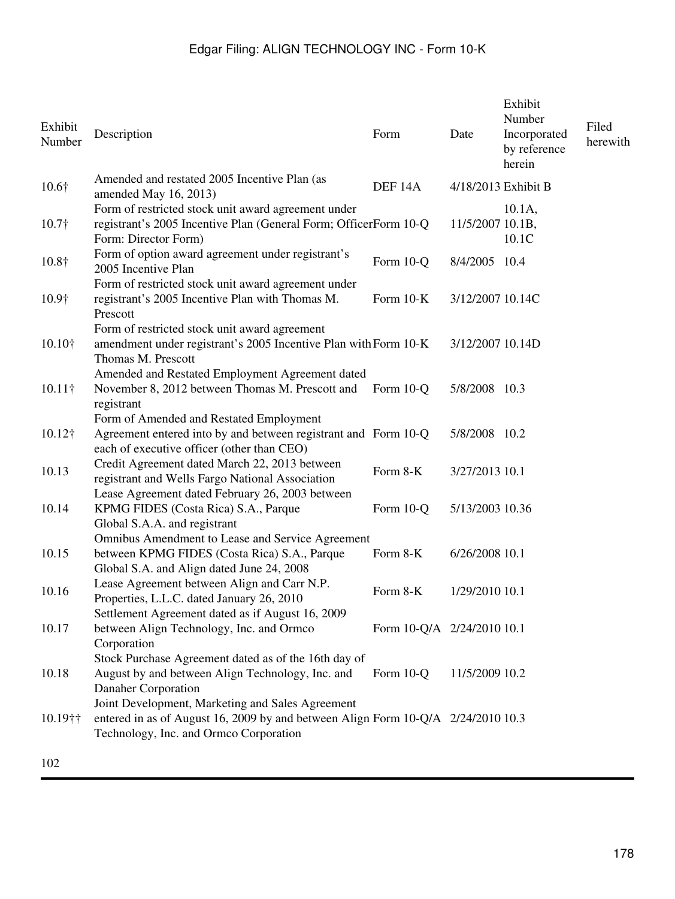| Exhibit Number | Description | Form | Date | Exhibit Number Incorporated by reference herein | Filed herewith |
|---|---|---|---|---|---|
| 10.6† | Amended and restated 2005 Incentive Plan (as amended May 16, 2013) | DEF 14A | 4/18/2013 | Exhibit B | |
| 10.7† | Form of restricted stock unit award agreement under registrant's 2005 Incentive Plan (General Form; Officer Form: Director Form) | Form 10-Q | 11/5/2007 | 10.1A, 10.1B, 10.1C | |
| 10.8† | Form of option award agreement under registrant's 2005 Incentive Plan | Form 10-Q | 8/4/2005 | 10.4 | |
| 10.9† | Form of restricted stock unit award agreement under registrant's 2005 Incentive Plan with Thomas M. Prescott | Form 10-K | 3/12/2007 | 10.14C | |
| 10.10† | Form of restricted stock unit award agreement amendment under registrant's 2005 Incentive Plan with Thomas M. Prescott | Form 10-K | 3/12/2007 | 10.14D | |
| 10.11† | Amended and Restated Employment Agreement dated November 8, 2012 between Thomas M. Prescott and registrant | Form 10-Q | 5/8/2008 | 10.3 | |
| 10.12† | Form of Amended and Restated Employment Agreement entered into by and between registrant and each of executive officer (other than CEO) | Form 10-Q | 5/8/2008 | 10.2 | |
| 10.13 | Credit Agreement dated March 22, 2013 between registrant and Wells Fargo National Association | Form 8-K | 3/27/2013 | 10.1 | |
| 10.14 | Lease Agreement dated February 26, 2003 between KPMG FIDES (Costa Rica) S.A., Parque Global S.A.A. and registrant | Form 10-Q | 5/13/2003 | 10.36 | |
| 10.15 | Omnibus Amendment to Lease and Service Agreement between KPMG FIDES (Costa Rica) S.A., Parque Global S.A. and Align dated June 24, 2008 | Form 8-K | 6/26/2008 | 10.1 | |
| 10.16 | Lease Agreement between Align and Carr N.P. Properties, L.L.C. dated January 26, 2010 | Form 8-K | 1/29/2010 | 10.1 | |
| 10.17 | Settlement Agreement dated as if August 16, 2009 between Align Technology, Inc. and Ormco Corporation | Form 10-Q/A | 2/24/2010 | 10.1 | |
| 10.18 | Stock Purchase Agreement dated as of the 16th day of August by and between Align Technology, Inc. and Danaher Corporation | Form 10-Q | 11/5/2009 | 10.2 | |
| 10.19†† | Joint Development, Marketing and Sales Agreement entered in as of August 16, 2009 by and between Align Technology, Inc. and Ormco Corporation | Form 10-Q/A | 2/24/2010 | 10.3 | |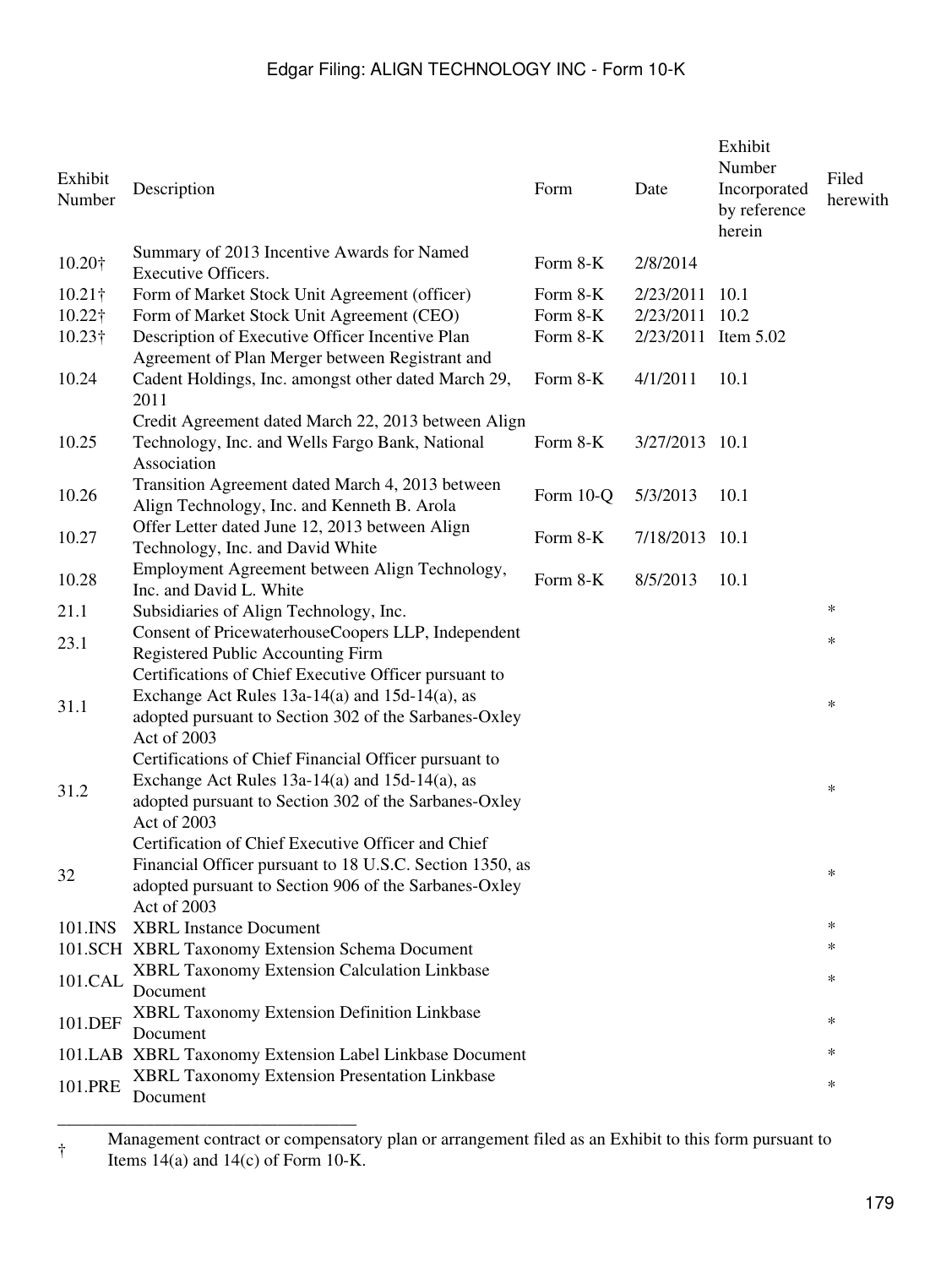| Exhibit Number | Description | Form | Date | Exhibit Number Incorporated by reference herein | Filed herewith |
|---|---|---|---|---|---|
| 10.20† | Summary of 2013 Incentive Awards for Named Executive Officers. | Form 8-K | 2/8/2014 | | |
| 10.21† | Form of Market Stock Unit Agreement (officer) | Form 8-K | 2/23/2011 | 10.1 | |
| 10.22† | Form of Market Stock Unit Agreement (CEO) | Form 8-K | 2/23/2011 | 10.2 | |
| 10.23† | Description of Executive Officer Incentive Plan | Form 8-K | 2/23/2011 | Item 5.02 | |
| 10.24 | Agreement of Plan Merger between Registrant and Cadent Holdings, Inc. amongst other dated March 29, 2011 | Form 8-K | 4/1/2011 | 10.1 | |
| 10.25 | Credit Agreement dated March 22, 2013 between Align Technology, Inc. and Wells Fargo Bank, National Association | Form 8-K | 3/27/2013 | 10.1 | |
| 10.26 | Transition Agreement dated March 4, 2013 between Align Technology, Inc. and Kenneth B. Arola | Form 10-Q | 5/3/2013 | 10.1 | |
| 10.27 | Offer Letter dated June 12, 2013 between Align Technology, Inc. and David White | Form 8-K | 7/18/2013 | 10.1 | |
| 10.28 | Employment Agreement between Align Technology, Inc. and David L. White | Form 8-K | 8/5/2013 | 10.1 | |
| 21.1 | Subsidiaries of Align Technology, Inc. | | | | * |
| 23.1 | Consent of PricewaterhouseCoopers LLP, Independent Registered Public Accounting Firm | | | | * |
| 31.1 | Certifications of Chief Executive Officer pursuant to Exchange Act Rules 13a-14(a) and 15d-14(a), as adopted pursuant to Section 302 of the Sarbanes-Oxley Act of 2003 | | | | * |
| 31.2 | Certifications of Chief Financial Officer pursuant to Exchange Act Rules 13a-14(a) and 15d-14(a), as adopted pursuant to Section 302 of the Sarbanes-Oxley Act of 2003 | | | | * |
| 32 | Certification of Chief Executive Officer and Chief Financial Officer pursuant to 18 U.S.C. Section 1350, as adopted pursuant to Section 906 of the Sarbanes-Oxley Act of 2003 | | | | * |
| 101.INS | XBRL Instance Document | | | | * |
| 101.SCH | XBRL Taxonomy Extension Schema Document | | | | * |
| 101.CAL | XBRL Taxonomy Extension Calculation Linkbase Document | | | | * |
| 101.DEF | XBRL Taxonomy Extension Definition Linkbase Document | | | | * |
| 101.LAB | XBRL Taxonomy Extension Label Linkbase Document | | | | * |
| 101.PRE | XBRL Taxonomy Extension Presentation Linkbase Document | | | | * |

† Management contract or compensatory plan or arrangement filed as an Exhibit to this form pursuant to Items 14(a) and 14(c) of Form 10-K.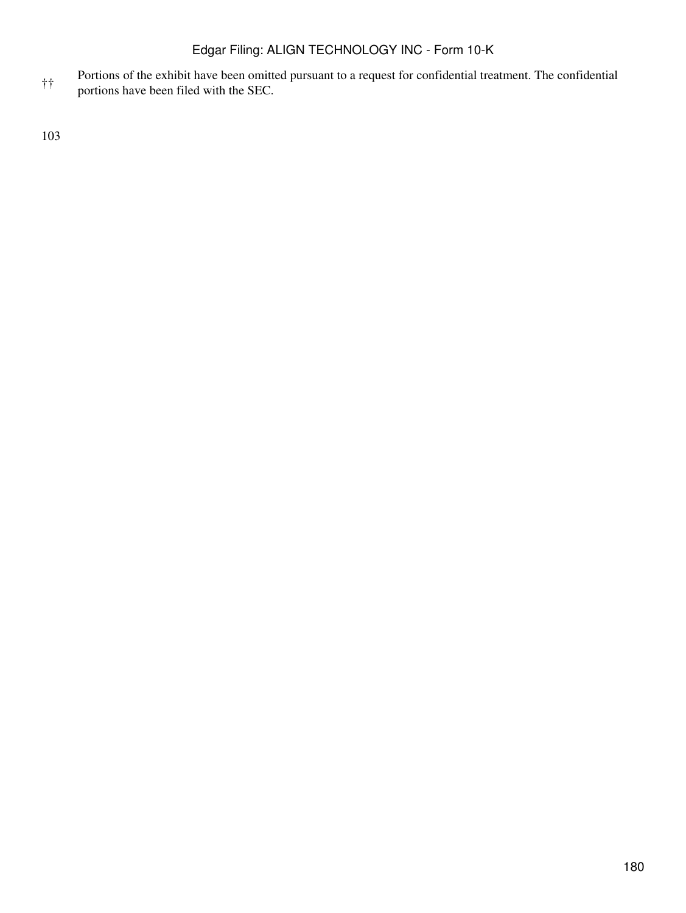†† Portions of the exhibit have been omitted pursuant to a request for confidential treatment. The confidential portions have been filed with the SEC.